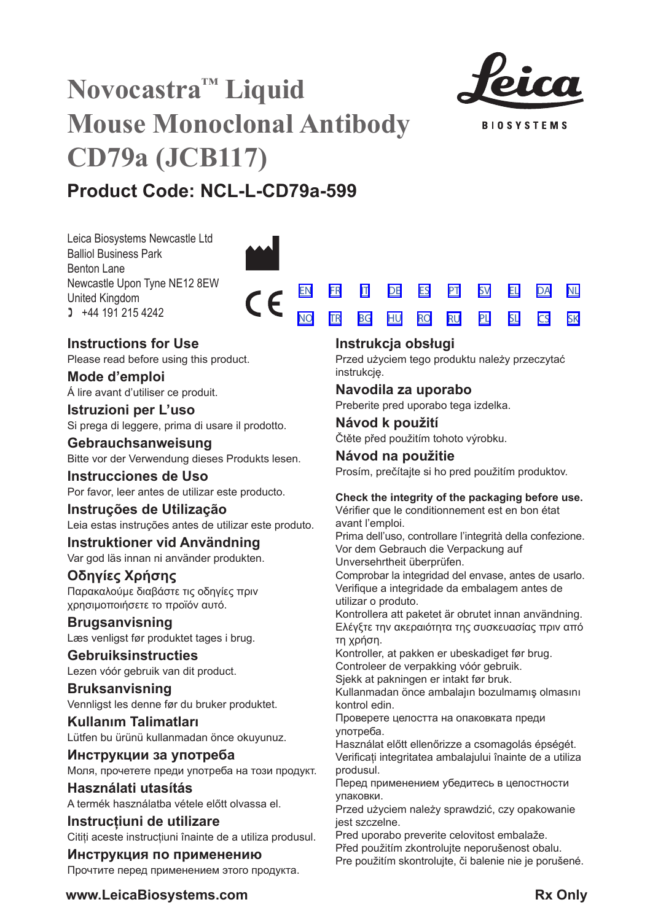# Novocastra™ Liquid Mouse Monoclonal Antibody CD79a (JCB117)

## Product Code: NCL-L-CD79a-599

Leica Biosystems Newcastle Ltd
Balliol Business Park
Benton Lane
Newcastle Upon Tyne NE12 8EW
United Kingdom
+44 191 215 4242

EN FR IT DE ES PT SV EL DA NL
NO TR BG HU RO RU PL SL CS SK

### Instructions for Use
Please read before using this product.

### Mode d'emploi
À lire avant d'utiliser ce produit.

### Istruzioni per L'uso
Si prega di leggere, prima di usare il prodotto.

### Gebrauchsanweisung
Bitte vor der Verwendung dieses Produkts lesen.

### Instrucciones de Uso
Por favor, leer antes de utilizar este producto.

### Instruções de Utilização
Leia estas instruções antes de utilizar este produto.

### Instruktioner vid Användning
Var god läs innan ni använder produkten.

### Οδηγίες Χρήσης
Παρακαλούμε διαβάστε τις οδηγίες πριν χρησιμοποιήσετε το προϊόν αυτό.

### Brugsanvisning
Læs venligst før produktet tages i brug.

### Gebruiksinstructies
Lezen vóór gebruik van dit product.

### Bruksanvisning
Vennligst les denne før du bruker produktet.

### Kullanım Talimatları
Lütfen bu ürünü kullanmadan önce okuyunuz.

### Инструкции за употреба
Моля, прочетете преди употреба на този продукт.

### Használati utasítás
A termék használatba vétele előtt olvassa el.

### Instrucțiuni de utilizare
Citiți aceste instrucțiuni înainte de a utiliza produsul.

### Инструкция по применению
Прочтите перед применением этого продукта.

### Instrukcja obsługi
Przed użyciem tego produktu należy przeczytać instrukcję.

### Navodila za uporabo
Preberite pred uporabo tega izdelka.

### Návod k použití
Čtěte před použitím tohoto výrobku.

### Návod na použitie
Prosím, prečítajte si ho pred použitím produktov.

**Check the integrity of the packaging before use.**
Vérifier que le conditionnement est en bon état avant l'emploi.
Prima dell'uso, controllare l'integrità della confezione.
Vor dem Gebrauch die Verpackung auf Unversehrtheit überprüfen.
Comprobar la integridad del envase, antes de usarlo.
Verifique a integridade da embalagem antes de utilizar o produto.
Kontrollera att paketet är obrutet innan användning.
Ελέγξτε την ακεραιότητα της συσκευασίας πριν από τη χρήση.
Kontroller, at pakken er ubeskadiget før brug.
Controleer de verpakking vóór gebruik.
Sjekk at pakningen er intakt før bruk.
Kullanmadan önce ambalajın bozulmamış olmasını kontrol edin.
Проверете целостта на опаковката преди употреба.
Használat előtt ellenőrizze a csomagolás épségét.
Verificați integritatea ambalajului înainte de a utiliza produsul.
Перед применением убедитесь в целостности упаковки.
Przed użyciem należy sprawdzić, czy opakowanie jest szczelne.
Pred uporabo preverite celovitost embalaže.
Před použitím zkontrolujte neporušenost obalu.
Pre použitím skontrolujte, či balenie nie je porušené.

www.LeicaBiosystems.com

Rx Only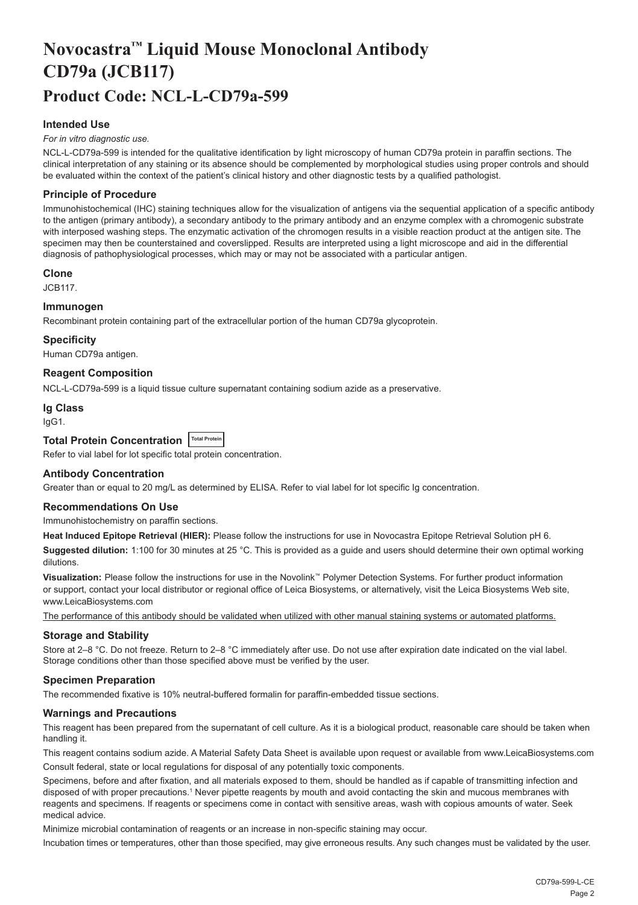# Novocastra™ Liquid Mouse Monoclonal Antibody CD79a (JCB117)

## Product Code: NCL-L-CD79a-599

### Intended Use

*For in vitro diagnostic use.*

NCL-L-CD79a-599 is intended for the qualitative identification by light microscopy of human CD79a protein in paraffin sections. The clinical interpretation of any staining or its absence should be complemented by morphological studies using proper controls and should be evaluated within the context of the patient's clinical history and other diagnostic tests by a qualified pathologist.

### Principle of Procedure

Immunohistochemical (IHC) staining techniques allow for the visualization of antigens via the sequential application of a specific antibody to the antigen (primary antibody), a secondary antibody to the primary antibody and an enzyme complex with a chromogenic substrate with interposed washing steps. The enzymatic activation of the chromogen results in a visible reaction product at the antigen site. The specimen may then be counterstained and coverslipped. Results are interpreted using a light microscope and aid in the differential diagnosis of pathophysiological processes, which may or may not be associated with a particular antigen.

### Clone

JCB117.

### Immunogen

Recombinant protein containing part of the extracellular portion of the human CD79a glycoprotein.

### Specificity

Human CD79a antigen.

### Reagent Composition

NCL-L-CD79a-599 is a liquid tissue culture supernatant containing sodium azide as a preservative.

### Ig Class

IgG1.

### Total Protein Concentration Total Protein

Refer to vial label for lot specific total protein concentration.

### Antibody Concentration

Greater than or equal to 20 mg/L as determined by ELISA. Refer to vial label for lot specific Ig concentration.

### Recommendations On Use

Immunohistochemistry on paraffin sections.

**Heat Induced Epitope Retrieval (HIER):** Please follow the instructions for use in Novocastra Epitope Retrieval Solution pH 6.

**Suggested dilution:** 1:100 for 30 minutes at 25 °C. This is provided as a guide and users should determine their own optimal working dilutions.

**Visualization:** Please follow the instructions for use in the Novolink™ Polymer Detection Systems. For further product information or support, contact your local distributor or regional office of Leica Biosystems, or alternatively, visit the Leica Biosystems Web site, www.LeicaBiosystems.com

The performance of this antibody should be validated when utilized with other manual staining systems or automated platforms.

### Storage and Stability

Store at 2–8 °C. Do not freeze. Return to 2–8 °C immediately after use. Do not use after expiration date indicated on the vial label. Storage conditions other than those specified above must be verified by the user.

### Specimen Preparation

The recommended fixative is 10% neutral-buffered formalin for paraffin-embedded tissue sections.

### Warnings and Precautions

This reagent has been prepared from the supernatant of cell culture. As it is a biological product, reasonable care should be taken when handling it.

This reagent contains sodium azide. A Material Safety Data Sheet is available upon request or available from www.LeicaBiosystems.com

Consult federal, state or local regulations for disposal of any potentially toxic components.

Specimens, before and after fixation, and all materials exposed to them, should be handled as if capable of transmitting infection and disposed of with proper precautions.[1] Never pipette reagents by mouth and avoid contacting the skin and mucous membranes with reagents and specimens. If reagents or specimens come in contact with sensitive areas, wash with copious amounts of water. Seek medical advice.

Minimize microbial contamination of reagents or an increase in non-specific staining may occur.

Incubation times or temperatures, other than those specified, may give erroneous results. Any such changes must be validated by the user.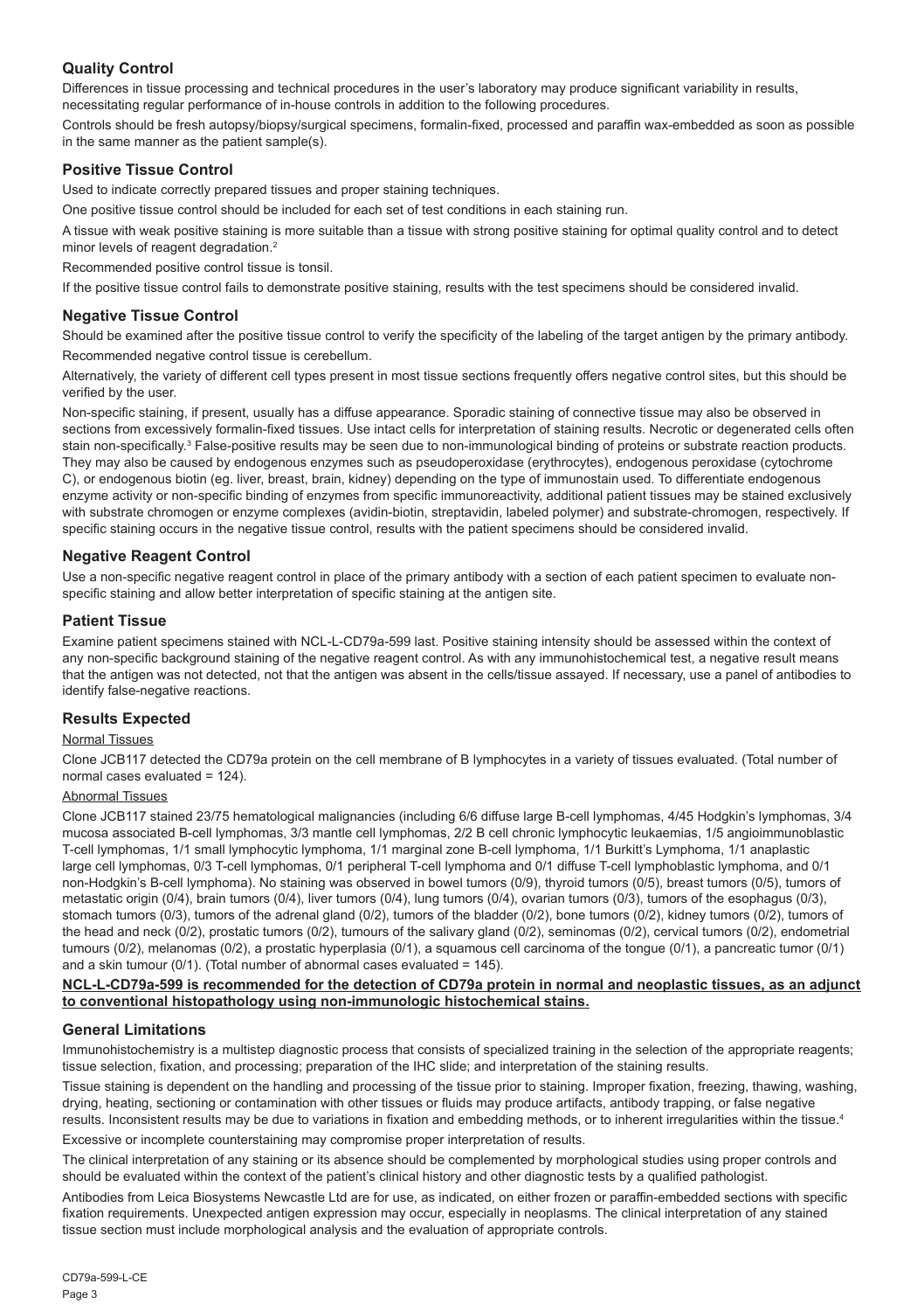## Quality Control

Differences in tissue processing and technical procedures in the user's laboratory may produce significant variability in results, necessitating regular performance of in-house controls in addition to the following procedures.

Controls should be fresh autopsy/biopsy/surgical specimens, formalin-fixed, processed and paraffin wax-embedded as soon as possible in the same manner as the patient sample(s).

## Positive Tissue Control

Used to indicate correctly prepared tissues and proper staining techniques.

One positive tissue control should be included for each set of test conditions in each staining run.

A tissue with weak positive staining is more suitable than a tissue with strong positive staining for optimal quality control and to detect minor levels of reagent degradation.[2]

Recommended positive control tissue is tonsil.

If the positive tissue control fails to demonstrate positive staining, results with the test specimens should be considered invalid.

## Negative Tissue Control

Should be examined after the positive tissue control to verify the specificity of the labeling of the target antigen by the primary antibody.

Recommended negative control tissue is cerebellum.

Alternatively, the variety of different cell types present in most tissue sections frequently offers negative control sites, but this should be verified by the user.

Non-specific staining, if present, usually has a diffuse appearance. Sporadic staining of connective tissue may also be observed in sections from excessively formalin-fixed tissues. Use intact cells for interpretation of staining results. Necrotic or degenerated cells often stain non-specifically.[3] False-positive results may be seen due to non-immunological binding of proteins or substrate reaction products. They may also be caused by endogenous enzymes such as pseudoperoxidase (erythrocytes), endogenous peroxidase (cytochrome C), or endogenous biotin (eg. liver, breast, brain, kidney) depending on the type of immunostain used. To differentiate endogenous enzyme activity or non-specific binding of enzymes from specific immunoreactivity, additional patient tissues may be stained exclusively with substrate chromogen or enzyme complexes (avidin-biotin, streptavidin, labeled polymer) and substrate-chromogen, respectively. If specific staining occurs in the negative tissue control, results with the patient specimens should be considered invalid.

## Negative Reagent Control

Use a non-specific negative reagent control in place of the primary antibody with a section of each patient specimen to evaluate non-specific staining and allow better interpretation of specific staining at the antigen site.

## Patient Tissue

Examine patient specimens stained with NCL-L-CD79a-599 last. Positive staining intensity should be assessed within the context of any non-specific background staining of the negative reagent control. As with any immunohistochemical test, a negative result means that the antigen was not detected, not that the antigen was absent in the cells/tissue assayed. If necessary, use a panel of antibodies to identify false-negative reactions.

## Results Expected

Normal Tissues

Clone JCB117 detected the CD79a protein on the cell membrane of B lymphocytes in a variety of tissues evaluated. (Total number of normal cases evaluated = 124).

Abnormal Tissues

Clone JCB117 stained 23/75 hematological malignancies (including 6/6 diffuse large B-cell lymphomas, 4/45 Hodgkin's lymphomas, 3/4 mucosa associated B-cell lymphomas, 3/3 mantle cell lymphomas, 2/2 B cell chronic lymphocytic leukaemias, 1/5 angioimmunoblastic T-cell lymphomas, 1/1 small lymphocytic lymphoma, 1/1 marginal zone B-cell lymphoma, 1/1 Burkitt's Lymphoma, 1/1 anaplastic large cell lymphomas, 0/3 T-cell lymphomas, 0/1 peripheral T-cell lymphoma and 0/1 diffuse T-cell lymphoblastic lymphoma, and 0/1 non-Hodgkin's B-cell lymphoma). No staining was observed in bowel tumors (0/9), thyroid tumors (0/5), breast tumors (0/5), tumors of metastatic origin (0/4), brain tumors (0/4), liver tumors (0/4), lung tumors (0/4), ovarian tumors (0/3), tumors of the esophagus (0/3), stomach tumors (0/3), tumors of the adrenal gland (0/2), tumors of the bladder (0/2), bone tumors (0/2), kidney tumors (0/2), tumors of the head and neck (0/2), prostatic tumors (0/2), tumours of the salivary gland (0/2), seminomas (0/2), cervical tumors (0/2), endometrial tumours (0/2), melanomas (0/2), a prostatic hyperplasia (0/1), a squamous cell carcinoma of the tongue (0/1), a pancreatic tumor (0/1) and a skin tumour (0/1). (Total number of abnormal cases evaluated = 145).

**NCL-L-CD79a-599 is recommended for the detection of CD79a protein in normal and neoplastic tissues, as an adjunct to conventional histopathology using non-immunologic histochemical stains.**

## General Limitations

Immunohistochemistry is a multistep diagnostic process that consists of specialized training in the selection of the appropriate reagents; tissue selection, fixation, and processing; preparation of the IHC slide; and interpretation of the staining results.

Tissue staining is dependent on the handling and processing of the tissue prior to staining. Improper fixation, freezing, thawing, washing, drying, heating, sectioning or contamination with other tissues or fluids may produce artifacts, antibody trapping, or false negative results. Inconsistent results may be due to variations in fixation and embedding methods, or to inherent irregularities within the tissue.[4]

Excessive or incomplete counterstaining may compromise proper interpretation of results.

The clinical interpretation of any staining or its absence should be complemented by morphological studies using proper controls and should be evaluated within the context of the patient's clinical history and other diagnostic tests by a qualified pathologist.

Antibodies from Leica Biosystems Newcastle Ltd are for use, as indicated, on either frozen or paraffin-embedded sections with specific fixation requirements. Unexpected antigen expression may occur, especially in neoplasms. The clinical interpretation of any stained tissue section must include morphological analysis and the evaluation of appropriate controls.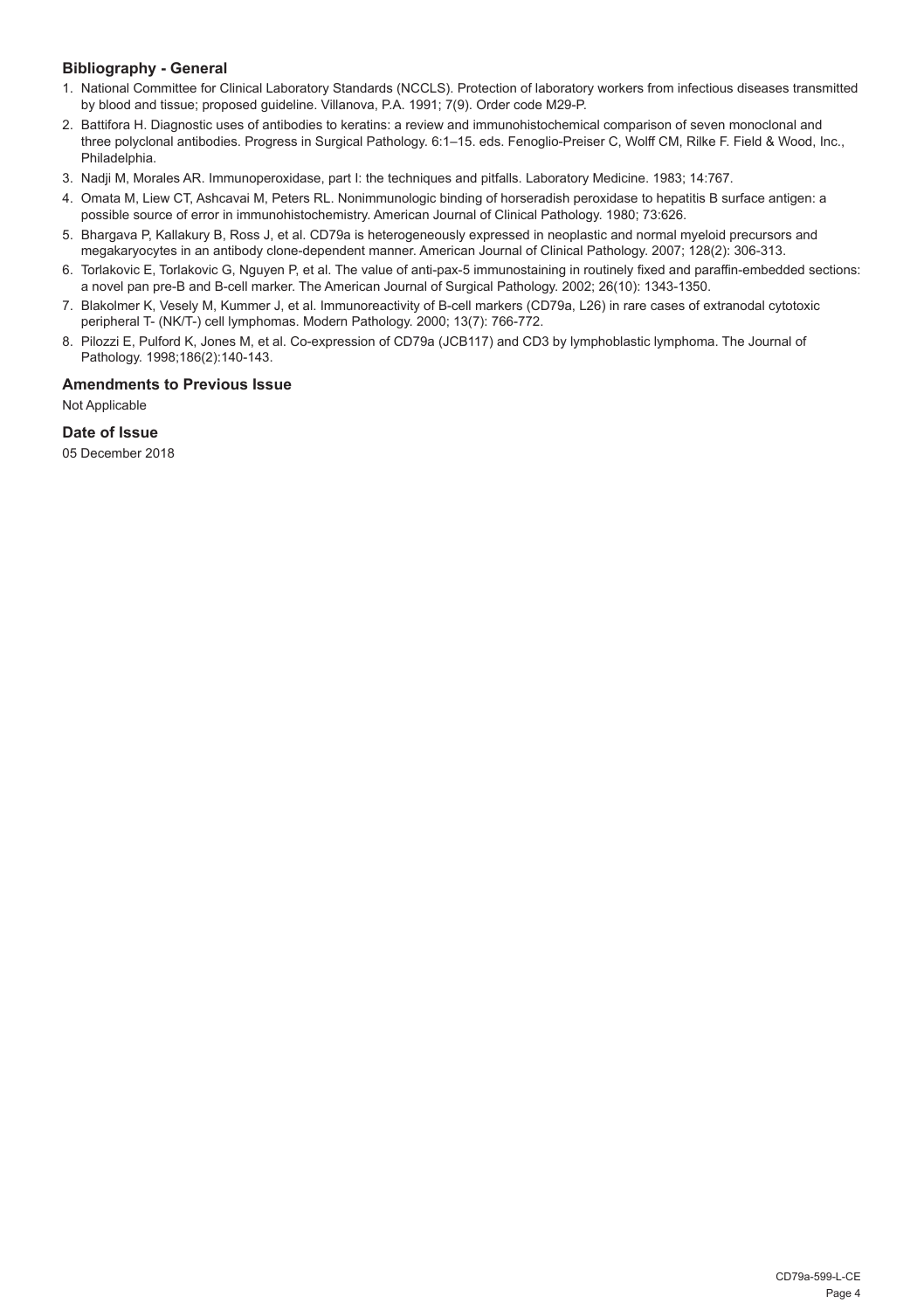## Bibliography - General

1. National Committee for Clinical Laboratory Standards (NCCLS). Protection of laboratory workers from infectious diseases transmitted by blood and tissue; proposed guideline. Villanova, P.A. 1991; 7(9). Order code M29-P.
2. Battifora H. Diagnostic uses of antibodies to keratins: a review and immunohistochemical comparison of seven monoclonal and three polyclonal antibodies. Progress in Surgical Pathology. 6:1–15. eds. Fenoglio-Preiser C, Wolff CM, Rilke F. Field & Wood, Inc., Philadelphia.
3. Nadji M, Morales AR. Immunoperoxidase, part I: the techniques and pitfalls. Laboratory Medicine. 1983; 14:767.
4. Omata M, Liew CT, Ashcavai M, Peters RL. Nonimmunologic binding of horseradish peroxidase to hepatitis B surface antigen: a possible source of error in immunohistochemistry. American Journal of Clinical Pathology. 1980; 73:626.
5. Bhargava P, Kallakury B, Ross J, et al. CD79a is heterogeneously expressed in neoplastic and normal myeloid precursors and megakaryocytes in an antibody clone-dependent manner. American Journal of Clinical Pathology. 2007; 128(2): 306-313.
6. Torlakovic E, Torlakovic G, Nguyen P, et al. The value of anti-pax-5 immunostaining in routinely fixed and paraffin-embedded sections: a novel pan pre-B and B-cell marker. The American Journal of Surgical Pathology. 2002; 26(10): 1343-1350.
7. Blakolmer K, Vesely M, Kummer J, et al. Immunoreactivity of B-cell markers (CD79a, L26) in rare cases of extranodal cytotoxic peripheral T- (NK/T-) cell lymphomas. Modern Pathology. 2000; 13(7): 766-772.
8. Pilozzi E, Pulford K, Jones M, et al. Co-expression of CD79a (JCB117) and CD3 by lymphoblastic lymphoma. The Journal of Pathology. 1998;186(2):140-143.

## Amendments to Previous Issue

Not Applicable

## Date of Issue

05 December 2018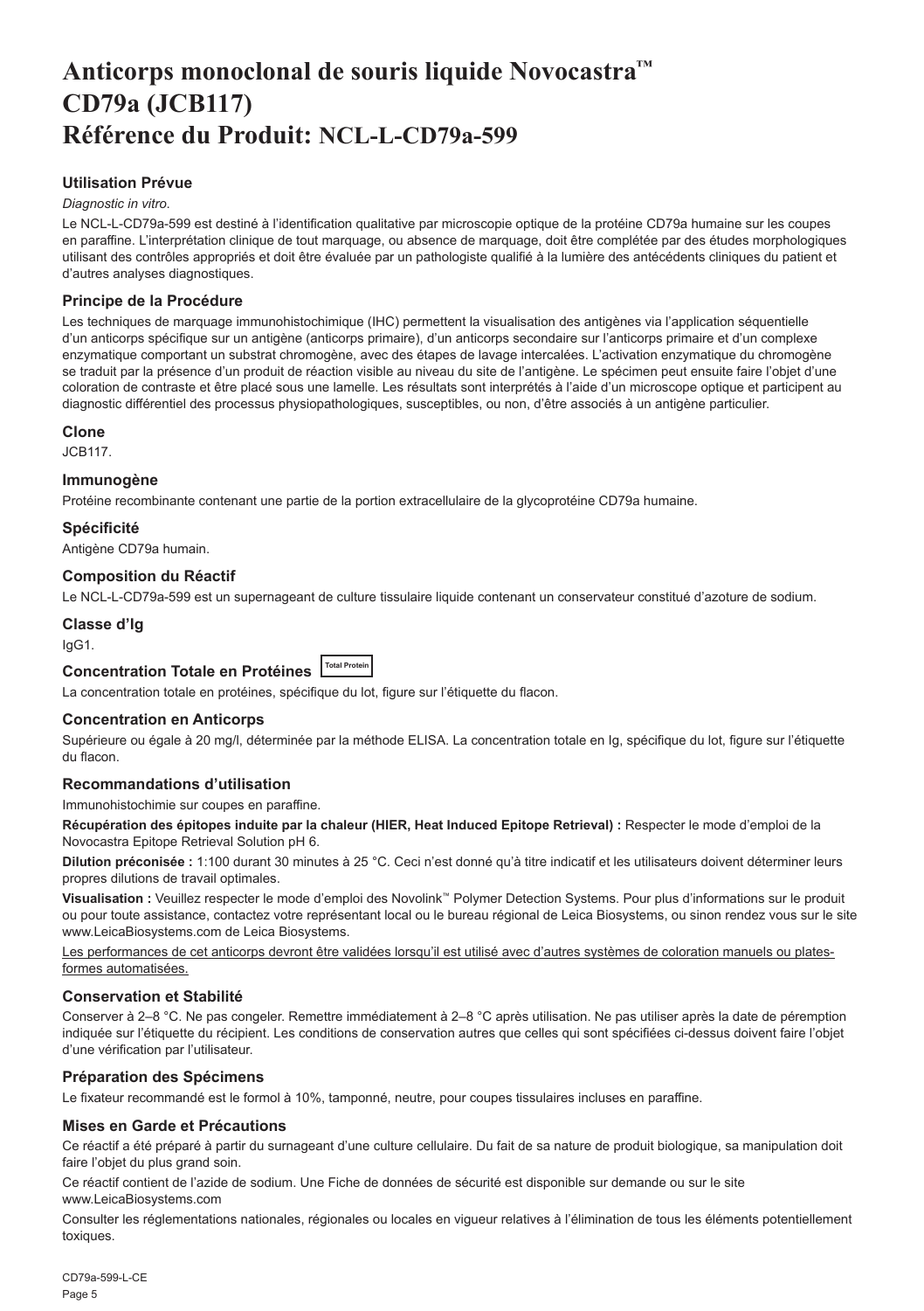# Anticorps monoclonal de souris liquide Novocastra™ CD79a (JCB117) Référence du Produit: NCL-L-CD79a-599

## Utilisation Prévue

*Diagnostic in vitro*.

Le NCL-L-CD79a-599 est destiné à l'identification qualitative par microscopie optique de la protéine CD79a humaine sur les coupes en paraffine. L'interprétation clinique de tout marquage, ou absence de marquage, doit être complétée par des études morphologiques utilisant des contrôles appropriés et doit être évaluée par un pathologiste qualifié à la lumière des antécédents cliniques du patient et d'autres analyses diagnostiques.

## Principe de la Procédure

Les techniques de marquage immunohistochimique (IHC) permettent la visualisation des antigènes via l'application séquentielle d'un anticorps spécifique sur un antigène (anticorps primaire), d'un anticorps secondaire sur l'anticorps primaire et d'un complexe enzymatique comportant un substrat chromogène, avec des étapes de lavage intercalées. L'activation enzymatique du chromogène se traduit par la présence d'un produit de réaction visible au niveau du site de l'antigène. Le spécimen peut ensuite faire l'objet d'une coloration de contraste et être placé sous une lamelle. Les résultats sont interprétés à l'aide d'un microscope optique et participent au diagnostic différentiel des processus physiopathologiques, susceptibles, ou non, d'être associés à un antigène particulier.

## Clone

JCB117.

## Immunogène

Protéine recombinante contenant une partie de la portion extracellulaire de la glycoprotéine CD79a humaine.

## Spécificité

Antigène CD79a humain.

## Composition du Réactif

Le NCL-L-CD79a-599 est un supernageant de culture tissulaire liquide contenant un conservateur constitué d'azoture de sodium.

## Classe d'Ig

IgG1.

## Concentration Totale en Protéines Total Protein

La concentration totale en protéines, spécifique du lot, figure sur l'étiquette du flacon.

## Concentration en Anticorps

Supérieure ou égale à 20 mg/l, déterminée par la méthode ELISA. La concentration totale en Ig, spécifique du lot, figure sur l'étiquette du flacon.

## Recommandations d'utilisation

Immunohistochimie sur coupes en paraffine.

**Récupération des épitopes induite par la chaleur (HIER, Heat Induced Epitope Retrieval) :** Respecter le mode d'emploi de la Novocastra Epitope Retrieval Solution pH 6.

**Dilution préconisée :** 1:100 durant 30 minutes à 25 °C. Ceci n'est donné qu'à titre indicatif et les utilisateurs doivent déterminer leurs propres dilutions de travail optimales.

**Visualisation :** Veuillez respecter le mode d'emploi des Novolink™ Polymer Detection Systems. Pour plus d'informations sur le produit ou pour toute assistance, contactez votre représentant local ou le bureau régional de Leica Biosystems, ou sinon rendez vous sur le site www.LeicaBiosystems.com de Leica Biosystems.

<u>Les performances de cet anticorps devront être validées lorsqu'il est utilisé avec d'autres systèmes de coloration manuels ou plates-formes automatisées.</u>

## Conservation et Stabilité

Conserver à 2–8 °C. Ne pas congeler. Remettre immédiatement à 2–8 °C après utilisation. Ne pas utiliser après la date de péremption indiquée sur l'étiquette du récipient. Les conditions de conservation autres que celles qui sont spécifiées ci-dessus doivent faire l'objet d'une vérification par l'utilisateur.

## Préparation des Spécimens

Le fixateur recommandé est le formol à 10%, tamponné, neutre, pour coupes tissulaires incluses en paraffine.

## Mises en Garde et Précautions

Ce réactif a été préparé à partir du surnageant d'une culture cellulaire. Du fait de sa nature de produit biologique, sa manipulation doit faire l'objet du plus grand soin.

Ce réactif contient de l'azide de sodium. Une Fiche de données de sécurité est disponible sur demande ou sur le site www.LeicaBiosystems.com

Consulter les réglementations nationales, régionales ou locales en vigueur relatives à l'élimination de tous les éléments potentiellement toxiques.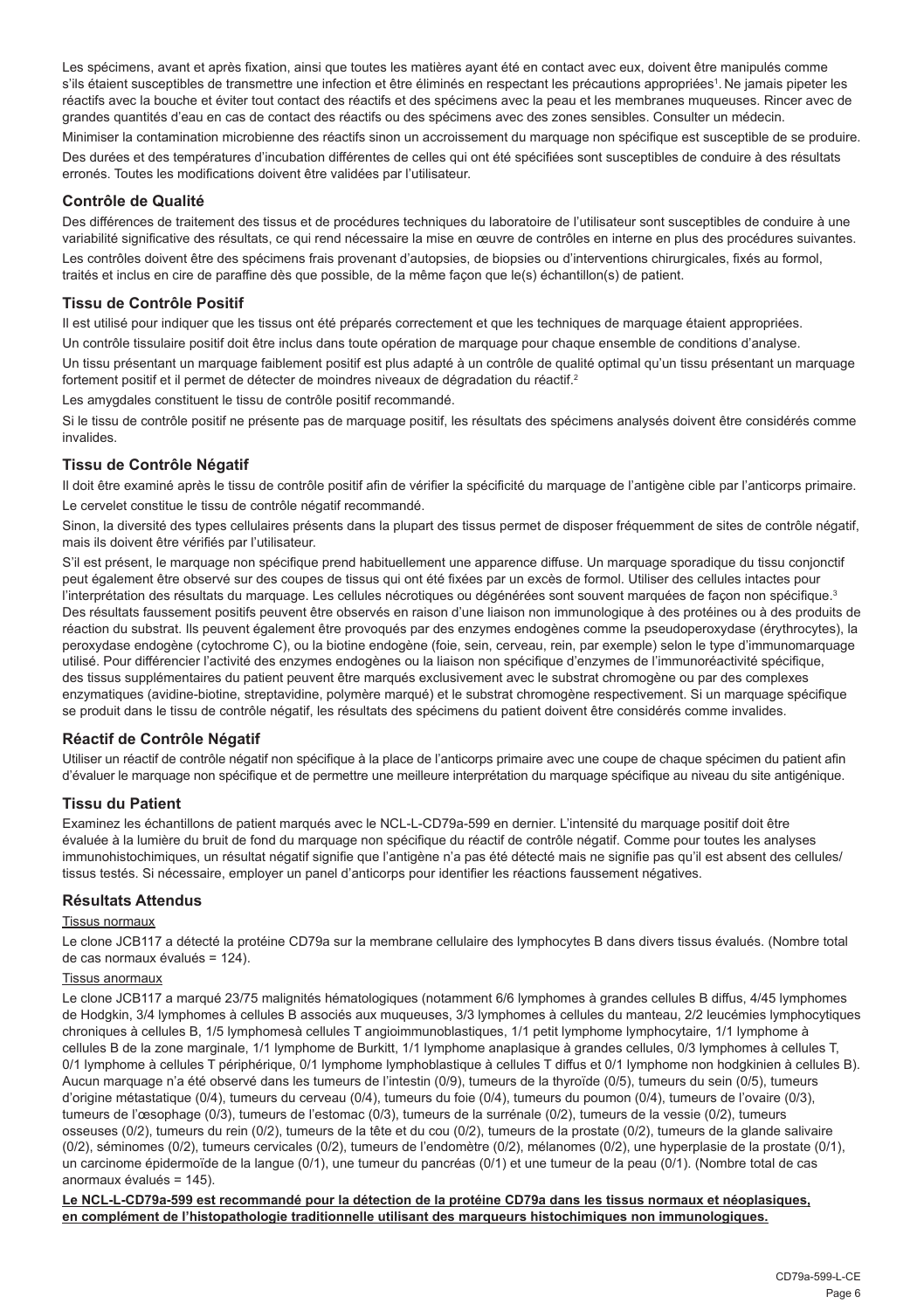Les spécimens, avant et après fixation, ainsi que toutes les matières ayant été en contact avec eux, doivent être manipulés comme s'ils étaient susceptibles de transmettre une infection et être éliminés en respectant les précautions appropriées[1]. Ne jamais pipeter les réactifs avec la bouche et éviter tout contact des réactifs et des spécimens avec la peau et les membranes muqueuses. Rincer avec de grandes quantités d'eau en cas de contact des réactifs ou des spécimens avec des zones sensibles. Consulter un médecin.

Minimiser la contamination microbienne des réactifs sinon un accroissement du marquage non spécifique est susceptible de se produire.

Des durées et des températures d'incubation différentes de celles qui ont été spécifiées sont susceptibles de conduire à des résultats erronés. Toutes les modifications doivent être validées par l'utilisateur.

## Contrôle de Qualité

Des différences de traitement des tissus et de procédures techniques du laboratoire de l'utilisateur sont susceptibles de conduire à une variabilité significative des résultats, ce qui rend nécessaire la mise en œuvre de contrôles en interne en plus des procédures suivantes.

Les contrôles doivent être des spécimens frais provenant d'autopsies, de biopsies ou d'interventions chirurgicales, fixés au formol, traités et inclus en cire de paraffine dès que possible, de la même façon que le(s) échantillon(s) de patient.

## Tissu de Contrôle Positif

Il est utilisé pour indiquer que les tissus ont été préparés correctement et que les techniques de marquage étaient appropriées.

Un contrôle tissulaire positif doit être inclus dans toute opération de marquage pour chaque ensemble de conditions d'analyse.

Un tissu présentant un marquage faiblement positif est plus adapté à un contrôle de qualité optimal qu'un tissu présentant un marquage fortement positif et il permet de détecter de moindres niveaux de dégradation du réactif.[2]

Les amygdales constituent le tissu de contrôle positif recommandé.

Si le tissu de contrôle positif ne présente pas de marquage positif, les résultats des spécimens analysés doivent être considérés comme invalides.

## Tissu de Contrôle Négatif

Il doit être examiné après le tissu de contrôle positif afin de vérifier la spécificité du marquage de l'antigène cible par l'anticorps primaire.

Le cervelet constitue le tissu de contrôle négatif recommandé.

Sinon, la diversité des types cellulaires présents dans la plupart des tissus permet de disposer fréquemment de sites de contrôle négatif, mais ils doivent être vérifiés par l'utilisateur.

S'il est présent, le marquage non spécifique prend habituellement une apparence diffuse. Un marquage sporadique du tissu conjonctif peut également être observé sur des coupes de tissus qui ont été fixées par un excès de formol. Utiliser des cellules intactes pour l'interprétation des résultats du marquage. Les cellules nécrotiques ou dégénérées sont souvent marquées de façon non spécifique.[3] Des résultats faussement positifs peuvent être observés en raison d'une liaison non immunologique à des protéines ou à des produits de réaction du substrat. Ils peuvent également être provoqués par des enzymes endogènes comme la pseudoperoxydase (érythrocytes), la peroxydase endogène (cytochrome C), ou la biotine endogène (foie, sein, cerveau, rein, par exemple) selon le type d'immunomarquage utilisé. Pour différencier l'activité des enzymes endogènes ou la liaison non spécifique d'enzymes de l'immunoréactivité spécifique, des tissus supplémentaires du patient peuvent être marqués exclusivement avec le substrat chromogène ou par des complexes enzymatiques (avidine-biotine, streptavidine, polymère marqué) et le substrat chromogène respectivement. Si un marquage spécifique se produit dans le tissu de contrôle négatif, les résultats des spécimens du patient doivent être considérés comme invalides.

## Réactif de Contrôle Négatif

Utiliser un réactif de contrôle négatif non spécifique à la place de l'anticorps primaire avec une coupe de chaque spécimen du patient afin d'évaluer le marquage non spécifique et de permettre une meilleure interprétation du marquage spécifique au niveau du site antigénique.

## Tissu du Patient

Examinez les échantillons de patient marqués avec le NCL-L-CD79a-599 en dernier. L'intensité du marquage positif doit être évaluée à la lumière du bruit de fond du marquage non spécifique du réactif de contrôle négatif. Comme pour toutes les analyses immunohistochimiques, un résultat négatif signifie que l'antigène n'a pas été détecté mais ne signifie pas qu'il est absent des cellules/tissus testés. Si nécessaire, employer un panel d'anticorps pour identifier les réactions faussement négatives.

## Résultats Attendus

Tissus normaux

Le clone JCB117 a détecté la protéine CD79a sur la membrane cellulaire des lymphocytes B dans divers tissus évalués. (Nombre total de cas normaux évalués = 124).

Tissus anormaux

Le clone JCB117 a marqué 23/75 malignités hématologiques (notamment 6/6 lymphomes à grandes cellules B diffus, 4/45 lymphomes de Hodgkin, 3/4 lymphomes à cellules B associés aux muqueuses, 3/3 lymphomes à cellules du manteau, 2/2 leucémies lymphocytiques chroniques à cellules B, 1/5 lymphomesà cellules T angioimmunoblastiques, 1/1 petit lymphome lymphocytaire, 1/1 lymphome à cellules B de la zone marginale, 1/1 lymphome de Burkitt, 1/1 lymphome anaplasique à grandes cellules, 0/3 lymphomes à cellules T, 0/1 lymphome à cellules T périphérique, 0/1 lymphome lymphoblastique à cellules T diffus et 0/1 lymphome non hodgkinien à cellules B). Aucun marquage n'a été observé dans les tumeurs de l'intestin (0/9), tumeurs de la thyroïde (0/5), tumeurs du sein (0/5), tumeurs d'origine métastatique (0/4), tumeurs du cerveau (0/4), tumeurs du foie (0/4), tumeurs du poumon (0/4), tumeurs de l'ovaire (0/3), tumeurs de l'œsophage (0/3), tumeurs de l'estomac (0/3), tumeurs de la surrénale (0/2), tumeurs de la vessie (0/2), tumeurs osseuses (0/2), tumeurs du rein (0/2), tumeurs de la tête et du cou (0/2), tumeurs de la prostate (0/2), tumeurs de la glande salivaire (0/2), séminomes (0/2), tumeurs cervicales (0/2), tumeurs de l'endomètre (0/2), mélanomes (0/2), une hyperplasie de la prostate (0/1), un carcinome épidermoïde de la langue (0/1), une tumeur du pancréas (0/1) et une tumeur de la peau (0/1). (Nombre total de cas anormaux évalués = 145).

**Le NCL-L-CD79a-599 est recommandé pour la détection de la protéine CD79a dans les tissus normaux et néoplasiques, en complément de l'histopathologie traditionnelle utilisant des marqueurs histochimiques non immunologiques.**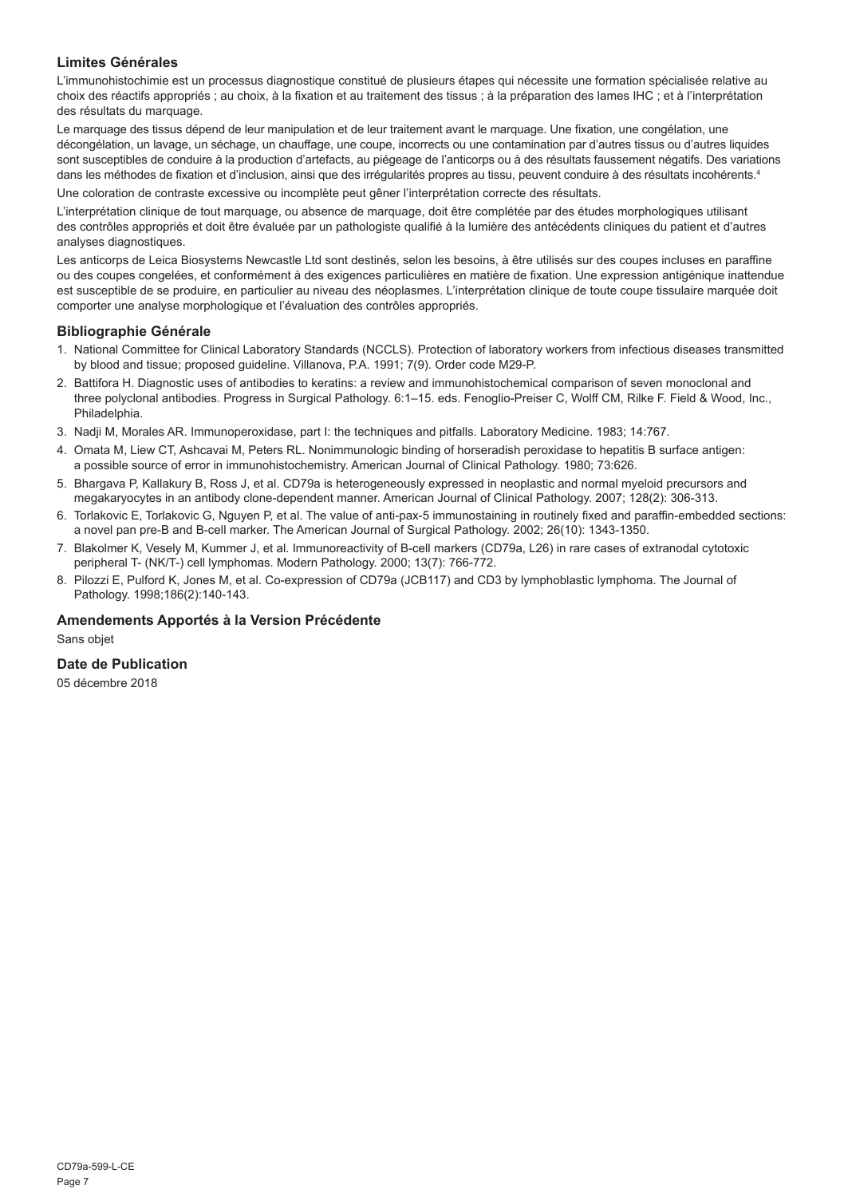## Limites Générales

L'immunohistochimie est un processus diagnostique constitué de plusieurs étapes qui nécessite une formation spécialisée relative au choix des réactifs appropriés ; au choix, à la fixation et au traitement des tissus ; à la préparation des lames IHC ; et à l'interprétation des résultats du marquage.

Le marquage des tissus dépend de leur manipulation et de leur traitement avant le marquage. Une fixation, une congélation, une décongélation, un lavage, un séchage, un chauffage, une coupe, incorrects ou une contamination par d'autres tissus ou d'autres liquides sont susceptibles de conduire à la production d'artefacts, au piégeage de l'anticorps ou à des résultats faussement négatifs. Des variations dans les méthodes de fixation et d'inclusion, ainsi que des irrégularités propres au tissu, peuvent conduire à des résultats incohérents.[4]

Une coloration de contraste excessive ou incomplète peut gêner l'interprétation correcte des résultats.

L'interprétation clinique de tout marquage, ou absence de marquage, doit être complétée par des études morphologiques utilisant des contrôles appropriés et doit être évaluée par un pathologiste qualifié à la lumière des antécédents cliniques du patient et d'autres analyses diagnostiques.

Les anticorps de Leica Biosystems Newcastle Ltd sont destinés, selon les besoins, à être utilisés sur des coupes incluses en paraffine ou des coupes congelées, et conformément à des exigences particulières en matière de fixation. Une expression antigénique inattendue est susceptible de se produire, en particulier au niveau des néoplasmes. L'interprétation clinique de toute coupe tissulaire marquée doit comporter une analyse morphologique et l'évaluation des contrôles appropriés.

## Bibliographie Générale

1. National Committee for Clinical Laboratory Standards (NCCLS). Protection of laboratory workers from infectious diseases transmitted by blood and tissue; proposed guideline. Villanova, P.A. 1991; 7(9). Order code M29-P.
2. Battifora H. Diagnostic uses of antibodies to keratins: a review and immunohistochemical comparison of seven monoclonal and three polyclonal antibodies. Progress in Surgical Pathology. 6:1–15. eds. Fenoglio-Preiser C, Wolff CM, Rilke F. Field & Wood, Inc., Philadelphia.
3. Nadji M, Morales AR. Immunoperoxidase, part I: the techniques and pitfalls. Laboratory Medicine. 1983; 14:767.
4. Omata M, Liew CT, Ashcavai M, Peters RL. Nonimmunologic binding of horseradish peroxidase to hepatitis B surface antigen: a possible source of error in immunohistochemistry. American Journal of Clinical Pathology. 1980; 73:626.
5. Bhargava P, Kallakury B, Ross J, et al. CD79a is heterogeneously expressed in neoplastic and normal myeloid precursors and megakaryocytes in an antibody clone-dependent manner. American Journal of Clinical Pathology. 2007; 128(2): 306-313.
6. Torlakovic E, Torlakovic G, Nguyen P, et al. The value of anti-pax-5 immunostaining in routinely fixed and paraffin-embedded sections: a novel pan pre-B and B-cell marker. The American Journal of Surgical Pathology. 2002; 26(10): 1343-1350.
7. Blakolmer K, Vesely M, Kummer J, et al. Immunoreactivity of B-cell markers (CD79a, L26) in rare cases of extranodal cytotoxic peripheral T- (NK/T-) cell lymphomas. Modern Pathology. 2000; 13(7): 766-772.
8. Pilozzi E, Pulford K, Jones M, et al. Co-expression of CD79a (JCB117) and CD3 by lymphoblastic lymphoma. The Journal of Pathology. 1998;186(2):140-143.

## Amendements Apportés à la Version Précédente

Sans objet

## Date de Publication

05 décembre 2018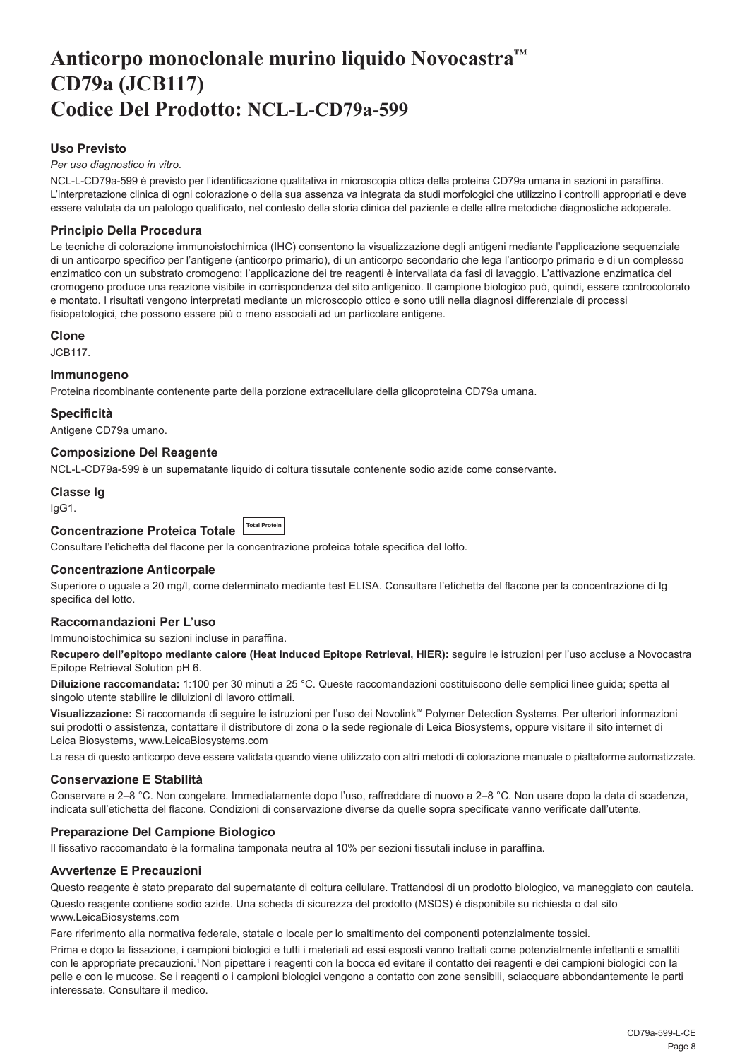# Anticorpo monoclonale murino liquido Novocastra™ CD79a (JCB117) Codice Del Prodotto: NCL-L-CD79a-599

## Uso Previsto

*Per uso diagnostico in vitro*.

NCL-L-CD79a-599 è previsto per l'identificazione qualitativa in microscopia ottica della proteina CD79a umana in sezioni in paraffina. L'interpretazione clinica di ogni colorazione o della sua assenza va integrata da studi morfologici che utilizzino i controlli appropriati e deve essere valutata da un patologo qualificato, nel contesto della storia clinica del paziente e delle altre metodiche diagnostiche adoperate.

## Principio Della Procedura

Le tecniche di colorazione immunoistochimica (IHC) consentono la visualizzazione degli antigeni mediante l'applicazione sequenziale di un anticorpo specifico per l'antigene (anticorpo primario), di un anticorpo secondario che lega l'anticorpo primario e di un complesso enzimatico con un substrato cromogeno; l'applicazione dei tre reagenti è intervallata da fasi di lavaggio. L'attivazione enzimatica del cromogeno produce una reazione visibile in corrispondenza del sito antigenico. Il campione biologico può, quindi, essere controcolorato e montato. I risultati vengono interpretati mediante un microscopio ottico e sono utili nella diagnosi differenziale di processi fisiopatologici, che possono essere più o meno associati ad un particolare antigene.

## Clone

JCB117.

## Immunogeno

Proteina ricombinante contenente parte della porzione extracellulare della glicoproteina CD79a umana.

## Specificità

Antigene CD79a umano.

## Composizione Del Reagente

NCL-L-CD79a-599 è un supernatante liquido di coltura tissutale contenente sodio azide come conservante.

## Classe Ig

IgG1.

## Concentrazione Proteica Totale Total Protein

Consultare l'etichetta del flacone per la concentrazione proteica totale specifica del lotto.

## Concentrazione Anticorpale

Superiore o uguale a 20 mg/l, come determinato mediante test ELISA. Consultare l'etichetta del flacone per la concentrazione di Ig specifica del lotto.

## Raccomandazioni Per L'uso

Immunoistochimica su sezioni incluse in paraffina.

**Recupero dell'epitopo mediante calore (Heat Induced Epitope Retrieval, HIER):** seguire le istruzioni per l'uso accluse a Novocastra Epitope Retrieval Solution pH 6.

**Diluizione raccomandata:** 1:100 per 30 minuti a 25 °C. Queste raccomandazioni costituiscono delle semplici linee guida; spetta al singolo utente stabilire le diluizioni di lavoro ottimali.

**Visualizzazione:** Si raccomanda di seguire le istruzioni per l'uso dei Novolink™ Polymer Detection Systems. Per ulteriori informazioni sui prodotti o assistenza, contattare il distributore di zona o la sede regionale di Leica Biosystems, oppure visitare il sito internet di Leica Biosystems, www.LeicaBiosystems.com

La resa di questo anticorpo deve essere validata quando viene utilizzato con altri metodi di colorazione manuale o piattaforme automatizzate.

## Conservazione E Stabilità

Conservare a 2–8 °C. Non congelare. Immediatamente dopo l'uso, raffreddare di nuovo a 2–8 °C. Non usare dopo la data di scadenza, indicata sull'etichetta del flacone. Condizioni di conservazione diverse da quelle sopra specificate vanno verificate dall'utente.

## Preparazione Del Campione Biologico

Il fissativo raccomandato è la formalina tamponata neutra al 10% per sezioni tissutali incluse in paraffina.

## Avvertenze E Precauzioni

Questo reagente è stato preparato dal supernatante di coltura cellulare. Trattandosi di un prodotto biologico, va maneggiato con cautela.

Questo reagente contiene sodio azide. Una scheda di sicurezza del prodotto (MSDS) è disponibile su richiesta o dal sito www.LeicaBiosystems.com

Fare riferimento alla normativa federale, statale o locale per lo smaltimento dei componenti potenzialmente tossici.

Prima e dopo la fissazione, i campioni biologici e tutti i materiali ad essi esposti vanno trattati come potenzialmente infettanti e smaltiti con le appropriate precauzioni.[1] Non pipettare i reagenti con la bocca ed evitare il contatto dei reagenti e dei campioni biologici con la pelle e con le mucose. Se i reagenti o i campioni biologici vengono a contatto con zone sensibili, sciacquare abbondantemente le parti interessate. Consultare il medico.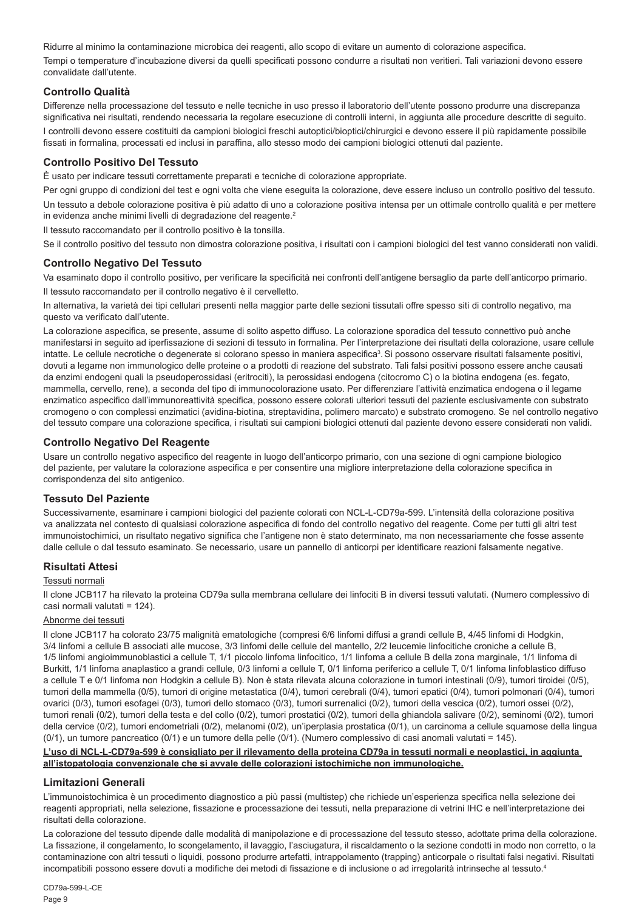Ridurre al minimo la contaminazione microbica dei reagenti, allo scopo di evitare un aumento di colorazione aspecifica.

Tempi o temperature d'incubazione diversi da quelli specificati possono condurre a risultati non veritieri. Tali variazioni devono essere convalidate dall'utente.

## Controllo Qualità

Differenze nella processazione del tessuto e nelle tecniche in uso presso il laboratorio dell'utente possono produrre una discrepanza significativa nei risultati, rendendo necessaria la regolare esecuzione di controlli interni, in aggiunta alle procedure descritte di seguito.

I controlli devono essere costituiti da campioni biologici freschi autoptici/bioptici/chirurgici e devono essere il più rapidamente possibile fissati in formalina, processati ed inclusi in paraffina, allo stesso modo dei campioni biologici ottenuti dal paziente.

## Controllo Positivo Del Tessuto

È usato per indicare tessuti correttamente preparati e tecniche di colorazione appropriate.

Per ogni gruppo di condizioni del test e ogni volta che viene eseguita la colorazione, deve essere incluso un controllo positivo del tessuto.

Un tessuto a debole colorazione positiva è più adatto di uno a colorazione positiva intensa per un ottimale controllo qualità e per mettere in evidenza anche minimi livelli di degradazione del reagente.[2]

Il tessuto raccomandato per il controllo positivo è la tonsilla.

Se il controllo positivo del tessuto non dimostra colorazione positiva, i risultati con i campioni biologici del test vanno considerati non validi.

## Controllo Negativo Del Tessuto

Va esaminato dopo il controllo positivo, per verificare la specificità nei confronti dell'antigene bersaglio da parte dell'anticorpo primario.

Il tessuto raccomandato per il controllo negativo è il cervelletto.

In alternativa, la varietà dei tipi cellulari presenti nella maggior parte delle sezioni tissutali offre spesso siti di controllo negativo, ma questo va verificato dall'utente.

La colorazione aspecifica, se presente, assume di solito aspetto diffuso. La colorazione sporadica del tessuto connettivo può anche manifestarsi in seguito ad iperfissazione di sezioni di tessuto in formalina. Per l'interpretazione dei risultati della colorazione, usare cellule intatte. Le cellule necrotiche o degenerate si colorano spesso in maniera aspecifica[3]. Si possono osservare risultati falsamente positivi, dovuti a legame non immunologico delle proteine o a prodotti di reazione del substrato. Tali falsi positivi possono essere anche causati da enzimi endogeni quali la pseudoperossidasi (eritrociti), la perossidasi endogena (citocromo C) o la biotina endogena (es. fegato, mammella, cervello, rene), a seconda del tipo di immunocolorazione usato. Per differenziare l'attività enzimatica endogena o il legame enzimatico aspecifico dall'immunoreattività specifica, possono essere colorati ulteriori tessuti del paziente esclusivamente con substrato cromogeno o con complessi enzimatici (avidina-biotina, streptavidina, polimero marcato) e substrato cromogeno. Se nel controllo negativo del tessuto compare una colorazione specifica, i risultati sui campioni biologici ottenuti dal paziente devono essere considerati non validi.

## Controllo Negativo Del Reagente

Usare un controllo negativo aspecifico del reagente in luogo dell'anticorpo primario, con una sezione di ogni campione biologico del paziente, per valutare la colorazione aspecifica e per consentire una migliore interpretazione della colorazione specifica in corrispondenza del sito antigenico.

## Tessuto Del Paziente

Successivamente, esaminare i campioni biologici del paziente colorati con NCL-L-CD79a-599. L'intensità della colorazione positiva va analizzata nel contesto di qualsiasi colorazione aspecifica di fondo del controllo negativo del reagente. Come per tutti gli altri test immunoistochimici, un risultato negativo significa che l'antigene non è stato determinato, ma non necessariamente che fosse assente dalle cellule o dal tessuto esaminato. Se necessario, usare un pannello di anticorpi per identificare reazioni falsamente negative.

## Risultati Attesi

Tessuti normali

Il clone JCB117 ha rilevato la proteina CD79a sulla membrana cellulare dei linfociti B in diversi tessuti valutati. (Numero complessivo di casi normali valutati = 124).

Abnorme dei tessuti

Il clone JCB117 ha colorato 23/75 malignità ematologiche (compresi 6/6 linfomi diffusi a grandi cellule B, 4/45 linfomi di Hodgkin, 3/4 linfomi a cellule B associati alle mucose, 3/3 linfomi delle cellule del mantello, 2/2 leucemie linfocitiche croniche a cellule B, 1/5 linfomi angioimmunoblastici a cellule T, 1/1 piccolo linfoma linfocitico, 1/1 linfoma a cellule B della zona marginale, 1/1 linfoma di Burkitt, 1/1 linfoma anaplastico a grandi cellule, 0/3 linfomi a cellule T, 0/1 linfoma periferico a cellule T, 0/1 linfoma linfoblastico diffuso a cellule T e 0/1 linfoma non Hodgkin a cellule B). Non è stata rilevata alcuna colorazione in tumori intestinali (0/9), tumori tiroidei (0/5), tumori della mammella (0/5), tumori di origine metastatica (0/4), tumori cerebrali (0/4), tumori epatici (0/4), tumori polmonari (0/4), tumori ovarici (0/3), tumori esofagei (0/3), tumori dello stomaco (0/3), tumori surrenalici (0/2), tumori della vescica (0/2), tumori ossei (0/2), tumori renali (0/2), tumori della testa e del collo (0/2), tumori prostatici (0/2), tumori della ghiandola salivare (0/2), seminomi (0/2), tumori della cervice (0/2), tumori endometriali (0/2), melanomi (0/2), un'iperplasia prostatica (0/1), un carcinoma a cellule squamose della lingua (0/1), un tumore pancreatico (0/1) e un tumore della pelle (0/1). (Numero complessivo di casi anomali valutati = 145).

**L'uso di NCL-L-CD79a-599 è consigliato per il rilevamento della proteina CD79a in tessuti normali e neoplastici, in aggiunta all'istopatologia convenzionale che si avvale delle colorazioni istochimiche non immunologiche.**

## Limitazioni Generali

L'immunoistochimica è un procedimento diagnostico a più passi (multistep) che richiede un'esperienza specifica nella selezione dei reagenti appropriati, nella selezione, fissazione e processazione dei tessuti, nella preparazione di vetrini IHC e nell'interpretazione dei risultati della colorazione.

La colorazione del tessuto dipende dalle modalità di manipolazione e di processazione del tessuto stesso, adottate prima della colorazione. La fissazione, il congelamento, lo scongelamento, il lavaggio, l'asciugatura, il riscaldamento o la sezione condotti in modo non corretto, o la contaminazione con altri tessuti o liquidi, possono produrre artefatti, intrappolamento (trapping) anticorpale o risultati falsi negativi. Risultati incompatibili possono essere dovuti a modifiche dei metodi di fissazione e di inclusione o ad irregolarità intrinseche al tessuto.[4]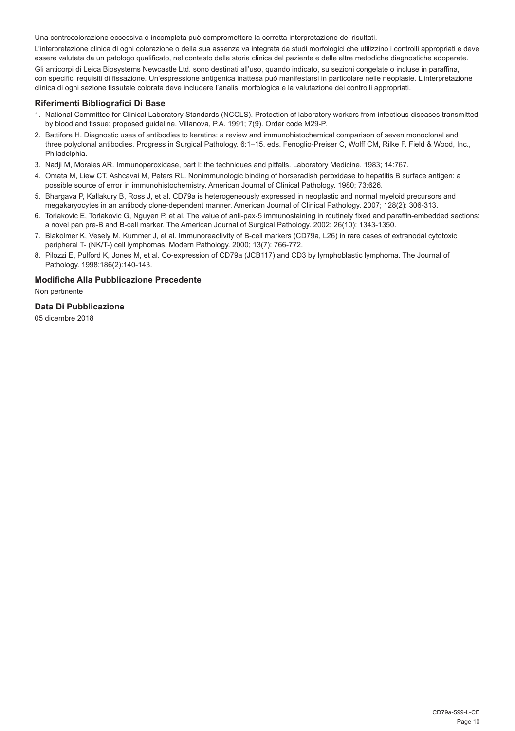Una controcolorazione eccessiva o incompleta può compromettere la corretta interpretazione dei risultati.

L'interpretazione clinica di ogni colorazione o della sua assenza va integrata da studi morfologici che utilizzino i controlli appropriati e deve essere valutata da un patologo qualificato, nel contesto della storia clinica del paziente e delle altre metodiche diagnostiche adoperate.

Gli anticorpi di Leica Biosystems Newcastle Ltd. sono destinati all'uso, quando indicato, su sezioni congelate o incluse in paraffina, con specifici requisiti di fissazione. Un'espressione antigenica inattesa può manifestarsi in particolare nelle neoplasie. L'interpretazione clinica di ogni sezione tissutale colorata deve includere l'analisi morfologica e la valutazione dei controlli appropriati.

## Riferimenti Bibliografici Di Base

1. National Committee for Clinical Laboratory Standards (NCCLS). Protection of laboratory workers from infectious diseases transmitted by blood and tissue; proposed guideline. Villanova, P.A. 1991; 7(9). Order code M29-P.
2. Battifora H. Diagnostic uses of antibodies to keratins: a review and immunohistochemical comparison of seven monoclonal and three polyclonal antibodies. Progress in Surgical Pathology. 6:1–15. eds. Fenoglio-Preiser C, Wolff CM, Rilke F. Field & Wood, Inc., Philadelphia.
3. Nadji M, Morales AR. Immunoperoxidase, part I: the techniques and pitfalls. Laboratory Medicine. 1983; 14:767.
4. Omata M, Liew CT, Ashcavai M, Peters RL. Nonimmunologic binding of horseradish peroxidase to hepatitis B surface antigen: a possible source of error in immunohistochemistry. American Journal of Clinical Pathology. 1980; 73:626.
5. Bhargava P, Kallakury B, Ross J, et al. CD79a is heterogeneously expressed in neoplastic and normal myeloid precursors and megakaryocytes in an antibody clone-dependent manner. American Journal of Clinical Pathology. 2007; 128(2): 306-313.
6. Torlakovic E, Torlakovic G, Nguyen P, et al. The value of anti-pax-5 immunostaining in routinely fixed and paraffin-embedded sections: a novel pan pre-B and B-cell marker. The American Journal of Surgical Pathology. 2002; 26(10): 1343-1350.
7. Blakolmer K, Vesely M, Kummer J, et al. Immunoreactivity of B-cell markers (CD79a, L26) in rare cases of extranodal cytotoxic peripheral T- (NK/T-) cell lymphomas. Modern Pathology. 2000; 13(7): 766-772.
8. Pilozzi E, Pulford K, Jones M, et al. Co-expression of CD79a (JCB117) and CD3 by lymphoblastic lymphoma. The Journal of Pathology. 1998;186(2):140-143.

## Modifiche Alla Pubblicazione Precedente

Non pertinente

## Data Di Pubblicazione

05 dicembre 2018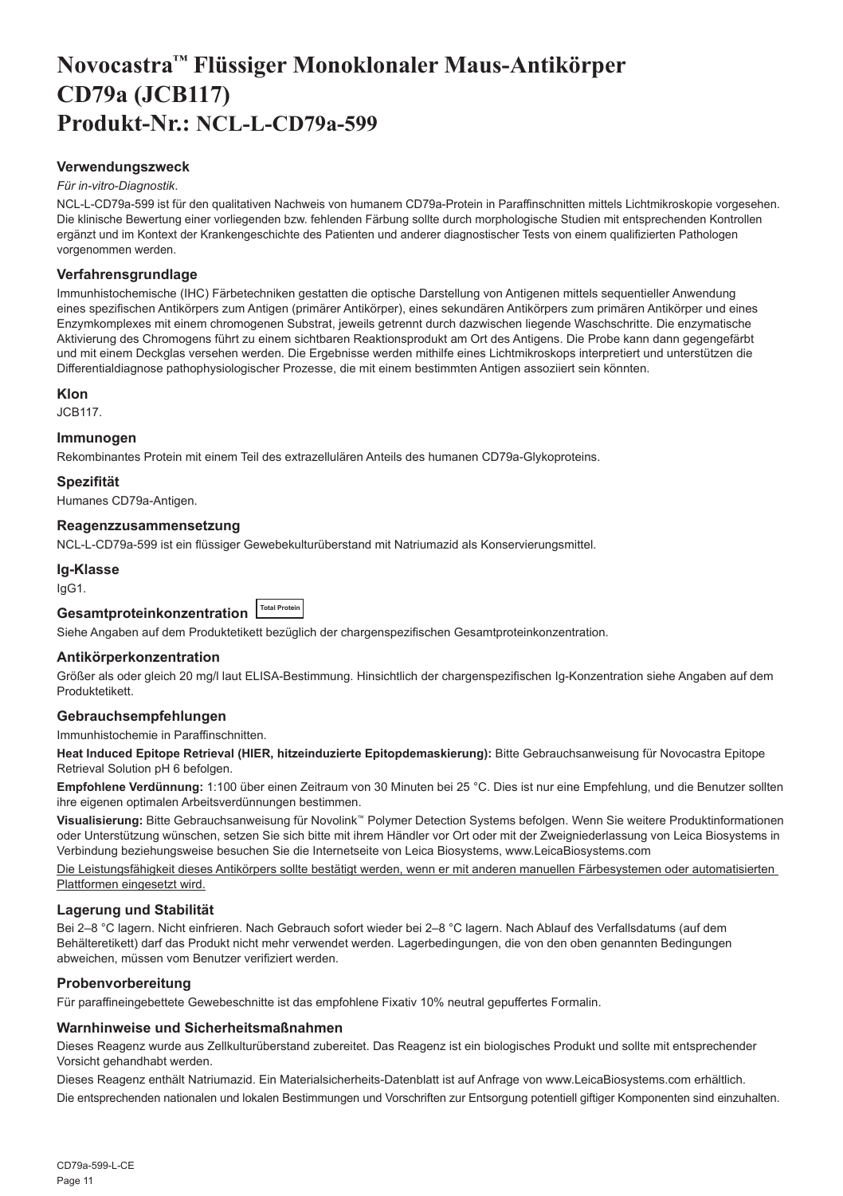# Novocastra™ Flüssiger Monoklonaler Maus-Antikörper CD79a (JCB117) Produkt-Nr.: NCL-L-CD79a-599

## Verwendungszweck

*Für in-vitro-Diagnostik*.

NCL-L-CD79a-599 ist für den qualitativen Nachweis von humanem CD79a-Protein in Paraffinschnitten mittels Lichtmikroskopie vorgesehen. Die klinische Bewertung einer vorliegenden bzw. fehlenden Färbung sollte durch morphologische Studien mit entsprechenden Kontrollen ergänzt und im Kontext der Krankengeschichte des Patienten und anderer diagnostischer Tests von einem qualifizierten Pathologen vorgenommen werden.

## Verfahrensgrundlage

Immunhistochemische (IHC) Färbetechniken gestatten die optische Darstellung von Antigenen mittels sequentieller Anwendung eines spezifischen Antikörpers zum Antigen (primärer Antikörper), eines sekundären Antikörpers zum primären Antikörper und eines Enzymkomplexes mit einem chromogenen Substrat, jeweils getrennt durch dazwischen liegende Waschschritte. Die enzymatische Aktivierung des Chromogens führt zu einem sichtbaren Reaktionsprodukt am Ort des Antigens. Die Probe kann dann gegengefärbt und mit einem Deckglas versehen werden. Die Ergebnisse werden mithilfe eines Lichtmikroskops interpretiert und unterstützen die Differentialdiagnose pathophysiologischer Prozesse, die mit einem bestimmten Antigen assoziiert sein könnten.

## Klon

JCB117.

## Immunogen

Rekombinantes Protein mit einem Teil des extrazellulären Anteils des humanen CD79a-Glykoproteins.

## Spezifität

Humanes CD79a-Antigen.

## Reagenzzusammensetzung

NCL-L-CD79a-599 ist ein flüssiger Gewebekulturüberstand mit Natriumazid als Konservierungsmittel.

## Ig-Klasse

IgG1.

## Gesamtproteinkonzentration Total Protein

Siehe Angaben auf dem Produktetikett bezüglich der chargenspezifischen Gesamtproteinkonzentration.

## Antikörperkonzentration

Größer als oder gleich 20 mg/l laut ELISA-Bestimmung. Hinsichtlich der chargenspezifischen Ig-Konzentration siehe Angaben auf dem Produktetikett.

## Gebrauchsempfehlungen

Immunhistochemie in Paraffinschnitten.

**Heat Induced Epitope Retrieval (HIER, hitzeinduzierte Epitopdemaskierung):** Bitte Gebrauchsanweisung für Novocastra Epitope Retrieval Solution pH 6 befolgen.

**Empfohlene Verdünnung:** 1:100 über einen Zeitraum von 30 Minuten bei 25 °C. Dies ist nur eine Empfehlung, und die Benutzer sollten ihre eigenen optimalen Arbeitsverdünnungen bestimmen.

**Visualisierung:** Bitte Gebrauchsanweisung für Novolink™ Polymer Detection Systems befolgen. Wenn Sie weitere Produktinformationen oder Unterstützung wünschen, setzen Sie sich bitte mit ihrem Händler vor Ort oder mit der Zweigniederlassung von Leica Biosystems in Verbindung beziehungsweise besuchen Sie die Internetseite von Leica Biosystems, www.LeicaBiosystems.com

Die Leistungsfähigkeit dieses Antikörpers sollte bestätigt werden, wenn er mit anderen manuellen Färbesystemen oder automatisierten Plattformen eingesetzt wird.

## Lagerung und Stabilität

Bei 2–8 °C lagern. Nicht einfrieren. Nach Gebrauch sofort wieder bei 2–8 °C lagern. Nach Ablauf des Verfallsdatums (auf dem Behälteretikett) darf das Produkt nicht mehr verwendet werden. Lagerbedingungen, die von den oben genannten Bedingungen abweichen, müssen vom Benutzer verifiziert werden.

## Probenvorbereitung

Für paraffineingebettete Gewebeschnitte ist das empfohlene Fixativ 10% neutral gepuffertes Formalin.

## Warnhinweise und Sicherheitsmaßnahmen

Dieses Reagenz wurde aus Zellkulturüberstand zubereitet. Das Reagenz ist ein biologisches Produkt und sollte mit entsprechender Vorsicht gehandhabt werden.

Dieses Reagenz enthält Natriumazid. Ein Materialsicherheits-Datenblatt ist auf Anfrage von www.LeicaBiosystems.com erhältlich.

Die entsprechenden nationalen und lokalen Bestimmungen und Vorschriften zur Entsorgung potentiell giftiger Komponenten sind einzuhalten.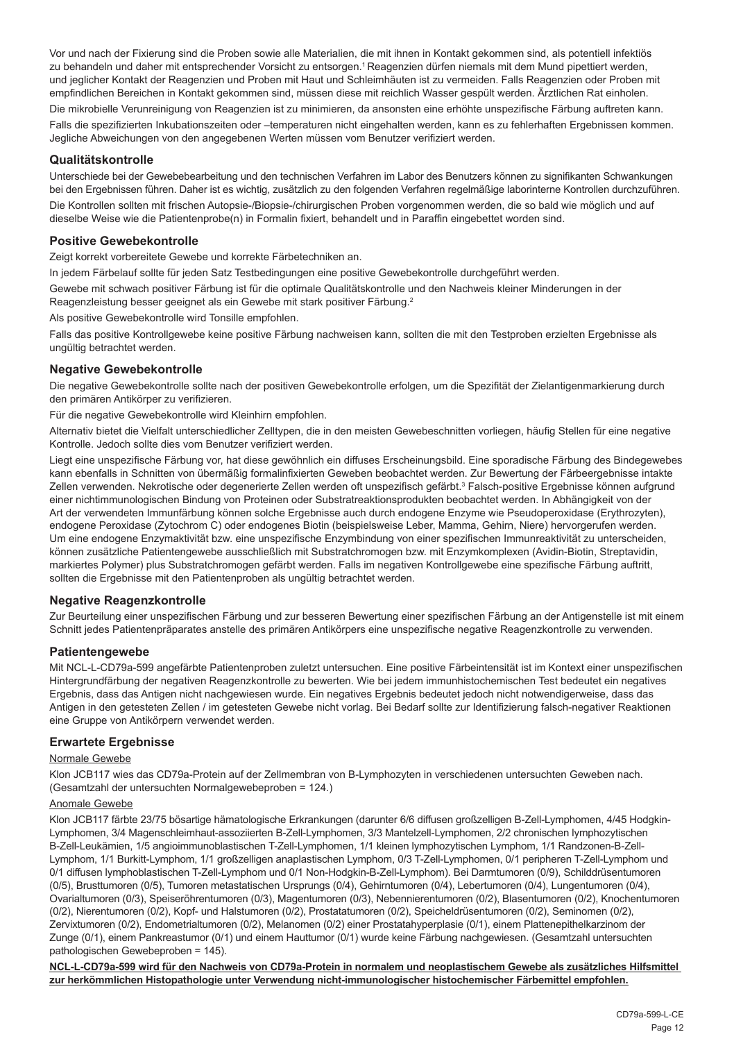Vor und nach der Fixierung sind die Proben sowie alle Materialien, die mit ihnen in Kontakt gekommen sind, als potentiell infektiös zu behandeln und daher mit entsprechender Vorsicht zu entsorgen.[1] Reagenzien dürfen niemals mit dem Mund pipettiert werden, und jeglicher Kontakt der Reagenzien und Proben mit Haut und Schleimhäuten ist zu vermeiden. Falls Reagenzien oder Proben mit empfindlichen Bereichen in Kontakt gekommen sind, müssen diese mit reichlich Wasser gespült werden. Ärztlichen Rat einholen.

Die mikrobielle Verunreinigung von Reagenzien ist zu minimieren, da ansonsten eine erhöhte unspezifische Färbung auftreten kann.

Falls die spezifizierten Inkubationszeiten oder –temperaturen nicht eingehalten werden, kann es zu fehlerhaften Ergebnissen kommen. Jegliche Abweichungen von den angegebenen Werten müssen vom Benutzer verifiziert werden.

### Qualitätskontrolle

Unterschiede bei der Gewebebearbeitung und den technischen Verfahren im Labor des Benutzers können zu signifikanten Schwankungen bei den Ergebnissen führen. Daher ist es wichtig, zusätzlich zu den folgenden Verfahren regelmäßige laborinterne Kontrollen durchzuführen.

Die Kontrollen sollten mit frischen Autopsie-/Biopsie-/chirurgischen Proben vorgenommen werden, die so bald wie möglich und auf dieselbe Weise wie die Patientenprobe(n) in Formalin fixiert, behandelt und in Paraffin eingebettet worden sind.

### Positive Gewebekontrolle

Zeigt korrekt vorbereitete Gewebe und korrekte Färbetechniken an.

In jedem Färbelauf sollte für jeden Satz Testbedingungen eine positive Gewebekontrolle durchgeführt werden.

Gewebe mit schwach positiver Färbung ist für die optimale Qualitätskontrolle und den Nachweis kleiner Minderungen in der Reagenzleistung besser geeignet als ein Gewebe mit stark positiver Färbung.[2]

Als positive Gewebekontrolle wird Tonsille empfohlen.

Falls das positive Kontrollgewebe keine positive Färbung nachweisen kann, sollten die mit den Testproben erzielten Ergebnisse als ungültig betrachtet werden.

### Negative Gewebekontrolle

Die negative Gewebekontrolle sollte nach der positiven Gewebekontrolle erfolgen, um die Spezifität der Zielantigenmarkierung durch den primären Antikörper zu verifizieren.

Für die negative Gewebekontrolle wird Kleinhirn empfohlen.

Alternativ bietet die Vielfalt unterschiedlicher Zelltypen, die in den meisten Gewebeschnitten vorliegen, häufig Stellen für eine negative Kontrolle. Jedoch sollte dies vom Benutzer verifiziert werden.

Liegt eine unspezifische Färbung vor, hat diese gewöhnlich ein diffuses Erscheinungsbild. Eine sporadische Färbung des Bindegewebes kann ebenfalls in Schnitten von übermäßig formalinfixierten Geweben beobachtet werden. Zur Bewertung der Färbeergebnisse intakte Zellen verwenden. Nekrotische oder degenerierte Zellen werden oft unspezifisch gefärbt.[3] Falsch-positive Ergebnisse können aufgrund einer nichtimmunologischen Bindung von Proteinen oder Substratreaktionsprodukten beobachtet werden. In Abhängigkeit von der Art der verwendeten Immunfärbung können solche Ergebnisse auch durch endogene Enzyme wie Pseudoperoxidase (Erythrozyten), endogene Peroxidase (Zytochrom C) oder endogenes Biotin (beispielsweise Leber, Mamma, Gehirn, Niere) hervorgerufen werden. Um eine endogene Enzymaktivität bzw. eine unspezifische Enzymbindung von einer spezifischen Immunreaktivität zu unterscheiden, können zusätzliche Patientengewebe ausschließlich mit Substratchromogen bzw. mit Enzymkomplexen (Avidin-Biotin, Streptavidin, markiertes Polymer) plus Substratchromogen gefärbt werden. Falls im negativen Kontrollgewebe eine spezifische Färbung auftritt, sollten die Ergebnisse mit den Patientenproben als ungültig betrachtet werden.

### Negative Reagenzkontrolle

Zur Beurteilung einer unspezifischen Färbung und zur besseren Bewertung einer spezifischen Färbung an der Antigenstelle ist mit einem Schnitt jedes Patientenpräparates anstelle des primären Antikörpers eine unspezifische negative Reagenzkontrolle zu verwenden.

### Patientengewebe

Mit NCL-L-CD79a-599 angefärbte Patientenproben zuletzt untersuchen. Eine positive Färbeintensität ist im Kontext einer unspezifischen Hintergrundfärbung der negativen Reagenzkontrolle zu bewerten. Wie bei jedem immunhistochemischen Test bedeutet ein negatives Ergebnis, dass das Antigen nicht nachgewiesen wurde. Ein negatives Ergebnis bedeutet jedoch nicht notwendigerweise, dass das Antigen in den getesteten Zellen / im getesteten Gewebe nicht vorlag. Bei Bedarf sollte zur Identifizierung falsch-negativer Reaktionen eine Gruppe von Antikörpern verwendet werden.

### Erwartete Ergebnisse

Normale Gewebe

Klon JCB117 wies das CD79a-Protein auf der Zellmembran von B-Lymphozyten in verschiedenen untersuchten Geweben nach. (Gesamtzahl der untersuchten Normalgewebeproben = 124.)

Anomale Gewebe

Klon JCB117 färbte 23/75 bösartige hämatologische Erkrankungen (darunter 6/6 diffusen großzelligen B-Zell-Lymphomen, 4/45 Hodgkin-Lymphomen, 3/4 Magenschleimhaut-assoziierten B-Zell-Lymphomen, 3/3 Mantelzell-Lymphomen, 2/2 chronischen lymphozytischen B-Zell-Leukämien, 1/5 angioimmunoblastischen T-Zell-Lymphomen, 1/1 kleinen lymphozytischen Lymphom, 1/1 Randzonen-B-Zell-Lymphom, 1/1 Burkitt-Lymphom, 1/1 großzelligen anaplastischen Lymphom, 0/3 T-Zell-Lymphomen, 0/1 peripheren T-Zell-Lymphom und 0/1 diffusen lymphoblastischen T-Zell-Lymphom und 0/1 Non-Hodgkin-B-Zell-Lymphom). Bei Darmtumoren (0/9), Schilddrüsentumoren (0/5), Brusttumoren (0/5), Tumoren metastatischen Ursprungs (0/4), Gehirntumoren (0/4), Lebertumoren (0/4), Lungentumoren (0/4), Ovarialtumoren (0/3), Speiseröhrentumoren (0/3), Magentumoren (0/3), Nebennierentumoren (0/2), Blasentumoren (0/2), Knochentumoren (0/2), Nierentumoren (0/2), Kopf- und Halstumoren (0/2), Prostatatumoren (0/2), Speicheldrüsentumoren (0/2), Seminomen (0/2), Zervixtumoren (0/2), Endometrialtumoren (0/2), Melanomen (0/2) einer Prostatahyperplasie (0/1), einem Plattenepithelkarzinom der Zunge (0/1), einem Pankreastumor (0/1) und einem Hauttumor (0/1) wurde keine Färbung nachgewiesen. (Gesamtzahl untersuchten pathologischen Gewebeproben = 145).

**NCL-L-CD79a-599 wird für den Nachweis von CD79a-Protein in normalem und neoplastischem Gewebe als zusätzliches Hilfsmittel zur herkömmlichen Histopathologie unter Verwendung nicht-immunologischer histochemischer Färbemittel empfohlen.**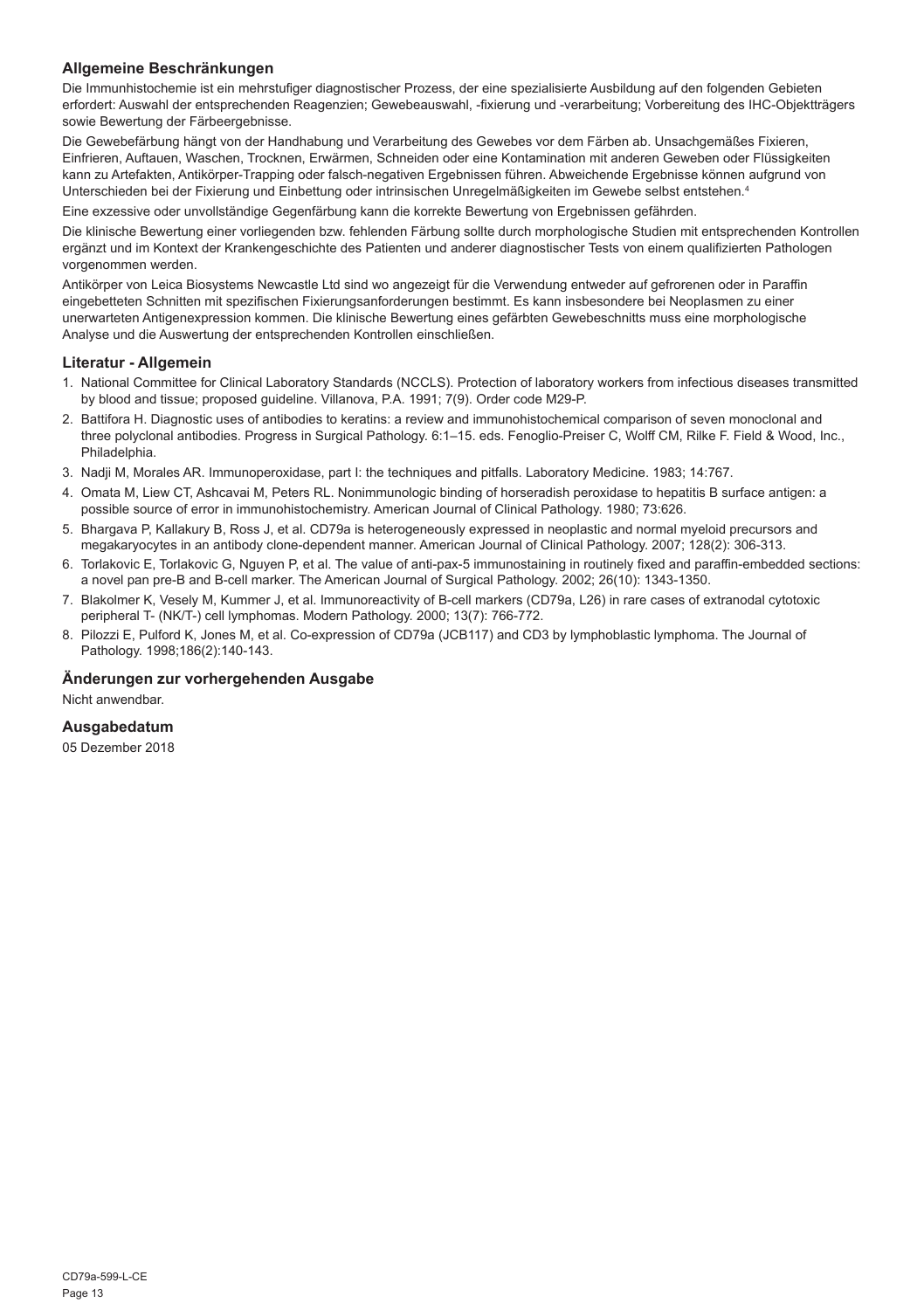### Allgemeine Beschränkungen

Die Immunhistochemie ist ein mehrstufiger diagnostischer Prozess, der eine spezialisierte Ausbildung auf den folgenden Gebieten erfordert: Auswahl der entsprechenden Reagenzien; Gewebeauswahl, -fixierung und -verarbeitung; Vorbereitung des IHC-Objektträgers sowie Bewertung der Färbeergebnisse.

Die Gewebefärbung hängt von der Handhabung und Verarbeitung des Gewebes vor dem Färben ab. Unsachgemäßes Fixieren, Einfrieren, Auftauen, Waschen, Trocknen, Erwärmen, Schneiden oder eine Kontamination mit anderen Geweben oder Flüssigkeiten kann zu Artefakten, Antikörper-Trapping oder falsch-negativen Ergebnissen führen. Abweichende Ergebnisse können aufgrund von Unterschieden bei der Fixierung und Einbettung oder intrinsischen Unregelmäßigkeiten im Gewebe selbst entstehen.[4]

Eine exzessive oder unvollständige Gegenfärbung kann die korrekte Bewertung von Ergebnissen gefährden.

Die klinische Bewertung einer vorliegenden bzw. fehlenden Färbung sollte durch morphologische Studien mit entsprechenden Kontrollen ergänzt und im Kontext der Krankengeschichte des Patienten und anderer diagnostischer Tests von einem qualifizierten Pathologen vorgenommen werden.

Antikörper von Leica Biosystems Newcastle Ltd sind wo angezeigt für die Verwendung entweder auf gefrorenen oder in Paraffin eingebetteten Schnitten mit spezifischen Fixierungsanforderungen bestimmt. Es kann insbesondere bei Neoplasmen zu einer unerwarteten Antigenexpression kommen. Die klinische Bewertung eines gefärbten Gewebeschnitts muss eine morphologische Analyse und die Auswertung der entsprechenden Kontrollen einschließen.

### Literatur - Allgemein

1. National Committee for Clinical Laboratory Standards (NCCLS). Protection of laboratory workers from infectious diseases transmitted by blood and tissue; proposed guideline. Villanova, P.A. 1991; 7(9). Order code M29-P.
2. Battifora H. Diagnostic uses of antibodies to keratins: a review and immunohistochemical comparison of seven monoclonal and three polyclonal antibodies. Progress in Surgical Pathology. 6:1–15. eds. Fenoglio-Preiser C, Wolff CM, Rilke F. Field & Wood, Inc., Philadelphia.
3. Nadji M, Morales AR. Immunoperoxidase, part I: the techniques and pitfalls. Laboratory Medicine. 1983; 14:767.
4. Omata M, Liew CT, Ashcavai M, Peters RL. Nonimmunologic binding of horseradish peroxidase to hepatitis B surface antigen: a possible source of error in immunohistochemistry. American Journal of Clinical Pathology. 1980; 73:626.
5. Bhargava P, Kallakury B, Ross J, et al. CD79a is heterogeneously expressed in neoplastic and normal myeloid precursors and megakaryocytes in an antibody clone-dependent manner. American Journal of Clinical Pathology. 2007; 128(2): 306-313.
6. Torlakovic E, Torlakovic G, Nguyen P, et al. The value of anti-pax-5 immunostaining in routinely fixed and paraffin-embedded sections: a novel pan pre-B and B-cell marker. The American Journal of Surgical Pathology. 2002; 26(10): 1343-1350.
7. Blakolmer K, Vesely M, Kummer J, et al. Immunoreactivity of B-cell markers (CD79a, L26) in rare cases of extranodal cytotoxic peripheral T- (NK/T-) cell lymphomas. Modern Pathology. 2000; 13(7): 766-772.
8. Pilozzi E, Pulford K, Jones M, et al. Co-expression of CD79a (JCB117) and CD3 by lymphoblastic lymphoma. The Journal of Pathology. 1998;186(2):140-143.

### Änderungen zur vorhergehenden Ausgabe

Nicht anwendbar.

### Ausgabedatum

05 Dezember 2018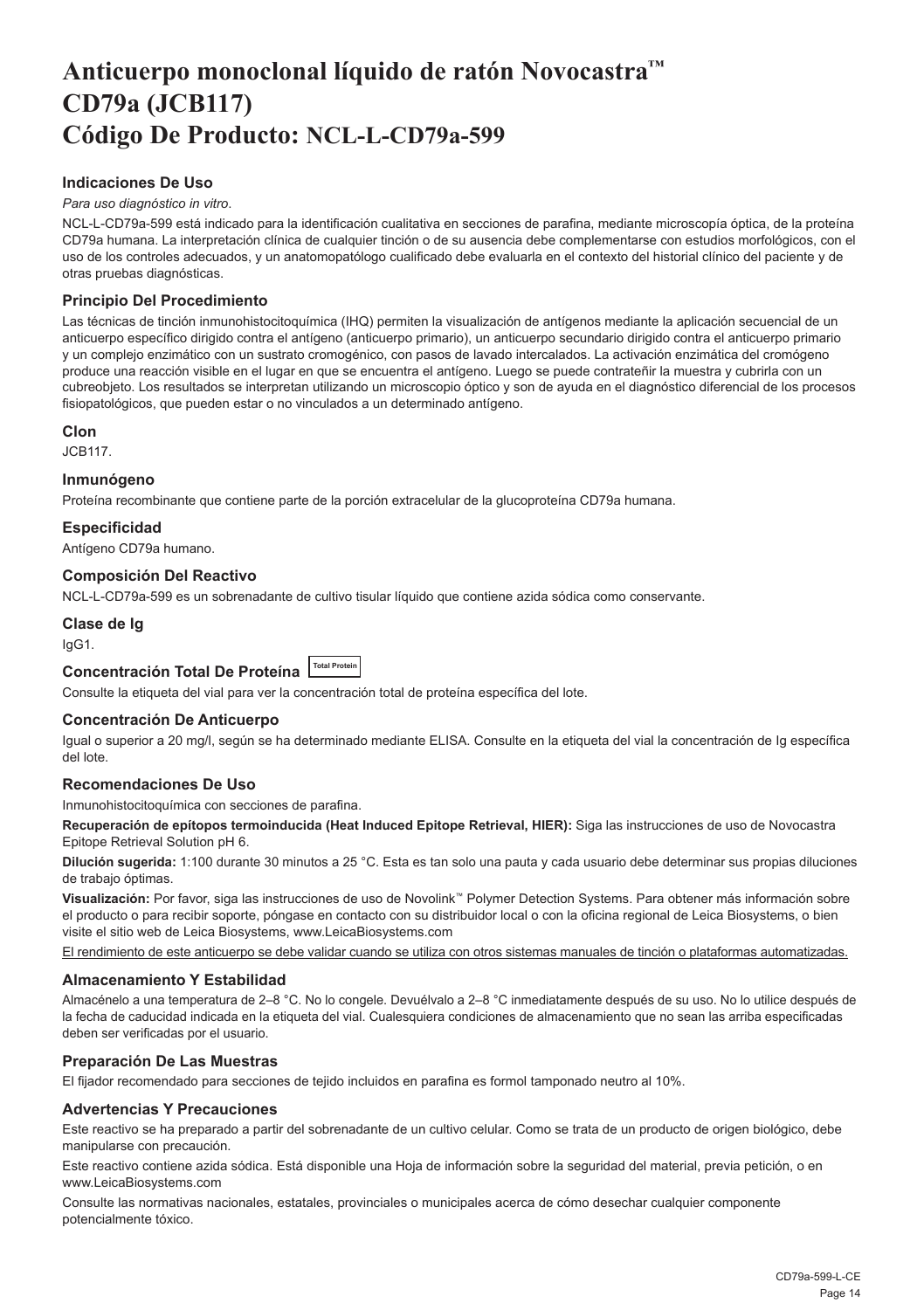# Anticuerpo monoclonal líquido de ratón Novocastra™ CD79a (JCB117) Código De Producto: NCL-L-CD79a-599

### Indicaciones De Uso

*Para uso diagnóstico in vitro*.

NCL-L-CD79a-599 está indicado para la identificación cualitativa en secciones de parafina, mediante microscopía óptica, de la proteína CD79a humana. La interpretación clínica de cualquier tinción o de su ausencia debe complementarse con estudios morfológicos, con el uso de los controles adecuados, y un anatomopatólogo cualificado debe evaluarla en el contexto del historial clínico del paciente y de otras pruebas diagnósticas.

### Principio Del Procedimiento

Las técnicas de tinción inmunohistocitoquímica (IHQ) permiten la visualización de antígenos mediante la aplicación secuencial de un anticuerpo específico dirigido contra el antígeno (anticuerpo primario), un anticuerpo secundario dirigido contra el anticuerpo primario y un complejo enzimático con un sustrato cromogénico, con pasos de lavado intercalados. La activación enzimática del cromógeno produce una reacción visible en el lugar en que se encuentra el antígeno. Luego se puede contrateñir la muestra y cubrirla con un cubreobjeto. Los resultados se interpretan utilizando un microscopio óptico y son de ayuda en el diagnóstico diferencial de los procesos fisiopatológicos, que pueden estar o no vinculados a un determinado antígeno.

### Clon

JCB117.

### Inmunógeno

Proteína recombinante que contiene parte de la porción extracelular de la glucoproteína CD79a humana.

### Especificidad

Antígeno CD79a humano.

### Composición Del Reactivo

NCL-L-CD79a-599 es un sobrenadante de cultivo tisular líquido que contiene azida sódica como conservante.

### Clase de Ig

IgG1.

### Concentración Total De Proteína Total Protein

Consulte la etiqueta del vial para ver la concentración total de proteína específica del lote.

### Concentración De Anticuerpo

Igual o superior a 20 mg/l, según se ha determinado mediante ELISA. Consulte en la etiqueta del vial la concentración de Ig específica del lote.

### Recomendaciones De Uso

Inmunohistocitoquímica con secciones de parafina.

**Recuperación de epítopos termoinducida (Heat Induced Epitope Retrieval, HIER):** Siga las instrucciones de uso de Novocastra Epitope Retrieval Solution pH 6.

**Dilución sugerida:** 1:100 durante 30 minutos a 25 °C. Esta es tan solo una pauta y cada usuario debe determinar sus propias diluciones de trabajo óptimas.

**Visualización:** Por favor, siga las instrucciones de uso de Novolink™ Polymer Detection Systems. Para obtener más información sobre el producto o para recibir soporte, póngase en contacto con su distribuidor local o con la oficina regional de Leica Biosystems, o bien visite el sitio web de Leica Biosystems, www.LeicaBiosystems.com

El rendimiento de este anticuerpo se debe validar cuando se utiliza con otros sistemas manuales de tinción o plataformas automatizadas.

### Almacenamiento Y Estabilidad

Almacénelo a una temperatura de 2–8 °C. No lo congele. Devuélvalo a 2–8 °C inmediatamente después de su uso. No lo utilice después de la fecha de caducidad indicada en la etiqueta del vial. Cualesquiera condiciones de almacenamiento que no sean las arriba especificadas deben ser verificadas por el usuario.

### Preparación De Las Muestras

El fijador recomendado para secciones de tejido incluidos en parafina es formol tamponado neutro al 10%.

### Advertencias Y Precauciones

Este reactivo se ha preparado a partir del sobrenadante de un cultivo celular. Como se trata de un producto de origen biológico, debe manipularse con precaución.

Este reactivo contiene azida sódica. Está disponible una Hoja de información sobre la seguridad del material, previa petición, o en www.LeicaBiosystems.com

Consulte las normativas nacionales, estatales, provinciales o municipales acerca de cómo desechar cualquier componente potencialmente tóxico.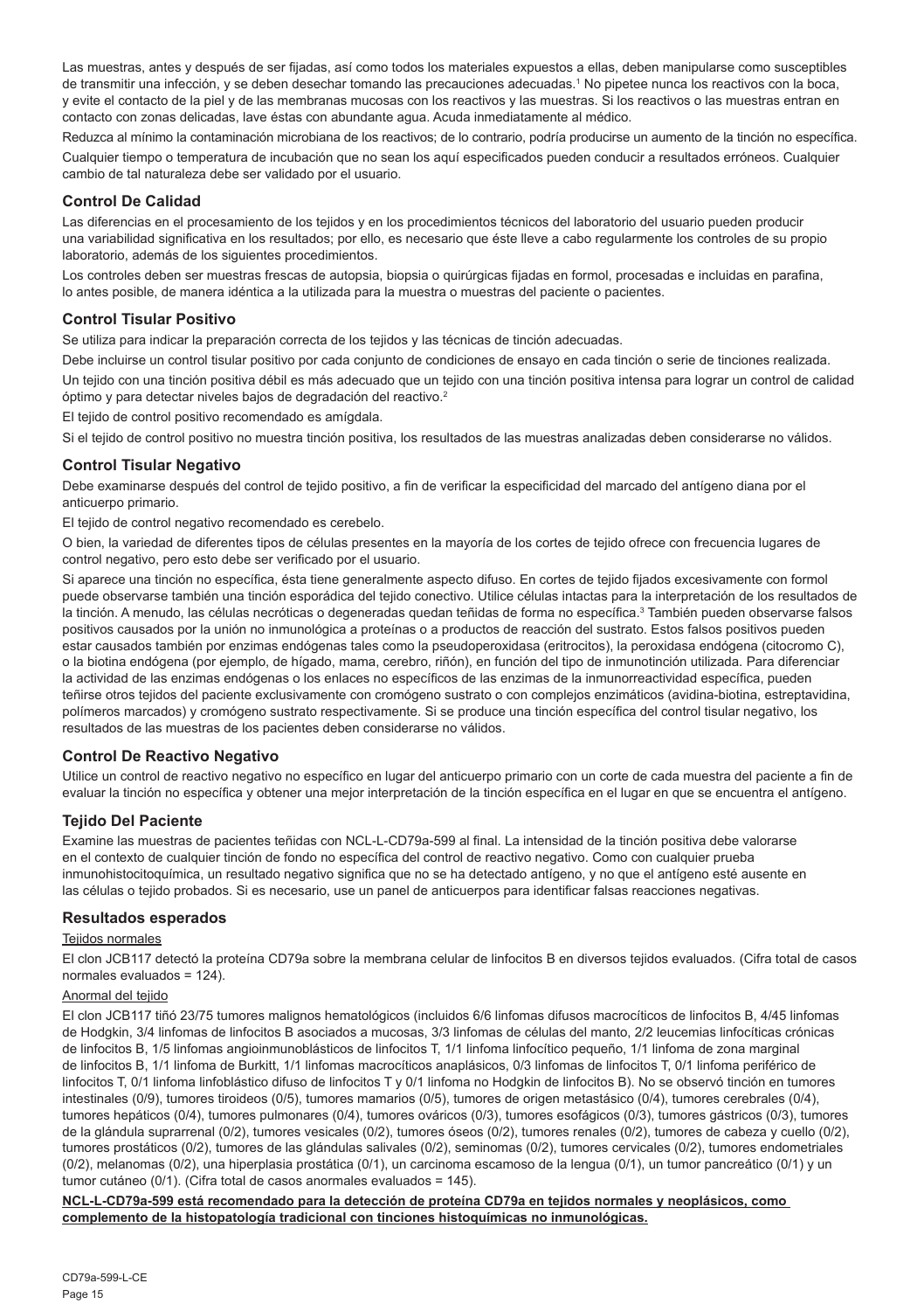Las muestras, antes y después de ser fijadas, así como todos los materiales expuestos a ellas, deben manipularse como susceptibles de transmitir una infección, y se deben desechar tomando las precauciones adecuadas.[1] No pipetee nunca los reactivos con la boca, y evite el contacto de la piel y de las membranas mucosas con los reactivos y las muestras. Si los reactivos o las muestras entran en contacto con zonas delicadas, lave éstas con abundante agua. Acuda inmediatamente al médico.

Reduzca al mínimo la contaminación microbiana de los reactivos; de lo contrario, podría producirse un aumento de la tinción no específica.

Cualquier tiempo o temperatura de incubación que no sean los aquí especificados pueden conducir a resultados erróneos. Cualquier cambio de tal naturaleza debe ser validado por el usuario.

## Control De Calidad

Las diferencias en el procesamiento de los tejidos y en los procedimientos técnicos del laboratorio del usuario pueden producir una variabilidad significativa en los resultados; por ello, es necesario que éste lleve a cabo regularmente los controles de su propio laboratorio, además de los siguientes procedimientos.

Los controles deben ser muestras frescas de autopsia, biopsia o quirúrgicas fijadas en formol, procesadas e incluidas en parafina, lo antes posible, de manera idéntica a la utilizada para la muestra o muestras del paciente o pacientes.

## Control Tisular Positivo

Se utiliza para indicar la preparación correcta de los tejidos y las técnicas de tinción adecuadas.

Debe incluirse un control tisular positivo por cada conjunto de condiciones de ensayo en cada tinción o serie de tinciones realizada.

Un tejido con una tinción positiva débil es más adecuado que un tejido con una tinción positiva intensa para lograr un control de calidad óptimo y para detectar niveles bajos de degradación del reactivo.[2]

El tejido de control positivo recomendado es amígdala.

Si el tejido de control positivo no muestra tinción positiva, los resultados de las muestras analizadas deben considerarse no válidos.

## Control Tisular Negativo

Debe examinarse después del control de tejido positivo, a fin de verificar la especificidad del marcado del antígeno diana por el anticuerpo primario.

El tejido de control negativo recomendado es cerebelo.

O bien, la variedad de diferentes tipos de células presentes en la mayoría de los cortes de tejido ofrece con frecuencia lugares de control negativo, pero esto debe ser verificado por el usuario.

Si aparece una tinción no específica, ésta tiene generalmente aspecto difuso. En cortes de tejido fijados excesivamente con formol puede observarse también una tinción esporádica del tejido conectivo. Utilice células intactas para la interpretación de los resultados de la tinción. A menudo, las células necróticas o degeneradas quedan teñidas de forma no específica.[3] También pueden observarse falsos positivos causados por la unión no inmunológica a proteínas o a productos de reacción del sustrato. Estos falsos positivos pueden estar causados también por enzimas endógenas tales como la pseudoperoxidasa (eritrocitos), la peroxidasa endógena (citocromo C), o la biotina endógena (por ejemplo, de hígado, mama, cerebro, riñón), en función del tipo de inmunotinción utilizada. Para diferenciar la actividad de las enzimas endógenas o los enlaces no específicos de las enzimas de la inmunorreactividad específica, pueden teñirse otros tejidos del paciente exclusivamente con cromógeno sustrato o con complejos enzimáticos (avidina-biotina, estreptavidina, polímeros marcados) y cromógeno sustrato respectivamente. Si se produce una tinción específica del control tisular negativo, los resultados de las muestras de los pacientes deben considerarse no válidos.

## Control De Reactivo Negativo

Utilice un control de reactivo negativo no específico en lugar del anticuerpo primario con un corte de cada muestra del paciente a fin de evaluar la tinción no específica y obtener una mejor interpretación de la tinción específica en el lugar en que se encuentra el antígeno.

## Tejido Del Paciente

Examine las muestras de pacientes teñidas con NCL-L-CD79a-599 al final. La intensidad de la tinción positiva debe valorarse en el contexto de cualquier tinción de fondo no específica del control de reactivo negativo. Como con cualquier prueba inmunohistocitoquímica, un resultado negativo significa que no se ha detectado antígeno, y no que el antígeno esté ausente en las células o tejido probados. Si es necesario, use un panel de anticuerpos para identificar falsas reacciones negativas.

## Resultados esperados

Tejidos normales

El clon JCB117 detectó la proteína CD79a sobre la membrana celular de linfocitos B en diversos tejidos evaluados. (Cifra total de casos normales evaluados = 124).

Anormal del tejido

El clon JCB117 tiñó 23/75 tumores malignos hematológicos (incluidos 6/6 linfomas difusos macrocíticos de linfocitos B, 4/45 linfomas de Hodgkin, 3/4 linfomas de linfocitos B asociados a mucosas, 3/3 linfomas de células del manto, 2/2 leucemias linfocíticas crónicas de linfocitos B, 1/5 linfomas angioinmunoblásticos de linfocitos T, 1/1 linfoma linfocítico pequeño, 1/1 linfoma de zona marginal de linfocitos B, 1/1 linfoma de Burkitt, 1/1 linfomas macrocíticos anaplásicos, 0/3 linfomas de linfocitos T, 0/1 linfoma periférico de linfocitos T, 0/1 linfoma linfoblástico difuso de linfocitos T y 0/1 linfoma no Hodgkin de linfocitos B). No se observó tinción en tumores intestinales (0/9), tumores tiroideos (0/5), tumores mamarios (0/5), tumores de origen metastásico (0/4), tumores cerebrales (0/4), tumores hepáticos (0/4), tumores pulmonares (0/4), tumores ováricos (0/3), tumores esofágicos (0/3), tumores gástricos (0/3), tumores de la glándula suprarrenal (0/2), tumores vesicales (0/2), tumores óseos (0/2), tumores renales (0/2), tumores de cabeza y cuello (0/2), tumores prostáticos (0/2), tumores de las glándulas salivales (0/2), seminomas (0/2), tumores cervicales (0/2), tumores endometriales (0/2), melanomas (0/2), una hiperplasia prostática (0/1), un carcinoma escamoso de la lengua (0/1), un tumor pancreático (0/1) y un tumor cutáneo (0/1). (Cifra total de casos anormales evaluados = 145).

**NCL-L-CD79a-599 está recomendado para la detección de proteína CD79a en tejidos normales y neoplásicos, como complemento de la histopatología tradicional con tinciones histoquímicas no inmunológicas.**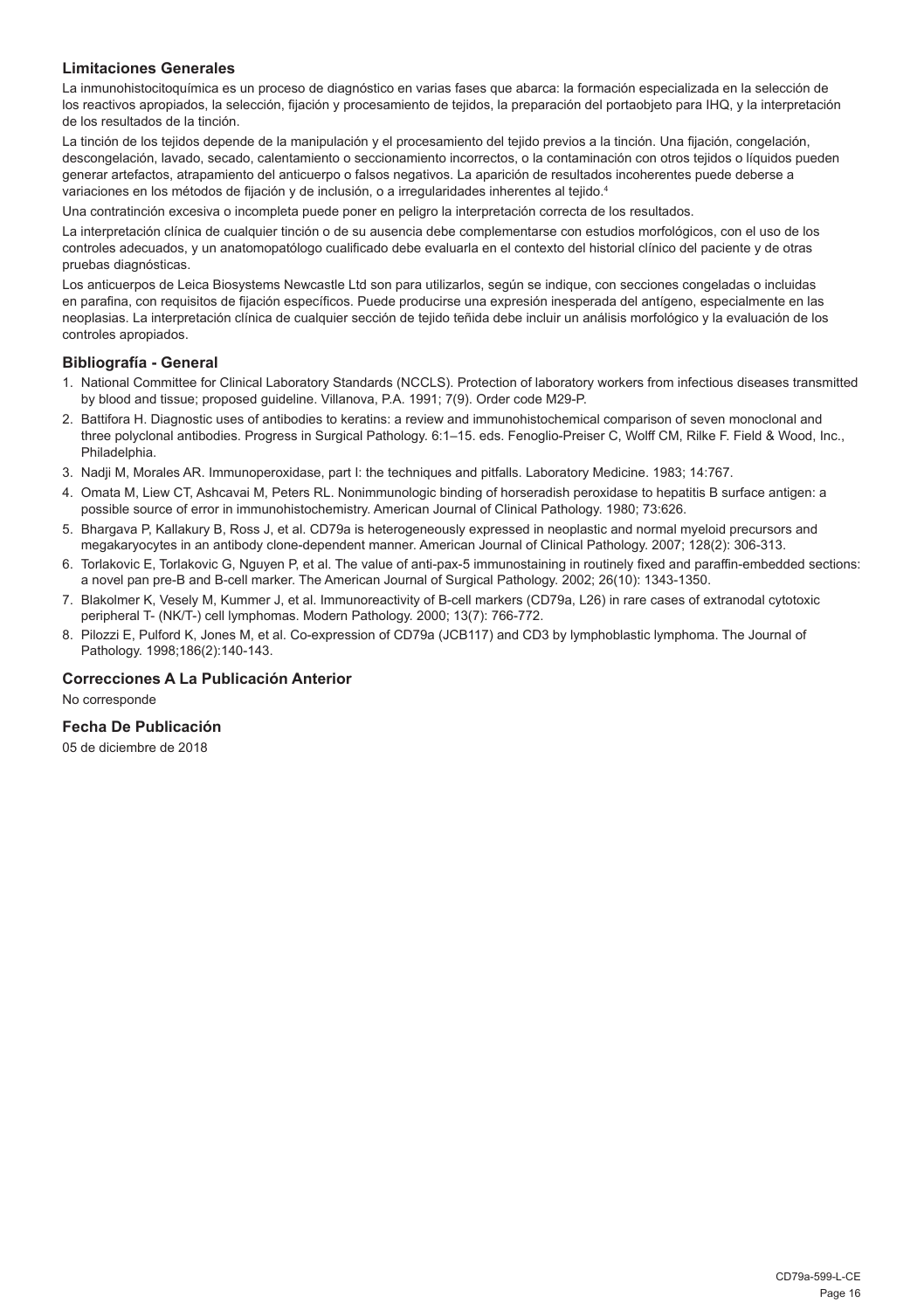### Limitaciones Generales

La inmunohistocitoquímica es un proceso de diagnóstico en varias fases que abarca: la formación especializada en la selección de los reactivos apropiados, la selección, fijación y procesamiento de tejidos, la preparación del portaobjeto para IHQ, y la interpretación de los resultados de la tinción.

La tinción de los tejidos depende de la manipulación y el procesamiento del tejido previos a la tinción. Una fijación, congelación, descongelación, lavado, secado, calentamiento o seccionamiento incorrectos, o la contaminación con otros tejidos o líquidos pueden generar artefactos, atrapamiento del anticuerpo o falsos negativos. La aparición de resultados incoherentes puede deberse a variaciones en los métodos de fijación y de inclusión, o a irregularidades inherentes al tejido.[4]

Una contratinción excesiva o incompleta puede poner en peligro la interpretación correcta de los resultados.

La interpretación clínica de cualquier tinción o de su ausencia debe complementarse con estudios morfológicos, con el uso de los controles adecuados, y un anatomopatólogo cualificado debe evaluarla en el contexto del historial clínico del paciente y de otras pruebas diagnósticas.

Los anticuerpos de Leica Biosystems Newcastle Ltd son para utilizarlos, según se indique, con secciones congeladas o incluidas en parafina, con requisitos de fijación específicos. Puede producirse una expresión inesperada del antígeno, especialmente en las neoplasias. La interpretación clínica de cualquier sección de tejido teñida debe incluir un análisis morfológico y la evaluación de los controles apropiados.

### Bibliografía - General

1. National Committee for Clinical Laboratory Standards (NCCLS). Protection of laboratory workers from infectious diseases transmitted by blood and tissue; proposed guideline. Villanova, P.A. 1991; 7(9). Order code M29-P.
2. Battifora H. Diagnostic uses of antibodies to keratins: a review and immunohistochemical comparison of seven monoclonal and three polyclonal antibodies. Progress in Surgical Pathology. 6:1–15. eds. Fenoglio-Preiser C, Wolff CM, Rilke F. Field & Wood, Inc., Philadelphia.
3. Nadji M, Morales AR. Immunoperoxidase, part I: the techniques and pitfalls. Laboratory Medicine. 1983; 14:767.
4. Omata M, Liew CT, Ashcavai M, Peters RL. Nonimmunologic binding of horseradish peroxidase to hepatitis B surface antigen: a possible source of error in immunohistochemistry. American Journal of Clinical Pathology. 1980; 73:626.
5. Bhargava P, Kallakury B, Ross J, et al. CD79a is heterogeneously expressed in neoplastic and normal myeloid precursors and megakaryocytes in an antibody clone-dependent manner. American Journal of Clinical Pathology. 2007; 128(2): 306-313.
6. Torlakovic E, Torlakovic G, Nguyen P, et al. The value of anti-pax-5 immunostaining in routinely fixed and paraffin-embedded sections: a novel pan pre-B and B-cell marker. The American Journal of Surgical Pathology. 2002; 26(10): 1343-1350.
7. Blakolmer K, Vesely M, Kummer J, et al. Immunoreactivity of B-cell markers (CD79a, L26) in rare cases of extranodal cytotoxic peripheral T- (NK/T-) cell lymphomas. Modern Pathology. 2000; 13(7): 766-772.
8. Pilozzi E, Pulford K, Jones M, et al. Co-expression of CD79a (JCB117) and CD3 by lymphoblastic lymphoma. The Journal of Pathology. 1998;186(2):140-143.

### Correcciones A La Publicación Anterior

No corresponde

### Fecha De Publicación

05 de diciembre de 2018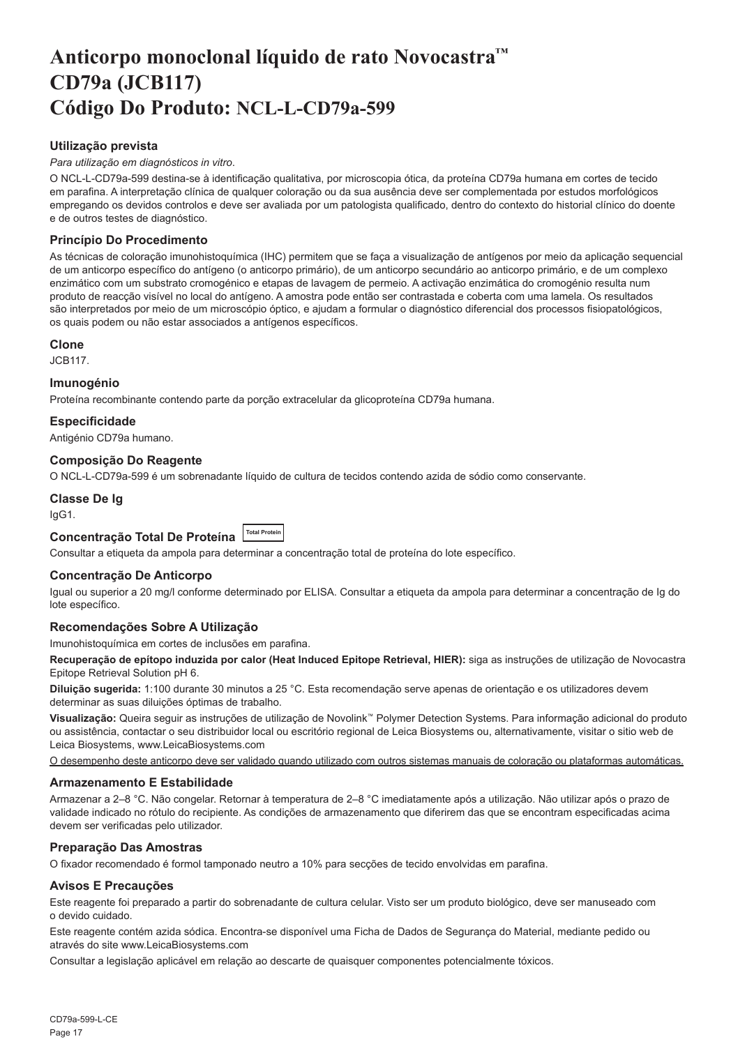# Anticorpo monoclonal líquido de rato Novocastra™ CD79a (JCB117) Código Do Produto: NCL-L-CD79a-599

### Utilização prevista

*Para utilização em diagnósticos in vitro*.

O NCL-L-CD79a-599 destina-se à identificação qualitativa, por microscopia ótica, da proteína CD79a humana em cortes de tecido em parafina. A interpretação clínica de qualquer coloração ou da sua ausência deve ser complementada por estudos morfológicos empregando os devidos controlos e deve ser avaliada por um patologista qualificado, dentro do contexto do historial clínico do doente e de outros testes de diagnóstico.

### Princípio Do Procedimento

As técnicas de coloração imunohistoquímica (IHC) permitem que se faça a visualização de antígenos por meio da aplicação sequencial de um anticorpo específico do antígeno (o anticorpo primário), de um anticorpo secundário ao anticorpo primário, e de um complexo enzimático com um substrato cromogénico e etapas de lavagem de permeio. A activação enzimática do cromogénio resulta num produto de reacção visível no local do antígeno. A amostra pode então ser contrastada e coberta com uma lamela. Os resultados são interpretados por meio de um microscópio óptico, e ajudam a formular o diagnóstico diferencial dos processos fisiopatológicos, os quais podem ou não estar associados a antígenos específicos.

### Clone

JCB117.

### Imunogénio

Proteína recombinante contendo parte da porção extracelular da glicoproteína CD79a humana.

### Especificidade

Antigénio CD79a humano.

### Composição Do Reagente

O NCL-L-CD79a-599 é um sobrenadante líquido de cultura de tecidos contendo azida de sódio como conservante.

### Classe De Ig

IgG1.

### Concentração Total De Proteína Total Protein

Consultar a etiqueta da ampola para determinar a concentração total de proteína do lote específico.

### Concentração De Anticorpo

Igual ou superior a 20 mg/l conforme determinado por ELISA. Consultar a etiqueta da ampola para determinar a concentração de Ig do lote específico.

### Recomendações Sobre A Utilização

Imunohistoquímica em cortes de inclusões em parafina.

**Recuperação de epítopo induzida por calor (Heat Induced Epitope Retrieval, HIER):** siga as instruções de utilização de Novocastra Epitope Retrieval Solution pH 6.

**Diluição sugerida:** 1:100 durante 30 minutos a 25 °C. Esta recomendação serve apenas de orientação e os utilizadores devem determinar as suas diluições óptimas de trabalho.

**Visualização:** Queira seguir as instruções de utilização de Novolink™ Polymer Detection Systems. Para informação adicional do produto ou assistência, contactar o seu distribuidor local ou escritório regional de Leica Biosystems ou, alternativamente, visitar o sitio web de Leica Biosystems, www.LeicaBiosystems.com

<u>O desempenho deste anticorpo deve ser validado quando utilizado com outros sistemas manuais de coloração ou plataformas automáticas.</u>

### Armazenamento E Estabilidade

Armazenar a 2–8 °C. Não congelar. Retornar à temperatura de 2–8 °C imediatamente após a utilização. Não utilizar após o prazo de validade indicado no rótulo do recipiente. As condições de armazenamento que diferirem das que se encontram especificadas acima devem ser verificadas pelo utilizador.

### Preparação Das Amostras

O fixador recomendado é formol tamponado neutro a 10% para secções de tecido envolvidas em parafina.

### Avisos E Precauções

Este reagente foi preparado a partir do sobrenadante de cultura celular. Visto ser um produto biológico, deve ser manuseado com o devido cuidado.

Este reagente contém azida sódica. Encontra-se disponível uma Ficha de Dados de Segurança do Material, mediante pedido ou através do site www.LeicaBiosystems.com

Consultar a legislação aplicável em relação ao descarte de quaisquer componentes potencialmente tóxicos.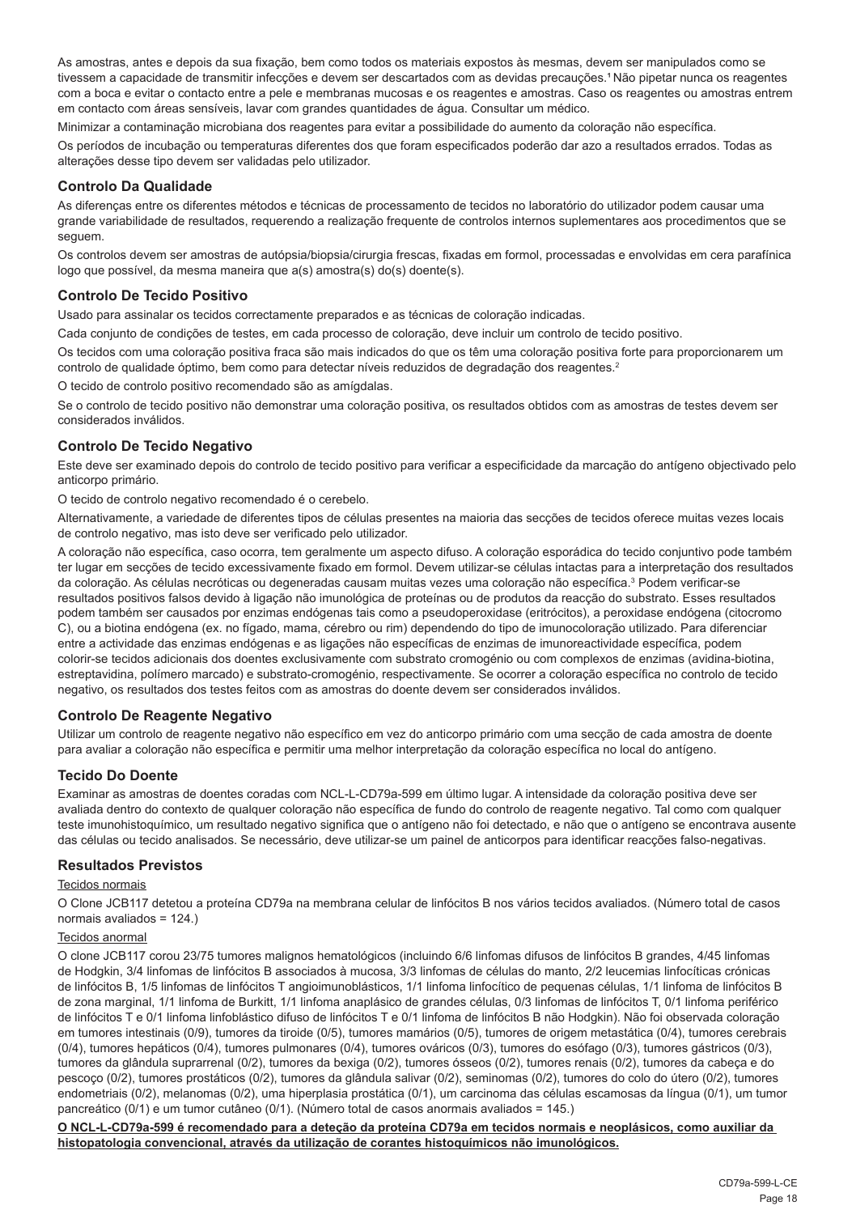As amostras, antes e depois da sua fixação, bem como todos os materiais expostos às mesmas, devem ser manipulados como se tivessem a capacidade de transmitir infecções e devem ser descartados com as devidas precauções.[1] Não pipetar nunca os reagentes com a boca e evitar o contacto entre a pele e membranas mucosas e os reagentes e amostras. Caso os reagentes ou amostras entrem em contacto com áreas sensíveis, lavar com grandes quantidades de água. Consultar um médico.

Minimizar a contaminação microbiana dos reagentes para evitar a possibilidade do aumento da coloração não específica.

Os períodos de incubação ou temperaturas diferentes dos que foram especificados poderão dar azo a resultados errados. Todas as alterações desse tipo devem ser validadas pelo utilizador.

## Controlo Da Qualidade

As diferenças entre os diferentes métodos e técnicas de processamento de tecidos no laboratório do utilizador podem causar uma grande variabilidade de resultados, requerendo a realização frequente de controlos internos suplementares aos procedimentos que se seguem.

Os controlos devem ser amostras de autópsia/biopsia/cirurgia frescas, fixadas em formol, processadas e envolvidas em cera parafínica logo que possível, da mesma maneira que a(s) amostra(s) do(s) doente(s).

## Controlo De Tecido Positivo

Usado para assinalar os tecidos correctamente preparados e as técnicas de coloração indicadas.

Cada conjunto de condições de testes, em cada processo de coloração, deve incluir um controlo de tecido positivo.

Os tecidos com uma coloração positiva fraca são mais indicados do que os têm uma coloração positiva forte para proporcionarem um controlo de qualidade óptimo, bem como para detectar níveis reduzidos de degradação dos reagentes.[2]

O tecido de controlo positivo recomendado são as amígdalas.

Se o controlo de tecido positivo não demonstrar uma coloração positiva, os resultados obtidos com as amostras de testes devem ser considerados inválidos.

## Controlo De Tecido Negativo

Este deve ser examinado depois do controlo de tecido positivo para verificar a especificidade da marcação do antígeno objectivado pelo anticorpo primário.

O tecido de controlo negativo recomendado é o cerebelo.

Alternativamente, a variedade de diferentes tipos de células presentes na maioria das secções de tecidos oferece muitas vezes locais de controlo negativo, mas isto deve ser verificado pelo utilizador.

A coloração não específica, caso ocorra, tem geralmente um aspecto difuso. A coloração esporádica do tecido conjuntivo pode também ter lugar em secções de tecido excessivamente fixado em formol. Devem utilizar-se células intactas para a interpretação dos resultados da coloração. As células necróticas ou degeneradas causam muitas vezes uma coloração não específica.[3] Podem verificar-se resultados positivos falsos devido à ligação não imunológica de proteínas ou de produtos da reacção do substrato. Esses resultados podem também ser causados por enzimas endógenas tais como a pseudoperoxidase (eritrócitos), a peroxidase endógena (citocromo C), ou a biotina endógena (ex. no fígado, mama, cérebro ou rim) dependendo do tipo de imunocoloração utilizado. Para diferenciar entre a actividade das enzimas endógenas e as ligações não específicas de enzimas de imunoreactividade específica, podem colorir-se tecidos adicionais dos doentes exclusivamente com substrato cromogénio ou com complexos de enzimas (avidina-biotina, estreptavidina, polímero marcado) e substrato-cromogénio, respectivamente. Se ocorrer a coloração específica no controlo de tecido negativo, os resultados dos testes feitos com as amostras do doente devem ser considerados inválidos.

## Controlo De Reagente Negativo

Utilizar um controlo de reagente negativo não específico em vez do anticorpo primário com uma secção de cada amostra de doente para avaliar a coloração não específica e permitir uma melhor interpretação da coloração específica no local do antígeno.

## Tecido Do Doente

Examinar as amostras de doentes coradas com NCL-L-CD79a-599 em último lugar. A intensidade da coloração positiva deve ser avaliada dentro do contexto de qualquer coloração não específica de fundo do controlo de reagente negativo. Tal como com qualquer teste imunohistoquímico, um resultado negativo significa que o antígeno não foi detectado, e não que o antígeno se encontrava ausente das células ou tecido analisados. Se necessário, deve utilizar-se um painel de anticorpos para identificar reacções falso-negativas.

## Resultados Previstos

Tecidos normais

O Clone JCB117 detetou a proteína CD79a na membrana celular de linfócitos B nos vários tecidos avaliados. (Número total de casos normais avaliados = 124.)

Tecidos anormal

O clone JCB117 corou 23/75 tumores malignos hematológicos (incluindo 6/6 linfomas difusos de linfócitos B grandes, 4/45 linfomas de Hodgkin, 3/4 linfomas de linfócitos B associados à mucosa, 3/3 linfomas de células do manto, 2/2 leucemias linfocíticas crónicas de linfócitos B, 1/5 linfomas de linfócitos T angioimunoblásticos, 1/1 linfoma linfocítico de pequenas células, 1/1 linfoma de linfócitos B de zona marginal, 1/1 linfoma de Burkitt, 1/1 linfoma anaplásico de grandes células, 0/3 linfomas de linfócitos T, 0/1 linfoma periférico de linfócitos T e 0/1 linfoma linfoblástico difuso de linfócitos T e 0/1 linfoma de linfócitos B não Hodgkin). Não foi observada coloração em tumores intestinais (0/9), tumores da tiroide (0/5), tumores mamários (0/5), tumores de origem metastática (0/4), tumores cerebrais (0/4), tumores hepáticos (0/4), tumores pulmonares (0/4), tumores ováricos (0/3), tumores do esófago (0/3), tumores gástricos (0/3), tumores da glândula suprarrenal (0/2), tumores da bexiga (0/2), tumores ósseos (0/2), tumores renais (0/2), tumores da cabeça e do pescoço (0/2), tumores prostáticos (0/2), tumores da glândula salivar (0/2), seminomas (0/2), tumores do colo do útero (0/2), tumores endometriais (0/2), melanomas (0/2), uma hiperplasia prostática (0/1), um carcinoma das células escamosas da língua (0/1), um tumor pancreático (0/1) e um tumor cutâneo (0/1). (Número total de casos anormais avaliados = 145.)

**O NCL-L-CD79a-599 é recomendado para a deteção da proteína CD79a em tecidos normais e neoplásicos, como auxiliar da histopatologia convencional, através da utilização de corantes histoquímicos não imunológicos.**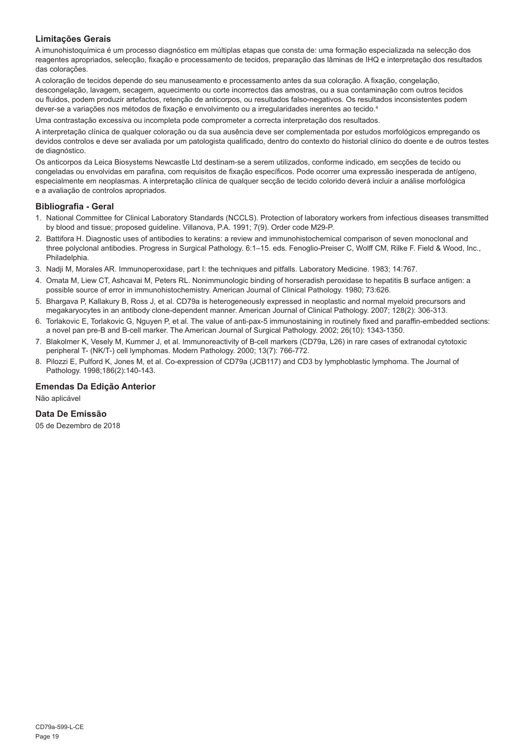## Limitações Gerais

A imunohistoquímica é um processo diagnóstico em múltiplas etapas que consta de: uma formação especializada na selecção dos reagentes apropriados, selecção, fixação e processamento de tecidos, preparação das lâminas de IHQ e interpretação dos resultados das colorações.

A coloração de tecidos depende do seu manuseamento e processamento antes da sua coloração. A fixação, congelação, descongelação, lavagem, secagem, aquecimento ou corte incorrectos das amostras, ou a sua contaminação com outros tecidos ou fluidos, podem produzir artefactos, retenção de anticorpos, ou resultados falso-negativos. Os resultados inconsistentes podem dever-se a variações nos métodos de fixação e envolvimento ou a irregularidades inerentes ao tecido.[4]

Uma contrastação excessiva ou incompleta pode comprometer a correcta interpretação dos resultados.

A interpretação clínica de qualquer coloração ou da sua ausência deve ser complementada por estudos morfológicos empregando os devidos controlos e deve ser avaliada por um patologista qualificado, dentro do contexto do historial clínico do doente e de outros testes de diagnóstico.

Os anticorpos da Leica Biosystems Newcastle Ltd destinam-se a serem utilizados, conforme indicado, em secções de tecido ou congeladas ou envolvidas em parafina, com requisitos de fixação específicos. Pode ocorrer uma expressão inesperada de antígeno, especialmente em neoplasmas. A interpretação clínica de qualquer secção de tecido colorido deverá incluir a análise morfológica e a avaliação de controlos apropriados.

## Bibliografia - Geral

1. National Committee for Clinical Laboratory Standards (NCCLS). Protection of laboratory workers from infectious diseases transmitted by blood and tissue; proposed guideline. Villanova, P.A. 1991; 7(9). Order code M29-P.
2. Battifora H. Diagnostic uses of antibodies to keratins: a review and immunohistochemical comparison of seven monoclonal and three polyclonal antibodies. Progress in Surgical Pathology. 6:1–15. eds. Fenoglio-Preiser C, Wolff CM, Rilke F. Field & Wood, Inc., Philadelphia.
3. Nadji M, Morales AR. Immunoperoxidase, part I: the techniques and pitfalls. Laboratory Medicine. 1983; 14:767.
4. Omata M, Liew CT, Ashcavai M, Peters RL. Nonimmunologic binding of horseradish peroxidase to hepatitis B surface antigen: a possible source of error in immunohistochemistry. American Journal of Clinical Pathology. 1980; 73:626.
5. Bhargava P, Kallakury B, Ross J, et al. CD79a is heterogeneously expressed in neoplastic and normal myeloid precursors and megakaryocytes in an antibody clone-dependent manner. American Journal of Clinical Pathology. 2007; 128(2): 306-313.
6. Torlakovic E, Torlakovic G, Nguyen P, et al. The value of anti-pax-5 immunostaining in routinely fixed and paraffin-embedded sections: a novel pan pre-B and B-cell marker. The American Journal of Surgical Pathology. 2002; 26(10): 1343-1350.
7. Blakolmer K, Vesely M, Kummer J, et al. Immunoreactivity of B-cell markers (CD79a, L26) in rare cases of extranodal cytotoxic peripheral T- (NK/T-) cell lymphomas. Modern Pathology. 2000; 13(7): 766-772.
8. Pilozzi E, Pulford K, Jones M, et al. Co-expression of CD79a (JCB117) and CD3 by lymphoblastic lymphoma. The Journal of Pathology. 1998;186(2):140-143.

## Emendas Da Edição Anterior

Não aplicável

## Data De Emissão

05 de Dezembro de 2018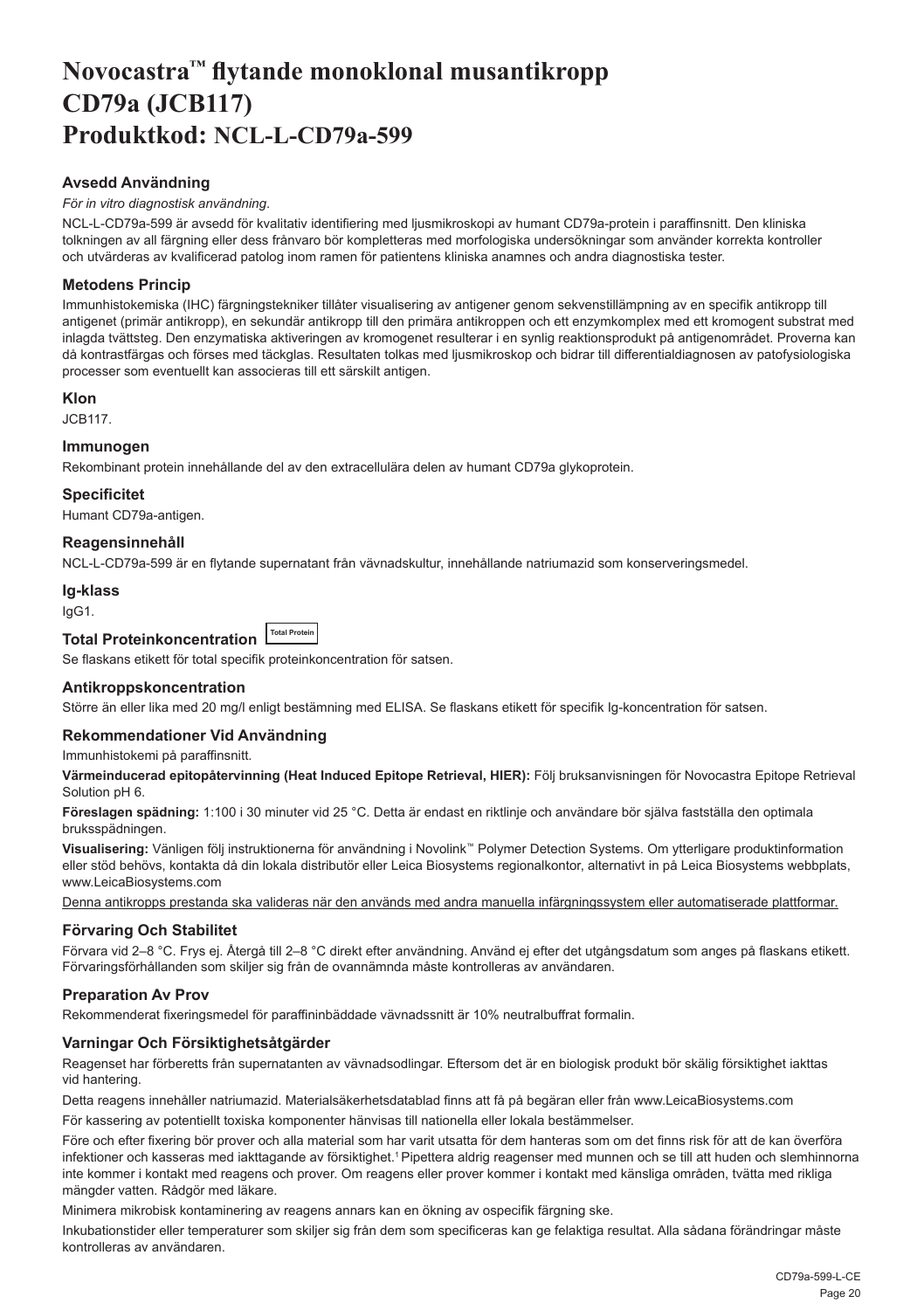# Novocastra™ flytande monoklonal musantikropp CD79a (JCB117) Produktkod: NCL-L-CD79a-599

## Avsedd Användning

*För in vitro diagnostisk användning*.

NCL-L-CD79a-599 är avsedd för kvalitativ identifiering med ljusmikroskopi av humant CD79a-protein i paraffinsnitt. Den kliniska tolkningen av all färgning eller dess frånvaro bör kompletteras med morfologiska undersökningar som använder korrekta kontroller och utvärderas av kvalificerad patolog inom ramen för patientens kliniska anamnes och andra diagnostiska tester.

## Metodens Princip

Immunhistokemiska (IHC) färgningstekniker tillåter visualisering av antigener genom sekvenstillämpning av en specifik antikropp till antigenet (primär antikropp), en sekundär antikropp till den primära antikroppen och ett enzymkomplex med ett kromogent substrat med inlagda tvättsteg. Den enzymatiska aktiveringen av kromogenet resulterar i en synlig reaktionsprodukt på antigenområdet. Proverna kan då kontrastfärgas och förses med täckglas. Resultaten tolkas med ljusmikroskop och bidrar till differentialdiagnosen av patofysiologiska processer som eventuellt kan associeras till ett särskilt antigen.

## Klon

JCB117.

## Immunogen

Rekombinant protein innehållande del av den extracellulära delen av humant CD79a glykoprotein.

## Specificitet

Humant CD79a-antigen.

## Reagensinnehåll

NCL-L-CD79a-599 är en flytande supernatant från vävnadskultur, innehållande natriumazid som konserveringsmedel.

## Ig-klass

IgG1.

## Total Proteinkoncentration Total Protein

Se flaskans etikett för total specifik proteinkoncentration för satsen.

## Antikroppskoncentration

Större än eller lika med 20 mg/l enligt bestämning med ELISA. Se flaskans etikett för specifik Ig-koncentration för satsen.

## Rekommendationer Vid Användning

Immunhistokemi på paraffinsnitt.

**Värmeinducerad epitopåtervinning (Heat Induced Epitope Retrieval, HIER):** Följ bruksanvisningen för Novocastra Epitope Retrieval Solution pH 6.

**Föreslagen spädning:** 1:100 i 30 minuter vid 25 °C. Detta är endast en riktlinje och användare bör själva fastställa den optimala bruksspädningen.

**Visualisering:** Vänligen följ instruktionerna för användning i Novolink™ Polymer Detection Systems. Om ytterligare produktinformation eller stöd behövs, kontakta då din lokala distributör eller Leica Biosystems regionalkontor, alternativt in på Leica Biosystems webbplats, www.LeicaBiosystems.com

Denna antikropps prestanda ska valideras när den används med andra manuella infärgningssystem eller automatiserade plattformar.

## Förvaring Och Stabilitet

Förvara vid 2–8 °C. Frys ej. Återgå till 2–8 °C direkt efter användning. Använd ej efter det utgångsdatum som anges på flaskans etikett. Förvaringsförhållanden som skiljer sig från de ovannämnda måste kontrolleras av användaren.

## Preparation Av Prov

Rekommenderat fixeringsmedel för paraffininbäddade vävnadssnitt är 10% neutralbuffrat formalin.

## Varningar Och Försiktighetsåtgärder

Reagenset har förberetts från supernatanten av vävnadsodlingar. Eftersom det är en biologisk produkt bör skälig försiktighet iakttas vid hantering.

Detta reagens innehåller natriumazid. Materialsäkerhetsdatablad finns att få på begäran eller från www.LeicaBiosystems.com

För kassering av potentiellt toxiska komponenter hänvisas till nationella eller lokala bestämmelser.

Före och efter fixering bör prover och alla material som har varit utsatta för dem hanteras som om det finns risk för att de kan överföra infektioner och kasseras med iakttagande av försiktighet.[1] Pipettera aldrig reagenser med munnen och se till att huden och slemhinnorna inte kommer i kontakt med reagens och prover. Om reagens eller prover kommer i kontakt med känsliga områden, tvätta med rikliga mängder vatten. Rådgör med läkare.

Minimera mikrobisk kontaminering av reagens annars kan en ökning av ospecifik färgning ske.

Inkubationstider eller temperaturer som skiljer sig från dem som specificeras kan ge felaktiga resultat. Alla sådana förändringar måste kontrolleras av användaren.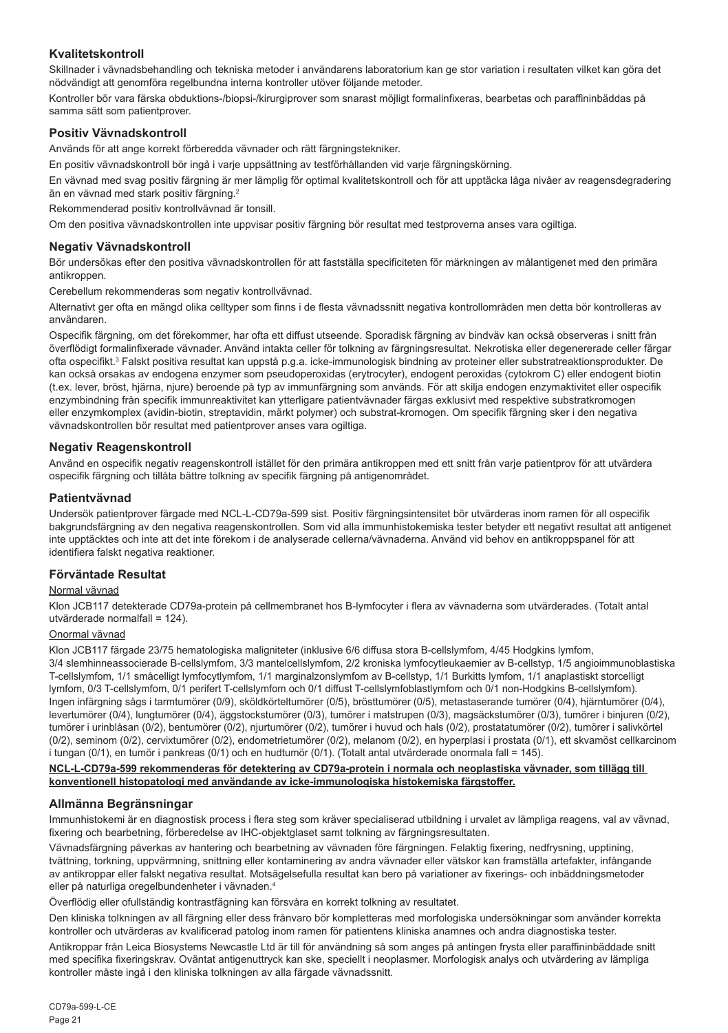## Kvalitetskontroll

Skillnader i vävnadsbehandling och tekniska metoder i användarens laboratorium kan ge stor variation i resultaten vilket kan göra det nödvändigt att genomföra regelbundna interna kontroller utöver följande metoder.

Kontroller bör vara färska obduktions-/biopsi-/kirurgiprover som snarast möjligt formalinfixeras, bearbetas och paraffininbäddas på samma sätt som patientprover.

## Positiv Vävnadskontroll

Används för att ange korrekt förberedda vävnader och rätt färgningstekniker.

En positiv vävnadskontroll bör ingå i varje uppsättning av testförhållanden vid varje färgningskörning.

En vävnad med svag positiv färgning är mer lämplig för optimal kvalitetskontroll och för att upptäcka låga nivåer av reagensdegradering än en vävnad med stark positiv färgning.[2]

Rekommenderad positiv kontrollvävnad är tonsill.

Om den positiva vävnadskontrollen inte uppvisar positiv färgning bör resultat med testproverna anses vara ogiltiga.

## Negativ Vävnadskontroll

Bör undersökas efter den positiva vävnadskontrollen för att fastställa specificiteten för märkningen av målantigenet med den primära antikroppen.

Cerebellum rekommenderas som negativ kontrollvävnad.

Alternativt ger ofta en mängd olika celltyper som finns i de flesta vävnadssnitt negativa kontrollområden men detta bör kontrolleras av användaren.

Ospecifik färgning, om det förekommer, har ofta ett diffust utseende. Sporadisk färgning av bindväv kan också observeras i snitt från överflödigt formalinfixerade vävnader. Använd intakta celler för tolkning av färgningsresultat. Nekrotiska eller degenererade celler färgar ofta ospecifikt.[3] Falskt positiva resultat kan uppstå p.g.a. icke-immunologisk bindning av proteiner eller substratreaktionsprodukter. De kan också orsakas av endogena enzymer som pseudoperoxidas (erytrocyter), endogent peroxidas (cytokrom C) eller endogent biotin (t.ex. lever, bröst, hjärna, njure) beroende på typ av immunfärgning som används. För att skilja endogen enzymaktivitet eller ospecifik enzymbindning från specifik immunreaktivitet kan ytterligare patientvävnader färgas exklusivt med respektive substratkromogen eller enzymkomplex (avidin-biotin, streptavidin, märkt polymer) och substrat-kromogen. Om specifik färgning sker i den negativa vävnadskontrollen bör resultat med patientprover anses vara ogiltiga.

## Negativ Reagenskontroll

Använd en ospecifik negativ reagenskontroll istället för den primära antikroppen med ett snitt från varje patientprov för att utvärdera ospecifik färgning och tillåta bättre tolkning av specifik färgning på antigenområdet.

## Patientvävnad

Undersök patientprover färgade med NCL-L-CD79a-599 sist. Positiv färgningsintensitet bör utvärderas inom ramen för all ospecifik bakgrundsfärgning av den negativa reagenskontrollen. Som vid alla immunhistokemiska tester betyder ett negativt resultat att antigenet inte upptäcktes och inte att det inte förekom i de analyserade cellerna/vävnaderna. Använd vid behov en antikroppspanel för att identifiera falskt negativa reaktioner.

## Förväntade Resultat

Normal vävnad

Klon JCB117 detekterade CD79a-protein på cellmembranet hos B-lymfocyter i flera av vävnaderna som utvärderades. (Totalt antal utvärderade normalfall = 124).

Onormal vävnad

Klon JCB117 färgade 23/75 hematologiska maligniteter (inklusive 6/6 diffusa stora B-cellslymfom, 4/45 Hodgkins lymfom, 3/4 slemhinneassocierade B-cellslymfom, 3/3 mantelcellslymfom, 2/2 kroniska lymfocytleukaemier av B-cellstyp, 1/5 angioimmunoblastiska T-cellslymfom, 1/1 småcelligt lymfocytlymfom, 1/1 marginalzonslymfom av B-cellstyp, 1/1 Burkitts lymfom, 1/1 anaplastiskt storcelligt lymfom, 0/3 T-cellslymfom, 0/1 perifert T-cellslymfom och 0/1 diffust T-cellslymfoblastlymfom och 0/1 non-Hodgkins B-cellslymfom). Ingen infärgning sågs i tarmtumörer (0/9), sköldkörteltumörer (0/5), brösttumörer (0/5), metastaserande tumörer (0/4), hjärntumörer (0/4), levertumörer (0/4), lungtumörer (0/4), äggstockstumörer (0/3), tumörer i matstrupen (0/3), magsäckstumörer (0/3), tumörer i binjuren (0/2), tumörer i urinblåsan (0/2), bentumörer (0/2), njurtumörer (0/2), tumörer i huvud och hals (0/2), prostatatumörer (0/2), tumörer i salivkörtel (0/2), seminom (0/2), cervixtumörer (0/2), endometrietumörer (0/2), melanom (0/2), en hyperplasi i prostata (0/1), ett skvamöst cellkarcinom i tungan (0/1), en tumör i pankreas (0/1) och en hudtumör (0/1). (Totalt antal utvärderade onormala fall = 145).

**NCL-L-CD79a-599 rekommenderas för detektering av CD79a-protein i normala och neoplastiska vävnader, som tillägg till konventionell histopatologi med användande av icke-immunologiska histokemiska färgstoffer.**

## Allmänna Begränsningar

Immunhistokemi är en diagnostisk process i flera steg som kräver specialiserad utbildning i urvalet av lämpliga reagens, val av vävnad, fixering och bearbetning, förberedelse av IHC-objektglaset samt tolkning av färgningsresultaten.

Vävnadsfärgning påverkas av hantering och bearbetning av vävnaden före färgningen. Felaktig fixering, nedfrysning, upptining, tvättning, torkning, uppvärmning, snittning eller kontaminering av andra vävnader eller vätskor kan framställa artefakter, infångande av antikroppar eller falskt negativa resultat. Motsägelsefulla resultat kan bero på variationer av fixerings- och inbäddningsmetoder eller på naturliga oregelbundenheter i vävnaden.[4]

Överflödig eller ofullständig kontrastfägning kan försvåra en korrekt tolkning av resultatet.

Den kliniska tolkningen av all färgning eller dess frånvaro bör kompletteras med morfologiska undersökningar som använder korrekta kontroller och utvärderas av kvalificerad patolog inom ramen för patientens kliniska anamnes och andra diagnostiska tester.

Antikroppar från Leica Biosystems Newcastle Ltd är till för användning så som anges på antingen frysta eller paraffininbäddade snitt med specifika fixeringskrav. Oväntat antigenuttryck kan ske, speciellt i neoplasmer. Morfologisk analys och utvärdering av lämpliga kontroller måste ingå i den kliniska tolkningen av alla färgade vävnadssnitt.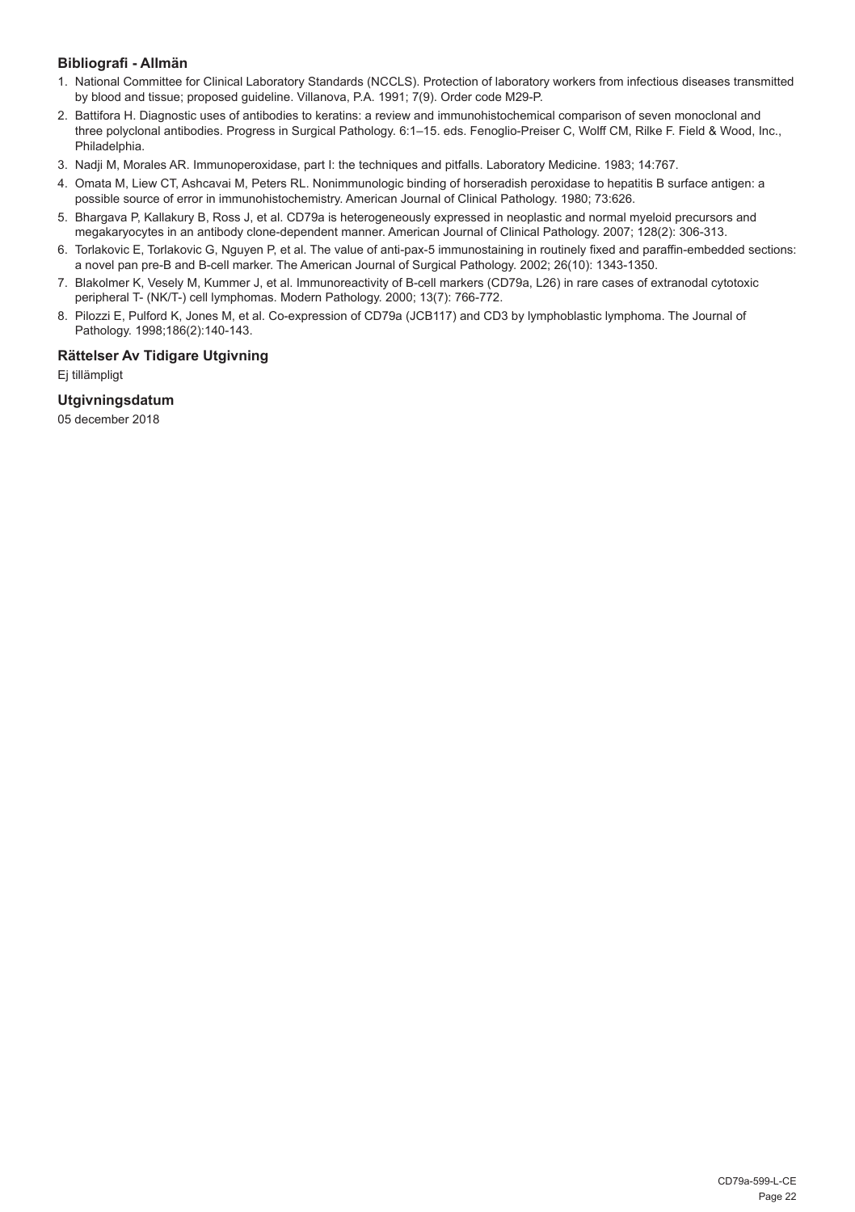### Bibliografi - Allmän

1. National Committee for Clinical Laboratory Standards (NCCLS). Protection of laboratory workers from infectious diseases transmitted by blood and tissue; proposed guideline. Villanova, P.A. 1991; 7(9). Order code M29-P.
2. Battifora H. Diagnostic uses of antibodies to keratins: a review and immunohistochemical comparison of seven monoclonal and three polyclonal antibodies. Progress in Surgical Pathology. 6:1–15. eds. Fenoglio-Preiser C, Wolff CM, Rilke F. Field & Wood, Inc., Philadelphia.
3. Nadji M, Morales AR. Immunoperoxidase, part I: the techniques and pitfalls. Laboratory Medicine. 1983; 14:767.
4. Omata M, Liew CT, Ashcavai M, Peters RL. Nonimmunologic binding of horseradish peroxidase to hepatitis B surface antigen: a possible source of error in immunohistochemistry. American Journal of Clinical Pathology. 1980; 73:626.
5. Bhargava P, Kallakury B, Ross J, et al. CD79a is heterogeneously expressed in neoplastic and normal myeloid precursors and megakaryocytes in an antibody clone-dependent manner. American Journal of Clinical Pathology. 2007; 128(2): 306-313.
6. Torlakovic E, Torlakovic G, Nguyen P, et al. The value of anti-pax-5 immunostaining in routinely fixed and paraffin-embedded sections: a novel pan pre-B and B-cell marker. The American Journal of Surgical Pathology. 2002; 26(10): 1343-1350.
7. Blakolmer K, Vesely M, Kummer J, et al. Immunoreactivity of B-cell markers (CD79a, L26) in rare cases of extranodal cytotoxic peripheral T- (NK/T-) cell lymphomas. Modern Pathology. 2000; 13(7): 766-772.
8. Pilozzi E, Pulford K, Jones M, et al. Co-expression of CD79a (JCB117) and CD3 by lymphoblastic lymphoma. The Journal of Pathology. 1998;186(2):140-143.

### Rättelser Av Tidigare Utgivning

Ej tillämpligt

### Utgivningsdatum

05 december 2018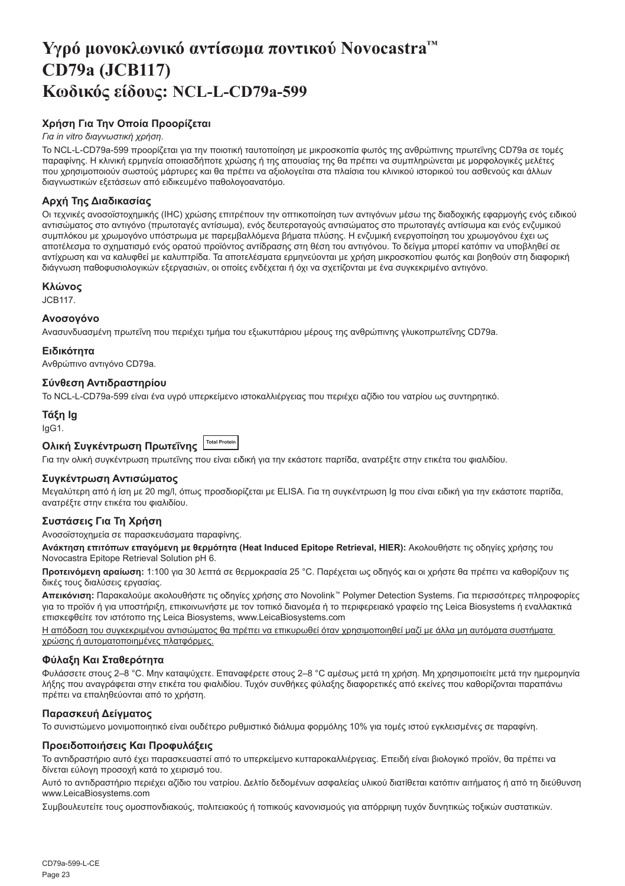# Υγρό μονοκλωνικό αντίσωμα ποντικού Novocastra™ CD79a (JCB117)
# Κωδικός είδους: NCL-L-CD79a-599

## Χρήση Για Την Οποία Προορίζεται

*Για in vitro διαγνωστική χρήση.*

Το NCL-L-CD79a-599 προορίζεται για την ποιοτική ταυτοποίηση με μικροσκοπία φωτός της ανθρώπινης πρωτεΐνης CD79a σε τομές παραφίνης. Η κλινική ερμηνεία οποιασδήποτε χρώσης ή της απουσίας της θα πρέπει να συμπληρώνεται με μορφολογικές μελέτες που χρησιμοποιούν σωστούς μάρτυρες και θα πρέπει να αξιολογείται στα πλαίσια του κλινικού ιστορικού του ασθενούς και άλλων διαγνωστικών εξετάσεων από ειδικευμένο παθολογοανατόμο.

## Αρχή Της Διαδικασίας

Οι τεχνικές ανοσοϊστοχημικής (IHC) χρώσης επιτρέπουν την οπτικοποίηση των αντιγόνων μέσω της διαδοχικής εφαρμογής ενός ειδικού αντισώματος στο αντιγόνο (πρωτοταγές αντίσωμα), ενός δευτεροταγούς αντισώματος στο πρωτοταγές αντίσωμα και ενός ενζυμικού συμπλόκου με χρωμογόνο υπόστρωμα με παρεμβαλλόμενα βήματα πλύσης. Η ενζυμική ενεργοποίηση του χρωμογόνου έχει ως αποτέλεσμα το σχηματισμό ενός ορατού προϊόντος αντίδρασης στη θέση του αντιγόνου. Το δείγμα μπορεί κατόπιν να υποβληθεί σε αντίχρωση και να καλυφθεί με καλυπτρίδα. Τα αποτελέσματα ερμηνεύονται με χρήση μικροσκοπίου φωτός και βοηθούν στη διαφορική διάγνωση παθοφυσιολογικών εξεργασιών, οι οποίες ενδέχεται ή όχι να σχετίζονται με ένα συγκεκριμένο αντιγόνο.

## Κλώνος

JCB117.

## Ανοσογόνο

Ανασυνδυασμένη πρωτεΐνη που περιέχει τμήμα του εξωκυττάριου μέρους της ανθρώπινης γλυκοπρωτεΐνης CD79a.

## Ειδικότητα

Ανθρώπινο αντιγόνο CD79a.

## Σύνθεση Αντιδραστηρίου

Το NCL-L-CD79a-599 είναι ένα υγρό υπερκείμενο ιστοκαλλιέργειας που περιέχει αζίδιο του νατρίου ως συντηρητικό.

## Τάξη Ig

IgG1.

## Ολική Συγκέντρωση Πρωτεΐνης Total Protein

Για την ολική συγκέντρωση πρωτεΐνης που είναι ειδική για την εκάστοτε παρτίδα, ανατρέξτε στην ετικέτα του φιαλιδίου.

## Συγκέντρωση Αντισώματος

Μεγαλύτερη από ή ίση με 20 mg/l, όπως προσδιορίζεται με ELISA. Για τη συγκέντρωση Ig που είναι ειδική για την εκάστοτε παρτίδα, ανατρέξτε στην ετικέτα του φιαλιδίου.

## Συστάσεις Για Τη Χρήση

Ανοσοϊστοχημεία σε παρασκευάσματα παραφίνης.

**Ανάκτηση επιτόπων επαγόμενη με θερμότητα (Heat Induced Epitope Retrieval, HIER):** Ακολουθήστε τις οδηγίες χρήσης του Novocastra Epitope Retrieval Solution pH 6.

**Προτεινόμενη αραίωση:** 1:100 για 30 λεπτά σε θερμοκρασία 25 °C. Παρέχεται ως οδηγός και οι χρήστες θα πρέπει να καθορίζουν τις δικές τους διαλύσεις εργασίας.

**Απεικόνιση:** Παρακαλούμε ακολουθήστε τις οδηγίες χρήσης στο Novolink™ Polymer Detection Systems. Για περισσότερες πληροφορίες για το προϊόν ή για υποστήριξη, επικοινωνήστε με τον τοπικό διανομέα ή το περιφερειακό γραφείο της Leica Biosystems ή εναλλακτικά επισκεφθείτε τον ιστότοπο της Leica Biosystems, www.LeicaBiosystems.com

Η απόδοση του συγκεκριμένου αντισώματος θα πρέπει να επικυρωθεί όταν χρησιμοποιηθεί μαζί με άλλα μη αυτόματα συστήματα χρώσης ή αυτοματοποιημένες πλατφόρμες.

## Φύλαξη Και Σταθερότητα

Φυλάσσετε στους 2–8 °C. Μην καταψύχετε. Επαναφέρετε στους 2–8 °C αμέσως μετά τη χρήση. Μη χρησιμοποιείτε μετά την ημερομηνία λήξης που αναγράφεται στην ετικέτα του φιαλιδίου. Τυχόν συνθήκες φύλαξης διαφορετικές από εκείνες που καθορίζονται παραπάνω πρέπει να επαληθεύονται από το χρήστη.

## Παρασκευή Δείγματος

Το συνιστώμενο μονιμοποιητικό είναι ουδέτερο ρυθμιστικό διάλυμα φορμόλης 10% για τομές ιστού εγκλεισμένες σε παραφίνη.

## Προειδοποιήσεις Και Προφυλάξεις

Το αντιδραστήριο αυτό έχει παρασκευαστεί από το υπερκείμενο κυτταροκαλλιέργειας. Επειδή είναι βιολογικό προϊόν, θα πρέπει να δίνεται εύλογη προσοχή κατά το χειρισμό του.

Αυτό το αντιδραστήριο περιέχει αζίδιο του νατρίου. Δελτίο δεδομένων ασφαλείας υλικού διατίθεται κατόπιν αιτήματος ή από τη διεύθυνση www.LeicaBiosystems.com

Συμβουλευτείτε τους ομοσπονδιακούς, πολιτειακούς ή τοπικούς κανονισμούς για απόρριψη τυχόν δυνητικώς τοξικών συστατικών.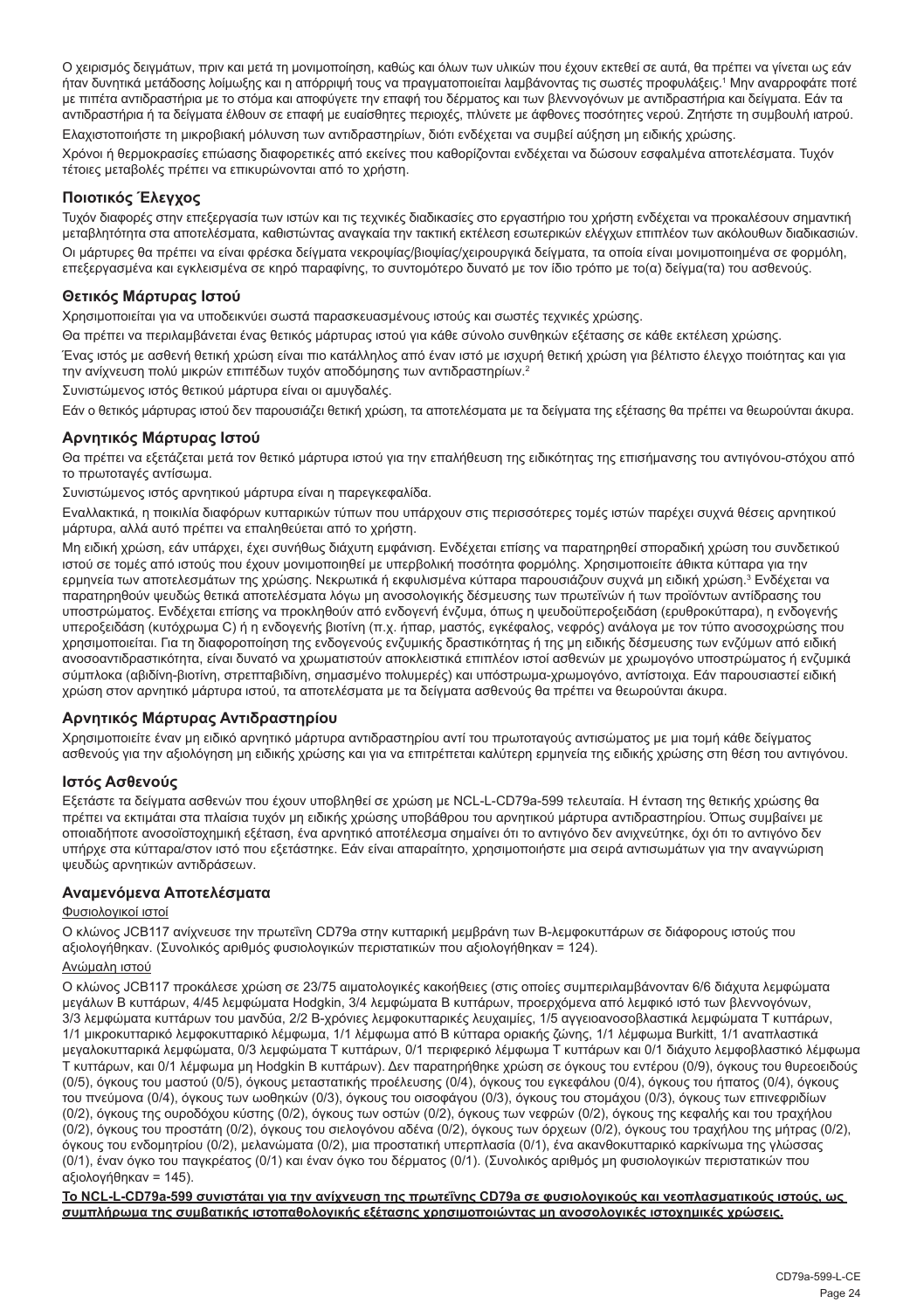Ο χειρισμός δειγμάτων, πριν και μετά τη μονιμοποίηση, καθώς και όλων των υλικών που έχουν εκτεθεί σε αυτά, θα πρέπει να γίνεται ως εάν ήταν δυνητικά μετάδοσης λοίμωξης και η απόρριψή τους να πραγματοποιείται λαμβάνοντας τις σωστές προφυλάξεις.[1] Μην αναρροφάτε ποτέ με πιπέτα αντιδραστήρια με το στόμα και αποφύγετε την επαφή του δέρματος και των βλεννογόνων με αντιδραστήρια και δείγματα. Εάν τα αντιδραστήρια ή τα δείγματα έλθουν σε επαφή με ευαίσθητες περιοχές, πλύνετε με άφθονες ποσότητες νερού. Ζητήστε τη συμβουλή ιατρού.

Ελαχιστοποιήστε τη μικροβιακή μόλυνση των αντιδραστηρίων, διότι ενδέχεται να συμβεί αύξηση μη ειδικής χρώσης.

Χρόνοι ή θερμοκρασίες επώασης διαφορετικές από εκείνες που καθορίζονται ενδέχεται να δώσουν εσφαλμένα αποτελέσματα. Τυχόν τέτοιες μεταβολές πρέπει να επικυρώνονται από το χρήστη.

## Ποιοτικός Έλεγχος

Τυχόν διαφορές στην επεξεργασία των ιστών και τις τεχνικές διαδικασίες στο εργαστήριο του χρήστη ενδέχεται να προκαλέσουν σημαντική μεταβλητότητα στα αποτελέσματα, καθιστώντας αναγκαία την τακτική εκτέλεση εσωτερικών ελέγχων επιπλέον των ακόλουθων διαδικασιών.

Οι μάρτυρες θα πρέπει να είναι φρέσκα δείγματα νεκροψίας/βιοψίας/χειρουργικά δείγματα, τα οποία είναι μονιμοποιημένα σε φορμόλη, επεξεργασμένα και εγκλεισμένα σε κηρό παραφίνης, το συντομότερο δυνατό με τον ίδιο τρόπο με το(α) δείγμα(τα) του ασθενούς.

## Θετικός Μάρτυρας Ιστού

Χρησιμοποιείται για να υποδεικνύει σωστά παρασκευασμένους ιστούς και σωστές τεχνικές χρώσης.

Θα πρέπει να περιλαμβάνεται ένας θετικός μάρτυρας ιστού για κάθε σύνολο συνθηκών εξέτασης σε κάθε εκτέλεση χρώσης.

Ένας ιστός με ασθενή θετική χρώση είναι πιο κατάλληλος από έναν ιστό με ισχυρή θετική χρώση για βέλτιστο έλεγχο ποιότητας και για την ανίχνευση πολύ μικρών επιπέδων τυχόν αποδόμησης των αντιδραστηρίων.[2]

Συνιστώμενος ιστός θετικού μάρτυρα είναι οι αμυγδαλές.

Εάν ο θετικός μάρτυρας ιστού δεν παρουσιάζει θετική χρώση, τα αποτελέσματα με τα δείγματα της εξέτασης θα πρέπει να θεωρούνται άκυρα.

## Αρνητικός Μάρτυρας Ιστού

Θα πρέπει να εξετάζεται μετά τον θετικό μάρτυρα ιστού για την επαλήθευση της ειδικότητας της επισήμανσης του αντιγόνου-στόχου από το πρωτοταγές αντίσωμα.

Συνιστώμενος ιστός αρνητικού μάρτυρα είναι η παρεγκεφαλίδα.

Εναλλακτικά, η ποικιλία διαφόρων κυτταρικών τύπων που υπάρχουν στις περισσότερες τομές ιστών παρέχει συχνά θέσεις αρνητικού μάρτυρα, αλλά αυτό πρέπει να επαληθεύεται από το χρήστη.

Μη ειδική χρώση, εάν υπάρχει, έχει συνήθως διάχυτη εμφάνιση. Ενδέχεται επίσης να παρατηρηθεί σποραδική χρώση του συνδετικού ιστού σε τομές από ιστούς που έχουν μονιμοποιηθεί με υπερβολική ποσότητα φορμόλης. Χρησιμοποιείτε άθικτα κύτταρα για την ερμηνεία των αποτελεσμάτων της χρώσης. Νεκρωτικά ή εκφυλισμένα κύτταρα παρουσιάζουν συχνά μη ειδική χρώση.[3] Ενδέχεται να παρατηρηθούν ψευδώς θετικά αποτελέσματα λόγω μη ανοσολογικής δέσμευσης των πρωτεϊνών ή των προϊόντων αντίδρασης του υποστρώματος. Ενδέχεται επίσης να προκληθούν από ενδογενή ένζυμα, όπως η ψευδοϋπεροξειδάση (ερυθροκύτταρα), η ενδογενής υπεροξειδάση (κυτόχρωμα C) ή η ενδογενής βιοτίνη (π.χ. ήπαρ, μαστός, εγκέφαλος, νεφρός) ανάλογα με τον τύπο ανοσοχρώσης που χρησιμοποιείται. Για τη διαφοροποίηση της ενδογενούς ενζυμικής δραστικότητας ή της μη ειδικής δέσμευσης των ενζύμων από ειδική ανοσοαντιδραστικότητα, είναι δυνατό να χρωματιστούν αποκλειστικά επιπλέον ιστοί ασθενών με χρωμογόνο υποστρώματος ή ενζυμικά σύμπλοκα (αβιδίνη-βιοτίνη, στρεπταβιδίνη, σημασμένο πολυμερές) και υπόστρωμα-χρωμογόνο, αντίστοιχα. Εάν παρουσιαστεί ειδική χρώση στον αρνητικό μάρτυρα ιστού, τα αποτελέσματα με τα δείγματα ασθενούς θα πρέπει να θεωρούνται άκυρα.

## Αρνητικός Μάρτυρας Αντιδραστηρίου

Χρησιμοποιήστε έναν μη ειδικό αρνητικό μάρτυρα αντιδραστηρίου αντί του πρωτοταγούς αντισώματος με μια τομή κάθε δείγματος ασθενούς για την αξιολόγηση μη ειδικής χρώσης και για να επιτρέπεται καλύτερη ερμηνεία της ειδικής χρώσης στη θέση του αντιγόνου.

## Ιστός Ασθενούς

Εξετάστε τα δείγματα ασθενών που έχουν υποβληθεί σε χρώση με NCL-L-CD79a-599 τελευταία. Η ένταση της θετικής χρώσης θα πρέπει να εκτιμάται στα πλαίσια τυχόν μη ειδικής χρώσης υποβάθρου του αρνητικού μάρτυρα αντιδραστηρίου. Όπως συμβαίνει με οποιαδήποτε ανοσοϊστοχημική εξέταση, ένα αρνητικό αποτέλεσμα σημαίνει ότι το αντιγόνο δεν ανιχνεύτηκε, όχι ότι το αντιγόνο δεν υπήρχε στα κύτταρα/στον ιστό που εξετάστηκε. Εάν είναι απαραίτητο, χρησιμοποιήστε μια σειρά αντισωμάτων για την αναγνώριση ψευδώς αρνητικών αντιδράσεων.

## Αναμενόμενα Αποτελέσματα

Φυσιολογικοί ιστοί

Ο κλώνος JCB117 ανίχνευσε την πρωτεΐνη CD79a στην κυτταρική μεμβράνη των Β-λεμφοκυττάρων σε διάφορους ιστούς που αξιολογήθηκαν. (Συνολικός αριθμός φυσιολογικών περιστατικών που αξιολογήθηκαν = 124).

Ανώμαλη ιστού

Ο κλώνος JCB117 προκάλεσε χρώση σε 23/75 αιματολογικές κακοήθειες (στις οποίες συμπεριλαμβάνονταν 6/6 διάχυτα λεμφώματα μεγάλων Β κυττάρων, 4/45 λεμφώματα Hodgkin, 3/4 λεμφώματα Β κυττάρων, προερχόμενα από λεμφικό ιστό των βλεννογόνων, 3/3 λεμφώματα κυττάρων του μανδύα, 2/2 Β-χρόνιες λεμφοκυτταρικές λευχαιμίες, 1/5 αγγειοανοσοβλαστικά λεμφώματα Τ κυττάρων, 1/1 μικροκυτταρικό λεμφοκυτταρικό λέμφωμα, 1/1 λέμφωμα από Β κύτταρα οριακής ζώνης, 1/1 λέμφωμα Burkitt, 1/1 αναπλαστικά μεγαλοκυτταρικά λεμφώματα, 0/3 λεμφώματα Τ κυττάρων, 0/1 περιφερικό λέμφωμα Τ κυττάρων και 0/1 διάχυτο λεμφοβλαστικό λέμφωμα Τ κυττάρων, και 0/1 λέμφωμα μη Hodgkin Β κυττάρων). Δεν παρατηρήθηκε χρώση σε όγκους του εντέρου (0/9), όγκους του θυρεοειδούς (0/5), όγκους του μαστού (0/5), όγκους μεταστατικής προέλευσης (0/4), όγκους του εγκεφάλου (0/4), όγκους του ήπατος (0/4), όγκους του πνεύμονα (0/4), όγκους των ωοθηκών (0/3), όγκους του οισοφάγου (0/3), όγκους του στομάχου (0/3), όγκους των επινεφριδίων (0/2), όγκους της ουροδόχου κύστης (0/2), όγκους των οστών (0/2), όγκους των νεφρών (0/2), όγκους της κεφαλής και του τραχήλου (0/2), όγκους του προστάτη (0/2), όγκους του σιελογόνου αδένα (0/2), όγκους των όρχεων (0/2), όγκους του τραχήλου της μήτρας (0/2), όγκους του ενδομητρίου (0/2), μελανώματα (0/2), μια προστατική υπερπλασία (0/1), ένα ακανθοκυτταρικό καρκίνωμα της γλώσσας (0/1), έναν όγκο του παγκρέατος (0/1) και έναν όγκο του δέρματος (0/1). (Συνολικός αριθμός μη φυσιολογικών περιστατικών που αξιολογήθηκαν = 145).

**Το NCL-L-CD79a-599 συνιστάται για την ανίχνευση της πρωτεΐνης CD79a σε φυσιολογικούς και νεοπλασματικούς ιστούς, ως συμπλήρωμα της συμβατικής ιστοπαθολογικής εξέτασης χρησιμοποιώντας μη ανοσολογικές ιστοχημικές χρώσεις.**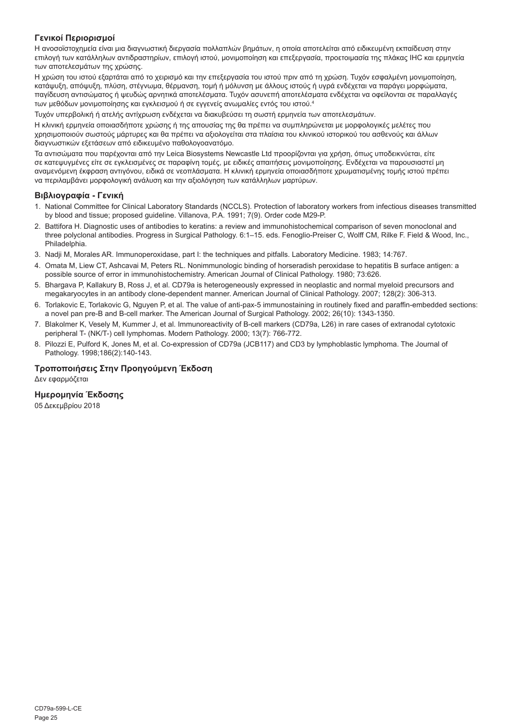### Γενικοί Περιορισμοί

Η ανοσοϊστοχημεία είναι μια διαγνωστική διεργασία πολλαπλών βημάτων, η οποία αποτελείται από ειδικευμένη εκπαίδευση στην επιλογή των κατάλληλων αντιδραστηρίων, επιλογή ιστού, μονιμοποίηση και επεξεργασία, προετοιμασία της πλάκας IHC και ερμηνεία των αποτελεσμάτων της χρώσης.

Η χρώση του ιστού εξαρτάται από το χειρισμό και την επεξεργασία του ιστού πριν από τη χρώση. Τυχόν εσφαλμένη μονιμοποίηση, κατάψυξη, απόψυξη, πλύση, στέγνωμα, θέρμανση, τομή ή μόλυνση με άλλους ιστούς ή υγρά ενδέχεται να παράγει μορφώματα, παγίδευση αντισώματος ή ψευδώς αρνητικά αποτελέσματα. Τυχόν ασυνεπή αποτελέσματα ενδέχεται να οφείλονται σε παραλλαγές των μεθόδων μονιμοποίησης και εγκλεισμού ή σε εγγενείς ανωμαλίες εντός του ιστού.[4]

Τυχόν υπερβολική ή ατελής αντίχρωση ενδέχεται να διακυβεύσει τη σωστή ερμηνεία των αποτελεσμάτων.

Η κλινική ερμηνεία οποιασδήποτε χρώσης ή της απουσίας της θα πρέπει να συμπληρώνεται με μορφολογικές μελέτες που χρησιμοποιούν σωστούς μάρτυρες και θα πρέπει να αξιολογείται στα πλαίσια του κλινικού ιστορικού του ασθενούς και άλλων διαγνωστικών εξετάσεων από ειδικευμένο παθολογοανατόμο.

Τα αντισώματα που παρέχονται από την Leica Biosystems Newcastle Ltd προορίζονται για χρήση, όπως υποδεικνύεται, είτε σε κατεψυγμένες είτε σε εγκλεισμένες σε παραφίνη τομές, με ειδικές απαιτήσεις μονιμοποίησης. Ενδέχεται να παρουσιαστεί μη αναμενόμενη έκφραση αντιγόνου, ειδικά σε νεοπλάσματα. Η κλινική ερμηνεία οποιασδήποτε χρωματισμένης τομής ιστού πρέπει να περιλαμβάνει μορφολογική ανάλυση και την αξιολόγηση των κατάλληλων μαρτύρων.

### Βιβλιογραφία - Γενική

1. National Committee for Clinical Laboratory Standards (NCCLS). Protection of laboratory workers from infectious diseases transmitted by blood and tissue; proposed guideline. Villanova, P.A. 1991; 7(9). Order code M29-P.
2. Battifora H. Diagnostic uses of antibodies to keratins: a review and immunohistochemical comparison of seven monoclonal and three polyclonal antibodies. Progress in Surgical Pathology. 6:1–15. eds. Fenoglio-Preiser C, Wolff CM, Rilke F. Field & Wood, Inc., Philadelphia.
3. Nadji M, Morales AR. Immunoperoxidase, part I: the techniques and pitfalls. Laboratory Medicine. 1983; 14:767.
4. Omata M, Liew CT, Ashcavai M, Peters RL. Nonimmunologic binding of horseradish peroxidase to hepatitis B surface antigen: a possible source of error in immunohistochemistry. American Journal of Clinical Pathology. 1980; 73:626.
5. Bhargava P, Kallakury B, Ross J, et al. CD79a is heterogeneously expressed in neoplastic and normal myeloid precursors and megakaryocytes in an antibody clone-dependent manner. American Journal of Clinical Pathology. 2007; 128(2): 306-313.
6. Torlakovic E, Torlakovic G, Nguyen P, et al. The value of anti-pax-5 immunostaining in routinely fixed and paraffin-embedded sections: a novel pan pre-B and B-cell marker. The American Journal of Surgical Pathology. 2002; 26(10): 1343-1350.
7. Blakolmer K, Vesely M, Kummer J, et al. Immunoreactivity of B-cell markers (CD79a, L26) in rare cases of extranodal cytotoxic peripheral T- (NK/T-) cell lymphomas. Modern Pathology. 2000; 13(7): 766-772.
8. Pilozzi E, Pulford K, Jones M, et al. Co-expression of CD79a (JCB117) and CD3 by lymphoblastic lymphoma. The Journal of Pathology. 1998;186(2):140-143.

### Τροποποιήσεις Στην Προηγούμενη Έκδοση

Δεν εφαρμόζεται

### Ημερομηνία Έκδοσης

05 Δεκεμβρίου 2018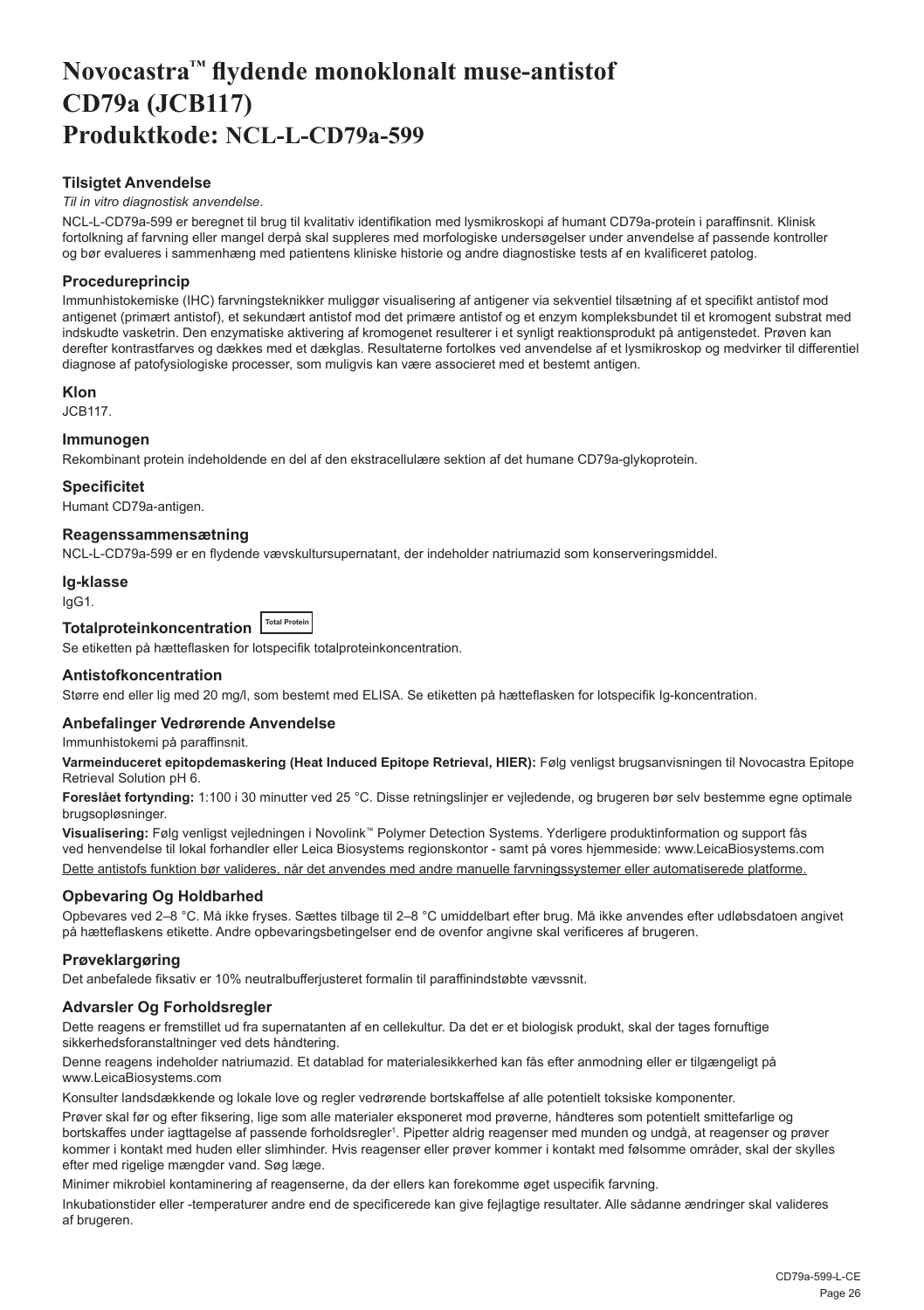# Novocastra™ flydende monoklonalt muse-antistof CD79a (JCB117)
# Produktkode: NCL-L-CD79a-599

### Tilsigtet Anvendelse

*Til in vitro diagnostisk anvendelse*.

NCL-L-CD79a-599 er beregnet til brug til kvalitativ identifikation med lysmikroskopi af humant CD79a-protein i paraffinsnit. Klinisk fortolkning af farvning eller mangel derpå skal suppleres med morfologiske undersøgelser under anvendelse af passende kontroller og bør evalueres i sammenhæng med patientens kliniske historie og andre diagnostiske tests af en kvalificeret patolog.

### Procedureprincip

Immunhistokemiske (IHC) farvningsteknikker muliggør visualisering af antigener via sekventiel tilsætning af et specifikt antistof mod antigenet (primært antistof), et sekundært antistof mod det primære antistof og et enzym kompleksbundet til et kromogent substrat med indskudte vasketrin. Den enzymatiske aktivering af kromogenet resulterer i et synligt reaktionsprodukt på antigenstedet. Prøven kan derefter kontrastfarves og dækkes med et dækglas. Resultaterne fortolkes ved anvendelse af et lysmikroskop og medvirker til differentiel diagnose af patofysiologiske processer, som muligvis kan være associeret med et bestemt antigen.

### Klon

JCB117.

### Immunogen

Rekombinant protein indeholdende en del af den ekstracellulære sektion af det humane CD79a-glykoprotein.

### Specificitet

Humant CD79a-antigen.

### Reagenssammensætning

NCL-L-CD79a-599 er en flydende vævskultursupernatant, der indeholder natriumazid som konserveringsmiddel.

### Ig-klasse

IgG1.

### Totalproteinkoncentration Total Protein

Se etiketten på hætteflasken for lotspecifik totalproteinkoncentration.

### Antistofkoncentration

Større end eller lig med 20 mg/l, som bestemt med ELISA. Se etiketten på hætteflasken for lotspecifik Ig-koncentration.

### Anbefalinger Vedrørende Anvendelse

Immunhistokemi på paraffinsnit.

**Varmeinduceret epitopdemaskering (Heat Induced Epitope Retrieval, HIER):** Følg venligst brugsanvisningen til Novocastra Epitope Retrieval Solution pH 6.

**Foreslået fortynding:** 1:100 i 30 minutter ved 25 °C. Disse retningslinjer er vejledende, og brugeren bør selv bestemme egne optimale brugsopløsninger.

**Visualisering:** Følg venligst vejledningen i Novolink™ Polymer Detection Systems. Yderligere produktinformation og support fås ved henvendelse til lokal forhandler eller Leica Biosystems regionskontor - samt på vores hjemmeside: www.LeicaBiosystems.com

Dette antistofs funktion bør valideres, når det anvendes med andre manuelle farvningssystemer eller automatiserede platforme.

### Opbevaring Og Holdbarhed

Opbevares ved 2–8 °C. Må ikke fryses. Sættes tilbage til 2–8 °C umiddelbart efter brug. Må ikke anvendes efter udløbsdatoen angivet på hætteflaskens etikette. Andre opbevaringsbetingelser end de ovenfor angivne skal verificeres af brugeren.

### Prøveklargøring

Det anbefalede fiksativ er 10% neutralbufferjusteret formalin til paraffinindstøbte vævssnit.

### Advarsler Og Forholdsregler

Dette reagens er fremstillet ud fra supernatanten af en cellekultur. Da det er et biologisk produkt, skal der tages fornuftige sikkerhedsforanstaltninger ved dets håndtering.

Denne reagens indeholder natriumazid. Et datablad for materialesikkerhed kan fås efter anmodning eller er tilgængeligt på www.LeicaBiosystems.com

Konsulter landsdækkende og lokale love og regler vedrørende bortskaffelse af alle potentielt toksiske komponenter.

Prøver skal før og efter fiksering, lige som alle materialer eksponeret mod prøverne, håndteres som potentielt smittefarlige og bortskaffes under iagttagelse af passende forholdsregler[1]. Pipetter aldrig reagenser med munden og undgå, at reagenser og prøver kommer i kontakt med huden eller slimhinder. Hvis reagenser eller prøver kommer i kontakt med følsomme områder, skal der skylles efter med rigelige mængder vand. Søg læge.

Minimer mikrobiel kontaminering af reagenserne, da der ellers kan forekomme øget uspecifik farvning.

Inkubationstider eller -temperaturer andre end de specificerede kan give fejlagtige resultater. Alle sådanne ændringer skal valideres af brugeren.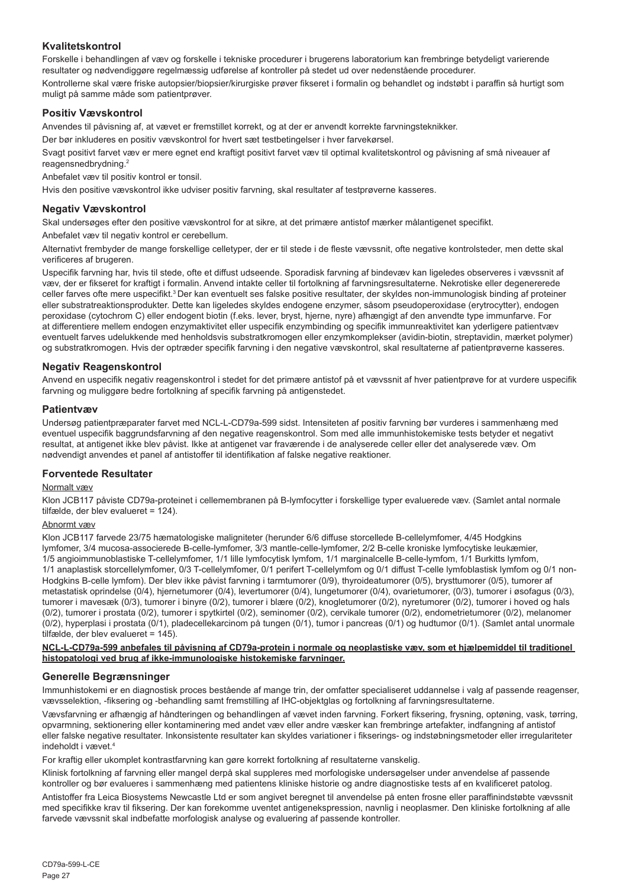## Kvalitetskontrol

Forskelle i behandlingen af væv og forskelle i tekniske procedurer i brugerens laboratorium kan frembringe betydeligt varierende resultater og nødvendiggøre regelmæssig udførelse af kontroller på stedet ud over nedenstående procedurer.

Kontrollerne skal være friske autopsier/biopsier/kirurgiske prøver fikseret i formalin og behandlet og indstøbt i paraffin så hurtigt som muligt på samme måde som patientprøver.

### Positiv Vævskontrol

Anvendes til påvisning af, at vævet er fremstillet korrekt, og at der er anvendt korrekte farvningsteknikker.

Der bør inkluderes en positiv vævskontrol for hvert sæt testbetingelser i hver farvekørsel.

Svagt positivt farvet væv er mere egnet end kraftigt positivt farvet væv til optimal kvalitetskontrol og påvisning af små niveauer af reagensnedbrydning.[2]

Anbefalet væv til positiv kontrol er tonsil.

Hvis den positive vævskontrol ikke udviser positiv farvning, skal resultater af testprøverne kasseres.

### Negativ Vævskontrol

Skal undersøges efter den positive vævskontrol for at sikre, at det primære antistof mærker målantigenet specifikt.

Anbefalet væv til negativ kontrol er cerebellum.

Alternativt frembyder de mange forskellige celletyper, der er til stede i de fleste vævssnit, ofte negative kontrolsteder, men dette skal verificeres af brugeren.

Uspecifik farvning har, hvis til stede, ofte et diffust udseende. Sporadisk farvning af bindevæv kan ligeledes observeres i vævssnit af væv, der er fikseret for kraftigt i formalin. Anvend intakte celler til fortolkning af farvningsresultaterne. Nekrotiske eller degenererede celler farves ofte mere uspecifikt.[3] Der kan eventuelt ses falske positive resultater, der skyldes non-immunologisk binding af proteiner eller substratreaktionsprodukter. Dette kan ligeledes skyldes endogene enzymer, såsom pseudoperoxidase (erytrocytter), endogen peroxidase (cytochrom C) eller endogent biotin (f.eks. lever, bryst, hjerne, nyre) afhængigt af den anvendte type immunfarve. For at differentiere mellem endogen enzymaktivitet eller uspecifik enzymbinding og specifik immunreaktivitet kan yderligere patientvæv eventuelt farves udelukkende med henholdsvis substratkromogen eller enzymkomplekser (avidin-biotin, streptavidin, mærket polymer) og substratkromogen. Hvis der optræder specifik farvning i den negative vævskontrol, skal resultaterne af patientprøverne kasseres.

### Negativ Reagenskontrol

Anvend en uspecifik negativ reagenskontrol i stedet for det primære antistof på et vævssnit af hver patientprøve for at vurdere uspecifik farvning og muliggøre bedre fortolkning af specifik farvning på antigenstedet.

### Patientvæv

Undersøg patientpræparater farvet med NCL-L-CD79a-599 sidst. Intensiteten af positiv farvning bør vurderes i sammenhæng med eventuel uspecifik baggrundsfarvning af den negative reagenskontrol. Som med alle immunhistokemiske tests betyder et negativt resultat, at antigenet ikke blev påvist. Ikke at antigenet var fraværende i de analyserede celler eller det analyserede væv. Om nødvendigt anvendes et panel af antistoffer til identifikation af falske negative reaktioner.

### Forventede Resultater

Normalt væv

Klon JCB117 påviste CD79a-proteinet i cellemembranen på B-lymfocytter i forskellige typer evaluerede væv. (Samlet antal normale tilfælde, der blev evalueret = 124).

Abnormt væv

Klon JCB117 farvede 23/75 hæmatologiske maligniteter (herunder 6/6 diffuse storcellede B-cellelymfomer, 4/45 Hodgkins lymfomer, 3/4 mucosa-associerede B-celle-lymfomer, 3/3 mantle-celle-lymfomer, 2/2 B-celle kroniske lymfocytiske leukæmier, 1/5 angioimmunoblastiske T-cellelymfomer, 1/1 lille lymfocytisk lymfom, 1/1 marginalcelle B-celle-lymfom, 1/1 Burkitts lymfom, 1/1 anaplastisk storcellelymfomer, 0/3 T-cellelymfomer, 0/1 perifert T-cellelymfom og 0/1 diffust T-celle lymfoblastisk lymfom og 0/1 non-Hodgkins B-celle lymfom). Der blev ikke påvist farvning i tarmtumorer (0/9), thyroideatumorer (0/5), brysttumorer (0/5), tumorer af metastatisk oprindelse (0/4), hjernetumorer (0/4), levertumorer (0/4), lungetumorer (0/4), ovarietumorer, (0/3), tumorer i øsofagus (0/3), tumorer i mavesæk (0/3), tumorer i binyre (0/2), tumorer i blære (0/2), knogletumorer (0/2), nyretumorer (0/2), tumorer i hoved og hals (0/2), tumorer i prostata (0/2), tumorer i spytkirtel (0/2), seminomer (0/2), cervikale tumorer (0/2), endometrietumorer (0/2), melanomer (0/2), hyperplasi i prostata (0/1), pladecellekarcinom på tungen (0/1), tumor i pancreas (0/1) og hudtumor (0/1). (Samlet antal unormale tilfælde, der blev evalueret = 145).

**NCL-L-CD79a-599 anbefales til påvisning af CD79a-protein i normale og neoplastiske væv, som et hjælpemiddel til traditionel histopatologi ved brug af ikke-immunologiske histokemiske farvninger.**

### Generelle Begrænsninger

Immunhistokemi er en diagnostisk proces bestående af mange trin, der omfatter specialiseret uddannelse i valg af passende reagenser, vævsselektion, -fiksering og -behandling samt fremstilling af IHC-objektglas og fortolkning af farvningsresultaterne.

Vævsfarvning er afhængig af håndteringen og behandlingen af vævet inden farvning. Forkert fiksering, frysning, optøning, vask, tørring, opvarmning, sektionering eller kontaminering med andet væv eller andre væsker kan frembringe artefakter, indfangning af antistof eller falske negative resultater. Inkonsistente resultater kan skyldes variationer i fikserings- og indstøbningsmetoder eller irregulariteter indeholdt i vævet.[4]

For kraftig eller ukomplet kontrastfarvning kan gøre korrekt fortolkning af resultaterne vanskelig.

Klinisk fortolkning af farvning eller mangel derpå skal suppleres med morfologiske undersøgelser under anvendelse af passende kontroller og bør evalueres i sammenhæng med patientens kliniske historie og andre diagnostiske tests af en kvalificeret patolog.

Antistoffer fra Leica Biosystems Newcastle Ltd er som angivet beregnet til anvendelse på enten frosne eller paraffinindstøbte vævssnit med specifikke krav til fiksering. Der kan forekomme uventet antigenekspression, navnlig i neoplasmer. Den kliniske fortolkning af alle farvede vævssnit skal indbefatte morfologisk analyse og evaluering af passende kontroller.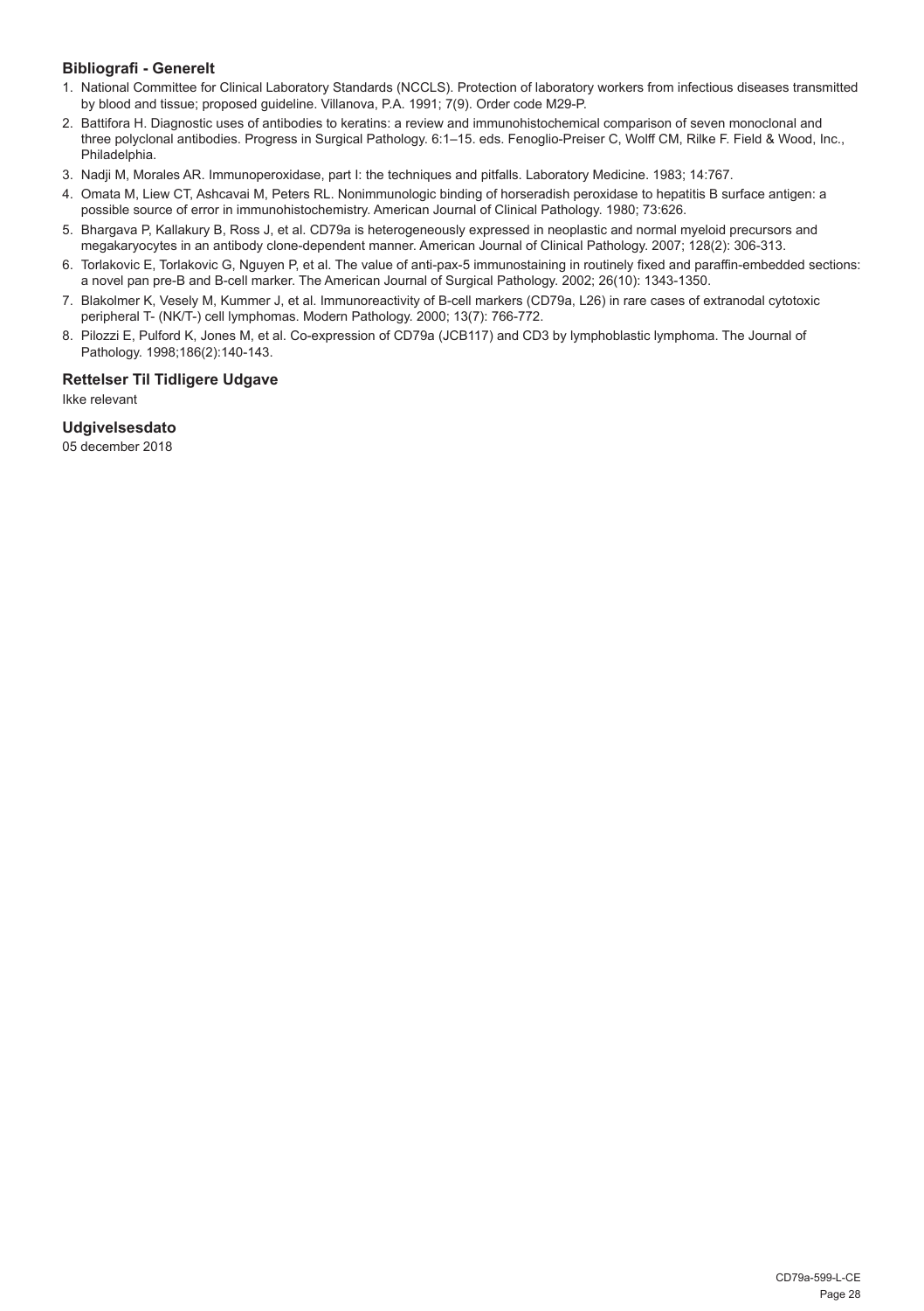### Bibliografi - Generelt

1. National Committee for Clinical Laboratory Standards (NCCLS). Protection of laboratory workers from infectious diseases transmitted by blood and tissue; proposed guideline. Villanova, P.A. 1991; 7(9). Order code M29-P.
2. Battifora H. Diagnostic uses of antibodies to keratins: a review and immunohistochemical comparison of seven monoclonal and three polyclonal antibodies. Progress in Surgical Pathology. 6:1–15. eds. Fenoglio-Preiser C, Wolff CM, Rilke F. Field & Wood, Inc., Philadelphia.
3. Nadji M, Morales AR. Immunoperoxidase, part I: the techniques and pitfalls. Laboratory Medicine. 1983; 14:767.
4. Omata M, Liew CT, Ashcavai M, Peters RL. Nonimmunologic binding of horseradish peroxidase to hepatitis B surface antigen: a possible source of error in immunohistochemistry. American Journal of Clinical Pathology. 1980; 73:626.
5. Bhargava P, Kallakury B, Ross J, et al. CD79a is heterogeneously expressed in neoplastic and normal myeloid precursors and megakaryocytes in an antibody clone-dependent manner. American Journal of Clinical Pathology. 2007; 128(2): 306-313.
6. Torlakovic E, Torlakovic G, Nguyen P, et al. The value of anti-pax-5 immunostaining in routinely fixed and paraffin-embedded sections: a novel pan pre-B and B-cell marker. The American Journal of Surgical Pathology. 2002; 26(10): 1343-1350.
7. Blakolmer K, Vesely M, Kummer J, et al. Immunoreactivity of B-cell markers (CD79a, L26) in rare cases of extranodal cytotoxic peripheral T- (NK/T-) cell lymphomas. Modern Pathology. 2000; 13(7): 766-772.
8. Pilozzi E, Pulford K, Jones M, et al. Co-expression of CD79a (JCB117) and CD3 by lymphoblastic lymphoma. The Journal of Pathology. 1998;186(2):140-143.

### Rettelser Til Tidligere Udgave

Ikke relevant

### Udgivelsesdato

05 december 2018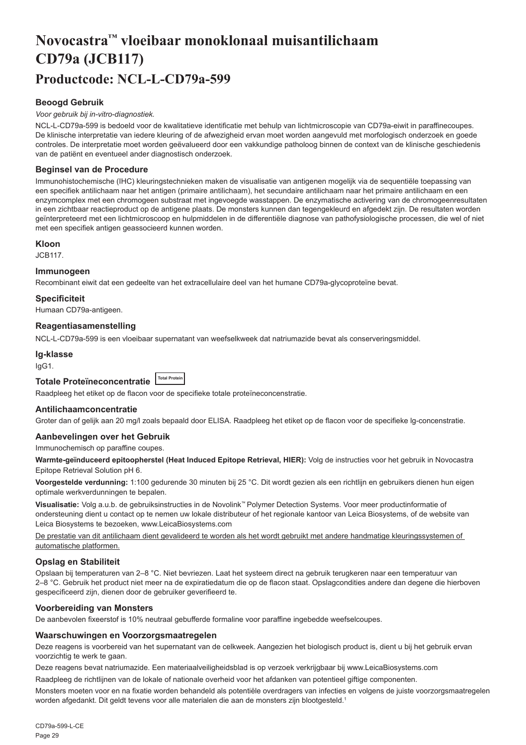# Novocastra™ vloeibaar monoklonaal muisantilichaam CD79a (JCB117)

## Productcode: NCL-L-CD79a-599

### Beoogd Gebruik

*Voor gebruik bij in-vitro-diagnostiek.*

NCL-L-CD79a-599 is bedoeld voor de kwalitatieve identificatie met behulp van lichtmicroscopie van CD79a-eiwit in paraffinecoupes. De klinische interpretatie van iedere kleuring of de afwezigheid ervan moet worden aangevuld met morfologisch onderzoek en goede controles. De interpretatie moet worden geëvalueerd door een vakkundige patholoog binnen de context van de klinische geschiedenis van de patiënt en eventueel ander diagnostisch onderzoek.

### Beginsel van de Procedure

Immunohistochemische (IHC) kleuringstechnieken maken de visualisatie van antigenen mogelijk via de sequentiële toepassing van een specifiek antilichaam naar het antigen (primaire antilichaam), het secundaire antilichaam naar het primaire antilichaam en een enzymcomplex met een chromogeen substraat met ingevoegde wasstappen. De enzymatische activering van de chromogeenresultaten in een zichtbaar reactieproduct op de antigene plaats. De monsters kunnen dan tegengekleurd en afgedekt zijn. De resultaten worden geïnterpreteerd met een lichtmicroscoop en hulpmiddelen in de differentiële diagnose van pathofysiologische processen, die wel of niet met een specifiek antigen geassocieerd kunnen worden.

### Kloon

JCB117.

### Immunogeen

Recombinant eiwit dat een gedeelte van het extracellulaire deel van het humane CD79a-glycoproteïne bevat.

### Specificiteit

Humaan CD79a-antigeen.

### Reagentiasamenstelling

NCL-L-CD79a-599 is een vloeibaar supernatant van weefselkweek dat natriumazide bevat als conserveringsmiddel.

### Ig-klasse

IgG1.

### Totale Proteïneconcentratie Total Protein

Raadpleeg het etiket op de flacon voor de specifieke totale proteïneconcentratie.

### Antilichaamconcentratie

Groter dan of gelijk aan 20 mg/l zoals bepaald door ELISA. Raadpleeg het etiket op de flacon voor de specifieke lg-concentratie.

### Aanbevelingen over het Gebruik

Immunochemisch op paraffine coupes.

**Warmte-geïnduceerd epitoopherstel (Heat Induced Epitope Retrieval, HIER):** Volg de instructies voor het gebruik in Novocastra Epitope Retrieval Solution pH 6.

**Voorgestelde verdunning:** 1:100 gedurende 30 minuten bij 25 °C. Dit wordt gezien als een richtlijn en gebruikers dienen hun eigen optimale werkverdunningen te bepalen.

**Visualisatie:** Volg a.u.b. de gebruiksinstructies in de Novolink™ Polymer Detection Systems. Voor meer productinformatie of ondersteuning dient u contact op te nemen uw lokale distributeur of het regionale kantoor van Leica Biosystems, of de website van Leica Biosystems te bezoeken, www.LeicaBiosystems.com

De prestatie van dit antilichaam dient gevalideerd te worden als het wordt gebruikt met andere handmatige kleuringssystemen of automatische platformen.

### Opslag en Stabiliteit

Opslaan bij temperaturen van 2–8 °C. Niet bevriezen. Laat het systeem direct na gebruik terugkeren naar een temperatuur van 2–8 °C. Gebruik het product niet meer na de expiratiedatum die op de flacon staat. Opslagcondities andere dan degene die hierboven gespecificeerd zijn, dienen door de gebruiker geverifieerd te.

### Voorbereiding van Monsters

De aanbevolen fixeerstof is 10% neutraal gebufferde formaline voor paraffine ingebedde weefselcoupes.

### Waarschuwingen en Voorzorgsmaatregelen

Deze reagens is voorbereid van het supernatant van de celkweek. Aangezien het biologisch product is, dient u bij het gebruik ervan voorzichtig te werk te gaan.

Deze reagens bevat natriumazide. Een materiaalveiligheidsblad is op verzoek verkrijgbaar bij www.LeicaBiosystems.com

Raadpleeg de richtlijnen van de lokale of nationale overheid voor het afdanken van potentieel giftige componenten.

Monsters moeten voor en na fixatie worden behandeld als potentiële overdragers van infecties en volgens de juiste voorzorgsmaatregelen worden afgedankt. Dit geldt tevens voor alle materialen die aan de monsters zijn blootgesteld.[1]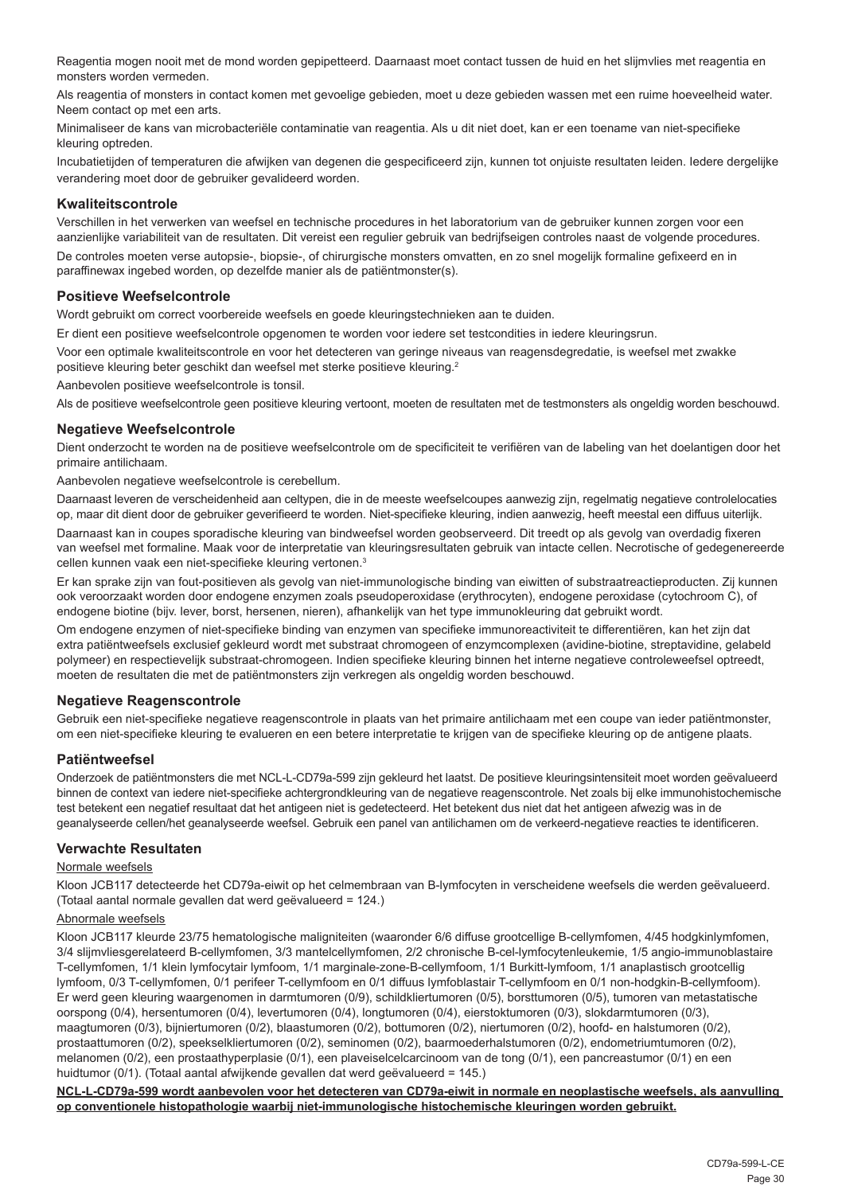Reagentia mogen nooit met de mond worden gepipetteerd. Daarnaast moet contact tussen de huid en het slijmvlies met reagentia en monsters worden vermeden.

Als reagentia of monsters in contact komen met gevoelige gebieden, moet u deze gebieden wassen met een ruime hoeveelheid water. Neem contact op met een arts.

Minimaliseer de kans van microbacteriële contaminatie van reagentia. Als u dit niet doet, kan er een toename van niet-specifieke kleuring optreden.

Incubatietijden of temperaturen die afwijken van degenen die gespecificeerd zijn, kunnen tot onjuiste resultaten leiden. Iedere dergelijke verandering moet door de gebruiker gevalideerd worden.

## Kwaliteitscontrole

Verschillen in het verwerken van weefsel en technische procedures in het laboratorium van de gebruiker kunnen zorgen voor een aanzienlijke variabiliteit van de resultaten. Dit vereist een regulier gebruik van bedrijfseigen controles naast de volgende procedures.

De controles moeten verse autopsie-, biopsie-, of chirurgische monsters omvatten, en zo snel mogelijk formaline gefixeerd en in paraffinewax ingebed worden, op dezelfde manier als de patiëntmonster(s).

## Positieve Weefselcontrole

Wordt gebruikt om correct voorbereide weefsels en goede kleuringstechnieken aan te duiden.

Er dient een positieve weefselcontrole opgenomen te worden voor iedere set testcondities in iedere kleuringsrun.

Voor een optimale kwaliteitscontrole en voor het detecteren van geringe niveaus van reagensdegredatie, is weefsel met zwakke positieve kleuring beter geschikt dan weefsel met sterke positieve kleuring.[2]

Aanbevolen positieve weefselcontrole is tonsil.

Als de positieve weefselcontrole geen positieve kleuring vertoont, moeten de resultaten met de testmonsters als ongeldig worden beschouwd.

## Negatieve Weefselcontrole

Dient onderzocht te worden na de positieve weefselcontrole om de specificiteit te verifiëren van de labeling van het doelantigen door het primaire antilichaam.

Aanbevolen negatieve weefselcontrole is cerebellum.

Daarnaast leveren de verscheidenheid aan celtypen, die in de meeste weefselcoupes aanwezig zijn, regelmatig negatieve controlelocaties op, maar dit dient door de gebruiker geverifieerd te worden. Niet-specifieke kleuring, indien aanwezig, heeft meestal een diffuus uiterlijk.

Daarnaast kan in coupes sporadische kleuring van bindweefsel worden geobserveerd. Dit treedt op als gevolg van overdadig fixeren van weefsel met formaline. Maak voor de interpretatie van kleuringsresultaten gebruik van intacte cellen. Necrotische of gedegenereerde cellen kunnen vaak een niet-specifieke kleuring vertonen.[3]

Er kan sprake zijn van fout-positieven als gevolg van niet-immunologische binding van eiwitten of substraatreactieproducten. Zij kunnen ook veroorzaakt worden door endogene enzymen zoals pseudoperoxidase (erythrocyten), endogene peroxidase (cytochroom C), of endogene biotine (bijv. lever, borst, hersenen, nieren), afhankelijk van het type immunokleuring dat gebruikt wordt.

Om endogene enzymen of niet-specifieke binding van enzymen van specifieke immunoreactiviteit te differentiëren, kan het zijn dat extra patiëntweefsels exclusief gekleurd wordt met substraat chromogeen of enzymcomplexen (avidine-biotine, streptavidine, gelabeld polymeer) en respectievelijk substraat-chromogeen. Indien specifieke kleuring binnen het interne negatieve controleweefsel optreedt, moeten de resultaten die met de patiëntmonsters zijn verkregen als ongeldig worden beschouwd.

## Negatieve Reagenscontrole

Gebruik een niet-specifieke negatieve reagenscontrole in plaats van het primaire antilichaam met een coupe van ieder patiëntmonster, om een niet-specifieke kleuring te evalueren en een betere interpretatie te krijgen van de specifieke kleuring op de antigene plaats.

## Patiëntweefsel

Onderzoek de patiëntmonsters die met NCL-L-CD79a-599 zijn gekleurd het laatst. De positieve kleuringsintensiteit moet worden geëvalueerd binnen de context van iedere niet-specifieke achtergrondkleuring van de negatieve reagenscontrole. Net zoals bij elke immunohistochemische test betekent een negatief resultaat dat het antigeen niet is gedetecteerd. Het betekent dus niet dat het antigeen afwezig was in de geanalyseerde cellen/het geanalyseerde weefsel. Gebruik een panel van antilichamen om de verkeerd-negatieve reacties te identificeren.

## Verwachte Resultaten

Normale weefsels

Kloon JCB117 detecteerde het CD79a-eiwit op het celmembraan van B-lymfocyten in verscheidene weefsels die werden geëvalueerd. (Totaal aantal normale gevallen dat werd geëvalueerd = 124.)

Abnormale weefsels

Kloon JCB117 kleurde 23/75 hematologische maligniteiten (waaronder 6/6 diffuse grootcellige B-cellymfomen, 4/45 hodgkinlymfomen, 3/4 slijmvliesgerelateerd B-cellymfomen, 3/3 mantelcellymfomen, 2/2 chronische B-cel-lymfocytenleukemie, 1/5 angio-immunoblastaire T-cellymfomen, 1/1 klein lymfocytair lymfoom, 1/1 marginale-zone-B-cellymfoom, 1/1 Burkitt-lymfoom, 1/1 anaplastisch grootcellig lymfoom, 0/3 T-cellymfomen, 0/1 perifeer T-cellymfoom en 0/1 diffuus lymfoblastair T-cellymfoom en 0/1 non-hodgkin-B-cellymfoom). Er werd geen kleuring waargenomen in darmtumoren (0/9), schildkliertumoren (0/5), borsttumoren (0/5), tumoren van metastatische oorspong (0/4), hersentumoren (0/4), levertumoren (0/4), longtumoren (0/4), eierstoktumoren (0/3), slokdarmtumoren (0/3), maagtumoren (0/3), bijniertumoren (0/2), blaastumoren (0/2), bottumoren (0/2), niertumoren (0/2), hoofd- en halstumoren (0/2), prostaattumoren (0/2), speekselkliertumoren (0/2), seminomen (0/2), baarmoederhalstumoren (0/2), endometriumtumoren (0/2), melanomen (0/2), een prostaathyperplasie (0/1), een plaveiselcelcarcinoom van de tong (0/1), een pancreastumor (0/1) en een huidtumor (0/1). (Totaal aantal afwijkende gevallen dat werd geëvalueerd = 145.)

**NCL-L-CD79a-599 wordt aanbevolen voor het detecteren van CD79a-eiwit in normale en neoplastische weefsels, als aanvulling op conventionele histopathologie waarbij niet-immunologische histochemische kleuringen worden gebruikt.**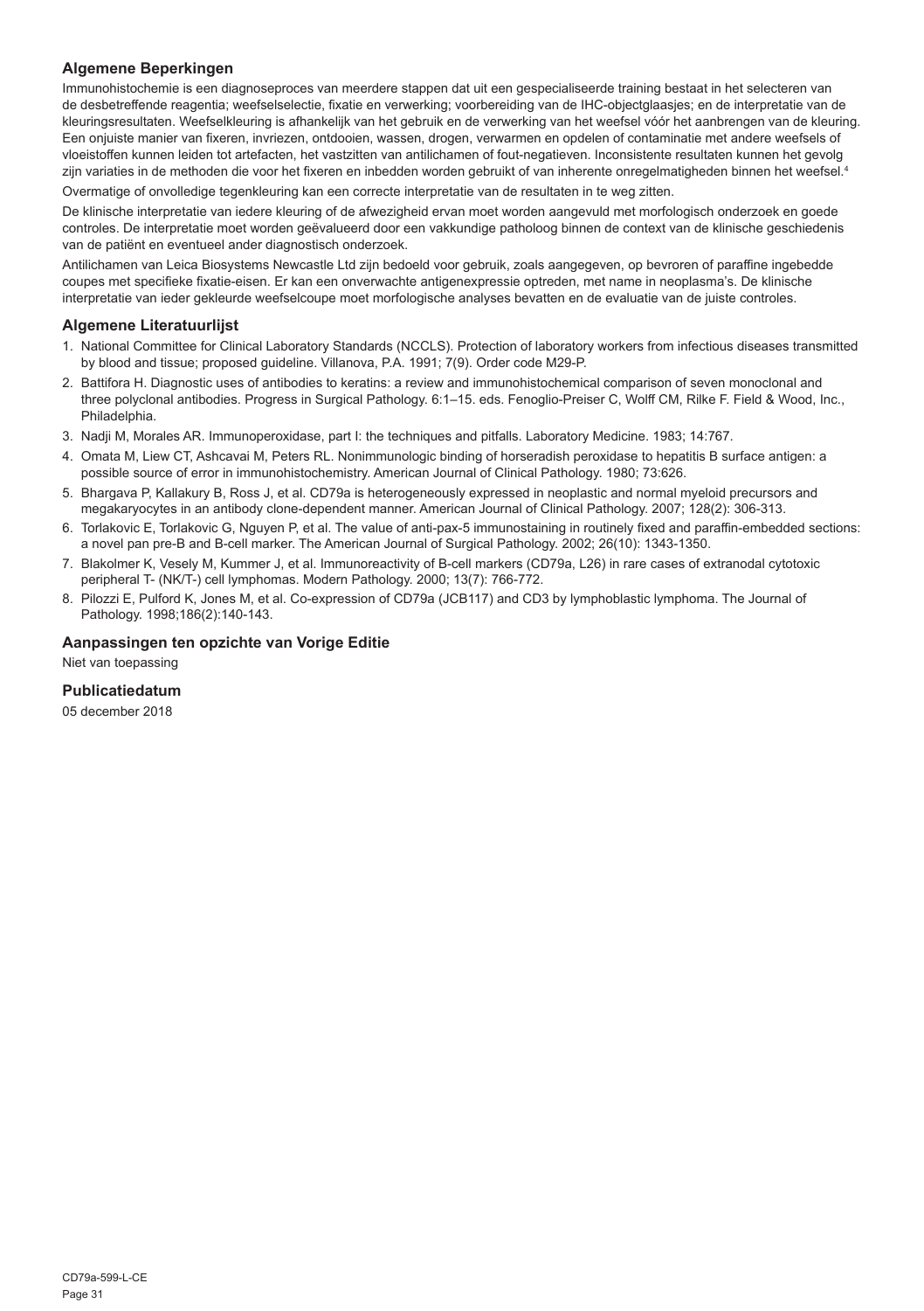## Algemene Beperkingen

Immunohistochemie is een diagnoseproces van meerdere stappen dat uit een gespecialiseerde training bestaat in het selecteren van de desbetreffende reagentia; weefselselectie, fixatie en verwerking; voorbereiding van de IHC-objectglaasjes; en de interpretatie van de kleuringsresultaten. Weefselkleuring is afhankelijk van het gebruik en de verwerking van het weefsel vóór het aanbrengen van de kleuring. Een onjuiste manier van fixeren, invriezen, ontdooien, wassen, drogen, verwarmen en opdelen of contaminatie met andere weefsels of vloeistoffen kunnen leiden tot artefacten, het vastzitten van antilichamen of fout-negatieven. Inconsistente resultaten kunnen het gevolg zijn van variaties in de methoden die voor het fixeren en inbedden worden gebruikt of van inherente onregelmatigheden binnen het weefsel.[4]

Overmatige of onvolledige tegenkleuring kan een correcte interpretatie van de resultaten in te weg zitten.

De klinische interpretatie van iedere kleuring of de afwezigheid ervan moet worden aangevuld met morfologisch onderzoek en goede controles. De interpretatie moet worden geëvalueerd door een vakkundige patholoog binnen de context van de klinische geschiedenis van de patiënt en eventueel ander diagnostisch onderzoek.

Antilichamen van Leica Biosystems Newcastle Ltd zijn bedoeld voor gebruik, zoals aangegeven, op bevroren of paraffine ingebedde coupes met specifieke fixatie-eisen. Er kan een onverwachte antigenexpressie optreden, met name in neoplasma's. De klinische interpretatie van ieder gekleurde weefselcoupe moet morfologische analyses bevatten en de evaluatie van de juiste controles.

## Algemene Literatuurlijst

1. National Committee for Clinical Laboratory Standards (NCCLS). Protection of laboratory workers from infectious diseases transmitted by blood and tissue; proposed guideline. Villanova, P.A. 1991; 7(9). Order code M29-P.
2. Battifora H. Diagnostic uses of antibodies to keratins: a review and immunohistochemical comparison of seven monoclonal and three polyclonal antibodies. Progress in Surgical Pathology. 6:1–15. eds. Fenoglio-Preiser C, Wolff CM, Rilke F. Field & Wood, Inc., Philadelphia.
3. Nadji M, Morales AR. Immunoperoxidase, part I: the techniques and pitfalls. Laboratory Medicine. 1983; 14:767.
4. Omata M, Liew CT, Ashcavai M, Peters RL. Nonimmunologic binding of horseradish peroxidase to hepatitis B surface antigen: a possible source of error in immunohistochemistry. American Journal of Clinical Pathology. 1980; 73:626.
5. Bhargava P, Kallakury B, Ross J, et al. CD79a is heterogeneously expressed in neoplastic and normal myeloid precursors and megakaryocytes in an antibody clone-dependent manner. American Journal of Clinical Pathology. 2007; 128(2): 306-313.
6. Torlakovic E, Torlakovic G, Nguyen P, et al. The value of anti-pax-5 immunostaining in routinely fixed and paraffin-embedded sections: a novel pan pre-B and B-cell marker. The American Journal of Surgical Pathology. 2002; 26(10): 1343-1350.
7. Blakolmer K, Vesely M, Kummer J, et al. Immunoreactivity of B-cell markers (CD79a, L26) in rare cases of extranodal cytotoxic peripheral T- (NK/T-) cell lymphomas. Modern Pathology. 2000; 13(7): 766-772.
8. Pilozzi E, Pulford K, Jones M, et al. Co-expression of CD79a (JCB117) and CD3 by lymphoblastic lymphoma. The Journal of Pathology. 1998;186(2):140-143.

## Aanpassingen ten opzichte van Vorige Editie

Niet van toepassing

## Publicatiedatum

05 december 2018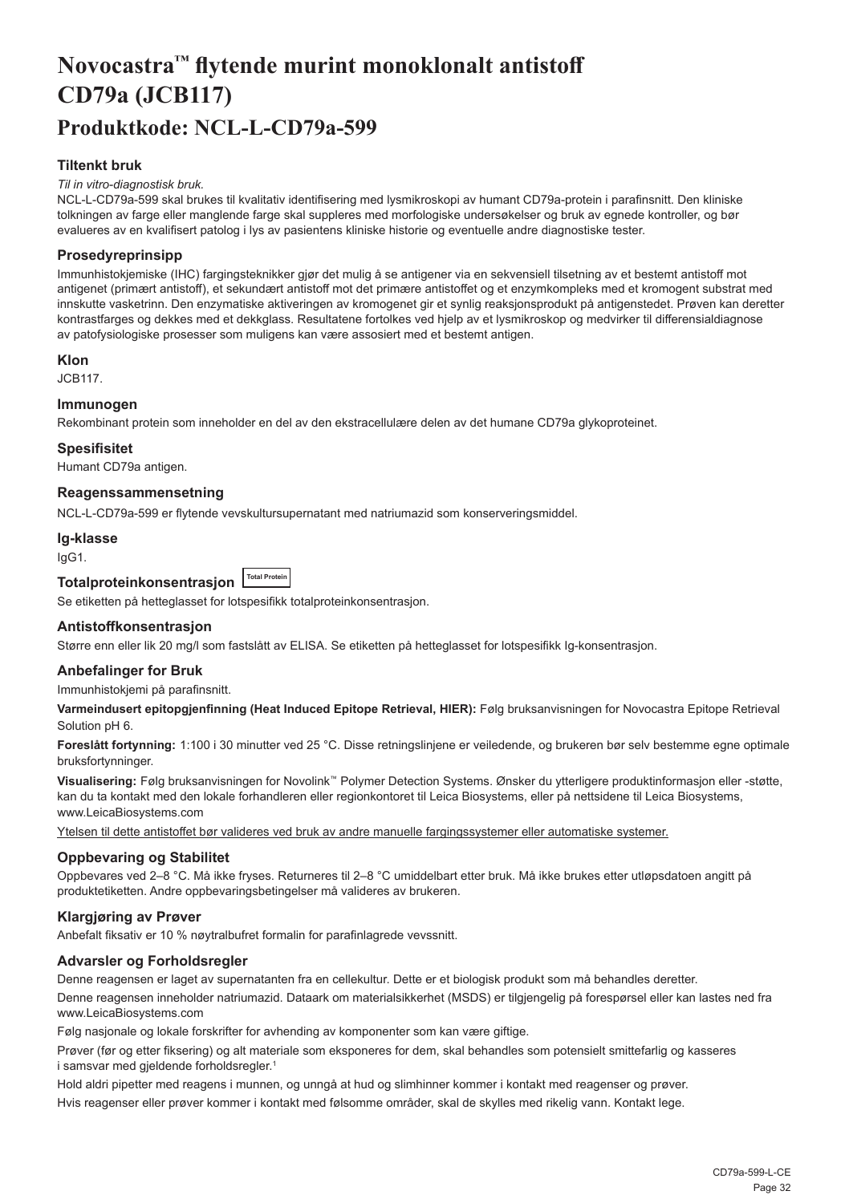# Novocastra™ flytende murint monoklonalt antistoff CD79a (JCB117)

## Produktkode: NCL-L-CD79a-599

### Tiltenkt bruk

*Til in vitro-diagnostisk bruk.*

NCL-L-CD79a-599 skal brukes til kvalitativ identifisering med lysmikroskopi av humant CD79a-protein i parafinsnitt. Den kliniske tolkningen av farge eller manglende farge skal suppleres med morfologiske undersøkelser og bruk av egnede kontroller, og bør evalueres av en kvalifisert patolog i lys av pasientens kliniske historie og eventuelle andre diagnostiske tester.

### Prosedyreprinsipp

Immunhistokjemiske (IHC) fargingsteknikker gjør det mulig å se antigener via en sekvensiell tilsetning av et bestemt antistoff mot antigenet (primært antistoff), et sekundært antistoff mot det primære antistoffet og et enzymkompleks med et kromogent substrat med innskutte vasketrinn. Den enzymatiske aktiveringen av kromogenet gir et synlig reaksjonsprodukt på antigenstedet. Prøven kan deretter kontrastfarges og dekkes med et dekkglass. Resultatene fortolkes ved hjelp av et lysmikroskop og medvirker til differensialdiagnose av patofysiologiske prosesser som muligens kan være assosiert med et bestemt antigen.

### Klon

JCB117.

### Immunogen

Rekombinant protein som inneholder en del av den ekstracellulære delen av det humane CD79a glykoproteinet.

### Spesifisitet

Humant CD79a antigen.

### Reagenssammensetning

NCL-L-CD79a-599 er flytende vevskultursupernatant med natriumazid som konserveringsmiddel.

### Ig-klasse

IgG1.

### Totalproteinkonsentrasjon Total Protein

Se etiketten på hetteglasset for lotspesifikk totalproteinkonsentrasjon.

### Antistoffkonsentrasjon

Større enn eller lik 20 mg/l som fastslått av ELISA. Se etiketten på hetteglasset for lotspesifikk Ig-konsentrasjon.

### Anbefalinger for Bruk

Immunhistokjemi på parafinsnitt.

**Varmeindusert epitopgjenfinning (Heat Induced Epitope Retrieval, HIER):** Følg bruksanvisningen for Novocastra Epitope Retrieval Solution pH 6.

**Foreslått fortynning:** 1:100 i 30 minutter ved 25 °C. Disse retningslinjene er veiledende, og brukeren bør selv bestemme egne optimale bruksfortynninger.

**Visualisering:** Følg bruksanvisningen for Novolink™ Polymer Detection Systems. Ønsker du ytterligere produktinformasjon eller -støtte, kan du ta kontakt med den lokale forhandleren eller regionkontoret til Leica Biosystems, eller på nettsidene til Leica Biosystems, www.LeicaBiosystems.com

Ytelsen til dette antistoffet bør valideres ved bruk av andre manuelle fargingssystemer eller automatiske systemer.

### Oppbevaring og Stabilitet

Oppbevares ved 2–8 °C. Må ikke fryses. Returneres til 2–8 °C umiddelbart etter bruk. Må ikke brukes etter utløpsdatoen angitt på produktetiketten. Andre oppbevaringsbetingelser må valideres av brukeren.

### Klargjøring av Prøver

Anbefalt fiksativ er 10 % nøytralbufret formalin for parafinlagrede vevssnitt.

### Advarsler og Forholdsregler

Denne reagensen er laget av supernatanten fra en cellekultur. Dette er et biologisk produkt som må behandles deretter.

Denne reagensen inneholder natriumazid. Dataark om materialsikkerhet (MSDS) er tilgjengelig på forespørsel eller kan lastes ned fra www.LeicaBiosystems.com

Følg nasjonale og lokale forskrifter for avhending av komponenter som kan være giftige.

Prøver (før og etter fiksering) og alt materiale som eksponeres for dem, skal behandles som potensielt smittefarlig og kasseres i samsvar med gjeldende forholdsregler.[1]

Hold aldri pipetter med reagens i munnen, og unngå at hud og slimhinner kommer i kontakt med reagenser og prøver.

Hvis reagenser eller prøver kommer i kontakt med følsomme områder, skal de skylles med rikelig vann. Kontakt lege.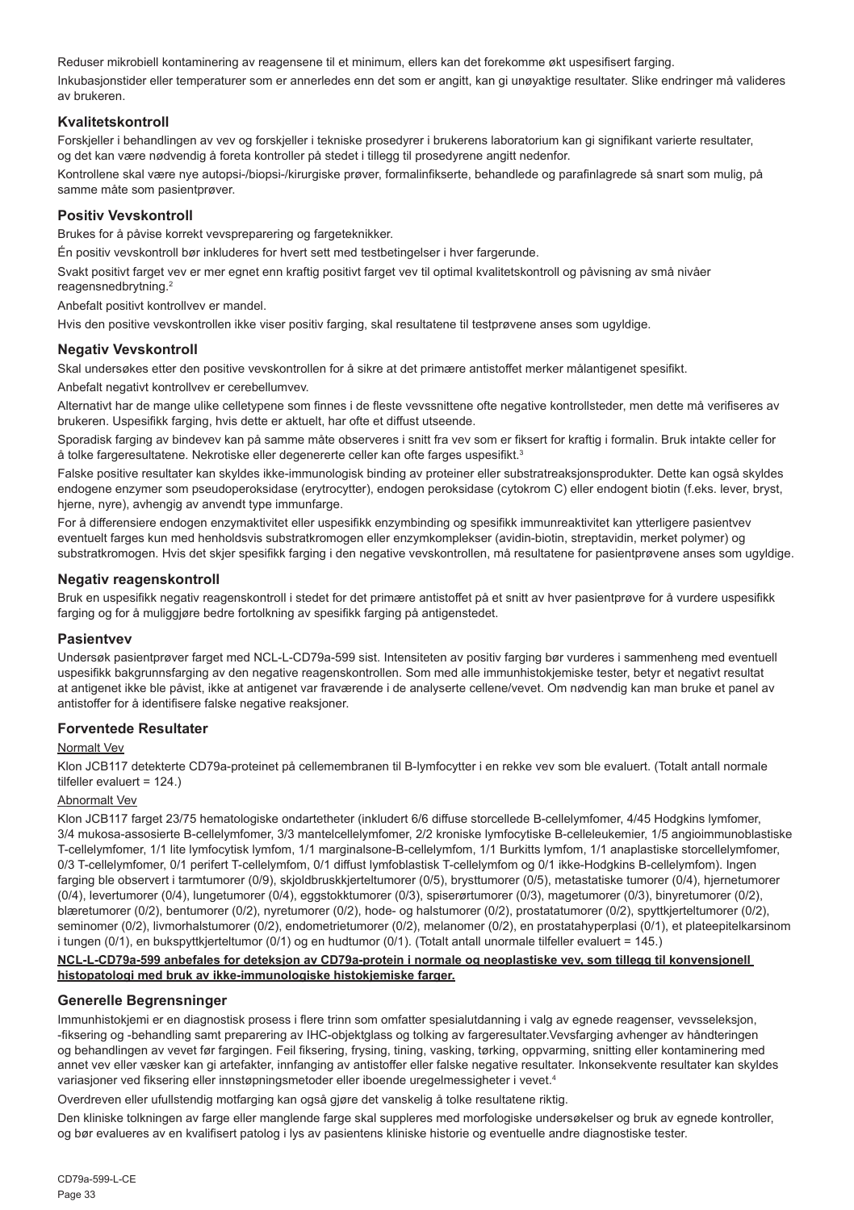Reduser mikrobiell kontaminering av reagensene til et minimum, ellers kan det forekomme økt uspesifisert farging.

Inkubasjonstider eller temperaturer som er annerledes enn det som er angitt, kan gi unøyaktige resultater. Slike endringer må valideres av brukeren.

## Kvalitetskontroll

Forskjeller i behandlingen av vev og forskjeller i tekniske prosedyrer i brukerens laboratorium kan gi signifikant varierte resultater, og det kan være nødvendig å foreta kontroller på stedet i tillegg til prosedyrene angitt nedenfor.

Kontrollene skal være nye autopsi-/biopsi-/kirurgiske prøver, formalinfikserte, behandlede og parafinlagrede så snart som mulig, på samme måte som pasientprøver.

## Positiv Vevskontroll

Brukes for å påvise korrekt vevspreparering og fargeteknikker.

Én positiv vevskontroll bør inkluderes for hvert sett med testbetingelser i hver fargerunde.

Svakt positivt farget vev er mer egnet enn kraftig positivt farget vev til optimal kvalitetskontroll og påvisning av små nivåer reagensnedbrytning.[2]

Anbefalt positivt kontrollvev er mandel.

Hvis den positive vevskontrollen ikke viser positiv farging, skal resultatene til testprøvene anses som ugyldige.

## Negativ Vevskontroll

Skal undersøkes etter den positive vevskontrollen for å sikre at det primære antistoffet merker målantigenet spesifikt.

Anbefalt negativt kontrollvev er cerebellumvev.

Alternativt har de mange ulike celletypene som finnes i de fleste vevssnittene ofte negative kontrollsteder, men dette må verifiseres av brukeren. Uspesifikk farging, hvis dette er aktuelt, har ofte et diffust utseende.

Sporadisk farging av bindevev kan på samme måte observeres i snitt fra vev som er fiksert for kraftig i formalin. Bruk intakte celler for å tolke fargeresultatene. Nekrotiske eller degenererte celler kan ofte farges uspesifikt.[3]

Falske positive resultater kan skyldes ikke-immunologisk binding av proteiner eller substratreaksjonsprodukter. Dette kan også skyldes endogene enzymer som pseudoperoksidase (erytrocytter), endogen peroksidase (cytokrom C) eller endogent biotin (f.eks. lever, bryst, hjerne, nyre), avhengig av anvendt type immunfarge.

For å differensiere endogen enzymaktivitet eller uspesifikk enzymbinding og spesifikk immunreaktivitet kan ytterligere pasientvev eventuelt farges kun med henholdsvis substratkromogen eller enzymkomplekser (avidin-biotin, streptavidin, merket polymer) og substratkromogen. Hvis det skjer spesifikk farging i den negative vevskontrollen, må resultatene for pasientprøvene anses som ugyldige.

## Negativ reagenskontroll

Bruk en uspesifikk negativ reagenskontroll i stedet for det primære antistoffet på et snitt av hver pasientprøve for å vurdere uspesifikk farging og for å muliggjøre bedre fortolkning av spesifikk farging på antigenstedet.

## Pasientvev

Undersøk pasientprøver farget med NCL-L-CD79a-599 sist. Intensiteten av positiv farging bør vurderes i sammenheng med eventuell uspesifikk bakgrunnsfarging av den negative reagenskontrollen. Som med alle immunhistokjemiske tester, betyr et negativt resultat at antigenet ikke ble påvist, ikke at antigenet var fraværende i de analyserte cellene/vevet. Om nødvendig kan man bruke et panel av antistoffer for å identifisere falske negative reaksjoner.

## Forventede Resultater

Normalt Vev

Klon JCB117 detekterte CD79a-proteinet på cellemembranen til B-lymfocytter i en rekke vev som ble evaluert. (Totalt antall normale tilfeller evaluert = 124.)

Abnormalt Vev

Klon JCB117 farget 23/75 hematologiske ondartetheter (inkludert 6/6 diffuse storcellede B-cellelymfomer, 4/45 Hodgkins lymfomer, 3/4 mukosa-assosierte B-cellelymfomer, 3/3 mantelcellelymfomer, 2/2 kroniske lymfocytiske B-celleleukemier, 1/5 angioimmunoblastiske T-cellelymfomer, 1/1 lite lymfocytisk lymfom, 1/1 marginalsone-B-cellelymfom, 1/1 Burkitts lymfom, 1/1 anaplastiske storcellelymfomer, 0/3 T-cellelymfomer, 0/1 perifert T-cellelymfom, 0/1 diffust lymfoblastisk T-cellelymfom og 0/1 ikke-Hodgkins B-cellelymfom). Ingen farging ble observert i tarmtumorer (0/9), skjoldbruskkjerteltumorer (0/5), brysttumorer (0/5), metastatiske tumorer (0/4), hjernetumorer (0/4), levertumorer (0/4), lungetumorer (0/4), eggstokktumorer (0/3), spiserørtumorer (0/3), magetumorer (0/3), binyretumorer (0/2), blæretumorer (0/2), bentumorer (0/2), nyretumorer (0/2), hode- og halstumorer (0/2), prostatatumorer (0/2), spyttkjerteltumorer (0/2), seminomer (0/2), livmorhalstumorer (0/2), endometrietumorer (0/2), melanomer (0/2), en prostatahyperplasi (0/1), et plateepitelkarsinom i tungen (0/1), en bukspyttkjerteltumor (0/1) og en hudtumor (0/1). (Totalt antall unormale tilfeller evaluert = 145.)

**NCL-L-CD79a-599 anbefales for deteksjon av CD79a-protein i normale og neoplastiske vev, som tillegg til konvensjonell histopatologi med bruk av ikke-immunologiske histokjemiske farger.**

## Generelle Begrensninger

Immunhistokjemi er en diagnostisk prosess i flere trinn som omfatter spesialutdanning i valg av egnede reagenser, vevsseleksjon, -fiksering og -behandling samt preparering av IHC-objektglass og tolking av fargeresultater.Vevsfarging avhenger av håndteringen og behandlingen av vevet før fargingen. Feil fiksering, frysing, tining, vasking, tørking, oppvarming, snitting eller kontaminering med annet vev eller væsker kan gi artefakter, innfanging av antistoffer eller falske negative resultater. Inkonsekvente resultater kan skyldes variasjoner ved fiksering eller innstøpningsmetoder eller iboende uregelmessigheter i vevet.[4]

Overdreven eller ufullstendig motfarging kan også gjøre det vanskelig å tolke resultatene riktig.

Den kliniske tolkningen av farge eller manglende farge skal suppleres med morfologiske undersøkelser og bruk av egnede kontroller, og bør evalueres av en kvalifisert patolog i lys av pasientens kliniske historie og eventuelle andre diagnostiske tester.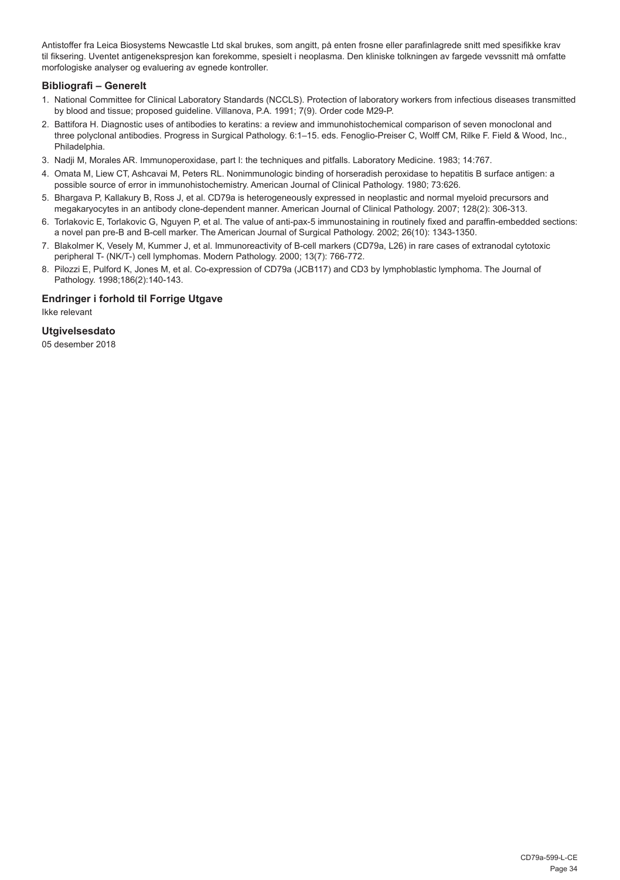Antistoffer fra Leica Biosystems Newcastle Ltd skal brukes, som angitt, på enten frosne eller parafinlagrede snitt med spesifikke krav til fiksering. Uventet antigenekspresjon kan forekomme, spesielt i neoplasma. Den kliniske tolkningen av fargede vevssnitt må omfatte morfologiske analyser og evaluering av egnede kontroller.

### Bibliografi – Generelt

1. National Committee for Clinical Laboratory Standards (NCCLS). Protection of laboratory workers from infectious diseases transmitted by blood and tissue; proposed guideline. Villanova, P.A. 1991; 7(9). Order code M29-P.
2. Battifora H. Diagnostic uses of antibodies to keratins: a review and immunohistochemical comparison of seven monoclonal and three polyclonal antibodies. Progress in Surgical Pathology. 6:1–15. eds. Fenoglio-Preiser C, Wolff CM, Rilke F. Field & Wood, Inc., Philadelphia.
3. Nadji M, Morales AR. Immunoperoxidase, part I: the techniques and pitfalls. Laboratory Medicine. 1983; 14:767.
4. Omata M, Liew CT, Ashcavai M, Peters RL. Nonimmunologic binding of horseradish peroxidase to hepatitis B surface antigen: a possible source of error in immunohistochemistry. American Journal of Clinical Pathology. 1980; 73:626.
5. Bhargava P, Kallakury B, Ross J, et al. CD79a is heterogeneously expressed in neoplastic and normal myeloid precursors and megakaryocytes in an antibody clone-dependent manner. American Journal of Clinical Pathology. 2007; 128(2): 306-313.
6. Torlakovic E, Torlakovic G, Nguyen P, et al. The value of anti-pax-5 immunostaining in routinely fixed and paraffin-embedded sections: a novel pan pre-B and B-cell marker. The American Journal of Surgical Pathology. 2002; 26(10): 1343-1350.
7. Blakolmer K, Vesely M, Kummer J, et al. Immunoreactivity of B-cell markers (CD79a, L26) in rare cases of extranodal cytotoxic peripheral T- (NK/T-) cell lymphomas. Modern Pathology. 2000; 13(7): 766-772.
8. Pilozzi E, Pulford K, Jones M, et al. Co-expression of CD79a (JCB117) and CD3 by lymphoblastic lymphoma. The Journal of Pathology. 1998;186(2):140-143.

### Endringer i forhold til Forrige Utgave

Ikke relevant

### Utgivelsesdato

05 desember 2018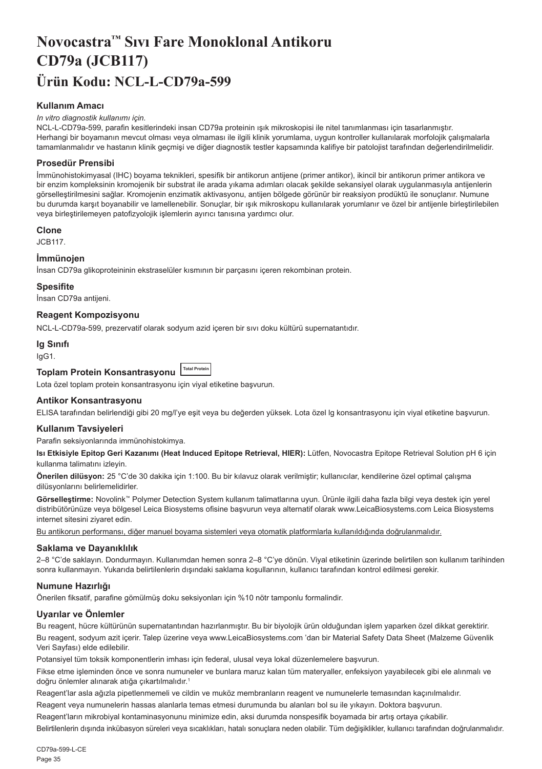# Novocastra™ Sıvı Fare Monoklonal Antikoru CD79a (JCB117)

# Ürün Kodu: NCL-L-CD79a-599

### Kullanım Amacı

*In vitro diagnostik kullanımı için.*

NCL-L-CD79a-599, parafin kesitlerindeki insan CD79a proteinin ışık mikroskopisi ile nitel tanımlanması için tasarlanmıştır.

Herhangi bir boyamanın mevcut olması veya olmaması ile ilgili klinik yorumlama, uygun kontroller kullanılarak morfolojik çalışmalarla tamamlanmalıdır ve hastanın klinik geçmişi ve diğer diagnostik testler kapsamında kalifiye bir patolojist tarafından değerlendirilmelidir.

### Prosedür Prensibi

İmmünohistokimyasal (IHC) boyama teknikleri, spesifik bir antikorun antijene (primer antikor), ikincil bir antikorun primer antikora ve bir enzim kompleksinin kromojenik bir substrat ile arada yıkama adımları olacak şekilde sekansiyel olarak uygulanmasıyla antijenlerin görselleştirilmesini sağlar. Kromojenin enzimatik aktivasyonu, antijen bölgede görünür bir reaksiyon prodüktü ile sonuçlanır. Numune bu durumda karşıt boyanabilir ve lamellenebilir. Sonuçlar, bir ışık mikroskopu kullanılarak yorumlanır ve özel bir antijenle birleştirilebilen veya birleştirilemeyen patofizyolojik işlemlerin ayırıcı tanısına yardımcı olur.

### Clone

JCB117.

### İmmünojen

İnsan CD79a glikoproteininin ekstraselüler kısmının bir parçasını içeren rekombinan protein.

### Spesifite

İnsan CD79a antijeni.

### Reagent Kompozisyonu

NCL-L-CD79a-599, prezervatif olarak sodyum azid içeren bir sıvı doku kültürü supernatantıdır.

### Ig Sınıfı

IgG1.

### Toplam Protein Konsantrasyonu Total Protein

Lota özel toplam protein konsantrasyonu için viyal etiketine başvurun.

### Antikor Konsantrasyonu

ELISA tarafından belirlendiği gibi 20 mg/l'ye eşit veya bu değerden yüksek. Lota özel lg konsantrasyonu için viyal etiketine başvurun.

### Kullanım Tavsiyeleri

Parafin seksiyonlarında immünohistokimya.

**Isı Etkisiyle Epitop Geri Kazanımı (Heat Induced Epitope Retrieval, HIER):** Lütfen, Novocastra Epitope Retrieval Solution pH 6 için kullanma talimatını izleyin.

**Önerilen dilüsyon:** 25 °C'de 30 dakika için 1:100. Bu bir kılavuz olarak verilmiştir; kullanıcılar, kendilerine özel optimal çalışma dilüsyonlarını belirlemelidirler.

**Görselleştirme:** Novolink™ Polymer Detection System kullanım talimatlarına uyun. Ürünle ilgili daha fazla bilgi veya destek için yerel distribütörünüze veya bölgesel Leica Biosystems ofisine başvurun veya alternatif olarak www.LeicaBiosystems.com Leica Biosystems internet sitesini ziyaret edin.

<u>Bu antikorun performansı, diğer manuel boyama sistemleri veya otomatik platformlarla kullanıldığında doğrulanmalıdır.</u>

### Saklama ve Dayanıklılık

2–8 °C'de saklayın. Dondurmayın. Kullanımdan hemen sonra 2–8 °C'ye dönün. Viyal etiketinin üzerinde belirtilen son kullanım tarihinden sonra kullanmayın. Yukarıda belirtilenlerin dışındaki saklama koşullarının, kullanıcı tarafından kontrol edilmesi gerekir.

### Numune Hazırlığı

Önerilen fiksatif, parafine gömülmüş doku seksiyonları için %10 nötr tamponlu formalindir.

### Uyarılar ve Önlemler

Bu reagent, hücre kültürünün supernatantından hazırlanmıştır. Bu bir biyolojik ürün olduğundan işlem yaparken özel dikkat gerektirir.

Bu reagent, sodyum azit içerir. Talep üzerine veya www.LeicaBiosystems.com 'dan bir Material Safety Data Sheet (Malzeme Güvenlik Veri Sayfası) elde edilebilir.

Potansiyel tüm toksik komponentlerin imhası için federal, ulusal veya lokal düzenlemelere başvurun.

Fikse etme işleminden önce ve sonra numuneler ve bunlara maruz kalan tüm materyaller, enfeksiyon yayabilecek gibi ele alınmalı ve doğru önlemler alınarak atığa çıkartılmalıdır.[1]

Reagent'lar asla ağızla pipetlenmemeli ve cildin ve muköz membranların reagent ve numunelerle temasından kaçınılmalıdır.

Reagent veya numunelerin hassas alanlarla temas etmesi durumunda bu alanları bol su ile yıkayın. Doktora başvurun.

Reagent'ların mikrobiyal kontaminasyonunu minimize edin, aksi durumda nonspesifik boyamada bir artış ortaya çıkabilir.

Belirtilenlerin dışında inkübasyon süreleri veya sıcaklıkları, hatalı sonuçlara neden olabilir. Tüm değişiklikler, kullanıcı tarafından doğrulanmalıdır.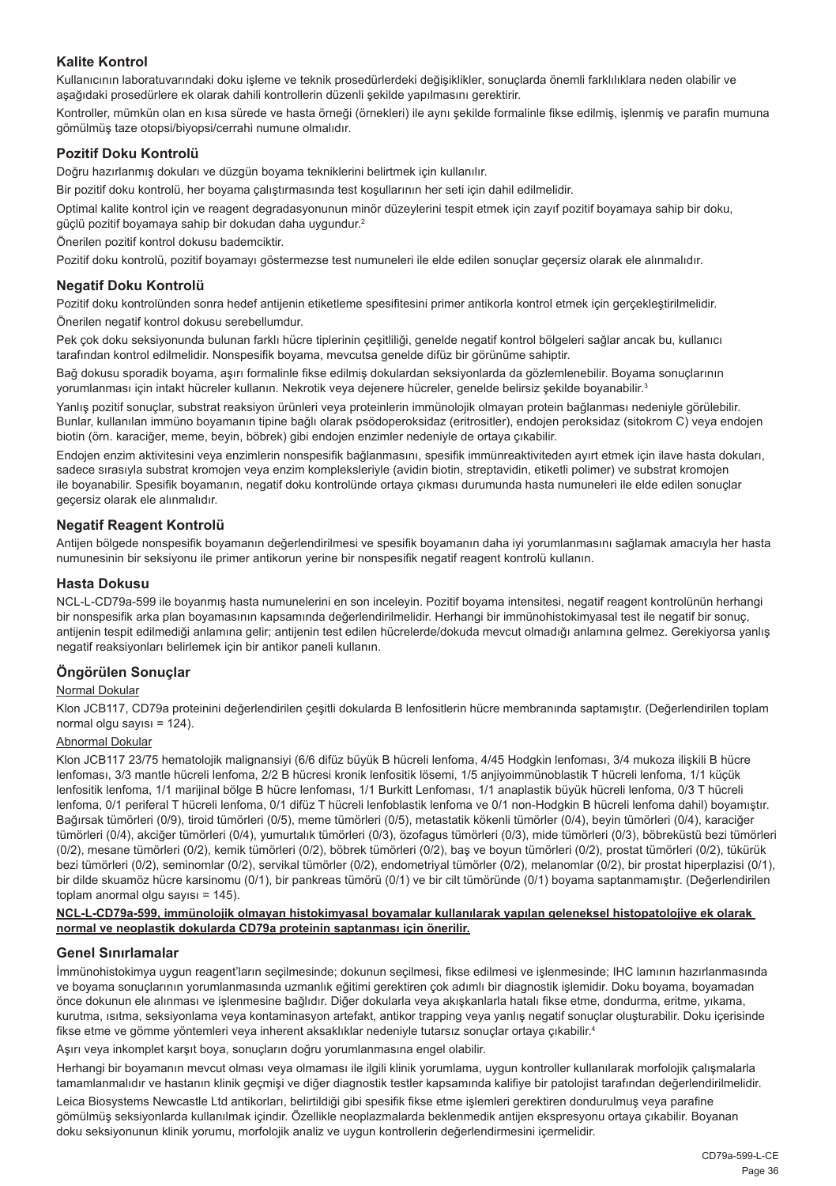## Kalite Kontrol

Kullanıcının laboratuvarındaki doku işleme ve teknik prosedürlerdeki değişiklikler, sonuçlarda önemli farklılıklara neden olabilir ve aşağıdaki prosedürlere ek olarak dahili kontrollerin düzenli şekilde yapılmasını gerektirir.

Kontroller, mümkün olan en kısa sürede ve hasta örneği (örnekleri) ile aynı şekilde formalinle fikse edilmiş, işlenmiş ve parafin mumuna gömülmüş taze otopsi/biyopsi/cerrahi numune olmalıdır.

## Pozitif Doku Kontrolü

Doğru hazırlanmış dokuları ve düzgün boyama tekniklerini belirtmek için kullanılır.

Bir pozitif doku kontrolü, her boyama çalıştırmasında test koşullarının her seti için dahil edilmelidir.

Optimal kalite kontrol için ve reagent degradasyonunun minör düzeylerini tespit etmek için zayıf pozitif boyamaya sahip bir doku, güçlü pozitif boyamaya sahip bir dokudan daha uygundur.[2]

Önerilen pozitif kontrol dokusu bademciktir.

Pozitif doku kontrolü, pozitif boyamayı göstermezse test numuneleri ile elde edilen sonuçlar geçersiz olarak ele alınmalıdır.

## Negatif Doku Kontrolü

Pozitif doku kontrolünden sonra hedef antijenin etiketleme spesifitesini primer antikorla kontrol etmek için gerçekleştirilmelidir.

Önerilen negatif kontrol dokusu serebellumdur.

Pek çok doku seksiyonunda bulunan farklı hücre tiplerinin çeşitliliği, genelde negatif kontrol bölgeleri sağlar ancak bu, kullanıcı tarafından kontrol edilmelidir. Nonspesifik boyama, mevcutsa genelde difüz bir görünüme sahiptir.

Bağ dokusu sporadik boyama, aşırı formalinle fikse edilmiş dokulardan seksiyonlarda da gözlemlenebilir. Boyama sonuçlarının yorumlanması için intakt hücreler kullanın. Nekrotik veya dejenere hücreler, genelde belirsiz şekilde boyanabilir.[3]

Yanlış pozitif sonuçlar, substrat reaksiyon ürünleri veya proteinlerin immünolojik olmayan protein bağlanması nedeniyle görülebilir. Bunlar, kullanılan immüno boyamanın tipine bağlı olarak psödoperoksidaz (eritrositler), endojen peroksidaz (sitokrom C) veya endojen biotin (örn. karaciğer, meme, beyin, böbrek) gibi endojen enzimler nedeniyle de ortaya çıkabilir.

Endojen enzim aktivitesini veya enzimlerin nonspesifik bağlanmasını, spesifik immünreaktiviteden ayırt etmek için ilave hasta dokuları, sadece sırasıyla substrat kromojen veya enzim kompleksleriyle (avidin biotin, streptavidin, etiketli polimer) ve substrat kromojen ile boyanabilir. Spesifik boyamanın, negatif doku kontrolünde ortaya çıkması durumunda hasta numuneleri ile elde edilen sonuçlar geçersiz olarak ele alınmalıdır.

## Negatif Reagent Kontrolü

Antijen bölgede nonspesifik boyamanın değerlendirilmesi ve spesifik boyamanın daha iyi yorumlanmasını sağlamak amacıyla her hasta numunesinin bir seksiyonu ile primer antikorun yerine bir nonspesifik negatif reagent kontrolü kullanın.

## Hasta Dokusu

NCL-L-CD79a-599 ile boyanmış hasta numunelerini en son inceleyin. Pozitif boyama intensitesi, negatif reagent kontrolünün herhangi bir nonspesifik arka plan boyamasının kapsamında değerlendirilmelidir. Herhangi bir immünohistokimyasal test ile negatif bir sonuç, antijenin tespit edilmediği anlamına gelir; antijenin test edilen hücrelerde/dokuda mevcut olmadığı anlamına gelmez. Gerekiyorsa yanlış negatif reaksiyonları belirlemek için bir antikor paneli kullanın.

## Öngörülen Sonuçlar

Normal Dokular

Klon JCB117, CD79a proteinini değerlendirilen çeşitli dokularda B lenfositlerin hücre membranında saptamıştır. (Değerlendirilen toplam normal olgu sayısı = 124).

Abnormal Dokular

Klon JCB117 23/75 hematolojik malignansiyi (6/6 difüz büyük B hücreli lenfoma, 4/45 Hodgkin lenfoması, 3/4 mukoza ilişkili B hücre lenfoması, 3/3 mantle hücreli lenfoma, 2/2 B hücresi kronik lenfositik lösemi, 1/5 anjiyoimmünoblastik T hücreli lenfoma, 1/1 küçük lenfositik lenfoma, 1/1 marijinal bölge B hücre lenfoması, 1/1 Burkitt Lenfoması, 1/1 anaplastik büyük hücreli lenfoma, 0/3 T hücreli lenfoma, 0/1 periferal T hücreli lenfoma, 0/1 difüz T hücreli lenfoblastik lenfoma ve 0/1 non-Hodgkin B hücreli lenfoma dahil) boyamıştır. Bağırsak tümörleri (0/9), tiroid tümörleri (0/5), meme tümörleri (0/5), metastatik kökenli tümörler (0/4), beyin tümörleri (0/4), karaciğer tümörleri (0/4), akciğer tümörleri (0/4), yumurtalık tümörleri (0/3), özofagus tümörleri (0/3), mide tümörleri (0/3), böbreküstü bezi tümörleri (0/2), mesane tümörleri (0/2), kemik tümörleri (0/2), böbrek tümörleri (0/2), baş ve boyun tümörleri (0/2), prostat tümörleri (0/2), tükürük bezi tümörleri (0/2), seminomlar (0/2), servikal tümörler (0/2), endometriyal tümörler (0/2), melanomlar (0/2), bir prostat hiperplazisi (0/1), bir dilde skuamöz hücre karsinomu (0/1), bir pankreas tümörü (0/1) ve bir cilt tümöründe (0/1) boyama saptanmamıştır. (Değerlendirilen toplam anormal olgu sayısı = 145).

**NCL-L-CD79a-599, immünolojik olmayan histokimyasal boyamalar kullanılarak yapılan geleneksel histopatolojiye ek olarak normal ve neoplastik dokularda CD79a proteinin saptanması için önerilir.**

## Genel Sınırlamalar

İmmünohistokimya uygun reagent'ların seçilmesinde; dokunun seçilmesi, fikse edilmesi ve işlenmesinde; IHC lamının hazırlanmasında ve boyama sonuçlarının yorumlanmasında uzmanlık eğitimi gerektiren çok adımlı bir diagnostik işlemidir. Doku boyama, boyamadan önce dokunun ele alınması ve işlenmesine bağlıdır. Diğer dokularla veya akışkanlarla hatalı fikse etme, dondurma, eritme, yıkama, kurutma, ısıtma, seksiyonlama veya kontaminasyon artefakt, antikor trapping veya yanlış negatif sonuçlar oluşturabilir. Doku içerisinde fikse etme ve gömme yöntemleri veya inherent aksaklıklar nedeniyle tutarsız sonuçlar ortaya çıkabilir.[4]

Aşırı veya inkomplet karşıt boya, sonuçların doğru yorumlanmasına engel olabilir.

Herhangi bir boyamanın mevcut olması veya olmaması ile ilgili klinik yorumlama, uygun kontroller kullanılarak morfolojik çalışmalarla tamamlanmalıdır ve hastanın klinik geçmişi ve diğer diagnostik testler kapsamında kalifiye bir patolojist tarafından değerlendirilmelidir.

Leica Biosystems Newcastle Ltd antikorları, belirtildiği gibi spesifik fikse etme işlemleri gerektiren dondurulmuş veya parafine gömülmüş seksiyonlarda kullanılmak içindir. Özellikle neoplazmalarda beklenmedik antijen ekspresyonu ortaya çıkabilir. Boyanan doku seksiyonunun klinik yorumu, morfolojik analiz ve uygun kontrollerin değerlendirmesini içermelidir.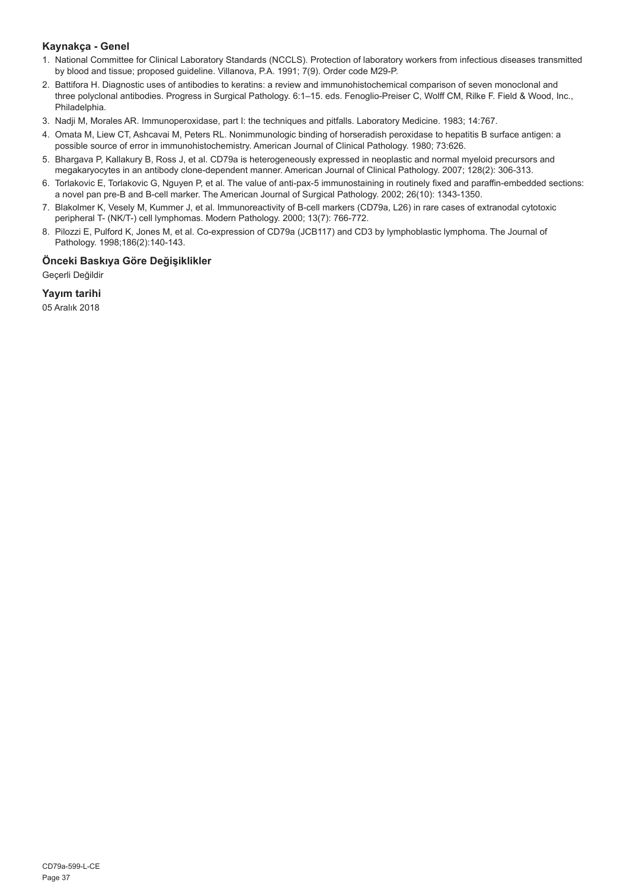## Kaynakça - Genel

1. National Committee for Clinical Laboratory Standards (NCCLS). Protection of laboratory workers from infectious diseases transmitted by blood and tissue; proposed guideline. Villanova, P.A. 1991; 7(9). Order code M29-P.
2. Battifora H. Diagnostic uses of antibodies to keratins: a review and immunohistochemical comparison of seven monoclonal and three polyclonal antibodies. Progress in Surgical Pathology. 6:1–15. eds. Fenoglio-Preiser C, Wolff CM, Rilke F. Field & Wood, Inc., Philadelphia.
3. Nadji M, Morales AR. Immunoperoxidase, part I: the techniques and pitfalls. Laboratory Medicine. 1983; 14:767.
4. Omata M, Liew CT, Ashcavai M, Peters RL. Nonimmunologic binding of horseradish peroxidase to hepatitis B surface antigen: a possible source of error in immunohistochemistry. American Journal of Clinical Pathology. 1980; 73:626.
5. Bhargava P, Kallakury B, Ross J, et al. CD79a is heterogeneously expressed in neoplastic and normal myeloid precursors and megakaryocytes in an antibody clone-dependent manner. American Journal of Clinical Pathology. 2007; 128(2): 306-313.
6. Torlakovic E, Torlakovic G, Nguyen P, et al. The value of anti-pax-5 immunostaining in routinely fixed and paraffin-embedded sections: a novel pan pre-B and B-cell marker. The American Journal of Surgical Pathology. 2002; 26(10): 1343-1350.
7. Blakolmer K, Vesely M, Kummer J, et al. Immunoreactivity of B-cell markers (CD79a, L26) in rare cases of extranodal cytotoxic peripheral T- (NK/T-) cell lymphomas. Modern Pathology. 2000; 13(7): 766-772.
8. Pilozzi E, Pulford K, Jones M, et al. Co-expression of CD79a (JCB117) and CD3 by lymphoblastic lymphoma. The Journal of Pathology. 1998;186(2):140-143.

## Önceki Baskıya Göre Değişiklikler

Geçerli Değildir

## Yayım tarihi

05 Aralık 2018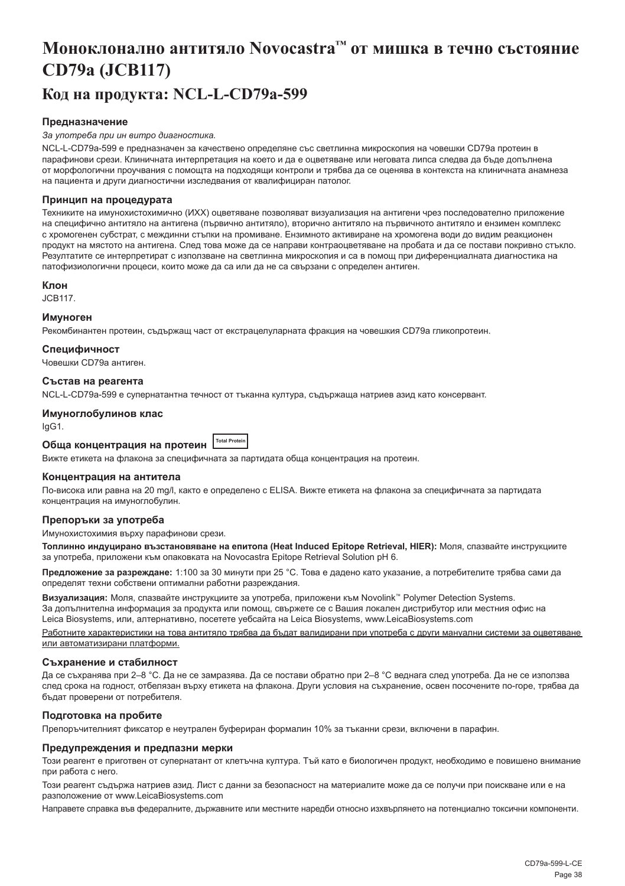# Моноклонално антитяло Novocastra™ от мишка в течно състояние CD79a (JCB117)

## Код на продукта: NCL-L-CD79a-599

### Предназначение

*За употреба при ин витро диагностика.*

NCL-L-CD79a-599 е предназначен за качествено определяне със светлинна микроскопия на човешки CD79a протеин в парафинови срези. Клиничната интерпретация на което и да е оцветяване или неговата липса следва да бъде допълнена от морфологични проучвания с помощта на подходящи контроли и трябва да се оценява в контекста на клиничната анамнеза на пациента и други диагностични изследвания от квалифициран патолог.

### Принцип на процедурата

Техниките на имунохистохимично (ИХХ) оцветяване позволяват визуализация на антигени чрез последователно приложение на специфично антитяло на антигена (първично антитяло), вторично антитяло на първичното антитяло и ензимен комплекс с хромогенен субстрат, с междинни стъпки на промиване. Ензимното активиране на хромогена води до видим реакционен продукт на мястото на антигена. След това може да се направи контраоцветяване на пробата и да се постави покривно стъкло. Резултатите се интерпретират с използване на светлинна микроскопия и са в помощ при диференциалната диагностика на патофизиологични процеси, които може да са или да не са свързани с определен антиген.

### Клон

JCB117.

### Имуноген

Рекомбинантен протеин, съдържащ част от екстрацелуларната фракция на човешкия CD79a гликопротеин.

### Специфичност

Човешки CD79a антиген.

### Състав на реагента

NCL-L-CD79a-599 е супернатантна течност от тъканна култура, съдържаща натриев азид като консервант.

### Имуноглобулинов клас

IgG1.

### Обща концентрация на протеин Total Protein

Вижте етикета на флакона за специфичната за партидата обща концентрация на протеин.

### Концентрация на антитела

По-висока или равна на 20 mg/l, както е определено с ELISA. Вижте етикета на флакона за специфичната за партидата концентрация на имуноглобулин.

### Препоръки за употреба

Имунохистохимия върху парафинови срези.

**Топлинно индуцирано възстановяване на епитопа (Heat Induced Epitope Retrieval, HIER):** Моля, спазвайте инструкциите за употреба, приложени към опаковката на Novocastra Epitope Retrieval Solution pH 6.

**Предложение за разреждане:** 1:100 за 30 минути при 25 °C. Това е дадено като указание, а потребителите трябва сами да определят техни собствени оптимални работни разреждания.

**Визуализация:** Моля, спазвайте инструкциите за употреба, приложени към Novolink™ Polymer Detection Systems. За допълнителна информация за продукта или помощ, свържете се с Вашия локален дистрибутор или местния офис на Leica Biosystems, или, алтернативно, посетете уебсайта на Leica Biosystems, www.LeicaBiosystems.com

Работните характеристики на това антитяло трябва да бъдат валидирани при употреба с други мануални системи за оцветяване или автоматизирани платформи.

### Съхранение и стабилност

Да се съхранява при 2–8 °C. Да не се замразява. Да се постави обратно при 2–8 °C веднага след употреба. Да не се използва след срока на годност, отбелязан върху етикета на флакона. Други условия на съхранение, освен посочените по-горе, трябва да бъдат проверени от потребителя.

### Подготовка на пробите

Препоръчителният фиксатор е неутрален буфериран формалин 10% за тъканни срези, включени в парафин.

### Предупреждения и предпазни мерки

Този реагент е приготвен от супернатант от клетъчна култура. Тъй като е биологичен продукт, необходимо е повишено внимание при работа с него.

Този реагент съдържа натриев азид. Лист с данни за безопасност на материалите може да се получи при поискване или е на разположение от www.LeicaBiosystems.com

Направете справка във федералните, държавните или местните наредби относно изхвърлянето на потенциално токсични компоненти.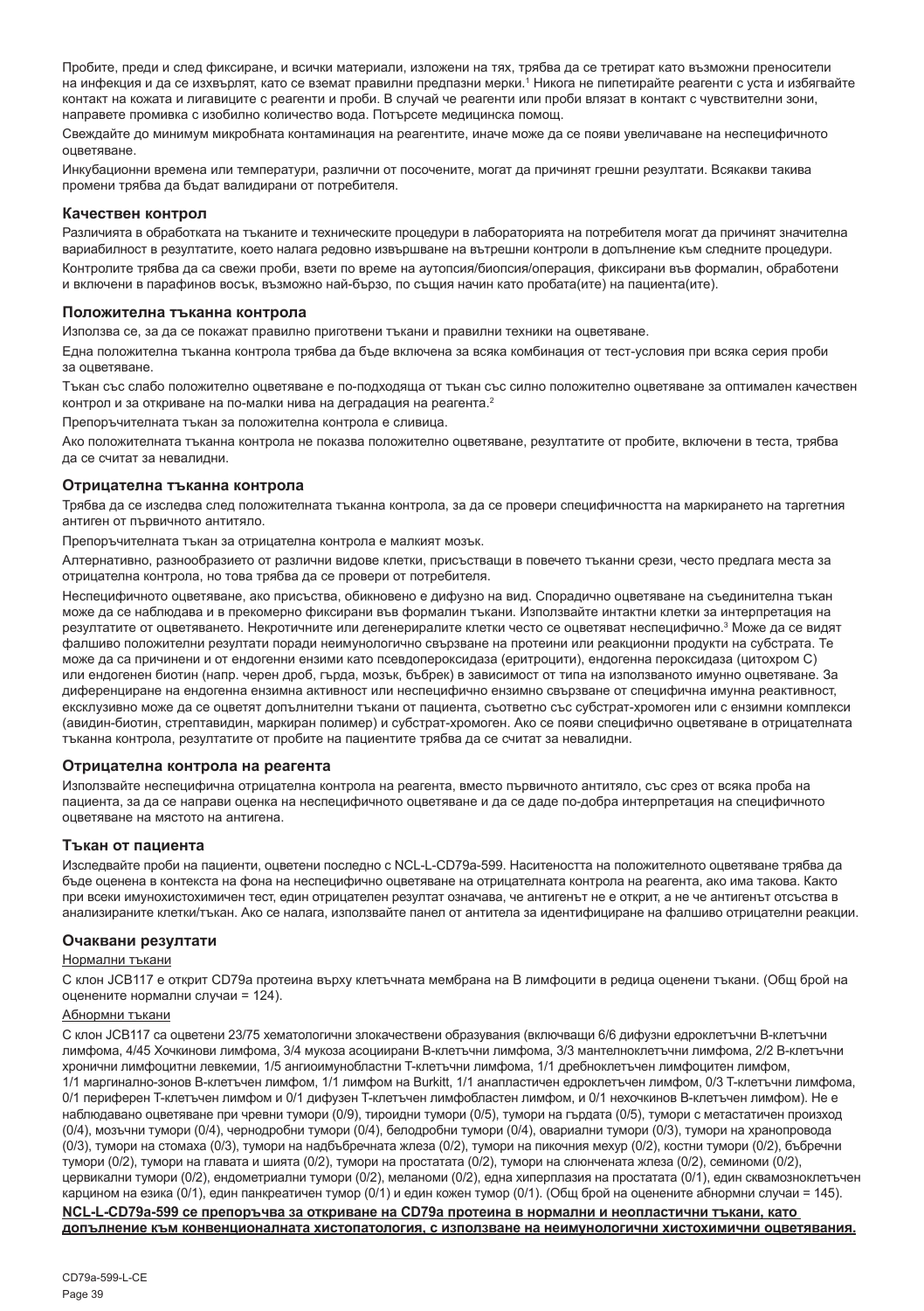Пробите, преди и след фиксиране, и всички материали, изложени на тях, трябва да се третират като възможни преносители на инфекция и да се изхвърлят, като се вземат правилни предпазни мерки.[1] Никога не пипетирайте реагенти с уста и избягвайте контакт на кожата и лигавиците с реагенти и проби. В случай че реагенти или проби влязат в контакт с чувствителни зони, направете промивка с изобилно количество вода. Потърсете медицинска помощ.

Свеждайте до минимум микробната контаминация на реагентите, иначе може да се появи увеличаване на неспецифичното оцветяване.

Инкубационни времена или температури, различни от посочените, могат да причинят грешни резултати. Всякакви такива промени трябва да бъдат валидирани от потребителя.

### Качествен контрол

Различията в обработката на тъканите и техническите процедури в лабораторията на потребителя могат да причинят значителна вариабилност в резултатите, което налага редовно извършване на вътрешни контроли в допълнение към следните процедури.

Контролите трябва да са свежи проби, взети по време на аутопсия/биопсия/операция, фиксирани във формалин, обработени и включени в парафинов восък, възможно най-бързо, по същия начин като пробата(ите) на пациента(ите).

### Положителна тъканна контрола

Използва се, за да се покажат правилно приготвени тъкани и правилни техники на оцветяване.

Една положителна тъканна контрола трябва да бъде включена за всяка комбинация от тест-условия при всяка серия проби за оцветяване.

Тъкан със слабо положително оцветяване е по-подходяща от тъкан със силно положително оцветяване за оптимален качествен контрол и за откриване на по-малки нива на деградация на реагента.[2]

Препоръчителната тъкан за положителна контрола е сливица.

Ако положителната тъканна контрола не показва положително оцветяване, резултатите от пробите, включени в теста, трябва да се считат за невалидни.

### Отрицателна тъканна контрола

Трябва да се изследва след положителната тъканна контрола, за да се провери специфичността на маркирането на таргетния антиген от първичното антитяло.

Препоръчителната тъкан за отрицателна контрола е малкият мозък.

Алтернативно, разнообразието от различни видове клетки, присъстващи в повечето тъканни срези, често предлага места за отрицателна контрола, но това трябва да се провери от потребителя.

Неспецифичното оцветяване, ако присъства, обикновено е дифузно на вид. Спорадично оцветяване на съединителна тъкан може да се наблюдава и в прекомерно фиксирани във формалин тъкани. Използвайте интактни клетки за интерпретация на резултатите от оцветяването. Некротичните или дегенериралите клетки често се оцветяват неспецифично.[3] Може да се видят фалшиво положителни резултати поради неимунологично свързване на протеини или реакционни продукти на субстрата. Те може да са причинени и от ендогенни ензими като псевдопероксидаза (еритроцити), ендогенна пероксидаза (цитохром C) или ендогенен биотин (напр. черен дроб, гърда, мозък, бъбрек) в зависимост от типа на използваното имунно оцветяване. За диференциране на ендогенна ензимна активност или неспецифично ензимно свързване от специфична имунна реактивност, ексклузивно може да се оцветят допълнителни тъкани от пациента, съответно със субстрат-хромоген или с ензимни комплекси (авидин-биотин, стрептавидин, маркиран полимер) и субстрат-хромоген. Ако се появи специфично оцветяване в отрицателната тъканна контрола, резултатите от пробите на пациентите трябва да се считат за невалидни.

### Отрицателна контрола на реагента

Използвайте неспецифична отрицателна контрола на реагента, вместо първичното антитяло, със срез от всяка проба на пациента, за да се направи оценка на неспецифичното оцветяване и да се даде по-добра интерпретация на специфичното оцветяване на мястото на антигена.

### Тъкан от пациента

Изследвайте проби на пациенти, оцветени последно с NCL-L-CD79a-599. Наситеността на положителното оцветяване трябва да бъде оценена в контекста на фона на неспецифично оцветяване на отрицателната контрола на реагента, ако има такова. Както при всеки имунохистохимичен тест, един отрицателен резултат означава, че антигенът не е открит, а не че антигенът отсъства в анализираните клетки/тъкан. Ако се налага, използвайте панел от антитела за идентифициране на фалшиво отрицателни реакции.

### Очаквани резултати

Нормални тъкани

С клон JCB117 е открит CD79a протеина върху клетъчната мембрана на В лимфоцити в редица оценени тъкани. (Общ брой на оценените нормални случаи = 124).

Абнормни тъкани

С клон JCB117 са оцветени 23/75 хематологични злокачествени образувания (включващи 6/6 дифузни едроклетъчни В-клетъчни лимфома, 4/45 Хочкинови лимфома, 3/4 мукоза асоциирани В-клетъчни лимфома, 3/3 мантелноклетъчни лимфома, 2/2 В-клетъчни хронични лимфоцитни левкемии, 1/5 ангиоимунобластни Т-клетъчни лимфома, 1/1 дребноклетъчен лимфоцитен лимфом, 1/1 маргинално-зонов В-клетъчен лимфом, 1/1 лимфом на Burkitt, 1/1 анапластичен едроклетъчен лимфом, 0/3 Т-клетъчни лимфома, 0/1 периферен Т-клетъчен лимфом и 0/1 дифузен Т-клетъчен лимфобластен лимфом, и 0/1 нехочкинов В-клетъчен лимфом). Не е наблюдавано оцветяване при чревни тумори (0/9), тироидни тумори (0/5), тумори на гърдата (0/5), тумори с метастатичен произход (0/4), мозъчни тумори (0/4), чернодробни тумори (0/4), белодробни тумори (0/4), овариални тумори (0/3), тумори на хранопровода (0/3), тумори на стомаха (0/3), тумори на надбъбречната жлеза (0/2), тумори на пикочния мехур (0/2), костни тумори (0/2), бъбречни тумори (0/2), тумори на главата и шията (0/2), тумори на простатата (0/2), тумори на слюнчената жлеза (0/2), семиноми (0/2), цервикални тумори (0/2), ендометриални тумори (0/2), меланоми (0/2), една хиперплазия на простатата (0/1), един сквамозноклетъчен карцином на езика (0/1), един панкреатичен тумор (0/1) и един кожен тумор (0/1). (Общ брой на оценените абнормни случаи = 145).

**NCL-L-CD79a-599 се препоръчва за откриване на CD79a протеина в нормални и неопластични тъкани, като допълнение към конвенционалната хистопатология, с използване на неимунологични хистохимични оцветявания.**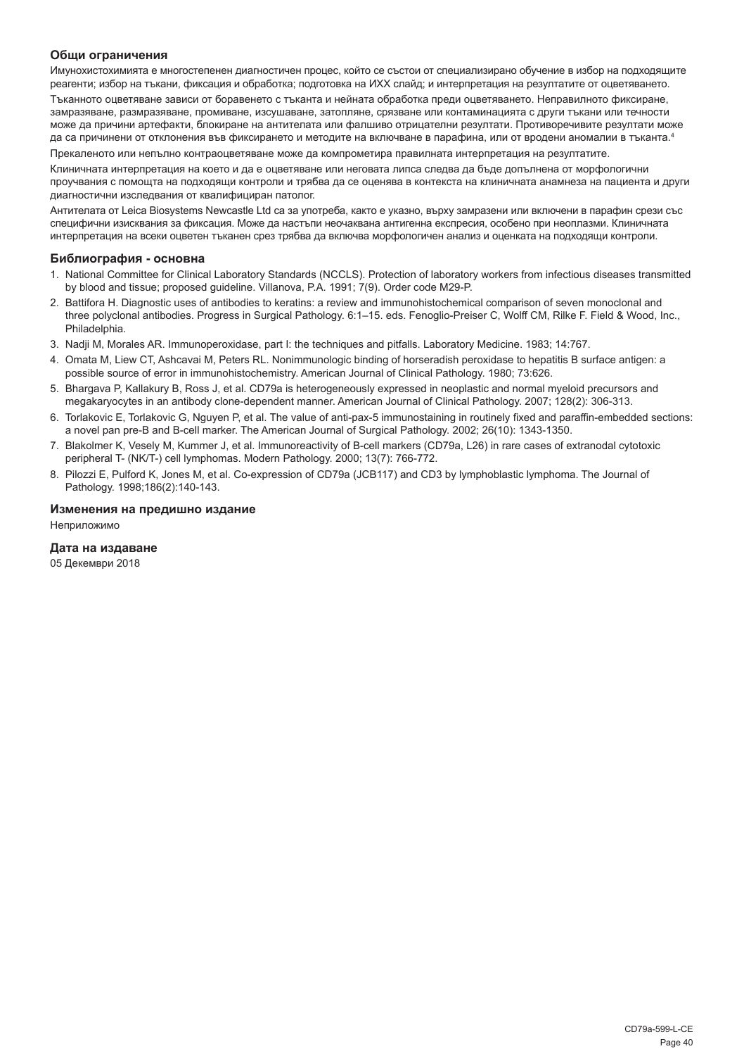### Общи ограничения

Имунохистохимията е многостепенен диагностичен процес, който се състои от специализирано обучение в избор на подходящите реагенти; избор на тъкани, фиксация и обработка; подготовка на ИХХ слайд; и интерпретация на резултатите от оцветяването.

Тъканното оцветяване зависи от боравенето с тъканта и нейната обработка преди оцветяването. Неправилното фиксиране, замразяване, размразяване, промиване, изсушаване, затопляне, срязване или контаминацията с други тъкани или течности може да причини артефакти, блокиране на антителата или фалшиво отрицателни резултати. Противоречивите резултати може да са причинени от отклонения във фиксирането и методите на включване в парафина, или от вродени аномалии в тъканта.[4]

Прекаленото или непълно контраоцветяване може да компрометира правилната интерпретация на резултатите.

Клиничната интерпретация на което и да е оцветяване или неговата липса следва да бъде допълнена от морфологични проучвания с помощта на подходящи контроли и трябва да се оценява в контекста на клиничната анамнеза на пациента и други диагностични изследвания от квалифициран патолог.

Антителата от Leica Biosystems Newcastle Ltd са за употреба, както е указно, върху замразени или включени в парафин срези със специфични изисквания за фиксация. Може да настъпи неочаквана антигенна експресия, особено при неоплазми. Клиничната интерпретация на всеки оцветен тъканен срез трябва да включва морфологичен анализ и оценката на подходящи контроли.

### Библиография - основна

1. National Committee for Clinical Laboratory Standards (NCCLS). Protection of laboratory workers from infectious diseases transmitted by blood and tissue; proposed guideline. Villanova, P.A. 1991; 7(9). Order code M29-P.
2. Battifora H. Diagnostic uses of antibodies to keratins: a review and immunohistochemical comparison of seven monoclonal and three polyclonal antibodies. Progress in Surgical Pathology. 6:1–15. eds. Fenoglio-Preiser C, Wolff CM, Rilke F. Field & Wood, Inc., Philadelphia.
3. Nadji M, Morales AR. Immunoperoxidase, part I: the techniques and pitfalls. Laboratory Medicine. 1983; 14:767.
4. Omata M, Liew CT, Ashcavai M, Peters RL. Nonimmunologic binding of horseradish peroxidase to hepatitis B surface antigen: a possible source of error in immunohistochemistry. American Journal of Clinical Pathology. 1980; 73:626.
5. Bhargava P, Kallakury B, Ross J, et al. CD79a is heterogeneously expressed in neoplastic and normal myeloid precursors and megakaryocytes in an antibody clone-dependent manner. American Journal of Clinical Pathology. 2007; 128(2): 306-313.
6. Torlakovic E, Torlakovic G, Nguyen P, et al. The value of anti-pax-5 immunostaining in routinely fixed and paraffin-embedded sections: a novel pan pre-B and B-cell marker. The American Journal of Surgical Pathology. 2002; 26(10): 1343-1350.
7. Blakolmer K, Vesely M, Kummer J, et al. Immunoreactivity of B-cell markers (CD79a, L26) in rare cases of extranodal cytotoxic peripheral T- (NK/T-) cell lymphomas. Modern Pathology. 2000; 13(7): 766-772.
8. Pilozzi E, Pulford K, Jones M, et al. Co-expression of CD79a (JCB117) and CD3 by lymphoblastic lymphoma. The Journal of Pathology. 1998;186(2):140-143.

### Изменения на предишно издание

Неприложимо

### Дата на издаване

05 Декември 2018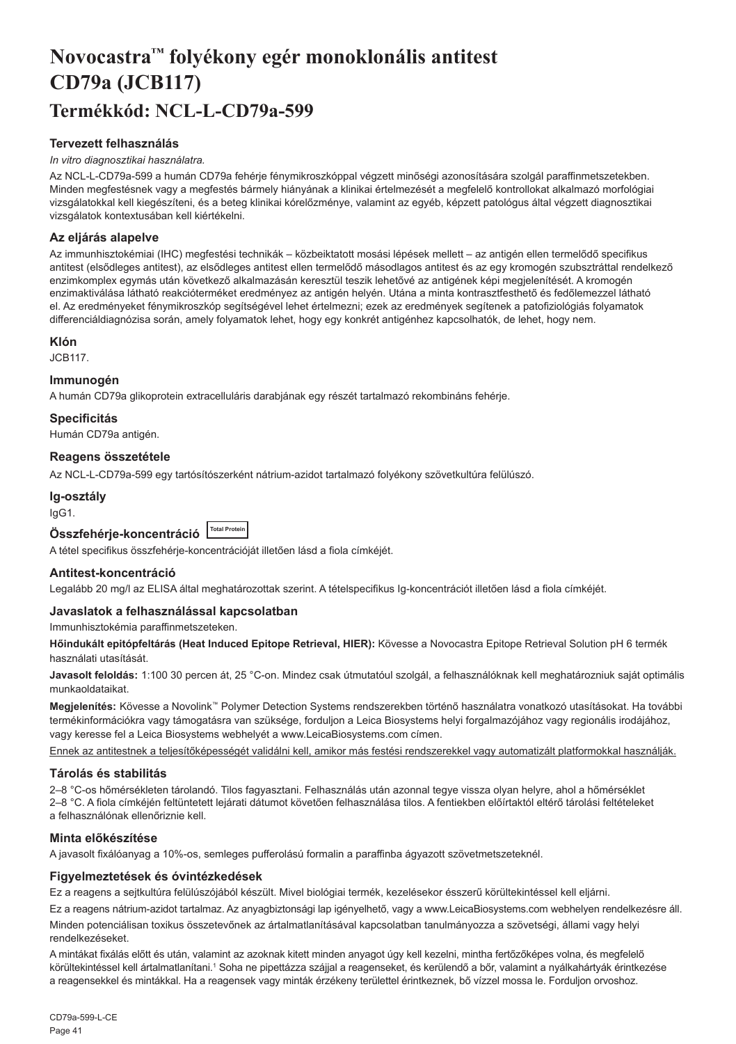# Novocastra™ folyékony egér monoklonális antitest CD79a (JCB117)

## Termékkód: NCL-L-CD79a-599

### Tervezett felhasználás

*In vitro diagnosztikai használatra.*

Az NCL-L-CD79a-599 a humán CD79a fehérje fénymikroszkóppal végzett minőségi azonosítására szolgál paraffinmetszetekben. Minden megfestésnek vagy a megfestés bármely hiányának a klinikai értelmezését a megfelelő kontrollokat alkalmazó morfológiai vizsgálatokkal kell kiegészíteni, és a beteg klinikai kórelőzménye, valamint az egyéb, képzett patológus által végzett diagnosztikai vizsgálatok kontextusában kell kiértékelni.

### Az eljárás alapelve

Az immunhisztokémiai (IHC) megfestési technikák – közbeiktatott mosási lépések mellett – az antigén ellen termelődő specifikus antitest (elsődleges antitest), az elsődleges antitest ellen termelődő másodlagos antitest és az egy kromogén szubsztráttal rendelkező enzimkomplex egymás után következő alkalmazásán keresztül teszik lehetővé az antigének képi megjelenítését. A kromogén enzimaktiválása látható reakcióterméket eredményez az antigén helyén. Utána a minta kontrasztfesthető és fedőlemezzel látható el. Az eredményeket fénymikroszkóp segítségével lehet értelmezni; ezek az eredmények segítenek a patofiziológiás folyamatok differenciáldiagnózisa során, amely folyamatok lehet, hogy egy konkrét antigénhez kapcsolhatók, de lehet, hogy nem.

### Klón

JCB117.

### Immunogén

A humán CD79a glikoprotein extracelluláris darabjának egy részét tartalmazó rekombináns fehérje.

### Specificitás

Humán CD79a antigén.

### Reagens összetétele

Az NCL-L-CD79a-599 egy tartósítószerként nátrium-azidot tartalmazó folyékony szövetkultúra felülúszó.

### Ig-osztály

IgG1.

### Összfehérje-koncentráció Total Protein

A tétel specifikus összfehérje-koncentrációját illetően lásd a fiola címkéjét.

### Antitest-koncentráció

Legalább 20 mg/l az ELISA által meghatározottak szerint. A tételspecifikus Ig-koncentrációt illetően lásd a fiola címkéjét.

### Javaslatok a felhasználással kapcsolatban

Immunhisztokémia paraffinmetszeteken.

**Hőindukált epitópfeltárás (Heat Induced Epitope Retrieval, HIER):** Kövesse a Novocastra Epitope Retrieval Solution pH 6 termék használati utasítását.

**Javasolt feloldás:** 1:100 30 percen át, 25 °C-on. Mindez csak útmutatóul szolgál, a felhasználóknak kell meghatározniuk saját optimális munkaoldataikat.

**Megjelenítés:** Kövesse a Novolink™ Polymer Detection Systems rendszerekben történő használatra vonatkozó utasításokat. Ha további termékinformációkra vagy támogatásra van szüksége, forduljon a Leica Biosystems helyi forgalmazójához vagy regionális irodájához, vagy keresse fel a Leica Biosystems webhelyét a www.LeicaBiosystems.com címen.

Ennek az antitestnek a teljesítőképességét validálni kell, amikor más festési rendszerekkel vagy automatizált platformokkal használják.

### Tárolás és stabilitás

2–8 °C-os hőmérsékleten tárolandó. Tilos fagyasztani. Felhasználás után azonnal tegye vissza olyan helyre, ahol a hőmérséklet 2–8 °C. A fiola címkéjén feltüntetett lejárati dátumot követően felhasználása tilos. A fentiekben előírtaktól eltérő tárolási feltételeket a felhasználónak ellenőriznie kell.

### Minta előkészítése

A javasolt fixálóanyag a 10%-os, semleges pufferolású formalin a paraffinba ágyazott szövetmetszeteknél.

### Figyelmeztetések és óvintézkedések

Ez a reagens a sejtkultúra felülúszójából készült. Mivel biológiai termék, kezelésekor ésszerű körültekintéssel kell eljárni.

Ez a reagens nátrium-azidot tartalmaz. Az anyagbiztonsági lap igényelhető, vagy a www.LeicaBiosystems.com webhelyen rendelkezésre áll.

Minden potenciálisan toxikus összetevőnek az ártalmatlanításával kapcsolatban tanulmányozza a szövetségi, állami vagy helyi rendelkezéseket.

A mintákat fixálás előtt és után, valamint az azoknak kitett minden anyagot úgy kell kezelni, mintha fertőzőképes volna, és megfelelő körültekintéssel kell ártalmatlanítani.[1] Soha ne pipettázza szájjal a reagenseket, és kerülendő a bőr, valamint a nyálkahártyák érintkezése a reagensekkel és mintákkal. Ha a reagensek vagy minták érzékeny területtel érintkeznek, bő vízzel mossa le. Forduljon orvoshoz.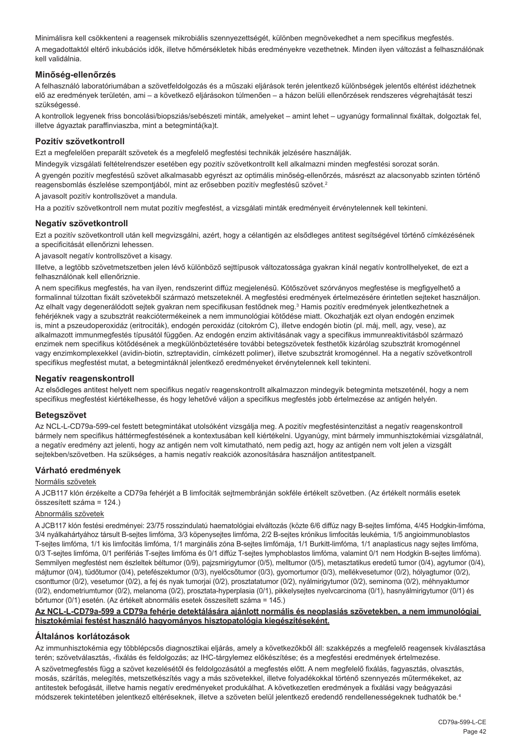Minimálisra kell csökkenteni a reagensek mikrobiális szennyezettségét, különben megnövekedhet a nem specifikus megfestés.

A megadottaktól eltérő inkubációs idők, illetve hőmérsékletek hibás eredményekre vezethetnek. Minden ilyen változást a felhasználónak kell validálnia.

### Minőség-ellenőrzés

A felhasználó laboratóriumában a szövetfeldolgozás és a műszaki eljárások terén jelentkező különbségek jelentős eltérést idézhetnek elő az eredmények területén, ami – a következő eljárásokon túlmenően – a házon belüli ellenőrzések rendszeres végrehajtását teszi szükségessé.

A kontrollok legyenek friss boncolási/biopsziás/sebészeti minták, amelyeket – amint lehet – ugyanúgy formalinnal fixáltak, dolgoztak fel, illetve ágyaztak paraffinviaszba, mint a betegmintá(ka)t.

### Pozitív szövetkontroll

Ezt a megfelelően preparált szövetek és a megfelelő megfestési technikák jelzésére használják.

Mindegyik vizsgálati feltételrendszer esetében egy pozitív szövetkontrollt kell alkalmazni minden megfestési sorozat során.

A gyengén pozitív megfestésű szövet alkalmasabb egyrészt az optimális minőség-ellenőrzés, másrészt az alacsonyabb szinten történő reagensbomlás észlelése szempontjából, mint az erősebben pozitív megfestésű szövet.[2]

A javasolt pozitív kontrollszövet a mandula.

Ha a pozitív szövetkontroll nem mutat pozitív megfestést, a vizsgálati minták eredményeit érvénytelennek kell tekinteni.

### Negatív szövetkontroll

Ezt a pozitív szövetkontroll után kell megvizsgálni, azért, hogy a célantigén az elsődleges antitest segítségével történő címkézésének a specificitását ellenőrizni lehessen.

A javasolt negatív kontrollszövet a kisagy.

Illetve, a legtöbb szövetmetszetben jelen lévő különböző sejttípusok változatossága gyakran kínál negatív kontrollhelyeket, de ezt a felhasználónak kell ellenőriznie.

A nem specifikus megfestés, ha van ilyen, rendszerint diffúz megjelenésű. Kötőszövet szórványos megfestése is megfigyelhető a formalinnal túlzottan fixált szövetekből származó metszeteknél. A megfestési eredmények értelmezéséhez érintetlen sejteket használjon. Az elhalt vagy degenerálódott sejtek gyakran nem specifikusan festődnek meg.[3] Hamis pozitív eredmények jelentkezhetnek a fehérjéknek vagy a szubsztrát reakciótermékeinek a nem immunológiai kötődése miatt. Okozhatják ezt olyan endogén enzimek is, mint a pszeudoperoxidáz (eritrociták), endogén peroxidáz (citokróm C), illetve endogén biotin (pl. máj, mell, agy, vese), az alkalmazott immunmegfestés típusától függően. Az endogén enzim aktivitásának vagy a specifikus immunreaktivitásból származó enzimek nem specifikus kötődésének a megkülönböztetésére további betegszövetek festhetők kizárólag szubsztrát kromogénnel vagy enzimkomplexekkel (avidin-biotin, sztreptavidin, címkézett polimer), illetve szubsztrát kromogénnel. Ha a negatív szövetkontroll specifikus megfestést mutat, a betegmintáknál jelentkező eredményeket érvénytelennek kell tekinteni.

### Negatív reagenskontroll

Az elsődleges antitest helyett nem specifikus negatív reagenskontrollt alkalmazzon mindegyik betegminta metszeténél, hogy a nem specifikus megfestést kiértékelhesse, és hogy lehetővé váljon a specifikus megfestés jobb értelmezése az antigén helyén.

### Betegszövet

Az NCL-L-CD79a-599-cel festett betegmintákat utolsóként vizsgálja meg. A pozitív megfestésintenzitást a negatív reagenskontroll bármely nem specifikus háttérmegfestésének a kontextusában kell kiértékelni. Ugyanúgy, mint bármely immunhisztokémiai vizsgálatnál, a negatív eredmény azt jelenti, hogy az antigén nem volt kimutatható, nem pedig azt, hogy az antigén nem volt jelen a vizsgált sejtekben/szövetben. Ha szükséges, a hamis negatív reakciók azonosítására használjon antitestpanelt.

### Várható eredmények

Normális szövetek

A JCB117 klón érzékelte a CD79a fehérjét a B limfociták sejtmembránján sokféle értékelt szövetben. (Az értékelt normális esetek összesített száma = 124.)

Abnormális szövetek

A JCB117 klón festési eredményei: 23/75 rosszindulatú haematologiai elváltozás (közte 6/6 diffúz nagy B-sejtes limfóma, 4/45 Hodgkin-limfóma, 3/4 nyálkahártyához társult B-sejtes limfóma, 3/3 köpenysejtes limfóma, 2/2 B-sejtes krónikus limfocitás leukémia, 1/5 angioimmunoblastos T-sejtes limfóma, 1/1 kis limfocitás limfóma, 1/1 marginális zóna B-sejtes limfómája, 1/1 Burkitt-limfóma, 1/1 anaplasticus nagy sejtes limfóma, 0/3 T-sejtes limfóma, 0/1 perifériás T-sejtes limfóma és 0/1 diffúz T-sejtes lymphoblastos limfóma, valamint 0/1 nem Hodgkin B-sejtes limfóma). Semmilyen megfestést nem észleltek béltumor (0/9), pajzsmirigytumor (0/5), melltumor (0/5), metasztatikus eredetű tumor (0/4), agytumor (0/4), májtumor (0/4), tüdőtumor (0/4), petefészektumor (0/3), nyelőcsőtumor (0/3), gyomortumor (0/3), mellékvesetumor (0/2), hólyagtumor (0/2), csonttumor (0/2), vesetumor (0/2), a fej és nyak tumorjai (0/2), prosztatatumor (0/2), nyálmirigytumor (0/2), seminoma (0/2), méhnyaktumor (0/2), endometriumtumor (0/2), melanoma (0/2), prosztata-hyperplasia (0/1), pikkelysejtes nyelvcarcinoma (0/1), hasnyálmirigytumor (0/1) és bőrtumor (0/1) esetén. (Az értékelt abnormális esetek összesített száma = 145.)

**Az NCL-L-CD79a-599 a CD79a fehérje detektálására ajánlott normális és neoplasiás szövetekben, a nem immunológiai hisztokémiai festést használó hagyományos hisztopatológia kiegészítéseként.**

### Általános korlátozások

Az immunhisztokémia egy többlépcsős diagnosztikai eljárás, amely a következőkből áll: szakképzés a megfelelő reagensek kiválasztása terén; szövetválasztás, -fixálás és feldolgozás; az IHC-tárgylemez előkészítése; és a megfestési eredmények értelmezése.

A szövetmegfestés függ a szövet kezelésétől és feldolgozásától a megfestés előtt. A nem megfelelő fixálás, fagyasztás, olvasztás, mosás, szárítás, melegítés, metszetkészítés vagy a más szövetekkel, illetve folyadékokkal történő szennyezés műtermékeket, az antitestek befogását, illetve hamis negatív eredményeket produkálhat. A következetlen eredmények a fixálási vagy beágyazási módszerek tekintetében jelentkező eltéréseknek, illetve a szöveten belül jelentkező eredendő rendellenességeknek tudhatók be.[4]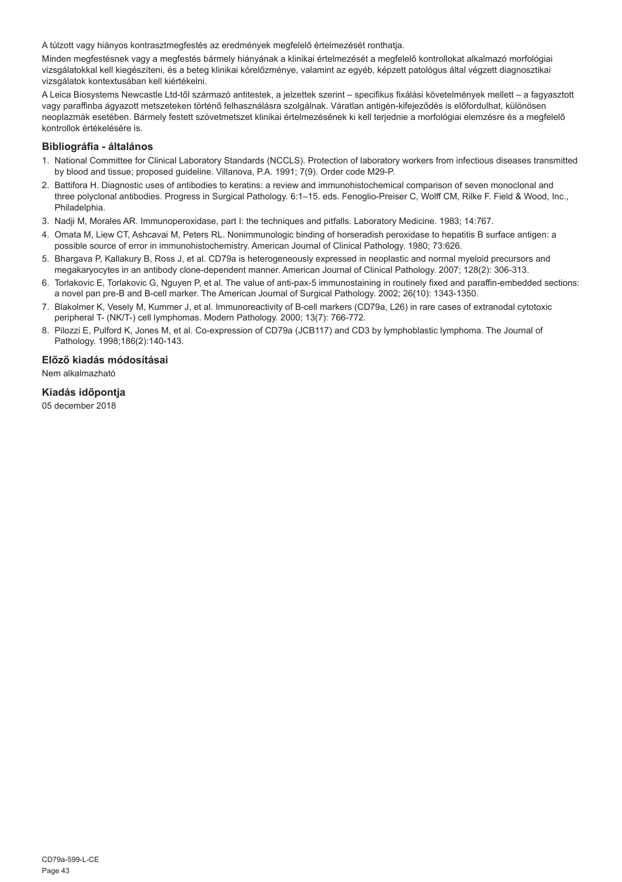A túlzott vagy hiányos kontrasztmegfestés az eredmények megfelelő értelmezését ronthatja.

Minden megfestésnek vagy a megfestés bármely hiányának a klinikai értelmezését a megfelelő kontrollokat alkalmazó morfológiai vizsgálatokkal kell kiegészíteni, és a beteg klinikai kórelőzménye, valamint az egyéb, képzett patológus által végzett diagnosztikai vizsgálatok kontextusában kell kiértékelni.

A Leica Biosystems Newcastle Ltd-től származó antitestek, a jelzettek szerint – specifikus fixálási követelmények mellett – a fagyasztott vagy paraffinba ágyazott metszeteken történő felhasználásra szolgálnak. Váratlan antigén-kifejeződés is előfordulhat, különösen neoplazmák esetében. Bármely festett szövetmetszet klinikai értelmezésének ki kell terjednie a morfológiai elemzésre és a megfelelő kontrollok értékelésére is.

### Bibliográfia - általános

1. National Committee for Clinical Laboratory Standards (NCCLS). Protection of laboratory workers from infectious diseases transmitted by blood and tissue; proposed guideline. Villanova, P.A. 1991; 7(9). Order code M29-P.
2. Battifora H. Diagnostic uses of antibodies to keratins: a review and immunohistochemical comparison of seven monoclonal and three polyclonal antibodies. Progress in Surgical Pathology. 6:1–15. eds. Fenoglio-Preiser C, Wolff CM, Rilke F. Field & Wood, Inc., Philadelphia.
3. Nadji M, Morales AR. Immunoperoxidase, part I: the techniques and pitfalls. Laboratory Medicine. 1983; 14:767.
4. Omata M, Liew CT, Ashcavai M, Peters RL. Nonimmunologic binding of horseradish peroxidase to hepatitis B surface antigen: a possible source of error in immunohistochemistry. American Journal of Clinical Pathology. 1980; 73:626.
5. Bhargava P, Kallakury B, Ross J, et al. CD79a is heterogeneously expressed in neoplastic and normal myeloid precursors and megakaryocytes in an antibody clone-dependent manner. American Journal of Clinical Pathology. 2007; 128(2): 306-313.
6. Torlakovic E, Torlakovic G, Nguyen P, et al. The value of anti-pax-5 immunostaining in routinely fixed and paraffin-embedded sections: a novel pan pre-B and B-cell marker. The American Journal of Surgical Pathology. 2002; 26(10): 1343-1350.
7. Blakolmer K, Vesely M, Kummer J, et al. Immunoreactivity of B-cell markers (CD79a, L26) in rare cases of extranodal cytotoxic peripheral T- (NK/T-) cell lymphomas. Modern Pathology. 2000; 13(7): 766-772.
8. Pilozzi E, Pulford K, Jones M, et al. Co-expression of CD79a (JCB117) and CD3 by lymphoblastic lymphoma. The Journal of Pathology. 1998;186(2):140-143.

### Előző kiadás módosításai

Nem alkalmazható

### Kiadás időpontja

05 december 2018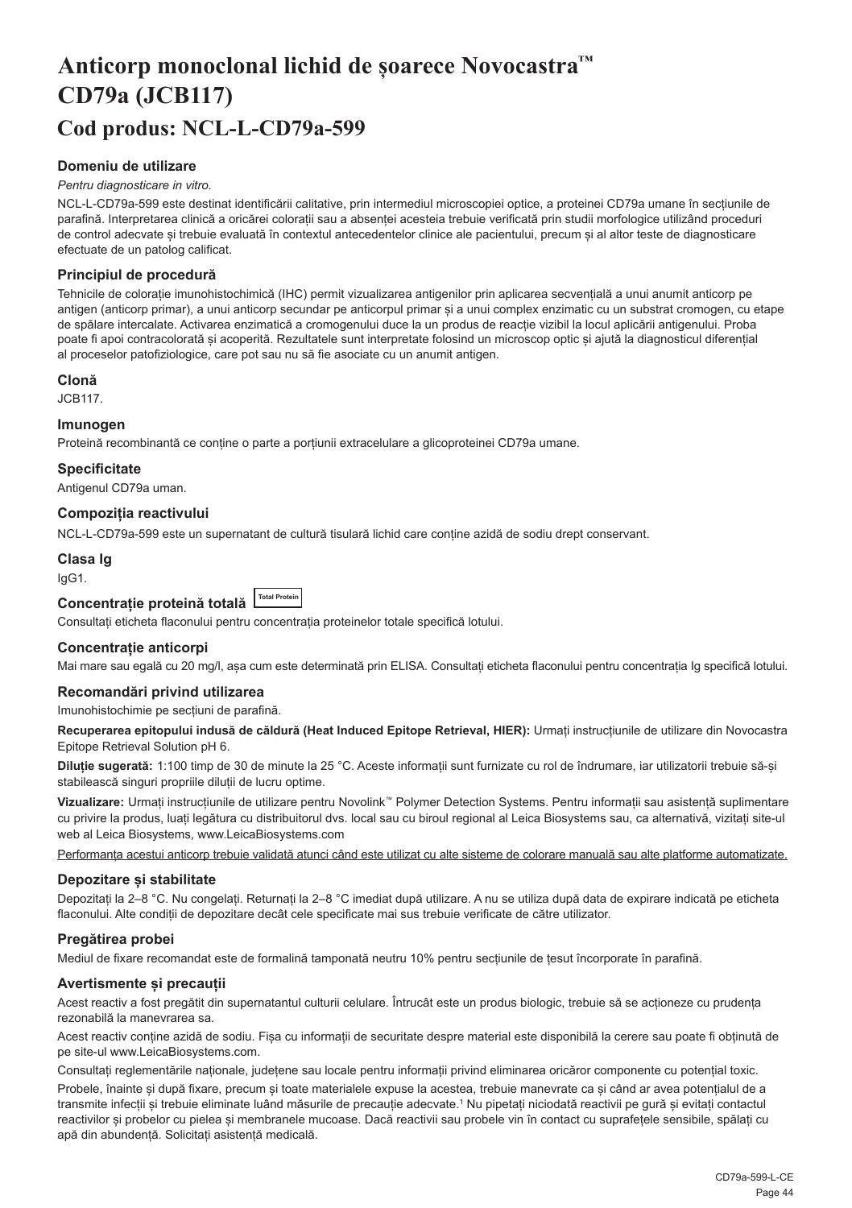# Anticorp monoclonal lichid de șoarece Novocastra™ CD79a (JCB117)

## Cod produs: NCL-L-CD79a-599

### Domeniu de utilizare

*Pentru diagnosticare in vitro.*

NCL-L-CD79a-599 este destinat identificării calitative, prin intermediul microscopiei optice, a proteinei CD79a umane în secțiunile de parafină. Interpretarea clinică a oricărei colorații sau a absenței acesteia trebuie verificată prin studii morfologice utilizând proceduri de control adecvate și trebuie evaluată în contextul antecedentelor clinice ale pacientului, precum și al altor teste de diagnosticare efectuate de un patolog calificat.

### Principiul de procedură

Tehnicile de colorație imunohistochimică (IHC) permit vizualizarea antigenilor prin aplicarea secvențială a unui anumit anticorp pe antigen (anticorp primar), a unui anticorp secundar pe anticorpul primar și a unui complex enzimatic cu un substrat cromogen, cu etape de spălare intercalate. Activarea enzimatică a cromogenului duce la un produs de reacție vizibil la locul aplicării antigenului. Proba poate fi apoi contracolorată și acoperită. Rezultatele sunt interpretate folosind un microscop optic și ajută la diagnosticul diferențial al proceselor patofiziologice, care pot sau nu să fie asociate cu un anumit antigen.

### Clonă

JCB117.

### Imunogen

Proteină recombinantă ce conține o parte a porțiunii extracelulare a glicoproteinei CD79a umane.

### Specificitate

Antigenul CD79a uman.

### Compoziția reactivului

NCL-L-CD79a-599 este un supernatant de cultură tisulară lichid care conține azidă de sodiu drept conservant.

### Clasa Ig

IgG1.

### Concentrație proteină totală Total Protein

Consultați eticheta flaconului pentru concentrația proteinelor totale specifică lotului.

### Concentrație anticorpi

Mai mare sau egală cu 20 mg/l, așa cum este determinată prin ELISA. Consultați eticheta flaconului pentru concentrația Ig specifică lotului.

### Recomandări privind utilizarea

Imunohistochimie pe secțiuni de parafină.

**Recuperarea epitopului indusă de căldură (Heat Induced Epitope Retrieval, HIER):** Urmați instrucțiunile de utilizare din Novocastra Epitope Retrieval Solution pH 6.

**Diluție sugerată:** 1:100 timp de 30 de minute la 25 °C. Aceste informații sunt furnizate cu rol de îndrumare, iar utilizatorii trebuie să-și stabilească singuri propriile diluții de lucru optime.

**Vizualizare:** Urmați instrucțiunile de utilizare pentru Novolink™ Polymer Detection Systems. Pentru informații sau asistență suplimentare cu privire la produs, luați legătura cu distribuitorul dvs. local sau cu biroul regional al Leica Biosystems sau, ca alternativă, vizitați site-ul web al Leica Biosystems, www.LeicaBiosystems.com

Performanța acestui anticorp trebuie validată atunci când este utilizat cu alte sisteme de colorare manuală sau alte platforme automatizate.

### Depozitare și stabilitate

Depozitați la 2–8 °C. Nu congelați. Returnați la 2–8 °C imediat după utilizare. A nu se utiliza după data de expirare indicată pe eticheta flaconului. Alte condiții de depozitare decât cele specificate mai sus trebuie verificate de către utilizator.

### Pregătirea probei

Mediul de fixare recomandat este de formalină tamponată neutru 10% pentru secțiunile de țesut încorporate în parafină.

### Avertismente și precauții

Acest reactiv a fost pregătit din supernatantul culturii celulare. Întrucât este un produs biologic, trebuie să se acționeze cu prudența rezonabilă la manevrarea sa.

Acest reactiv conține azidă de sodiu. Fișa cu informații de securitate despre material este disponibilă la cerere sau poate fi obținută de pe site-ul www.LeicaBiosystems.com.

Consultați reglementările naționale, județene sau locale pentru informații privind eliminarea oricăror componente cu potențial toxic.

Probele, înainte și după fixare, precum și toate materialele expuse la acestea, trebuie manevrate ca și când ar avea potențialul de a transmite infecții și trebuie eliminate luând măsurile de precauție adecvate.[1] Nu pipetați niciodată reactivii pe gură și evitați contactul reactivilor și probelor cu pielea și membranele mucoase. Dacă reactivii sau probele vin în contact cu suprafețele sensibile, spălați cu apă din abundență. Solicitați asistență medicală.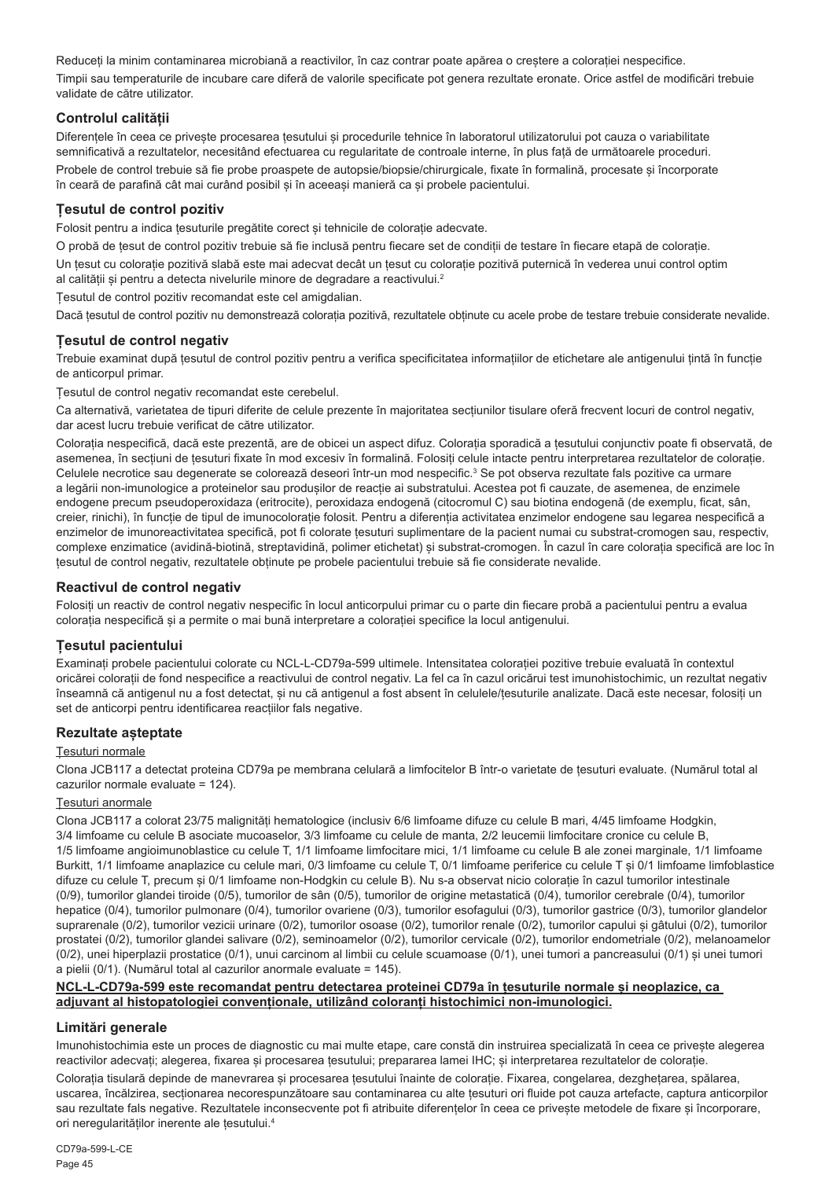Reduceți la minim contaminarea microbiană a reactivilor, în caz contrar poate apărea o creștere a colorației nespecifice.

Timpii sau temperaturile de incubare care diferă de valorile specificate pot genera rezultate eronate. Orice astfel de modificări trebuie validate de către utilizator.

## Controlul calității

Diferențele în ceea ce privește procesarea țesutului și procedurile tehnice în laboratorul utilizatorului pot cauza o variabilitate semnificativă a rezultatelor, necesitând efectuarea cu regularitate de controale interne, în plus față de următoarele proceduri.

Probele de control trebuie să fie probe proaspete de autopsie/biopsie/chirurgicale, fixate în formalină, procesate și încorporate în ceară de parafină cât mai curând posibil și în aceeași manieră ca și probele pacientului.

## Țesutul de control pozitiv

Folosit pentru a indica țesuturile pregătite corect și tehnicile de colorație adecvate.

O probă de țesut de control pozitiv trebuie să fie inclusă pentru fiecare set de condiții de testare în fiecare etapă de colorație.

Un țesut cu colorație pozitivă slabă este mai adecvat decât un țesut cu colorație pozitivă puternică în vederea unui control optim al calității și pentru a detecta nivelurile minore de degradare a reactivului.[2]

Țesutul de control pozitiv recomandat este cel amigdalian.

Dacă țesutul de control pozitiv nu demonstrează colorația pozitivă, rezultatele obținute cu acele probe de testare trebuie considerate nevalide.

## Țesutul de control negativ

Trebuie examinat după țesutul de control pozitiv pentru a verifica specificitatea informațiilor de etichetare ale antigenului țintă în funcție de anticorpul primar.

Țesutul de control negativ recomandat este cerebelul.

Ca alternativă, varietatea de tipuri diferite de celule prezente în majoritatea secțiunilor tisulare oferă frecvent locuri de control negativ, dar acest lucru trebuie verificat de către utilizator.

Colorația nespecifică, dacă este prezentă, are de obicei un aspect difuz. Colorația sporadică a țesutului conjunctiv poate fi observată, de asemenea, în secțiuni de țesuturi fixate în mod excesiv în formalină. Folosiți celule intacte pentru interpretarea rezultatelor de colorație. Celulele necrotice sau degenerate se colorează deseori într-un mod nespecific.[3] Se pot observa rezultate fals pozitive ca urmare a legării non-imunologice a proteinelor sau produșilor de reacție ai substratului. Acestea pot fi cauzate, de asemenea, de enzimele endogene precum pseudoperoxidaza (eritrocite), peroxidaza endogenă (citocromul C) sau biotina endogenă (de exemplu, ficat, sân, creier, rinichi), în funcție de tipul de imunocolorație folosit. Pentru a diferenția activitatea enzimelor endogene sau legarea nespecifică a enzimelor de imunoreactivitatea specifică, pot fi colorate țesuturi suplimentare de la pacient numai cu substrat-cromogen sau, respectiv, complexe enzimatice (avidină-biotină, streptavidină, polimer etichetat) și substrat-cromogen. În cazul în care colorația specifică are loc în țesutul de control negativ, rezultatele obținute pe probele pacientului trebuie să fie considerate nevalide.

## Reactivul de control negativ

Folosiți un reactiv de control negativ nespecific în locul anticorpului primar cu o parte din fiecare probă a pacientului pentru a evalua colorația nespecifică și a permite o mai bună interpretare a colorației specifice la locul antigenului.

## Țesutul pacientului

Examinați probele pacientului colorate cu NCL-L-CD79a-599 ultimele. Intensitatea colorației pozitive trebuie evaluată în contextul oricărei colorații de fond nespecifice a reactivului de control negativ. La fel ca în cazul oricărui test imunohistochimic, un rezultat negativ înseamnă că antigenul nu a fost detectat, și nu că antigenul a fost absent în celulele/țesuturile analizate. Dacă este necesar, folosiți un set de anticorpi pentru identificarea reacțiilor fals negative.

## Rezultate așteptate

Țesuturi normale

Clona JCB117 a detectat proteina CD79a pe membrana celulară a limfocitelor B într-o varietate de țesuturi evaluate. (Numărul total al cazurilor normale evaluate = 124).

Țesuturi anormale

Clona JCB117 a colorat 23/75 malignități hematologice (inclusiv 6/6 limfoame difuze cu celule B mari, 4/45 limfoame Hodgkin, 3/4 limfoame cu celule B asociate mucoaselor, 3/3 limfoame cu celule de manta, 2/2 leucemii limfocitare cronice cu celule B, 1/5 limfoame angioimunoblastice cu celule T, 1/1 limfoame limfocitare mici, 1/1 limfoame cu celule B ale zonei marginale, 1/1 limfoame Burkitt, 1/1 limfoame anaplazice cu celule mari, 0/3 limfoame cu celule T, 0/1 limfoame periferice cu celule T și 0/1 limfoame limfoblastice difuze cu celule T, precum și 0/1 limfoame non-Hodgkin cu celule B). Nu s-a observat nicio colorație în cazul tumorilor intestinale (0/9), tumorilor glandei tiroide (0/5), tumorilor de sân (0/5), tumorilor de origine metastatică (0/4), tumorilor cerebrale (0/4), tumorilor hepatice (0/4), tumorilor pulmonare (0/4), tumorilor ovariene (0/3), tumorilor esofagului (0/3), tumorilor gastrice (0/3), tumorilor glandelor suprarenale (0/2), tumorilor vezicii urinare (0/2), tumorilor osoase (0/2), tumorilor renale (0/2), tumorilor capului și gâtului (0/2), tumorilor prostatei (0/2), tumorilor glandei salivare (0/2), seminoamelor (0/2), tumorilor cervicale (0/2), tumorilor endometriale (0/2), melanoamelor (0/2), unei hiperplazii prostatice (0/1), unui carcinom al limbii cu celule scuamoase (0/1), unei tumori a pancreasului (0/1) și unei tumori a pielii (0/1). (Numărul total al cazurilor anormale evaluate = 145).

**NCL-L-CD79a-599 este recomandat pentru detectarea proteinei CD79a în țesuturile normale și neoplazice, ca adjuvant al histopatologiei convenționale, utilizând coloranți histochimici non-imunologici.**

## Limitări generale

Imunohistochimia este un proces de diagnostic cu mai multe etape, care constă din instruirea specializată în ceea ce privește alegerea reactivilor adecvați; alegerea, fixarea și procesarea țesutului; prepararea lamei IHC; și interpretarea rezultatelor de colorație.

Colorația tisulară depinde de manevrarea și procesarea țesutului înainte de colorație. Fixarea, congelarea, dezghețarea, spălarea, uscarea, încălzirea, secționarea necorespunzătoare sau contaminarea cu alte țesuturi ori fluide pot cauza artefacte, captura anticorpilor sau rezultate fals negative. Rezultatele inconsecvente pot fi atribuite diferențelor în ceea ce privește metodele de fixare și încorporare, ori neregularităților inerente ale țesutului.[4]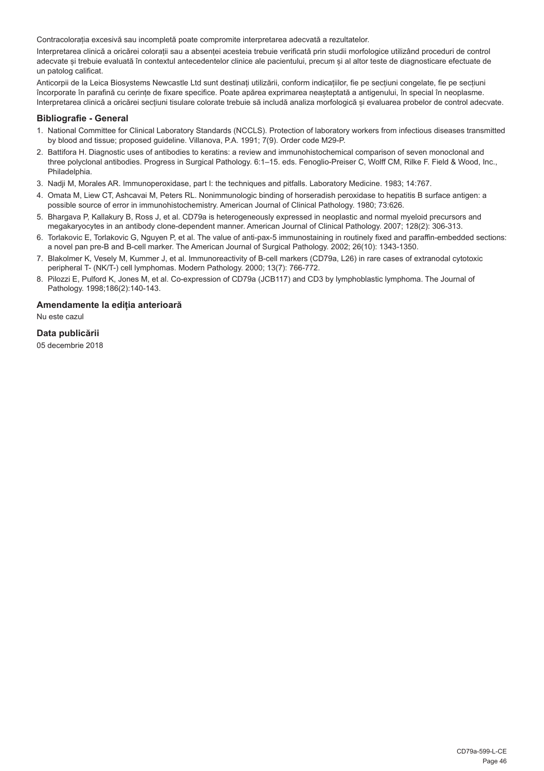Contracolorația excesivă sau incompletă poate compromite interpretarea adecvată a rezultatelor.

Interpretarea clinică a oricărei colorații sau a absenței acesteia trebuie verificată prin studii morfologice utilizând proceduri de control adecvate și trebuie evaluată în contextul antecedentelor clinice ale pacientului, precum și al altor teste de diagnosticare efectuate de un patolog calificat.

Anticorpii de la Leica Biosystems Newcastle Ltd sunt destinați utilizării, conform indicațiilor, fie pe secțiuni congelate, fie pe secțiuni încorporate în parafină cu cerințe de fixare specifice. Poate apărea exprimarea neașteptată a antigenului, în special în neoplasme. Interpretarea clinică a oricărei secțiuni tisulare colorate trebuie să includă analiza morfologică și evaluarea probelor de control adecvate.

### Bibliografie - General

1. National Committee for Clinical Laboratory Standards (NCCLS). Protection of laboratory workers from infectious diseases transmitted by blood and tissue; proposed guideline. Villanova, P.A. 1991; 7(9). Order code M29-P.
2. Battifora H. Diagnostic uses of antibodies to keratins: a review and immunohistochemical comparison of seven monoclonal and three polyclonal antibodies. Progress in Surgical Pathology. 6:1–15. eds. Fenoglio-Preiser C, Wolff CM, Rilke F. Field & Wood, Inc., Philadelphia.
3. Nadji M, Morales AR. Immunoperoxidase, part I: the techniques and pitfalls. Laboratory Medicine. 1983; 14:767.
4. Omata M, Liew CT, Ashcavai M, Peters RL. Nonimmunologic binding of horseradish peroxidase to hepatitis B surface antigen: a possible source of error in immunohistochemistry. American Journal of Clinical Pathology. 1980; 73:626.
5. Bhargava P, Kallakury B, Ross J, et al. CD79a is heterogeneously expressed in neoplastic and normal myeloid precursors and megakaryocytes in an antibody clone-dependent manner. American Journal of Clinical Pathology. 2007; 128(2): 306-313.
6. Torlakovic E, Torlakovic G, Nguyen P, et al. The value of anti-pax-5 immunostaining in routinely fixed and paraffin-embedded sections: a novel pan pre-B and B-cell marker. The American Journal of Surgical Pathology. 2002; 26(10): 1343-1350.
7. Blakolmer K, Vesely M, Kummer J, et al. Immunoreactivity of B-cell markers (CD79a, L26) in rare cases of extranodal cytotoxic peripheral T- (NK/T-) cell lymphomas. Modern Pathology. 2000; 13(7): 766-772.
8. Pilozzi E, Pulford K, Jones M, et al. Co-expression of CD79a (JCB117) and CD3 by lymphoblastic lymphoma. The Journal of Pathology. 1998;186(2):140-143.

### Amendamente la ediția anterioară

Nu este cazul

### Data publicării

05 decembrie 2018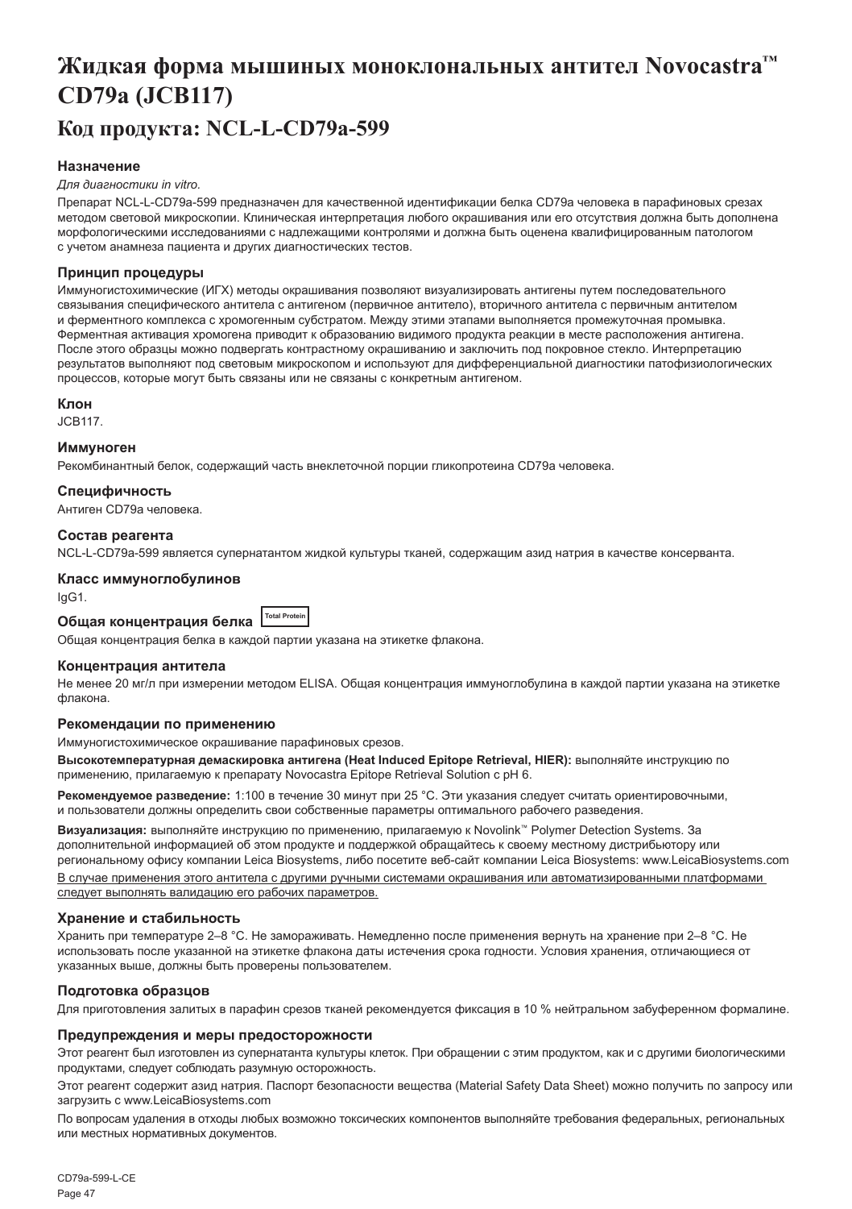# Жидкая форма мышиных моноклональных антител Novocastra™ CD79a (JCB117)

## Код продукта: NCL-L-CD79a-599

### Назначение

*Для диагностики in vitro.*

Препарат NCL-L-CD79a-599 предназначен для качественной идентификации белка CD79a человека в парафиновых срезах методом световой микроскопии. Клиническая интерпретация любого окрашивания или его отсутствия должна быть дополнена морфологическими исследованиями с надлежащими контролями и должна быть оценена квалифицированным патологом с учетом анамнеза пациента и других диагностических тестов.

### Принцип процедуры

Иммуногистохимические (ИГХ) методы окрашивания позволяют визуализировать антигены путем последовательного связывания специфического антитела с антигеном (первичное антитело), вторичного антитела с первичным антителом и ферментного комплекса с хромогенным субстратом. Между этими этапами выполняется промежуточная промывка. Ферментная активация хромогена приводит к образованию видимого продукта реакции в месте расположения антигена. После этого образцы можно подвергать контрастному окрашиванию и заключить под покровное стекло. Интерпретацию результатов выполняют под световым микроскопом и используют для дифференциальной диагностики патофизиологических процессов, которые могут быть связаны или не связаны с конкретным антигеном.

### Клон

JCB117.

### Иммуноген

Рекомбинантный белок, содержащий часть внеклеточной порции гликопротеина CD79a человека.

### Специфичность

Антиген CD79a человека.

### Состав реагента

NCL-L-CD79a-599 является супернатантом жидкой культуры тканей, содержащим азид натрия в качестве консерванта.

### Класс иммуноглобулинов

IgG1.

### Общая концентрация белка Total Protein

Общая концентрация белка в каждой партии указана на этикетке флакона.

### Концентрация антитела

Не менее 20 мг/л при измерении методом ELISA. Общая концентрация иммуноглобулина в каждой партии указана на этикетке флакона.

### Рекомендации по применению

Иммуногистохимическое окрашивание парафиновых срезов.

**Высокотемпературная демаскировка антигена (Heat Induced Epitope Retrieval, HIER):** выполняйте инструкцию по применению, прилагаемую к препарату Novocastra Epitope Retrieval Solution с pH 6.

**Рекомендуемое разведение:** 1:100 в течение 30 минут при 25 °C. Эти указания следует считать ориентировочными, и пользователи должны определить свои собственные параметры оптимального рабочего разведения.

**Визуализация:** выполняйте инструкцию по применению, прилагаемую к Novolink™ Polymer Detection Systems. За дополнительной информацией об этом продукте и поддержкой обращайтесь к своему местному дистрибьютору или региональному офису компании Leica Biosystems, либо посетите веб-сайт компании Leica Biosystems: www.LeicaBiosystems.com

В случае применения этого антитела с другими ручными системами окрашивания или автоматизированными платформами следует выполнять валидацию его рабочих параметров.

### Хранение и стабильность

Хранить при температуре 2–8 °C. Не замораживать. Немедленно после применения вернуть на хранение при 2–8 °C. Не использовать после указанной на этикетке флакона даты истечения срока годности. Условия хранения, отличающиеся от указанных выше, должны быть проверены пользователем.

### Подготовка образцов

Для приготовления залитых в парафин срезов тканей рекомендуется фиксация в 10 % нейтральном забуференном формалине.

### Предупреждения и меры предосторожности

Этот реагент был изготовлен из супернатанта культуры клеток. При обращении с этим продуктом, как и с другими биологическими продуктами, следует соблюдать разумную осторожность.

Этот реагент содержит азид натрия. Паспорт безопасности вещества (Material Safety Data Sheet) можно получить по запросу или загрузить с www.LeicaBiosystems.com

По вопросам удаления в отходы любых возможно токсических компонентов выполняйте требования федеральных, региональных или местных нормативных документов.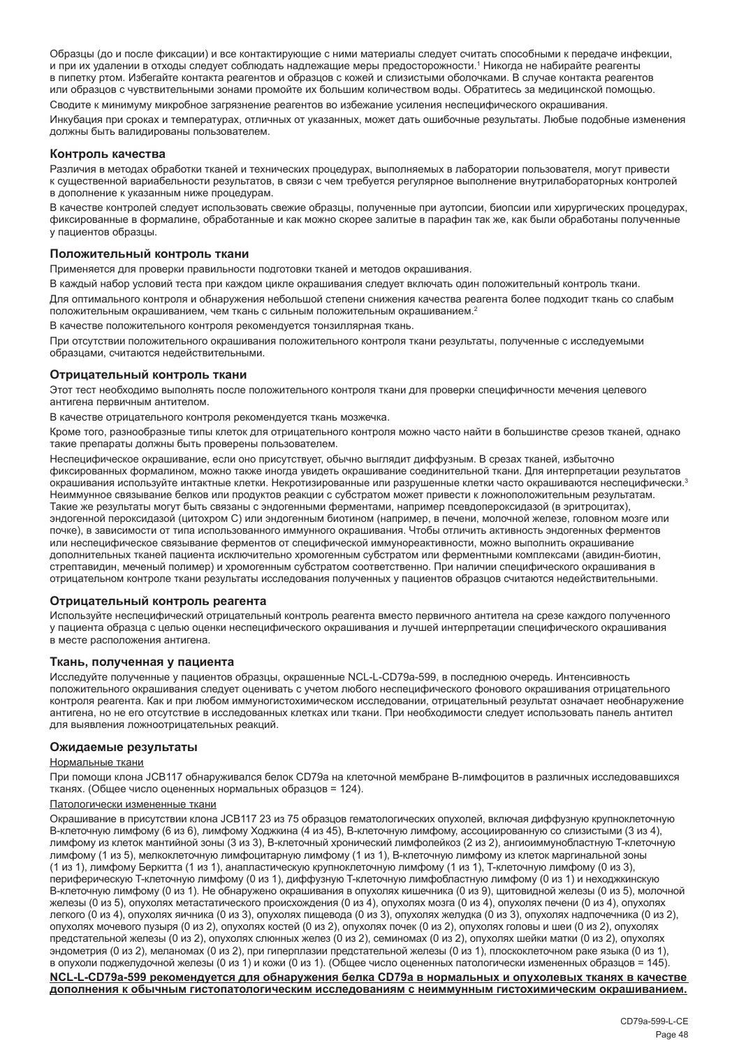Образцы (до и после фиксации) и все контактирующие с ними материалы следует считать способными к передаче инфекции, и при их удалении в отходы следует соблюдать надлежащие меры предосторожности.[1] Никогда не набирайте реагенты в пипетку ртом. Избегайте контакта реагентов и образцов с кожей и слизистыми оболочками. В случае контакта реагентов или образцов с чувствительными зонами промойте их большим количеством воды. Обратитесь за медицинской помощью.

Сводите к минимуму микробное загрязнение реагентов во избежание усиления неспецифического окрашивания.

Инкубация при сроках и температурах, отличных от указанных, может дать ошибочные результаты. Любые подобные изменения должны быть валидированы пользователем.

### Контроль качества

Различия в методах обработки тканей и технических процедурах, выполняемых в лаборатории пользователя, могут привести к существенной вариабельности результатов, в связи с чем требуется регулярное выполнение внутрилабораторных контролей в дополнение к указанным ниже процедурам.

В качестве контролей следует использовать свежие образцы, полученные при аутопсии, биопсии или хирургических процедурах, фиксированные в формалине, обработанные и как можно скорее залитые в парафин так же, как были обработаны полученные у пациентов образцы.

### Положительный контроль ткани

Применяется для проверки правильности подготовки тканей и методов окрашивания.

В каждый набор условий теста при каждом цикле окрашивания следует включать один положительный контроль ткани.

Для оптимального контроля и обнаружения небольшой степени снижения качества реагента более подходит ткань со слабым положительным окрашиванием, чем ткань с сильным положительным окрашиванием.[2]

В качестве положительного контроля рекомендуется тонзиллярная ткань.

При отсутствии положительного окрашивания положительного контроля ткани результаты, полученные с исследуемыми образцами, считаются недействительными.

### Отрицательный контроль ткани

Этот тест необходимо выполнять после положительного контроля ткани для проверки специфичности мечения целевого антигена первичным антителом.

В качестве отрицательного контроля рекомендуется ткань мозжечка.

Кроме того, разнообразные типы клеток для отрицательного контроля можно часто найти в большинстве срезов тканей, однако такие препараты должны быть проверены пользователем.

Неспецифическое окрашивание, если оно присутствует, обычно выглядит диффузным. В срезах тканей, избыточно фиксированных формалином, можно также иногда увидеть окрашивание соединительной ткани. Для интерпретации результатов окрашивания используйте интактные клетки. Некротизированные или разрушенные клетки часто окрашиваются неспецифически.[3] Неиммунное связывание белков или продуктов реакции с субстратом может привести к ложноположительным результатам. Такие же результаты могут быть связаны с эндогенными ферментами, например псевдопероксидазой (в эритроцитах), эндогенной пероксидазой (цитохром C) или эндогенным биотином (например, в печени, молочной железе, головном мозге или почке), в зависимости от типа использованного иммунного окрашивания. Чтобы отличить активность эндогенных ферментов или неспецифическое связывание ферментов от специфической иммунореактивности, можно выполнить окрашивание дополнительных тканей пациента исключительно хромогенным субстратом или ферментными комплексами (авидин-биотин, стрептавидин, меченый полимер) и хромогенным субстратом соответственно. При наличии специфического окрашивания в отрицательном контроле ткани результаты исследования полученных у пациентов образцов считаются недействительными.

### Отрицательный контроль реагента

Используйте неспецифический отрицательный контроль реагента вместо первичного антитела на срезе каждого полученного у пациента образца с целью оценки неспецифического окрашивания и лучшей интерпретации специфического окрашивания в месте расположения антигена.

### Ткань, полученная у пациента

Исследуйте полученные у пациентов образцы, окрашенные NCL-L-CD79a-599, в последнюю очередь. Интенсивность положительного окрашивания следует оценивать с учетом любого неспецифического фонового окрашивания отрицательного контроля реагента. Как и при любом иммуногистохимическом исследовании, отрицательный результат означает необнаружение антигена, но не его отсутствие в исследованных клетках или ткани. При необходимости следует использовать панель антител для выявления ложноотрицательных реакций.

### Ожидаемые результаты

Нормальные ткани

При помощи клона JCB117 обнаруживался белок CD79a на клеточной мембране В-лимфоцитов в различных исследовавшихся тканях. (Общее число оцененных нормальных образцов = 124).

Патологически измененные ткани

Окрашивание в присутствии клона JCB117 23 из 75 образцов гематологических опухолей, включая диффузную крупноклеточную В-клеточную лимфому (6 из 6), лимфому Ходжкина (4 из 45), В-клеточную лимфому, ассоциированную со слизистыми (3 из 4), лимфому из клеток мантийной зоны (3 из 3), В-клеточный хронический лимфолейкоз (2 из 2), ангиоиммунобластную Т-клеточную лимфому (1 из 5), мелкоклеточную лимфоцитарную лимфому (1 из 1), В-клеточную лимфому из клеток маргинальной зоны (1 из 1), лимфому Беркитта (1 из 1), анапластическую крупноклеточную лимфому (1 из 1), Т-клеточную лимфому (0 из 3), периферическую Т-клеточную лимфому (0 из 1), диффузную Т-клеточную лимфобластную лимфому (0 из 1) и неходжкинскую В-клеточную лимфому (0 из 1). Не обнаружено окрашивания в опухолях кишечника (0 из 9), щитовидной железы (0 из 5), молочной железы (0 из 5), опухолях метастатического происхождения (0 из 4), опухолях мозга (0 из 4), опухолях печени (0 из 4), опухолях легкого (0 из 4), опухолях яичника (0 из 3), опухолях пищевода (0 из 3), опухолях желудка (0 из 3), опухолях надпочечника (0 из 2), опухолях мочевого пузыря (0 из 2), опухолях костей (0 из 2), опухолях почек (0 из 2), опухолях головы и шеи (0 из 2), опухолях предстательной железы (0 из 2), опухолях слюнных желез (0 из 2), семиномах (0 из 2), опухолях шейки матки (0 из 2), опухолях эндометрия (0 из 2), меланомах (0 из 2), при гиперплазии предстательной железы (0 из 1), плоскоклеточном раке языка (0 из 1), в опухоли поджелудочной железы (0 из 1) и кожи (0 из 1). (Общее число оцененных патологически измененных образцов = 145).

**NCL-L-CD79a-599 рекомендуется для обнаружения белка CD79a в нормальных и опухолевых тканях в качестве дополнения к обычным гистопатологическим исследованиям с неиммунным гистохимическим окрашиванием.**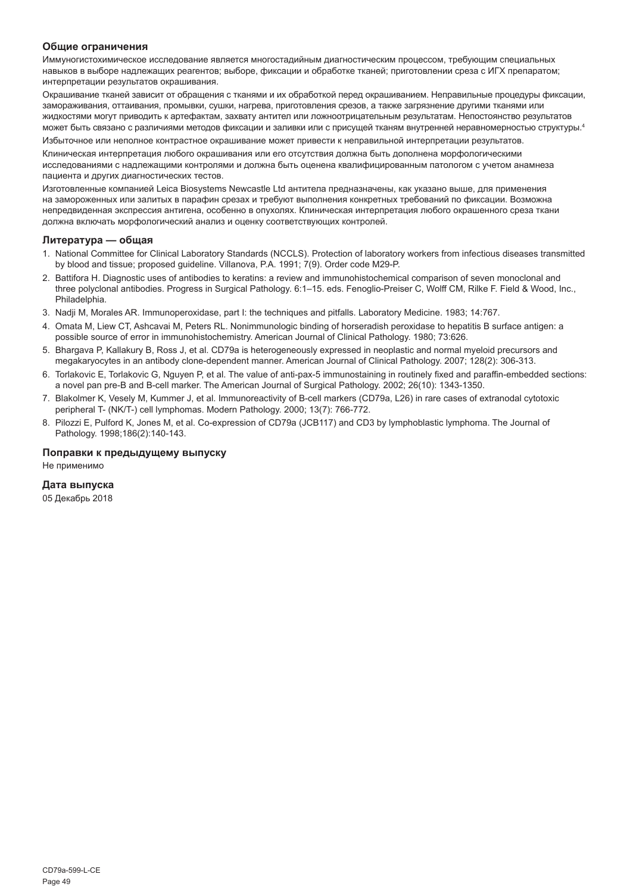### Общие ограничения

Иммуногистохимическое исследование является многостадийным диагностическим процессом, требующим специальных навыков в выборе надлежащих реагентов; выборе, фиксации и обработке тканей; приготовлении среза с ИГХ препаратом; интерпретации результатов окрашивания.

Окрашивание тканей зависит от обращения с тканями и их обработкой перед окрашиванием. Неправильные процедуры фиксации, замораживания, оттаивания, промывки, сушки, нагрева, приготовления срезов, а также загрязнение другими тканями или жидкостями могут приводить к артефактам, захвату антител или ложноотрицательным результатам. Непостоянство результатов может быть связано с различиями методов фиксации и заливки или с присущей тканям внутренней неравномерностью структуры.[4]

Избыточное или неполное контрастное окрашивание может привести к неправильной интерпретации результатов.

Клиническая интерпретация любого окрашивания или его отсутствия должна быть дополнена морфологическими исследованиями с надлежащими контролями и должна быть оценена квалифицированным патологом с учетом анамнеза пациента и других диагностических тестов.

Изготовленные компанией Leica Biosystems Newcastle Ltd антитела предназначены, как указано выше, для применения на замороженных или залитых в парафин срезах и требуют выполнения конкретных требований по фиксации. Возможна непредвиденная экспрессия антигена, особенно в опухолях. Клиническая интерпретация любого окрашенного среза ткани должна включать морфологический анализ и оценку соответствующих контролей.

### Литература — общая

1. National Committee for Clinical Laboratory Standards (NCCLS). Protection of laboratory workers from infectious diseases transmitted by blood and tissue; proposed guideline. Villanova, P.A. 1991; 7(9). Order code M29-P.
2. Battifora H. Diagnostic uses of antibodies to keratins: a review and immunohistochemical comparison of seven monoclonal and three polyclonal antibodies. Progress in Surgical Pathology. 6:1–15. eds. Fenoglio-Preiser C, Wolff CM, Rilke F. Field & Wood, Inc., Philadelphia.
3. Nadji M, Morales AR. Immunoperoxidase, part I: the techniques and pitfalls. Laboratory Medicine. 1983; 14:767.
4. Omata M, Liew CT, Ashcavai M, Peters RL. Nonimmunologic binding of horseradish peroxidase to hepatitis B surface antigen: a possible source of error in immunohistochemistry. American Journal of Clinical Pathology. 1980; 73:626.
5. Bhargava P, Kallakury B, Ross J, et al. CD79a is heterogeneously expressed in neoplastic and normal myeloid precursors and megakaryocytes in an antibody clone-dependent manner. American Journal of Clinical Pathology. 2007; 128(2): 306-313.
6. Torlakovic E, Torlakovic G, Nguyen P, et al. The value of anti-pax-5 immunostaining in routinely fixed and paraffin-embedded sections: a novel pan pre-B and B-cell marker. The American Journal of Surgical Pathology. 2002; 26(10): 1343-1350.
7. Blakolmer K, Vesely M, Kummer J, et al. Immunoreactivity of B-cell markers (CD79a, L26) in rare cases of extranodal cytotoxic peripheral T- (NK/T-) cell lymphomas. Modern Pathology. 2000; 13(7): 766-772.
8. Pilozzi E, Pulford K, Jones M, et al. Co-expression of CD79a (JCB117) and CD3 by lymphoblastic lymphoma. The Journal of Pathology. 1998;186(2):140-143.

### Поправки к предыдущему выпуску

Не применимо

### Дата выпуска

05 Декабрь 2018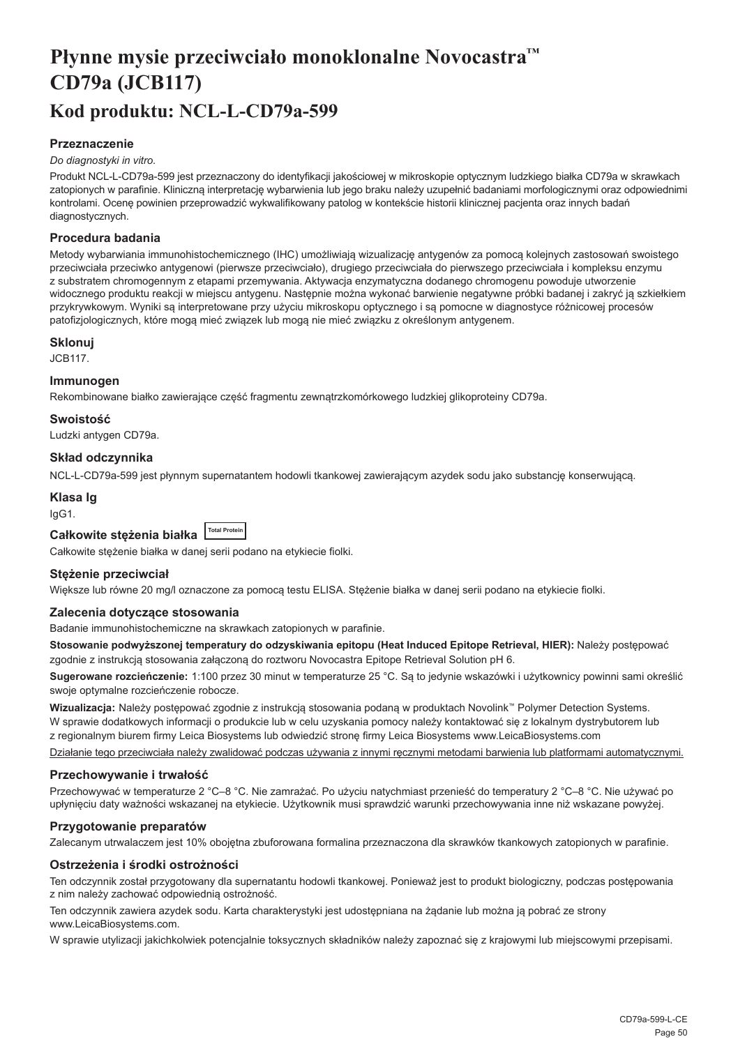# Płynne mysie przeciwciało monoklonalne Novocastra™ CD79a (JCB117)

## Kod produktu: NCL-L-CD79a-599

### Przeznaczenie

*Do diagnostyki in vitro.*

Produkt NCL-L-CD79a-599 jest przeznaczony do identyfikacji jakościowej w mikroskopie optycznym ludzkiego białka CD79a w skrawkach zatopionych w parafinie. Kliniczną interpretację wybarwienia lub jego braku należy uzupełnić badaniami morfologicznymi oraz odpowiednimi kontrolami. Ocenę powinien przeprowadzić wykwalifikowany patolog w kontekście historii klinicznej pacjenta oraz innych badań diagnostycznych.

### Procedura badania

Metody wybarwiania immunohistochemicznego (IHC) umożliwiają wizualizację antygenów za pomocą kolejnych zastosowań swoistego przeciwciała przeciwko antygenowi (pierwsze przeciwciało), drugiego przeciwciała do pierwszego przeciwciała i kompleksu enzymu z substratem chromogennym z etapami przemywania. Aktywacja enzymatyczna dodanego chromogenu powoduje utworzenie widocznego produktu reakcji w miejscu antygenu. Następnie można wykonać barwienie negatywne próbki badanej i zakryć ją szkiełkiem przykrywkowym. Wyniki są interpretowane przy użyciu mikroskopu optycznego i są pomocne w diagnostyce różnicowej procesów patofizjologicznych, które mogą mieć związek lub mogą nie mieć związku z określonym antygenem.

### Sklonuj

JCB117.

### Immunogen

Rekombinowane białko zawierające część fragmentu zewnątrzkomórkowego ludzkiej glikoproteiny CD79a.

### Swoistość

Ludzki antygen CD79a.

### Skład odczynnika

NCL-L-CD79a-599 jest płynnym supernatantem hodowli tkankowej zawierającym azydek sodu jako substancję konserwującą.

### Klasa Ig

IgG1.

### Całkowite stężenia białka Total Protein

Całkowite stężenie białka w danej serii podano na etykiecie fiolki.

### Stężenie przeciwciał

Większe lub równe 20 mg/l oznaczone za pomocą testu ELISA. Stężenie białka w danej serii podano na etykiecie fiolki.

### Zalecenia dotyczące stosowania

Badanie immunohistochemiczne na skrawkach zatopionych w parafinie.

**Stosowanie podwyższonej temperatury do odzyskiwania epitopu (Heat Induced Epitope Retrieval, HIER):** Należy postępować zgodnie z instrukcją stosowania załączoną do roztworu Novocastra Epitope Retrieval Solution pH 6.

**Sugerowane rozcieńczenie:** 1:100 przez 30 minut w temperaturze 25 °C. Są to jedynie wskazówki i użytkownicy powinni sami określić swoje optymalne rozcieńczenie robocze.

**Wizualizacja:** Należy postępować zgodnie z instrukcją stosowania podaną w produktach Novolink™ Polymer Detection Systems. W sprawie dodatkowych informacji o produkcie lub w celu uzyskania pomocy należy kontaktować się z lokalnym dystrybutorem lub z regionalnym biurem firmy Leica Biosystems lub odwiedzić stronę firmy Leica Biosystems www.LeicaBiosystems.com

Działanie tego przeciwciała należy zwalidować podczas używania z innymi ręcznymi metodami barwienia lub platformami automatycznymi.

### Przechowywanie i trwałość

Przechowywać w temperaturze 2 °C–8 °C. Nie zamrażać. Po użyciu natychmiast przenieść do temperatury 2 °C–8 °C. Nie używać po upłynięciu daty ważności wskazanej na etykiecie. Użytkownik musi sprawdzić warunki przechowywania inne niż wskazane powyżej.

### Przygotowanie preparatów

Zalecanym utrwalaczem jest 10% obojętna zbuforowana formalina przeznaczona dla skrawków tkankowych zatopionych w parafinie.

### Ostrzeżenia i środki ostrożności

Ten odczynnik został przygotowany dla supernatantu hodowli tkankowej. Ponieważ jest to produkt biologiczny, podczas postępowania z nim należy zachować odpowiednią ostrożność.

Ten odczynnik zawiera azydek sodu. Karta charakterystyki jest udostępniana na żądanie lub można ją pobrać ze strony www.LeicaBiosystems.com.

W sprawie utylizacji jakichkolwiek potencjalnie toksycznych składników należy zapoznać się z krajowymi lub miejscowymi przepisami.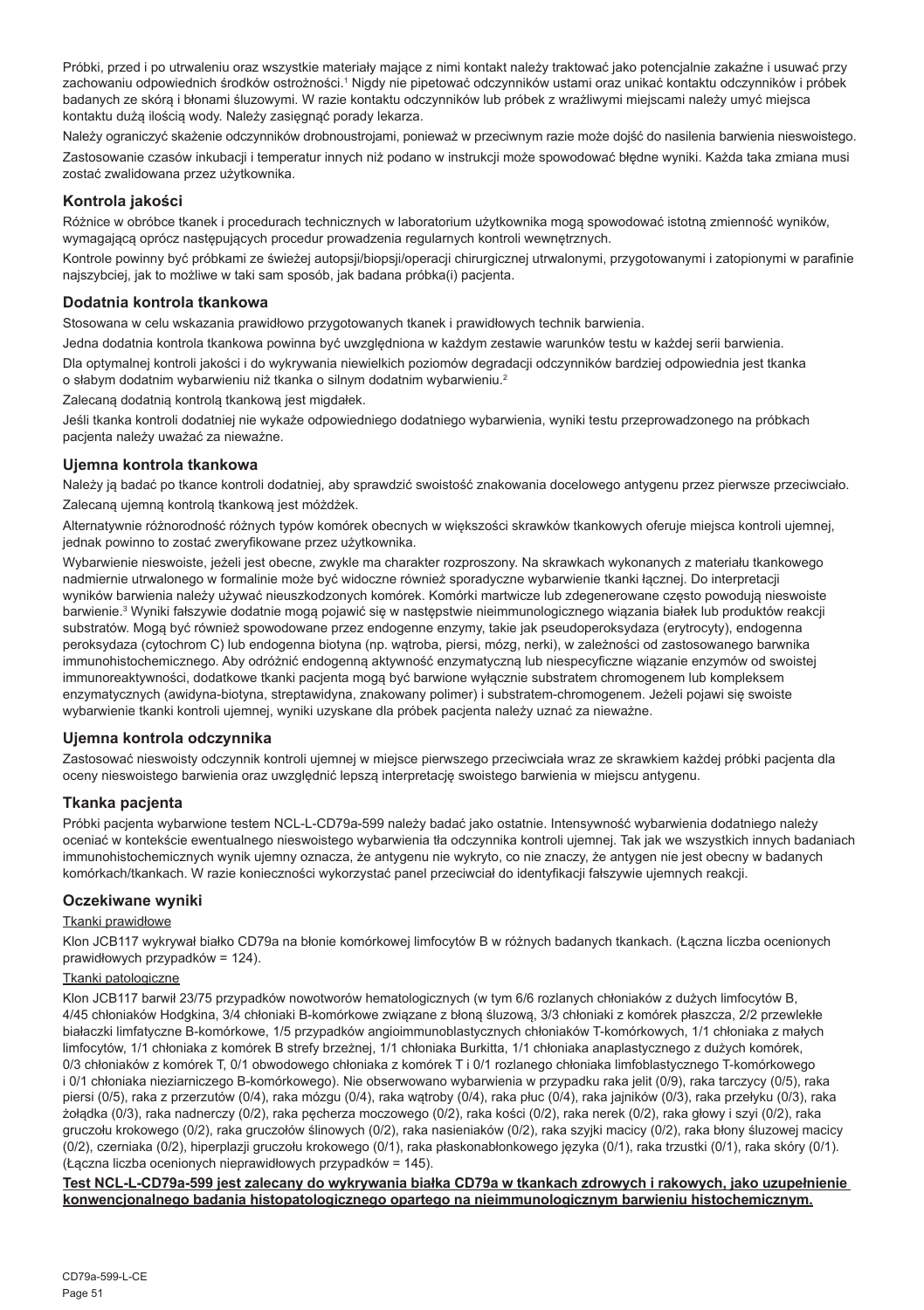Próbki, przed i po utrwaleniu oraz wszystkie materiały mające z nimi kontakt należy traktować jako potencjalnie zakaźne i usuwać przy zachowaniu odpowiednich środków ostrożności.[1] Nigdy nie pipetować odczynników ustami oraz unikać kontaktu odczynników i próbek badanych ze skórą i błonami śluzowymi. W razie kontaktu odczynników lub próbek z wrażliwymi miejscami należy umyć miejsca kontaktu dużą ilością wody. Należy zasięgnąć porady lekarza.

Należy ograniczyć skażenie odczynników drobnoustrojami, ponieważ w przeciwnym razie może dojść do nasilenia barwienia nieswoistego.

Zastosowanie czasów inkubacji i temperatur innych niż podano w instrukcji może spowodować błędne wyniki. Każda taka zmiana musi zostać zwalidowana przez użytkownika.

### Kontrola jakości

Różnice w obróbce tkanek i procedurach technicznych w laboratorium użytkownika mogą spowodować istotną zmienność wyników, wymagającą oprócz następujących procedur prowadzenia regularnych kontroli wewnętrznych.

Kontrole powinny być próbkami ze świeżej autopsji/biopsji/operacji chirurgicznej utrwalonymi, przygotowanymi i zatopionymi w parafinie najszybciej, jak to możliwe w taki sam sposób, jak badana próbka(i) pacjenta.

### Dodatnia kontrola tkankowa

Stosowana w celu wskazania prawidłowo przygotowanych tkanek i prawidłowych technik barwienia.

Jedna dodatnia kontrola tkankowa powinna być uwzględniona w każdym zestawie warunków testu w każdej serii barwienia.

Dla optymalnej kontroli jakości i do wykrywania niewielkich poziomów degradacji odczynników bardziej odpowiednia jest tkanka o słabym dodatnim wybarwieniu niż tkanka o silnym dodatnim wybarwieniu.[2]

Zalecaną dodatnią kontrolą tkankową jest migdałek.

Jeśli tkanka kontroli dodatniej nie wykaże odpowiedniego dodatniego wybarwienia, wyniki testu przeprowadzonego na próbkach pacjenta należy uważać za nieważne.

### Ujemna kontrola tkankowa

Należy ją badać po tkance kontroli dodatniej, aby sprawdzić swoistość znakowania docelowego antygenu przez pierwsze przeciwciało.

Zalecaną ujemną kontrolą tkankową jest móżdżek.

Alternatywnie różnorodność różnych typów komórek obecnych w większości skrawków tkankowych oferuje miejsca kontroli ujemnej, jednak powinno to zostać zweryfikowane przez użytkownika.

Wybarwienie nieswoiste, jeżeli jest obecne, zwykle ma charakter rozproszony. Na skrawkach wykonanych z materiału tkankowego nadmiernie utrwalonego w formalinie może być widoczne również sporadyczne wybarwienie tkanki łącznej. Do interpretacji wyników barwienia należy używać nieuszkodzonych komórek. Komórki martwicze lub zdegenerowane często powodują nieswoiste barwienie.[3] Wyniki fałszywie dodatnie mogą pojawić się w następstwie nieimmunologicznego wiązania białek lub produktów reakcji substratów. Mogą być również spowodowane przez endogenne enzymy, takie jak pseudoperoksydaza (erytrocyty), endogenna peroksydaza (cytochrom C) lub endogenna biotyna (np. wątroba, piersi, mózg, nerki), w zależności od zastosowanego barwnika immunohistochemicznego. Aby odróżnić endogenną aktywność enzymatyczną lub niespecyficzne wiązanie enzymów od swoistej immunoreaktywności, dodatkowe tkanki pacjenta mogą być barwione wyłącznie substratem chromogenem lub kompleksem enzymatycznych (awidyna-biotyna, streptawidyna, znakowany polimer) i substratem-chromogenem. Jeżeli pojawi się swoiste wybarwienie tkanki kontroli ujemnej, wyniki uzyskane dla próbek pacjenta należy uznać za nieważne.

### Ujemna kontrola odczynnika

Zastosować nieswoisty odczynnik kontroli ujemnej w miejsce pierwszego przeciwciała wraz ze skrawkiem każdej próbki pacjenta dla oceny nieswoistego barwienia oraz uwzględnić lepszą interpretację swoistego barwienia w miejscu antygenu.

### Tkanka pacjenta

Próbki pacjenta wybarwione testem NCL-L-CD79a-599 należy badać jako ostatnie. Intensywność wybarwienia dodatniego należy oceniać w kontekście ewentualnego nieswoistego wybarwienia tła odczynnika kontroli ujemnej. Tak jak we wszystkich innych badaniach immunohistochemicznych wynik ujemny oznacza, że antygenu nie wykryto, co nie znaczy, że antygen nie jest obecny w badanych komórkach/tkankach. W razie konieczności wykorzystać panel przeciwciał do identyfikacji fałszywie ujemnych reakcji.

### Oczekiwane wyniki

Tkanki prawidłowe

Klon JCB117 wykrywał białko CD79a na błonie komórkowej limfocytów B w różnych badanych tkankach. (Łączna liczba ocenionych prawidłowych przypadków = 124).

Tkanki patologiczne

Klon JCB117 barwił 23/75 przypadków nowotworów hematologicznych (w tym 6/6 rozlanych chłoniaków z dużych limfocytów B, 4/45 chłoniaków Hodgkina, 3/4 chłoniaki B-komórkowe związane z błoną śluzową, 3/3 chłoniaki z komórek płaszcza, 2/2 przewlekłe białaczki limfatyczne B-komórkowe, 1/5 przypadków angioimmunoblastycznych chłoniaków T-komórkowych, 1/1 chłoniaka z małych limfocytów, 1/1 chłoniaka z komórek B strefy brzeżnej, 1/1 chłoniaka Burkitta, 1/1 chłoniaka anaplastycznego z dużych komórek, 0/3 chłoniaków z komórek T, 0/1 obwodowego chłoniaka z komórek T i 0/1 rozlanego chłoniaka limfoblastycznego T-komórkowego i 0/1 chłoniaka nieziarniczego B-komórkowego). Nie obserwowano wybarwienia w przypadku raka jelit (0/9), raka tarczycy (0/5), raka piersi (0/5), raka z przerzutów (0/4), raka mózgu (0/4), raka wątroby (0/4), raka płuc (0/4), raka jajników (0/3), raka przełyku (0/3), raka żołądka (0/3), raka nadnerczy (0/2), raka pęcherza moczowego (0/2), raka kości (0/2), raka nerek (0/2), raka głowy i szyi (0/2), raka gruczołu krokowego (0/2), raka gruczołów ślinowych (0/2), raka nasieniaków (0/2), raka szyjki macicy (0/2), raka błony śluzowej macicy (0/2), czerniaka (0/2), hiperplazji gruczołu krokowego (0/1), raka płaskonabłonkowego języka (0/1), raka trzustki (0/1), raka skóry (0/1). (Łączna liczba ocenionych nieprawidłowych przypadków = 145).

**Test NCL-L-CD79a-599 jest zalecany do wykrywania białka CD79a w tkankach zdrowych i rakowych, jako uzupełnienie konwencjonalnego badania histopatologicznego opartego na nieimmunologicznym barwieniu histochemicznym.**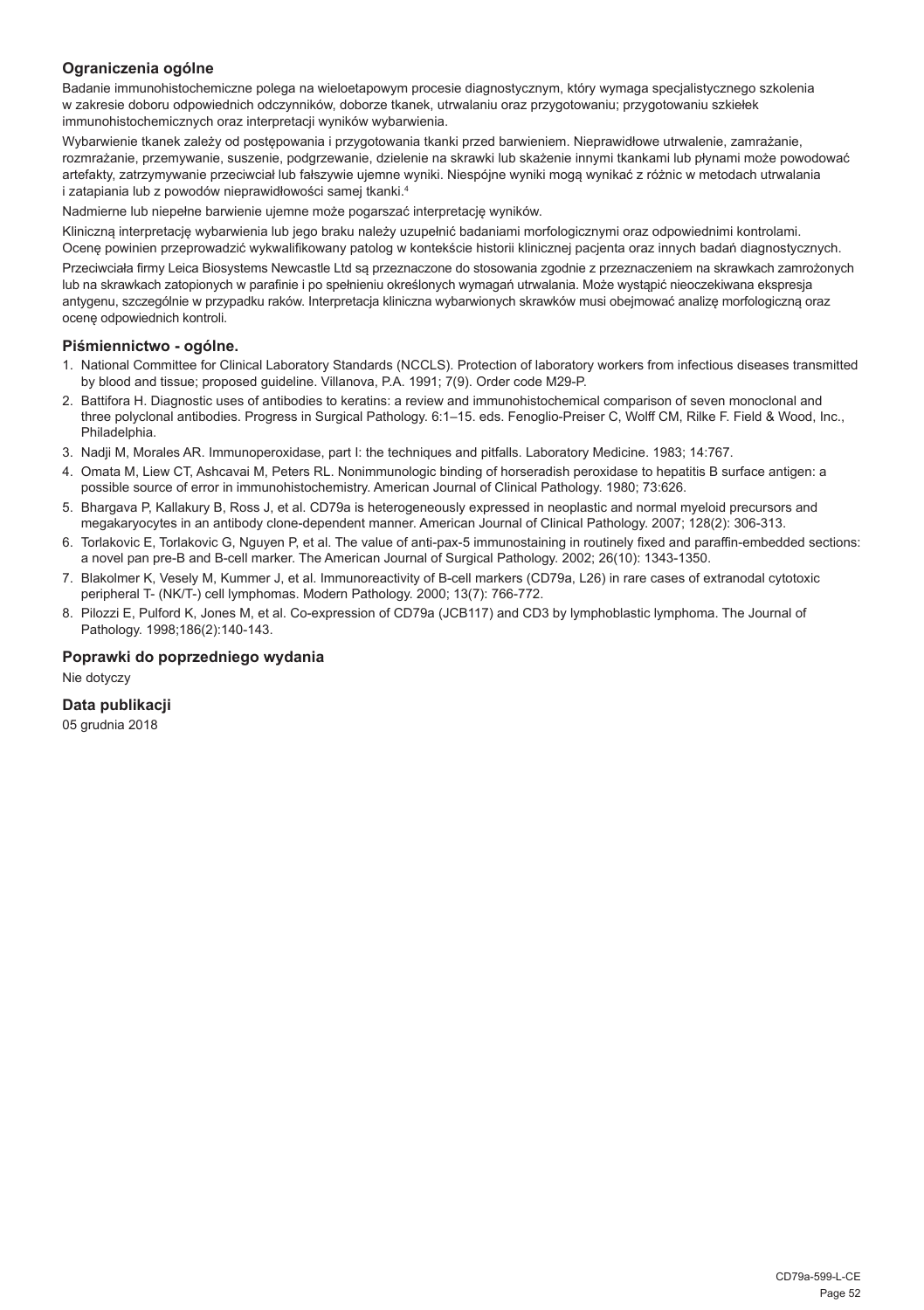### Ograniczenia ogólne

Badanie immunohistochemiczne polega na wieloetapowym procesie diagnostycznym, który wymaga specjalistycznego szkolenia w zakresie doboru odpowiednich odczynników, doborze tkanek, utrwalaniu oraz przygotowaniu; przygotowaniu szkiełek immunohistochemicznych oraz interpretacji wyników wybarwienia.

Wybarwienie tkanek zależy od postępowania i przygotowania tkanki przed barwieniem. Nieprawidłowe utrwalenie, zamrażanie, rozmrażanie, przemywanie, suszenie, podgrzewanie, dzielenie na skrawki lub skażenie innymi tkankami lub płynami może powodować artefakty, zatrzymywanie przeciwciał lub fałszywie ujemne wyniki. Niespójne wyniki mogą wynikać z różnic w metodach utrwalania i zatapiania lub z powodów nieprawidłowości samej tkanki.[4]

Nadmierne lub niepełne barwienie ujemne może pogarszać interpretację wyników.

Kliniczną interpretację wybarwienia lub jego braku należy uzupełnić badaniami morfologicznymi oraz odpowiednimi kontrolami. Ocenę powinien przeprowadzić wykwalifikowany patolog w kontekście historii klinicznej pacjenta oraz innych badań diagnostycznych.

Przeciwciała firmy Leica Biosystems Newcastle Ltd są przeznaczone do stosowania zgodnie z przeznaczeniem na skrawkach zamrożonych lub na skrawkach zatopionych w parafinie i po spełnieniu określonych wymagań utrwalania. Może wystąpić nieoczekiwana ekspresja antygenu, szczególnie w przypadku raków. Interpretacja kliniczna wybarwionych skrawków musi obejmować analizę morfologiczną oraz ocenę odpowiednich kontroli.

### Piśmiennictwo - ogólne.

1. National Committee for Clinical Laboratory Standards (NCCLS). Protection of laboratory workers from infectious diseases transmitted by blood and tissue; proposed guideline. Villanova, P.A. 1991; 7(9). Order code M29-P.
2. Battifora H. Diagnostic uses of antibodies to keratins: a review and immunohistochemical comparison of seven monoclonal and three polyclonal antibodies. Progress in Surgical Pathology. 6:1–15. eds. Fenoglio-Preiser C, Wolff CM, Rilke F. Field & Wood, Inc., Philadelphia.
3. Nadji M, Morales AR. Immunoperoxidase, part I: the techniques and pitfalls. Laboratory Medicine. 1983; 14:767.
4. Omata M, Liew CT, Ashcavai M, Peters RL. Nonimmunologic binding of horseradish peroxidase to hepatitis B surface antigen: a possible source of error in immunohistochemistry. American Journal of Clinical Pathology. 1980; 73:626.
5. Bhargava P, Kallakury B, Ross J, et al. CD79a is heterogeneously expressed in neoplastic and normal myeloid precursors and megakaryocytes in an antibody clone-dependent manner. American Journal of Clinical Pathology. 2007; 128(2): 306-313.
6. Torlakovic E, Torlakovic G, Nguyen P, et al. The value of anti-pax-5 immunostaining in routinely fixed and paraffin-embedded sections: a novel pan pre-B and B-cell marker. The American Journal of Surgical Pathology. 2002; 26(10): 1343-1350.
7. Blakolmer K, Vesely M, Kummer J, et al. Immunoreactivity of B-cell markers (CD79a, L26) in rare cases of extranodal cytotoxic peripheral T- (NK/T-) cell lymphomas. Modern Pathology. 2000; 13(7): 766-772.
8. Pilozzi E, Pulford K, Jones M, et al. Co-expression of CD79a (JCB117) and CD3 by lymphoblastic lymphoma. The Journal of Pathology. 1998;186(2):140-143.

### Poprawki do poprzedniego wydania

Nie dotyczy

### Data publikacji

05 grudnia 2018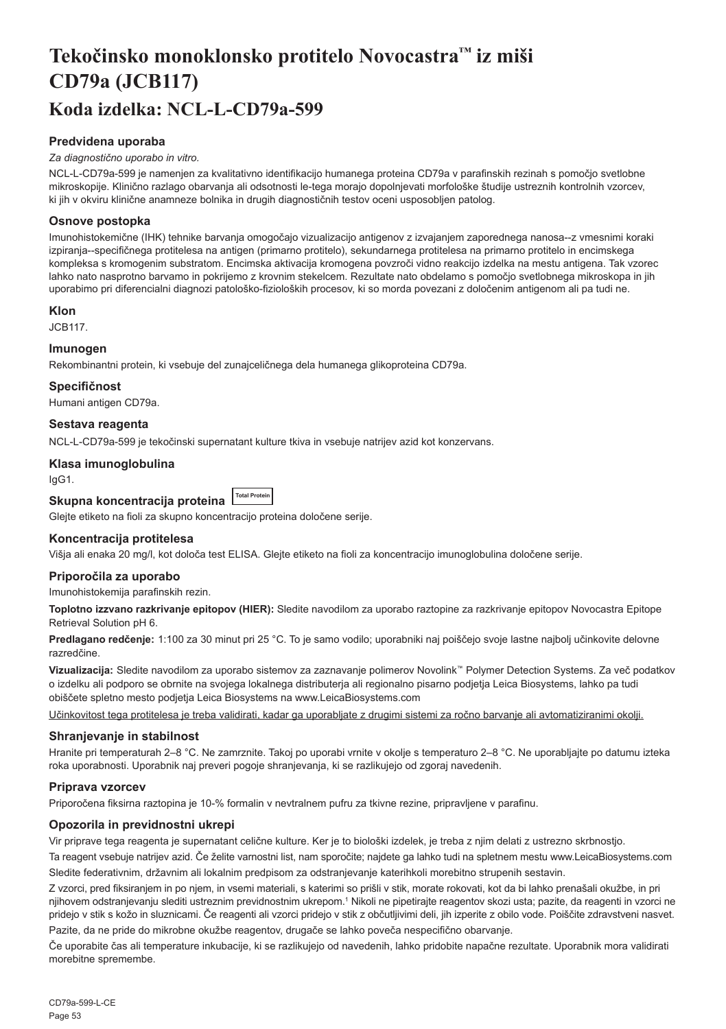# Tekočinsko monoklonsko protitelo Novocastra™ iz miši CD79a (JCB117)

## Koda izdelka: NCL-L-CD79a-599

### Predvidena uporaba

*Za diagnostično uporabo in vitro.*

NCL-L-CD79a-599 je namenjen za kvalitativno identifikacijo humanega proteina CD79a v parafinskih rezinah s pomočjo svetlobne mikroskopije. Klinično razlago obarvanja ali odsotnosti le-tega morajo dopolnjevati morfološke študije ustreznih kontrolnih vzorcev, ki jih v okviru klinične anamneze bolnika in drugih diagnostičnih testov oceni usposobljen patolog.

### Osnove postopka

Imunohistokemične (IHK) tehnike barvanja omogočajo vizualizacijo antigenov z izvajanjem zaporednega nanosa--z vmesnimi koraki izpiranja--specifičnega protitelesa na antigen (primarno protitelo), sekundarnega protitelesa na primarno protitelo in encimskega kompleksa s kromogenim substratom. Encimska aktivacija kromogena povzroči vidno reakcijo izdelka na mestu antigena. Tak vzorec lahko nato nasprotno barvamo in pokrijemo z krovnim stekelcem. Rezultate nato obdelamo s pomočjo svetlobnega mikroskopa in jih uporabimo pri diferencialni diagnozi patološko-fizioloških procesov, ki so morda povezani z določenim antigenom ali pa tudi ne.

### Klon

JCB117.

### Imunogen

Rekombinantni protein, ki vsebuje del zunajceličnega dela humanega glikoproteina CD79a.

### Specifičnost

Humani antigen CD79a.

### Sestava reagenta

NCL-L-CD79a-599 je tekočinski supernatant kulture tkiva in vsebuje natrijev azid kot konzervans.

### Klasa imunoglobulina

IgG1.

### Skupna koncentracija proteina Total Protein

Glejte etiketo na fioli za skupno koncentracijo proteina določene serije.

### Koncentracija protitelesa

Višja ali enaka 20 mg/l, kot določa test ELISA. Glejte etiketo na fioli za koncentracijo imunoglobulina določene serije.

### Priporočila za uporabo

Imunohistokemija parafinskih rezin.

**Toplotno izzvano razkrivanje epitopov (HIER):** Sledite navodilom za uporabo raztopine za razkrivanje epitopov Novocastra Epitope Retrieval Solution pH 6.

**Predlagano redčenje:** 1:100 za 30 minut pri 25 °C. To je samo vodilo; uporabniki naj poiščejo svoje lastne najbolj učinkovite delovne razredčine.

**Vizualizacija:** Sledite navodilom za uporabo sistemov za zaznavanje polimerov Novolink™ Polymer Detection Systems. Za več podatkov o izdelku ali podporo se obrnite na svojega lokalnega distributerja ali regionalno pisarno podjetja Leica Biosystems, lahko pa tudi obiščete spletno mesto podjetja Leica Biosystems na www.LeicaBiosystems.com

<u>Učinkovitost tega protitelesa je treba validirati, kadar ga uporabljate z drugimi sistemi za ročno barvanje ali avtomatiziranimi okolji.</u>

### Shranjevanje in stabilnost

Hranite pri temperaturah 2–8 °C. Ne zamrznite. Takoj po uporabi vrnite v okolje s temperaturo 2–8 °C. Ne uporabljajte po datumu izteka roka uporabnosti. Uporabnik naj preveri pogoje shranjevanja, ki se razlikujejo od zgoraj navedenih.

### Priprava vzorcev

Priporočena fiksirna raztopina je 10-% formalin v nevtralnem pufru za tkivne rezine, pripravljene v parafinu.

### Opozorila in previdnostni ukrepi

Vir priprave tega reagenta je supernatant celične kulture. Ker je to biološki izdelek, je treba z njim delati z ustrezno skrbnostjo.

Ta reagent vsebuje natrijev azid. Če želite varnostni list, nam sporočite; najdete ga lahko tudi na spletnem mestu www.LeicaBiosystems.com

Sledite federativnim, državnim ali lokalnim predpisom za odstranjevanje katerihkoli morebitno strupenih sestavin.

Z vzorci, pred fiksiranjem in po njem, in vsemi materiali, s katerimi so prišli v stik, morate rokovati, kot da bi lahko prenašali okužbe, in pri njihovem odstranjevanju slediti ustreznim previdnostnim ukrepom.[1] Nikoli ne pipetirajte reagentov skozi usta; pazite, da reagenti in vzorci ne pridejo v stik s kožo in sluznicami. Če reagenti ali vzorci pridejo v stik z občutljivimi deli, jih izperite z obilo vode. Poiščite zdravstveni nasvet.

Pazite, da ne pride do mikrobne okužbe reagentov, drugače se lahko poveča nespecifično obarvanje.

Če uporabite čas ali temperature inkubacije, ki se razlikujejo od navedenih, lahko pridobite napačne rezultate. Uporabnik mora validirati morebitne spremembe.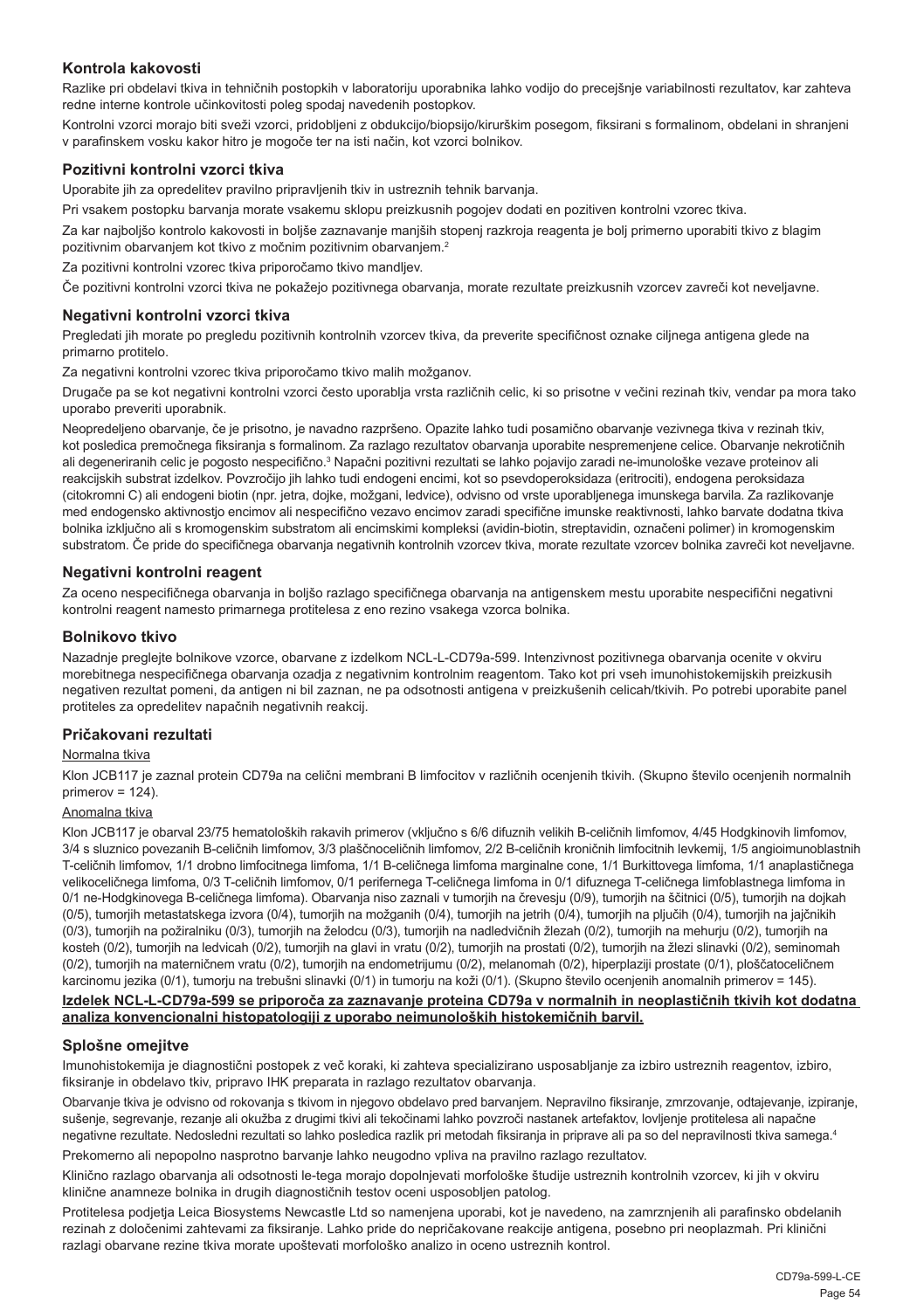## Kontrola kakovosti

Razlike pri obdelavi tkiva in tehničnih postopkih v laboratoriju uporabnika lahko vodijo do precejšnje variabilnosti rezultatov, kar zahteva redne interne kontrole učinkovitosti poleg spodaj navedenih postopkov.

Kontrolni vzorci morajo biti sveži vzorci, pridobljeni z obdukcijo/biopsijo/kirurškim posegom, fiksirani s formalinom, obdelani in shranjeni v parafinskem vosku kakor hitro je mogoče ter na isti način, kot vzorci bolnikov.

### Pozitivni kontrolni vzorci tkiva

Uporabite jih za opredelitev pravilno pripravljenih tkiv in ustreznih tehnik barvanja.

Pri vsakem postopku barvanja morate vsakemu sklopu preizkusnih pogojev dodati en pozitiven kontrolni vzorec tkiva.

Za kar najboljšo kontrolo kakovosti in boljše zaznavanje manjših stopenj razkroja reagenta je bolj primerno uporabiti tkivo z blagim pozitivnim obarvanjem kot tkivo z močnim pozitivnim obarvanjem.[2]

Za pozitivni kontrolni vzorec tkiva priporočamo tkivo mandljev.

Če pozitivni kontrolni vzorci tkiva ne pokažejo pozitivnega obarvanja, morate rezultate preizkusnih vzorcev zavreči kot neveljavne.

### Negativni kontrolni vzorci tkiva

Pregledati jih morate po pregledu pozitivnih kontrolnih vzorcev tkiva, da preverite specifičnost oznake ciljnega antigena glede na primarno protitelo.

Za negativni kontrolni vzorec tkiva priporočamo tkivo malih možganov.

Drugače pa se kot negativni kontrolni vzorci često uporablja vrsta različnih celic, ki so prisotne v večini rezinah tkiv, vendar pa mora tako uporabo preveriti uporabnik.

Neopredeljeno obarvanje, če je prisotno, je navadno razpršeno. Opazite lahko tudi posamično obarvanje vezivnega tkiva v rezinah tkiv, kot posledica premočnega fiksiranja s formalinom. Za razlago rezultatov obarvanja uporabite nespremenjene celice. Obarvanje nekrotičnih ali degeneriranih celic je pogosto nespecifično.[3] Napačni pozitivni rezultati se lahko pojavijo zaradi ne-imunološke vezave proteinov ali reakcijskih substrat izdelkov. Povzročijo jih lahko tudi endogeni encimi, kot so psevdoperoksidaza (eritrociti), endogena peroksidaza (citokromni C) ali endogeni biotin (npr. jetra, dojke, možgani, ledvice), odvisno od vrste uporabljenega imunskega barvila. Za razlikovanje med endogensko aktivnostjo encimov ali nespecifično vezavo encimov zaradi specifične imunske reaktivnosti, lahko barvate dodatna tkiva bolnika izključno ali s kromogenskim substratom ali encimskimi kompleksi (avidin-biotin, streptavidin, označeni polimer) in kromogenskim substratom. Če pride do specifičnega obarvanja negativnih kontrolnih vzorcev tkiva, morate rezultate vzorcev bolnika zavreči kot neveljavne.

### Negativni kontrolni reagent

Za oceno nespecifičnega obarvanja in boljšo razlago specifičnega obarvanja na antigenskem mestu uporabite nespecifični negativni kontrolni reagent namesto primarnega protitelesa z eno rezino vsakega vzorca bolnika.

### Bolnikovo tkivo

Nazadnje preglejte bolnikove vzorce, obarvane z izdelkom NCL-L-CD79a-599. Intenzivnost pozitivnega obarvanja ocenite v okviru morebitnega nespecifičnega obarvanja ozadja z negativnim kontrolnim reagentom. Tako kot pri vseh imunohistokemijskih preizkusih negativen rezultat pomeni, da antigen ni bil zaznan, ne pa odsotnosti antigena v preizkušenih celicah/tkivih. Po potrebi uporabite panel protiteles za opredelitev napačnih negativnih reakcij.

### Pričakovani rezultati

Normalna tkiva

Klon JCB117 je zaznal protein CD79a na celični membrani B limfocitov v različnih ocenjenih tkivih. (Skupno število ocenjenih normalnih primerov = 124).

Anomalna tkiva

Klon JCB117 je obarval 23/75 hematoloških rakavih primerov (vključno s 6/6 difuznih velikih B-celičnih limfomov, 4/45 Hodgkinovih limfomov, 3/4 s sluznico povezanih B-celičnih limfomov, 3/3 plaščnoceličnih limfomov, 2/2 B-celičnih kroničnih limfocitnih levkemij, 1/5 angioimunoblastnih T-celičnih limfomov, 1/1 drobno limfocitnega limfoma, 1/1 B-celičnega limfoma marginalne cone, 1/1 Burkittovega limfoma, 1/1 anaplastičnega velikoceličnega limfoma, 0/3 T-celičnih limfomov, 0/1 perifernega T-celičnega limfoma in 0/1 difuznega T-celičnega limfoblastnega limfoma in 0/1 ne-Hodgkinovega B-celičnega limfoma). Obarvanja niso zaznali v tumorjih na črevesju (0/9), tumorjih na ščitnici (0/5), tumorjih na dojkah (0/5), tumorjih metastatskega izvora (0/4), tumorjih na možganih (0/4), tumorjih na jetrih (0/4), tumorjih na pljučih (0/4), tumorjih na jajčnikih (0/3), tumorjih na požiralniku (0/3), tumorjih na želodcu (0/3), tumorjih na nadledvičnih žlezah (0/2), tumorjih na mehurju (0/2), tumorjih na kosteh (0/2), tumorjih na ledvicah (0/2), tumorjih na glavi in vratu (0/2), tumorjih na prostati (0/2), tumorjih na žlezi slinavki (0/2), seminomah (0/2), tumorjih na materničnem vratu (0/2), tumorjih na endometrijumu (0/2), melanomah (0/2), hiperplaziji prostate (0/1), ploščatoceličnem karcinomu jezika (0/1), tumorju na trebušni slinavki (0/1) in tumorju na koži (0/1). (Skupno število ocenjenih anomalnih primerov = 145).

**Izdelek NCL-L-CD79a-599 se priporoča za zaznavanje proteina CD79a v normalnih in neoplastičnih tkivih kot dodatna analiza konvencionalni histopatologiji z uporabo neimunoloških histokemičnih barvil.**

### Splošne omejitve

Imunohistokemija je diagnostični postopek z več koraki, ki zahteva specializirano usposabljanje za izbiro ustreznih reagentov, izbiro, fiksiranje in obdelavo tkiv, pripravo IHK preparata in razlago rezultatov obarvanja.

Obarvanje tkiva je odvisno od rokovanja s tkivom in njegovo obdelavo pred barvanjem. Nepravilno fiksiranje, zmrzovanje, odtajevanje, izpiranje, sušenje, segrevanje, rezanje ali okužba z drugimi tkivi ali tekočinami lahko povzroči nastanek artefaktov, lovljenje protitelesa ali napačne negativne rezultate. Nedosledni rezultati so lahko posledica razlik pri metodah fiksiranja in priprave ali pa so del nepravilnosti tkiva samega.[4]

Prekomerno ali nepopolno nasprotno barvanje lahko neugodno vpliva na pravilno razlago rezultatov.

Klinično razlago obarvanja ali odsotnosti le-tega morajo dopolnjevati morfološke študije ustreznih kontrolnih vzorcev, ki jih v okviru klinične anamneze bolnika in drugih diagnostičnih testov oceni usposobljen patolog.

Protitelesa podjetja Leica Biosystems Newcastle Ltd so namenjena uporabi, kot je navedeno, na zamrznjenih ali parafinsko obdelanih rezinah z določenimi zahtevami za fiksiranje. Lahko pride do nepričakovane reakcije antigena, posebno pri neoplazmah. Pri klinični razlagi obarvane rezine tkiva morate upoštevati morfološko analizo in oceno ustreznih kontrol.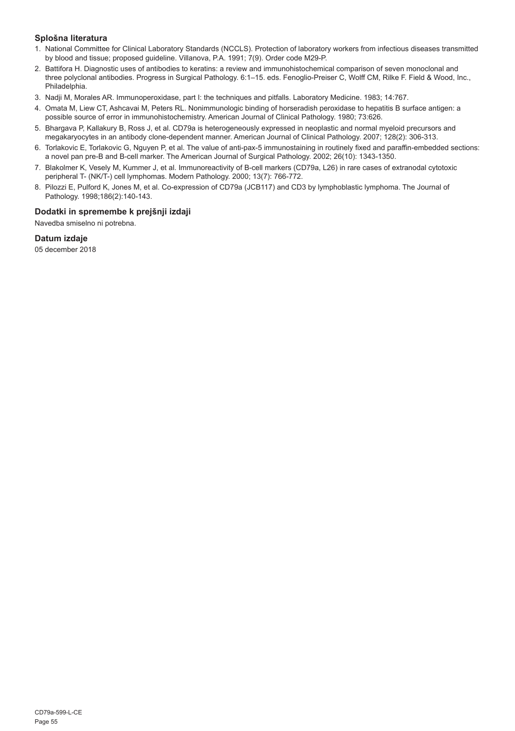## Splošna literatura

1. National Committee for Clinical Laboratory Standards (NCCLS). Protection of laboratory workers from infectious diseases transmitted by blood and tissue; proposed guideline. Villanova, P.A. 1991; 7(9). Order code M29-P.
2. Battifora H. Diagnostic uses of antibodies to keratins: a review and immunohistochemical comparison of seven monoclonal and three polyclonal antibodies. Progress in Surgical Pathology. 6:1–15. eds. Fenoglio-Preiser C, Wolff CM, Rilke F. Field & Wood, Inc., Philadelphia.
3. Nadji M, Morales AR. Immunoperoxidase, part I: the techniques and pitfalls. Laboratory Medicine. 1983; 14:767.
4. Omata M, Liew CT, Ashcavai M, Peters RL. Nonimmunologic binding of horseradish peroxidase to hepatitis B surface antigen: a possible source of error in immunohistochemistry. American Journal of Clinical Pathology. 1980; 73:626.
5. Bhargava P, Kallakury B, Ross J, et al. CD79a is heterogeneously expressed in neoplastic and normal myeloid precursors and megakaryocytes in an antibody clone-dependent manner. American Journal of Clinical Pathology. 2007; 128(2): 306-313.
6. Torlakovic E, Torlakovic G, Nguyen P, et al. The value of anti-pax-5 immunostaining in routinely fixed and paraffin-embedded sections: a novel pan pre-B and B-cell marker. The American Journal of Surgical Pathology. 2002; 26(10): 1343-1350.
7. Blakolmer K, Vesely M, Kummer J, et al. Immunoreactivity of B-cell markers (CD79a, L26) in rare cases of extranodal cytotoxic peripheral T- (NK/T-) cell lymphomas. Modern Pathology. 2000; 13(7): 766-772.
8. Pilozzi E, Pulford K, Jones M, et al. Co-expression of CD79a (JCB117) and CD3 by lymphoblastic lymphoma. The Journal of Pathology. 1998;186(2):140-143.

## Dodatki in spremembe k prejšnji izdaji

Navedba smiselno ni potrebna.

## Datum izdaje

05 december 2018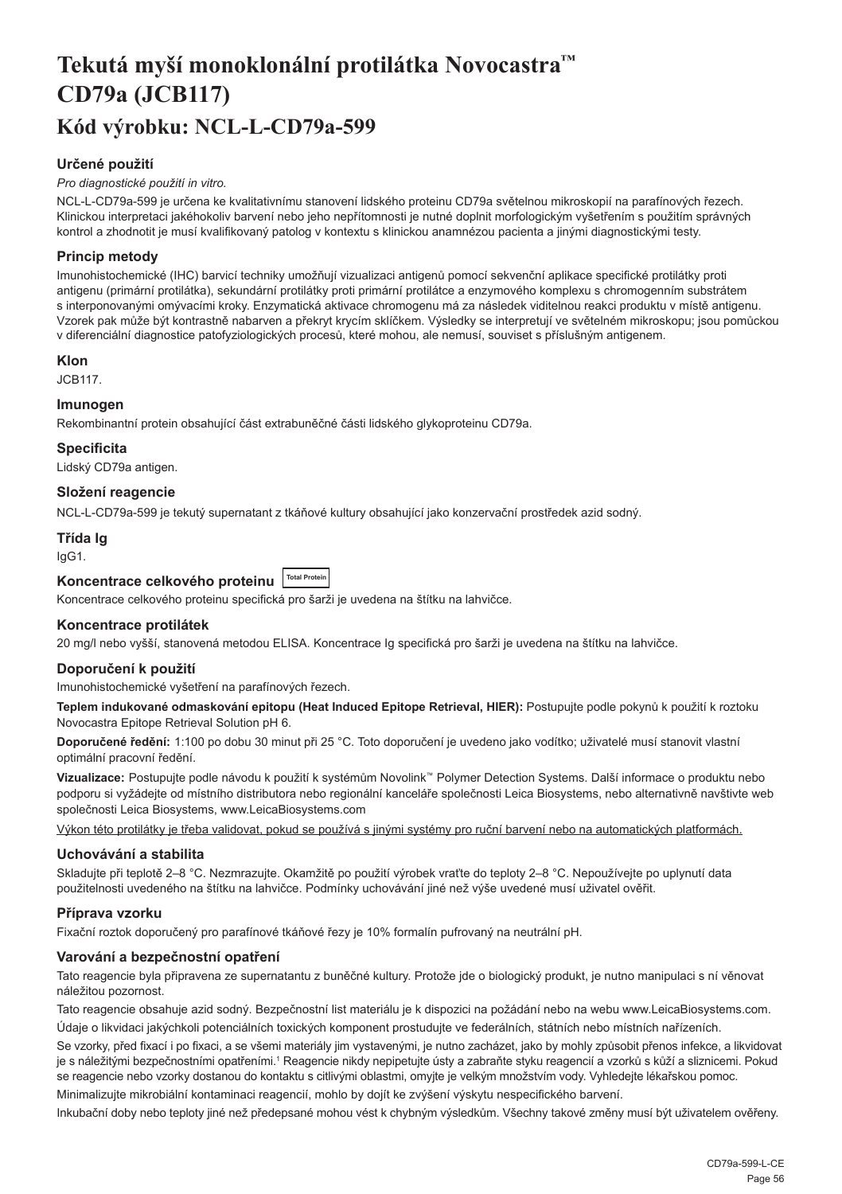# Tekutá myší monoklonální protilátka Novocastra™ CD79a (JCB117)

## Kód výrobku: NCL-L-CD79a-599

### Určené použití

*Pro diagnostické použití in vitro.*

NCL-L-CD79a-599 je určena ke kvalitativnímu stanovení lidského proteinu CD79a světelnou mikroskopií na parafínových řezech. Klinickou interpretaci jakéhokoliv barvení nebo jeho nepřítomnosti je nutné doplnit morfologickým vyšetřením s použitím správných kontrol a zhodnotit je musí kvalifikovaný patolog v kontextu s klinickou anamnézou pacienta a jinými diagnostickými testy.

### Princip metody

Imunohistochemické (IHC) barvicí techniky umožňují vizualizaci antigenů pomocí sekvenční aplikace specifické protilátky proti antigenu (primární protilátka), sekundární protilátky proti primární protilátce a enzymového komplexu s chromogenním substrátem s interponovanými omývacími kroky. Enzymatická aktivace chromogenu má za následek viditelnou reakci produktu v místě antigenu. Vzorek pak může být kontrastně nabarven a překryt krycím sklíčkem. Výsledky se interpretují ve světelném mikroskopu; jsou pomůckou v diferenciální diagnostice patofyziologických procesů, které mohou, ale nemusí, souviset s příslušným antigenem.

### Klon

JCB117.

### Imunogen

Rekombinantní protein obsahující část extrabuněčné části lidského glykoproteinu CD79a.

### Specificita

Lidský CD79a antigen.

### Složení reagencie

NCL-L-CD79a-599 je tekutý supernatant z tkáňové kultury obsahující jako konzervační prostředek azid sodný.

### Třída Ig

IgG1.

### Koncentrace celkového proteinu Total Protein

Koncentrace celkového proteinu specifická pro šarži je uvedena na štítku na lahvičce.

### Koncentrace protilátek

20 mg/l nebo vyšší, stanovená metodou ELISA. Koncentrace Ig specifická pro šarži je uvedena na štítku na lahvičce.

### Doporučení k použití

Imunohistochemické vyšetření na parafínových řezech.

**Teplem indukované odmaskování epitopu (Heat Induced Epitope Retrieval, HIER):** Postupujte podle pokynů k použití k roztoku Novocastra Epitope Retrieval Solution pH 6.

**Doporučené ředění:** 1:100 po dobu 30 minut při 25 °C. Toto doporučení je uvedeno jako vodítko; uživatelé musí stanovit vlastní optimální pracovní ředění.

**Vizualizace:** Postupujte podle návodu k použití k systémům Novolink™ Polymer Detection Systems. Další informace o produktu nebo podporu si vyžádejte od místního distributora nebo regionální kanceláře společnosti Leica Biosystems, nebo alternativně navštivte web společnosti Leica Biosystems, www.LeicaBiosystems.com

Výkon této protilátky je třeba validovat, pokud se používá s jinými systémy pro ruční barvení nebo na automatických platformách.

### Uchovávání a stabilita

Skladujte při teplotě 2–8 °C. Nezmrazujte. Okamžitě po použití výrobek vraťte do teploty 2–8 °C. Nepoužívejte po uplynutí data použitelnosti uvedeného na štítku na lahvičce. Podmínky uchovávání jiné než výše uvedené musí uživatel ověřit.

### Příprava vzorku

Fixační roztok doporučený pro parafínové tkáňové řezy je 10% formalín pufrovaný na neutrální pH.

### Varování a bezpečnostní opatření

Tato reagencie byla připravena ze supernatantu z buněčné kultury. Protože jde o biologický produkt, je nutno manipulaci s ní věnovat náležitou pozornost.

Tato reagencie obsahuje azid sodný. Bezpečnostní list materiálu je k dispozici na požádání nebo na webu www.LeicaBiosystems.com.

Údaje o likvidaci jakýchkoli potenciálních toxických komponent prostudujte ve federálních, státních nebo místních nařízeních.

Se vzorky, před fixací i po fixaci, a se všemi materiály jim vystavenými, je nutno zacházet, jako by mohly způsobit přenos infekce, a likvidovat je s náležitými bezpečnostními opatřeními.[1] Reagencie nikdy nepipetujte ústy a zabraňte styku reagencií a vzorků s kůží a sliznicemi. Pokud se reagencie nebo vzorky dostanou do kontaktu s citlivými oblastmi, omyjte je velkým množstvím vody. Vyhledejte lékařskou pomoc.

Minimalizujte mikrobiální kontaminaci reagencií, mohlo by dojít ke zvýšení výskytu nespecifického barvení.

Inkubační doby nebo teploty jiné než předepsané mohou vést k chybným výsledkům. Všechny takové změny musí být uživatelem ověřeny.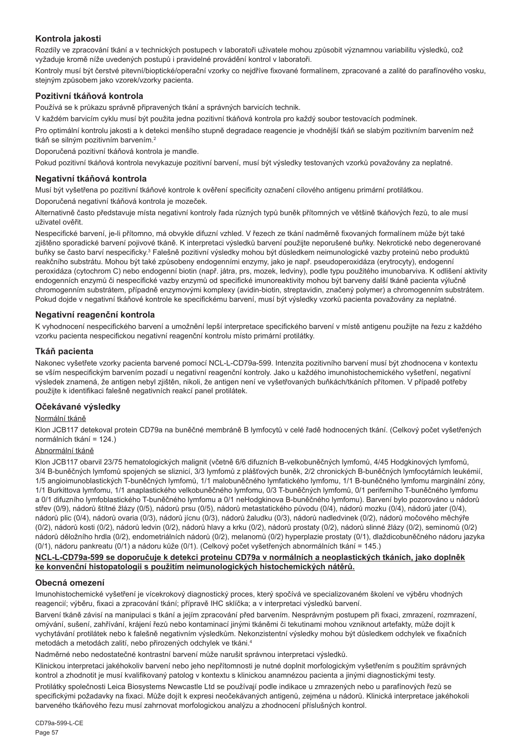## Kontrola jakosti

Rozdíly ve zpracování tkání a v technických postupech v laboratoři uživatele mohou způsobit významnou variabilitu výsledků, což vyžaduje kromě níže uvedených postupů i pravidelné provádění kontrol v laboratoři.

Kontroly musí být čerstvé pitevní/bioptické/operační vzorky co nejdříve fixované formalínem, zpracované a zalité do parafínového vosku, stejným způsobem jako vzorek/vzorky pacienta.

### Pozitivní tkáňová kontrola

Používá se k průkazu správně připravených tkání a správných barvicích technik.

V každém barvicím cyklu musí být použita jedna pozitivní tkáňová kontrola pro každý soubor testovacích podmínek.

Pro optimální kontrolu jakosti a k detekci menšího stupně degradace reagencie je vhodnější tkáň se slabým pozitivním barvením než tkáň se silným pozitivním barvením.[2]

Doporučená pozitivní tkáňová kontrola je mandle.

Pokud pozitivní tkáňová kontrola nevykazuje pozitivní barvení, musí být výsledky testovaných vzorků považovány za neplatné.

### Negativní tkáňová kontrola

Musí být vyšetřena po pozitivní tkáňové kontrole k ověření specificity označení cílového antigenu primární protilátkou.

Doporučená negativní tkáňová kontrola je mozeček.

Alternativně často představuje místa negativní kontroly řada různých typů buněk přítomných ve většině tkáňových řezů, to ale musí uživatel ověřit.

Nespecifické barvení, je-li přítomno, má obvykle difuzní vzhled. V řezech ze tkání nadměrně fixovaných formalínem může být také zjištěno sporadické barvení pojivové tkáně. K interpretaci výsledků barvení použijte neporušené buňky. Nekrotické nebo degenerované buňky se často barví nespecificky.[3] Falešně pozitivní výsledky mohou být důsledkem neimunologické vazby proteinů nebo produktů reakčního substrátu. Mohou být také způsobeny endogenními enzymy, jako je např. pseudoperoxidáza (erytrocyty), endogenní peroxidáza (cytochrom C) nebo endogenní biotin (např. játra, prs, mozek, ledviny), podle typu použitého imunobarviva. K odlišení aktivity endogenních enzymů či nespecifické vazby enzymů od specifické imunoreaktivity mohou být barveny další tkáně pacienta výlučně chromogenním substrátem, případně enzymovými komplexy (avidin-biotin, streptavidin, značený polymer) a chromogenním substrátem. Pokud dojde v negativní tkáňové kontrole ke specifickému barvení, musí být výsledky vzorků pacienta považovány za neplatné.

### Negativní reagenční kontrola

K vyhodnocení nespecifického barvení a umožnění lepší interpretace specifického barvení v místě antigenu použijte na řezu z každého vzorku pacienta nespecifickou negativní reagenční kontrolu místo primární protilátky.

### Tkáň pacienta

Nakonec vyšetřete vzorky pacienta barvené pomocí NCL-L-CD79a-599. Intenzita pozitivního barvení musí být zhodnocena v kontextu se vším nespecifickým barvením pozadí u negativní reagenční kontroly. Jako u každého imunohistochemického vyšetření, negativní výsledek znamená, že antigen nebyl zjištěn, nikoli, že antigen není ve vyšetřovaných buňkách/tkáních přítomen. V případě potřeby použijte k identifikaci falešně negativních reakcí panel protilátek.

## Očekávané výsledky

Normální tkáně

Klon JCB117 detekoval protein CD79a na buněčné membráně B lymfocytů v celé řadě hodnocených tkání. (Celkový počet vyšetřených normálních tkání = 124.)

Abnormální tkáně

Klon JCB117 obarvil 23/75 hematologických malignit (včetně 6/6 difuzních B-velkobuněčných lymfomů, 4/45 Hodgkinových lymfomů, 3/4 B-buněčných lymfomů spojených se sliznicí, 3/3 lymfomů z plášťových buněk, 2/2 chronických B-buněčných lymfocytárních leukémií, 1/5 angioimunoblastických T-buněčných lymfomů, 1/1 malobuněčného lymfatického lymfomu, 1/1 B-buněčného lymfomu marginální zóny, 1/1 Burkittova lymfomu, 1/1 anaplastického velkobuněčného lymfomu, 0/3 T-buněčných lymfomů, 0/1 periferního T-buněčného lymfomu a 0/1 difuzního lymfoblastického T-buněčného lymfomu a 0/1 neHodgkinova B-buněčného lymfomu). Barvení bylo pozorováno u nádorů střev (0/9), nádorů štítné žlázy (0/5), nádorů prsu (0/5), nádorů metastatického původu (0/4), nádorů mozku (0/4), nádorů jater (0/4), nádorů plic (0/4), nádorů ovaria (0/3), nádorů jícnu (0/3), nádorů žaludku (0/3), nádorů nadledvinek (0/2), nádorů močového měchýře (0/2), nádorů kosti (0/2), nádorů ledvin (0/2), nádorů hlavy a krku (0/2), nádorů prostaty (0/2), nádorů slinné žlázy (0/2), seminomů (0/2) nádorů děložního hrdla (0/2), endometriálních nádorů (0/2), melanomů (0/2) hyperplazie prostaty (0/1), dlaždicobuněčného nádoru jazyka (0/1), nádoru pankreatu (0/1) a nádoru kůže (0/1). (Celkový počet vyšetřených abnormálních tkání = 145.)

**NCL-L-CD79a-599 se doporučuje k detekci proteinu CD79a v normálních a neoplastických tkáních, jako doplněk ke konvenční histopatologii s použitím neimunologických histochemických nátěrů.**

## Obecná omezení

Imunohistochemické vyšetření je vícekrokový diagnostický proces, který spočívá ve specializovaném školení ve výběru vhodných reagencií; výběru, fixaci a zpracování tkání; přípravě IHC sklíčka; a v interpretaci výsledků barvení.

Barvení tkáně závisí na manipulaci s tkání a jejím zpracování před barvením. Nesprávným postupem při fixaci, zmrazení, rozmrazení, omývání, sušení, zahřívání, krájení řezů nebo kontaminací jinými tkáněmi či tekutinami mohou vzniknout artefakty, může dojít k vychytávání protilátek nebo k falešně negativním výsledkům. Nekonzistentní výsledky mohou být důsledkem odchylek ve fixačních metodách a metodách zalití, nebo přirozených odchylek ve tkáni.[4]

Nadměrné nebo nedostatečné kontrastní barvení může narušit správnou interpretaci výsledků.

Klinickou interpretaci jakéhokoliv barvení nebo jeho nepřítomnosti je nutné doplnit morfologickým vyšetřením s použitím správných kontrol a zhodnotit je musí kvalifikovaný patolog v kontextu s klinickou anamnézou pacienta a jinými diagnostickými testy.

Protilátky společnosti Leica Biosystems Newcastle Ltd se používají podle indikace u zmrazených nebo u parafínových řezů se specifickými požadavky na fixaci. Může dojít k expresi neočekávaných antigenů, zejména u nádorů. Klinická interpretace jakéhokoli barveného tkáňového řezu musí zahrnovat morfologickou analýzu a zhodnocení příslušných kontrol.

CD79a-599-L-CE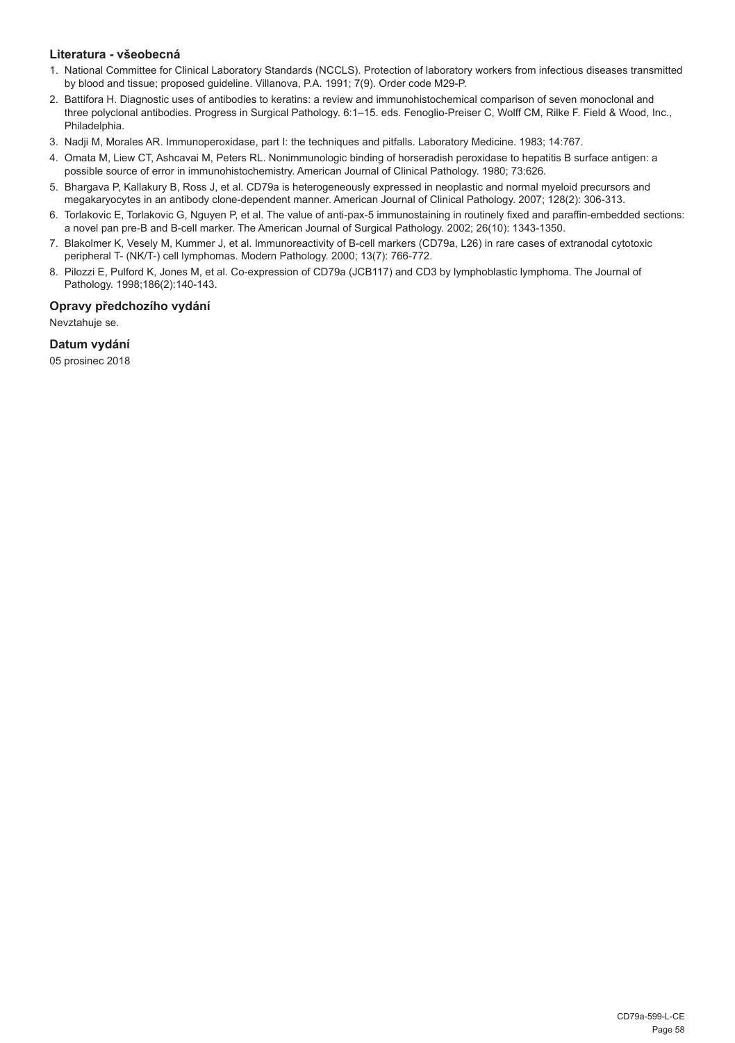### Literatura - všeobecná

1. National Committee for Clinical Laboratory Standards (NCCLS). Protection of laboratory workers from infectious diseases transmitted by blood and tissue; proposed guideline. Villanova, P.A. 1991; 7(9). Order code M29-P.
2. Battifora H. Diagnostic uses of antibodies to keratins: a review and immunohistochemical comparison of seven monoclonal and three polyclonal antibodies. Progress in Surgical Pathology. 6:1–15. eds. Fenoglio-Preiser C, Wolff CM, Rilke F. Field & Wood, Inc., Philadelphia.
3. Nadji M, Morales AR. Immunoperoxidase, part I: the techniques and pitfalls. Laboratory Medicine. 1983; 14:767.
4. Omata M, Liew CT, Ashcavai M, Peters RL. Nonimmunologic binding of horseradish peroxidase to hepatitis B surface antigen: a possible source of error in immunohistochemistry. American Journal of Clinical Pathology. 1980; 73:626.
5. Bhargava P, Kallakury B, Ross J, et al. CD79a is heterogeneously expressed in neoplastic and normal myeloid precursors and megakaryocytes in an antibody clone-dependent manner. American Journal of Clinical Pathology. 2007; 128(2): 306-313.
6. Torlakovic E, Torlakovic G, Nguyen P, et al. The value of anti-pax-5 immunostaining in routinely fixed and paraffin-embedded sections: a novel pan pre-B and B-cell marker. The American Journal of Surgical Pathology. 2002; 26(10): 1343-1350.
7. Blakolmer K, Vesely M, Kummer J, et al. Immunoreactivity of B-cell markers (CD79a, L26) in rare cases of extranodal cytotoxic peripheral T- (NK/T-) cell lymphomas. Modern Pathology. 2000; 13(7): 766-772.
8. Pilozzi E, Pulford K, Jones M, et al. Co-expression of CD79a (JCB117) and CD3 by lymphoblastic lymphoma. The Journal of Pathology. 1998;186(2):140-143.

### Opravy předchozího vydání

Nevztahuje se.

### Datum vydání

05 prosinec 2018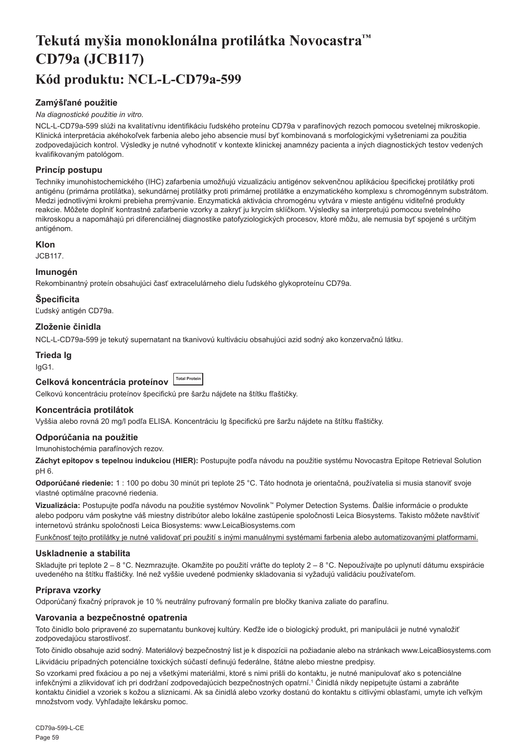# Tekutá myšia monoklonálna protilátka Novocastra™ CD79a (JCB117)

## Kód produktu: NCL-L-CD79a-599

### Zamýšľané použitie

*Na diagnostické použitie in vitro.*

NCL-L-CD79a-599 slúži na kvalitatívnu identifikáciu ľudského proteínu CD79a v parafínových rezoch pomocou svetelnej mikroskopie. Klinická interpretácia akéhokoľvek farbenia alebo jeho absencie musí byť kombinovaná s morfologickými vyšetreniami za použitia zodpovedajúcich kontrol. Výsledky je nutné vyhodnotiť v kontexte klinickej anamnézy pacienta a iných diagnostických testov vedených kvalifikovaným patológom.

### Princíp postupu

Techniky imunohistochemického (IHC) zafarbenia umožňujú vizualizáciu antigénov sekvenčnou aplikáciou špecifickej protilátky proti antigénu (primárna protilátka), sekundárnej protilátky proti primárnej protilátke a enzymatického komplexu s chromogénnym substrátom. Medzi jednotlivými krokmi prebieha premývanie. Enzymatická aktivácia chromogénu vytvára v mieste antigénu viditeľné produkty reakcie. Môžete doplniť kontrastné zafarbenie vzorky a zakryť ju krycím sklíčkom. Výsledky sa interpretujú pomocou svetelného mikroskopu a napomáhajú pri diferenciálnej diagnostike patofyziologických procesov, ktoré môžu, ale nemusia byť spojené s určitým antigénom.

### Klon

JCB117.

### Imunogén

Rekombinantný proteín obsahujúci časť extracelulárneho dielu ľudského glykoproteínu CD79a.

### Špecificita

Ľudský antigén CD79a.

### Zloženie činidla

NCL-L-CD79a-599 je tekutý supernatant na tkanivovú kultiváciu obsahujúci azid sodný ako konzervačnú látku.

### Trieda Ig

IgG1.

### Celková koncentrácia proteínov Total Protein

Celkovú koncentráciu proteínov špecifickú pre šaržu nájdete na štítku fľaštičky.

### Koncentrácia protilátok

Vyššia alebo rovná 20 mg/l podľa ELISA. Koncentráciu Ig špecifickú pre šaržu nájdete na štítku fľaštičky.

### Odporúčania na použitie

Imunohistochémia parafínových rezov.

**Záchyt epitopov s tepelnou indukciou (HIER):** Postupujte podľa návodu na použitie systému Novocastra Epitope Retrieval Solution pH 6.

**Odporúčané riedenie:** 1 : 100 po dobu 30 minút pri teplote 25 °C. Táto hodnota je orientačná, používatelia si musia stanoviť svoje vlastné optimálne pracovné riedenia.

**Vizualizácia:** Postupujte podľa návodu na použitie systémov Novolink™ Polymer Detection Systems. Ďalšie informácie o produkte alebo podporu vám poskytne váš miestny distribútor alebo lokálne zastúpenie spoločnosti Leica Biosystems. Takisto môžete navštíviť internetovú stránku spoločnosti Leica Biosystems: www.LeicaBiosystems.com

Funkčnosť tejto protilátky je nutné validovať pri použití s inými manuálnymi systémami farbenia alebo automatizovanými platformami.

### Uskladnenie a stabilita

Skladujte pri teplote 2 – 8 °C. Nezmrazujte. Okamžite po použití vráťte do teploty 2 – 8 °C. Nepoužívajte po uplynutí dátumu exspirácie uvedeného na štítku fľaštičky. Iné než vyššie uvedené podmienky skladovania si vyžadujú validáciu používateľom.

### Príprava vzorky

Odporúčaný fixačný prípravok je 10 % neutrálny pufrovaný formalín pre bločky tkaniva zaliate do parafínu.

### Varovania a bezpečnostné opatrenia

Toto činidlo bolo pripravené zo supernatantu bunkovej kultúry. Keďže ide o biologický produkt, pri manipulácii je nutné vynaložiť zodpovedajúcu starostlivosť.

Toto činidlo obsahuje azid sodný. Materiálový bezpečnostný list je k dispozícii na požiadanie alebo na stránkach www.LeicaBiosystems.com

Likvidáciu prípadných potenciálne toxických súčastí definujú federálne, štátne alebo miestne predpisy.

So vzorkami pred fixáciou a po nej a všetkými materiálmi, ktoré s nimi prišli do kontaktu, je nutné manipulovať ako s potenciálne infekčnými a zlikvidovať ich pri dodržaní zodpovedajúcich bezpečnostných opatrní.[1] Činidlá nikdy nepipetujte ústami a zabráňte kontaktu činidiel a vzoriek s kožou a sliznicami. Ak sa činidlá alebo vzorky dostanú do kontaktu s citlivými oblasťami, umyte ich veľkým množstvom vody. Vyhľadajte lekársku pomoc.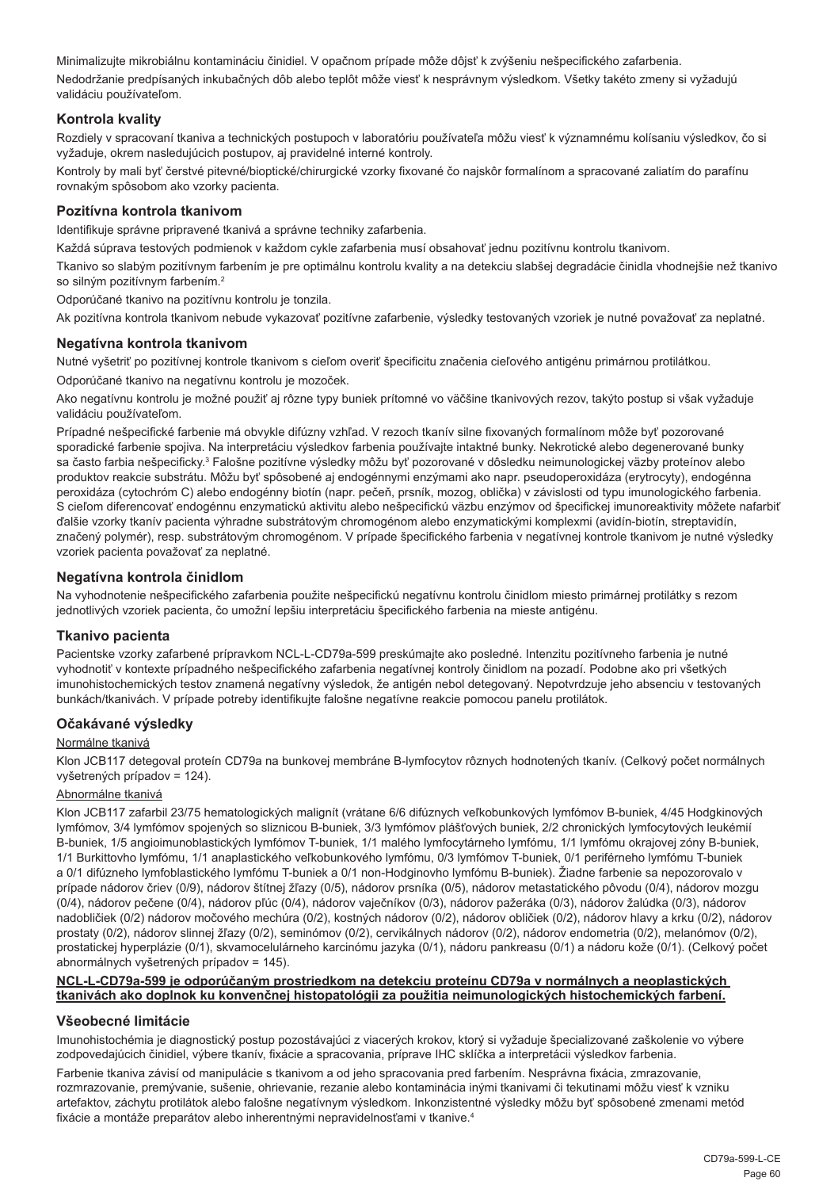Minimalizujte mikrobiálnu kontamináciu činidiel. V opačnom prípade môže dôjsť k zvýšeniu nešpecifického zafarbenia.

Nedodržanie predpísaných inkubačných dôb alebo teplôt môže viesť k nesprávnym výsledkom. Všetky takéto zmeny si vyžadujú validáciu používateľom.

## Kontrola kvality

Rozdiely v spracovaní tkaniva a technických postupoch v laboratóriu používateľa môžu viesť k významnému kolísaniu výsledkov, čo si vyžaduje, okrem nasledujúcich postupov, aj pravidelné interné kontroly.

Kontroly by mali byť čerstvé pitevné/bioptické/chirurgické vzorky fixované čo najskôr formalínom a spracované zaliatím do parafínu rovnakým spôsobom ako vzorky pacienta.

## Pozitívna kontrola tkanivom

Identifikuje správne pripravené tkanivá a správne techniky zafarbenia.

Každá súprava testových podmienok v každom cykle zafarbenia musí obsahovať jednu pozitívnu kontrolu tkanivom.

Tkanivo so slabým pozitívnym farbením je pre optimálnu kontrolu kvality a na detekciu slabšej degradácie činidla vhodnejšie než tkanivo so silným pozitívnym farbením.[2]

Odporúčané tkanivo na pozitívnu kontrolu je tonzila.

Ak pozitívna kontrola tkanivom nebude vykazovať pozitívne zafarbenie, výsledky testovaných vzoriek je nutné považovať za neplatné.

## Negatívna kontrola tkanivom

Nutné vyšetriť po pozitívnej kontrole tkanivom s cieľom overiť špecificitu značenia cieľového antigénu primárnou protilátkou.

Odporúčané tkanivo na negatívnu kontrolu je mozoček.

Ako negatívnu kontrolu je možné použiť aj rôzne typy buniek prítomné vo väčšine tkanivových rezov, takýto postup si však vyžaduje validáciu používateľom.

Prípadné nešpecifické farbenie má obvykle difúzny vzhľad. V rezoch tkanív silne fixovaných formalínom môže byť pozorované sporadické farbenie spojiva. Na interpretáciu výsledkov farbenia používajte intaktné bunky. Nekrotické alebo degenerované bunky sa často farbia nešpecificky.[3] Falošne pozitívne výsledky môžu byť pozorované v dôsledku neimunologickej väzby proteínov alebo produktov reakcie substrátu. Môžu byť spôsobené aj endogénnymi enzýmami ako napr. pseudoperoxidáza (erytrocyty), endogénna peroxidáza (cytochróm C) alebo endogénny biotín (napr. pečeň, prsník, mozog, oblička) v závislosti od typu imunologického farbenia. S cieľom diferencovať endogénnu enzymatickú aktivitu alebo nešpecifickú väzbu enzýmov od špecifickej imunoreaktivity môžete nafarbiť ďalšie vzorky tkanív pacienta výhradne substrátovým chromogénom alebo enzymatickými komplexmi (avidín-biotín, streptavidín, značený polymér), resp. substrátovým chromogénom. V prípade špecifického farbenia v negatívnej kontrole tkanivom je nutné výsledky vzoriek pacienta považovať za neplatné.

## Negatívna kontrola činidlom

Na vyhodnotenie nešpecifického zafarbenia použite nešpecifickú negatívnu kontrolu činidlom miesto primárnej protilátky s rezom jednotlivých vzoriek pacienta, čo umožní lepšiu interpretáciu špecifického farbenia na mieste antigénu.

## Tkanivo pacienta

Pacientske vzorky zafarbené prípravkom NCL-L-CD79a-599 preskúmajte ako posledné. Intenzitu pozitívneho farbenia je nutné vyhodnotiť v kontexte prípadného nešpecifického zafarbenia negatívnej kontroly činidlom na pozadí. Podobne ako pri všetkých imunohistochemických testov znamená negatívny výsledok, že antigén nebol detegovaný. Nepotvrdzuje jeho absenciu v testovaných bunkách/tkanivách. V prípade potreby identifikujte falošne negatívne reakcie pomocou panelu protilátok.

## Očakávané výsledky

Normálne tkanivá

Klon JCB117 detegoval proteín CD79a na bunkovej membráne B-lymfocytov rôznych hodnotených tkanív. (Celkový počet normálnych vyšetrených prípadov = 124).

Abnormálne tkanivá

Klon JCB117 zafarbil 23/75 hematologických malignít (vrátane 6/6 difúznych veľkobunkových lymfómov B-buniek, 4/45 Hodgkinových lymfómov, 3/4 lymfómov spojených so sliznicou B-buniek, 3/3 lymfómov plášťových buniek, 2/2 chronických lymfocytových leukémií B-buniek, 1/5 angioimunoblastických lymfómov T-buniek, 1/1 malého lymfocytárneho lymfómu, 1/1 lymfómu okrajovej zóny B-buniek, 1/1 Burkittovho lymfómu, 1/1 anaplastického veľkobunkového lymfómu, 0/3 lymfómov T-buniek, 0/1 periférneho lymfómu T-buniek a 0/1 difúzneho lymfoblastického lymfómu T-buniek a 0/1 non-Hodginovho lymfómu B-buniek). Žiadne farbenie sa nepozorovalo v prípade nádorov čriev (0/9), nádorov štítnej žľazy (0/5), nádorov prsníka (0/5), nádorov metastatického pôvodu (0/4), nádorov mozgu (0/4), nádorov pečene (0/4), nádorov pľúc (0/4), nádorov vaječníkov (0/3), nádorov pažeráka (0/3), nádorov žalúdka (0/3), nádorov nadobličiek (0/2) nádorov močového mechúra (0/2), kostných nádorov (0/2), nádorov obličiek (0/2), nádorov hlavy a krku (0/2), nádorov prostaty (0/2), nádorov slinnej žľazy (0/2), seminómov (0/2), cervikálnych nádorov (0/2), nádorov endometria (0/2), melanómov (0/2), prostatickej hyperplázie (0/1), skvamocelulárneho karcinómu jazyka (0/1), nádoru pankreasu (0/1) a nádoru kože (0/1). (Celkový počet abnormálnych vyšetrených prípadov = 145).

**NCL-L-CD79a-599 je odporúčaným prostriedkom na detekciu proteínu CD79a v normálnych a neoplastických tkanivách ako doplnok ku konvenčnej histopatológii za použitia neimunologických histochemických farbení.**

## Všeobecné limitácie

Imunohistochémia je diagnostický postup pozostávajúci z viacerých krokov, ktorý si vyžaduje špecializované zaškolenie vo výbere zodpovedajúcich činidiel, výbere tkanív, fixácie a spracovania, príprave IHC sklíčka a interpretácii výsledkov farbenia.

Farbenie tkaniva závisí od manipulácie s tkanivom a od jeho spracovania pred farbením. Nesprávna fixácia, zmrazovanie, rozmrazovanie, premývanie, sušenie, ohrievanie, rezanie alebo kontaminácia inými tkanivami či tekutinami môžu viesť k vzniku artefaktov, záchytu protilátok alebo falošne negatívnym výsledkom. Inkonzistentné výsledky môžu byť spôsobené zmenami metód fixácie a montáže preparátov alebo inherentnými nepravidelnosťami v tkanive.[4]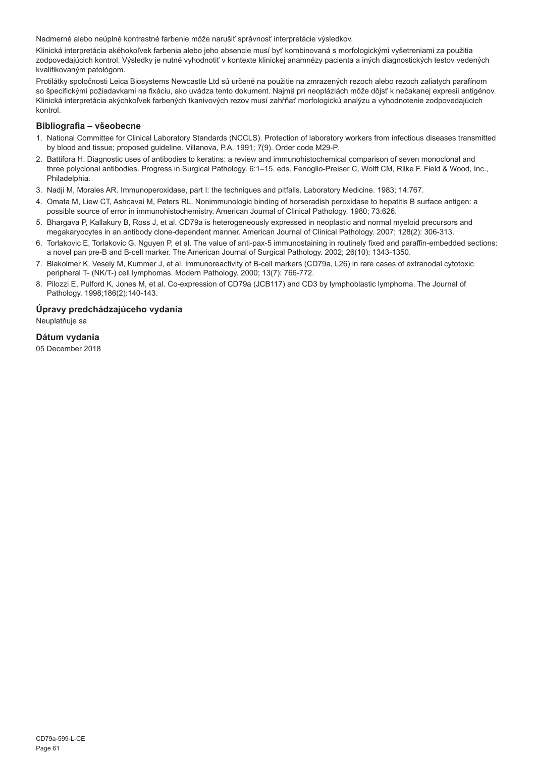Nadmerné alebo neúplné kontrastné farbenie môže narušiť správnosť interpretácie výsledkov.

Klinická interpretácia akéhokoľvek farbenia alebo jeho absencie musí byť kombinovaná s morfologickými vyšetreniami za použitia zodpovedajúcich kontrol. Výsledky je nutné vyhodnotiť v kontexte klinickej anamnézy pacienta a iných diagnostických testov vedených kvalifikovaným patológom.

Protilátky spoločnosti Leica Biosystems Newcastle Ltd sú určené na použitie na zmrazených rezoch alebo rezoch zaliatych parafínom so špecifickými požiadavkami na fixáciu, ako uvádza tento dokument. Najmä pri neopláziách môže dôjsť k nečakanej expresii antigénov. Klinická interpretácia akýchkoľvek farbených tkanivových rezov musí zahŕňať morfologickú analýzu a vyhodnotenie zodpovedajúcich kontrol.

## Bibliografia – všeobecne

1. National Committee for Clinical Laboratory Standards (NCCLS). Protection of laboratory workers from infectious diseases transmitted by blood and tissue; proposed guideline. Villanova, P.A. 1991; 7(9). Order code M29-P.
2. Battifora H. Diagnostic uses of antibodies to keratins: a review and immunohistochemical comparison of seven monoclonal and three polyclonal antibodies. Progress in Surgical Pathology. 6:1–15. eds. Fenoglio-Preiser C, Wolff CM, Rilke F. Field & Wood, Inc., Philadelphia.
3. Nadji M, Morales AR. Immunoperoxidase, part I: the techniques and pitfalls. Laboratory Medicine. 1983; 14:767.
4. Omata M, Liew CT, Ashcavai M, Peters RL. Nonimmunologic binding of horseradish peroxidase to hepatitis B surface antigen: a possible source of error in immunohistochemistry. American Journal of Clinical Pathology. 1980; 73:626.
5. Bhargava P, Kallakury B, Ross J, et al. CD79a is heterogeneously expressed in neoplastic and normal myeloid precursors and megakaryocytes in an antibody clone-dependent manner. American Journal of Clinical Pathology. 2007; 128(2): 306-313.
6. Torlakovic E, Torlakovic G, Nguyen P, et al. The value of anti-pax-5 immunostaining in routinely fixed and paraffin-embedded sections: a novel pan pre-B and B-cell marker. The American Journal of Surgical Pathology. 2002; 26(10): 1343-1350.
7. Blakolmer K, Vesely M, Kummer J, et al. Immunoreactivity of B-cell markers (CD79a, L26) in rare cases of extranodal cytotoxic peripheral T- (NK/T-) cell lymphomas. Modern Pathology. 2000; 13(7): 766-772.
8. Pilozzi E, Pulford K, Jones M, et al. Co-expression of CD79a (JCB117) and CD3 by lymphoblastic lymphoma. The Journal of Pathology. 1998;186(2):140-143.

## Úpravy predchádzajúceho vydania

Neuplatňuje sa

## Dátum vydania

05 December 2018

CD79a-599-L-CE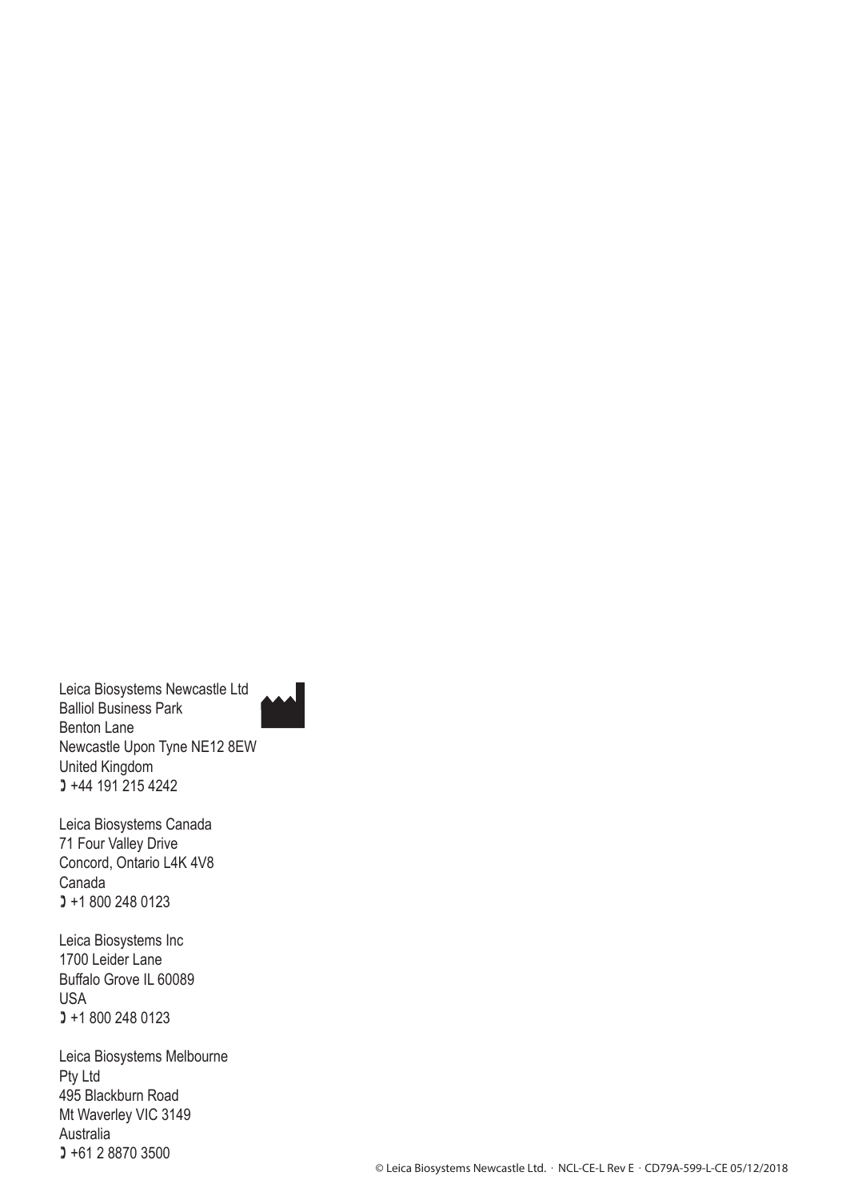Leica Biosystems Newcastle Ltd
Balliol Business Park
Benton Lane
Newcastle Upon Tyne NE12 8EW
United Kingdom
+44 191 215 4242

Leica Biosystems Canada
71 Four Valley Drive
Concord, Ontario L4K 4V8
Canada
+1 800 248 0123

Leica Biosystems Inc
1700 Leider Lane
Buffalo Grove IL 60089
USA
+1 800 248 0123

Leica Biosystems Melbourne
Pty Ltd
495 Blackburn Road
Mt Waverley VIC 3149
Australia
+61 2 8870 3500

© Leica Biosystems Newcastle Ltd. · NCL-CE-L Rev E · CD79A-599-L-CE 05/12/2018